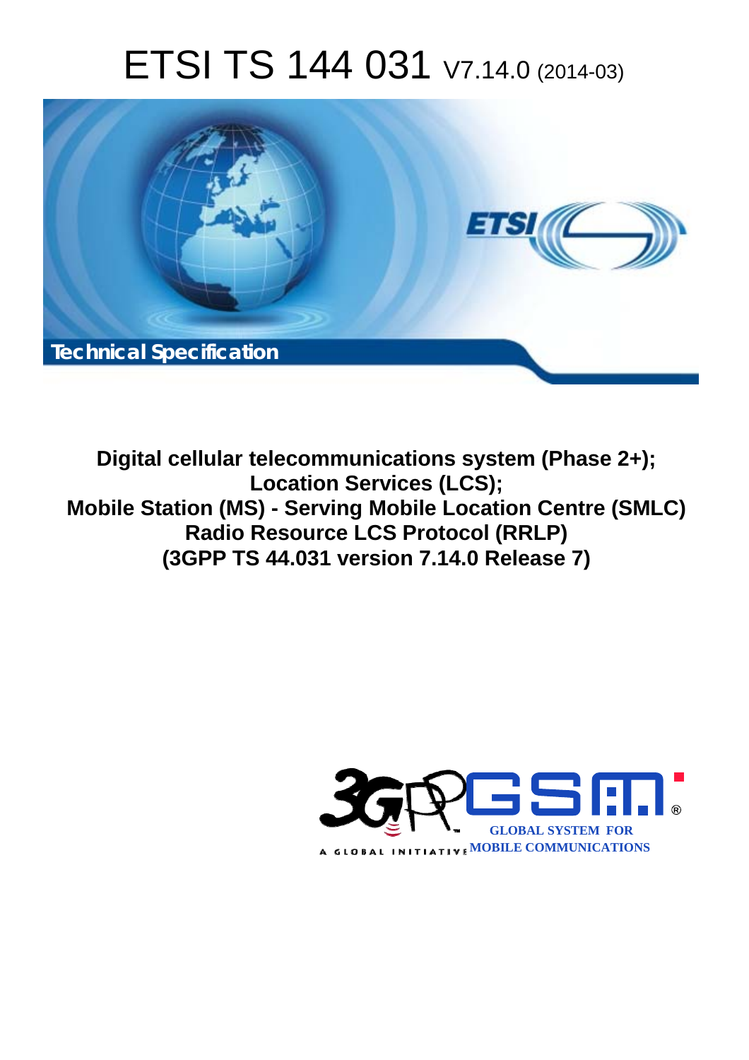# ETSI TS 144 031 V7.14.0 (2014-03)

Technical Specification

**Digital cellular telecommunications system (Phase 2+); Location Services (LCS); Mobile Station (MS) - Serving Mobile Location Centre (SMLC) Radio Resource LCS Protocol (RRLP) (3GPP TS 44.031 version 7.14.0 Release 7)**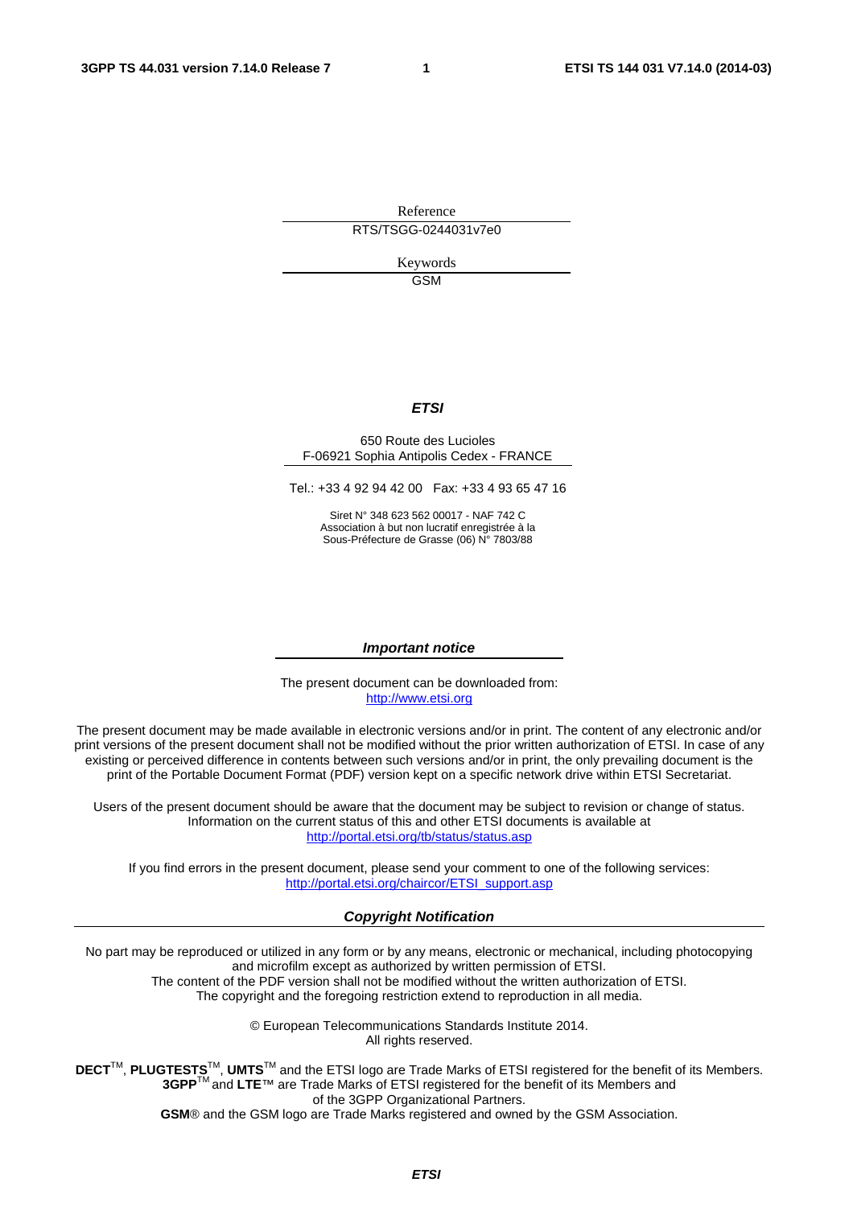Reference

RTS/TSGG-0244031v7e0

Keywords

GSM

***ETSI***

650 Route des Lucioles
F-06921 Sophia Antipolis Cedex - FRANCE

Tel.: +33 4 92 94 42 00   Fax: +33 4 93 65 47 16

Siret N° 348 623 562 00017 - NAF 742 C
Association à but non lucratif enregistrée à la
Sous-Préfecture de Grasse (06) N° 7803/88

***Important notice***

The present document can be downloaded from:
http://www.etsi.org

The present document may be made available in electronic versions and/or in print. The content of any electronic and/or print versions of the present document shall not be modified without the prior written authorization of ETSI. In case of any existing or perceived difference in contents between such versions and/or in print, the only prevailing document is the print of the Portable Document Format (PDF) version kept on a specific network drive within ETSI Secretariat.

Users of the present document should be aware that the document may be subject to revision or change of status. Information on the current status of this and other ETSI documents is available at
http://portal.etsi.org/tb/status/status.asp

If you find errors in the present document, please send your comment to one of the following services:
http://portal.etsi.org/chaircor/ETSI_support.asp

***Copyright Notification***

No part may be reproduced or utilized in any form or by any means, electronic or mechanical, including photocopying and microfilm except as authorized by written permission of ETSI.
The content of the PDF version shall not be modified without the written authorization of ETSI.
The copyright and the foregoing restriction extend to reproduction in all media.

© European Telecommunications Standards Institute 2014.
All rights reserved.

**DECT**™, **PLUGTESTS**™, **UMTS**™ and the ETSI logo are Trade Marks of ETSI registered for the benefit of its Members.
**3GPP**™ and **LTE**™ are Trade Marks of ETSI registered for the benefit of its Members and of the 3GPP Organizational Partners.
**GSM**® and the GSM logo are Trade Marks registered and owned by the GSM Association.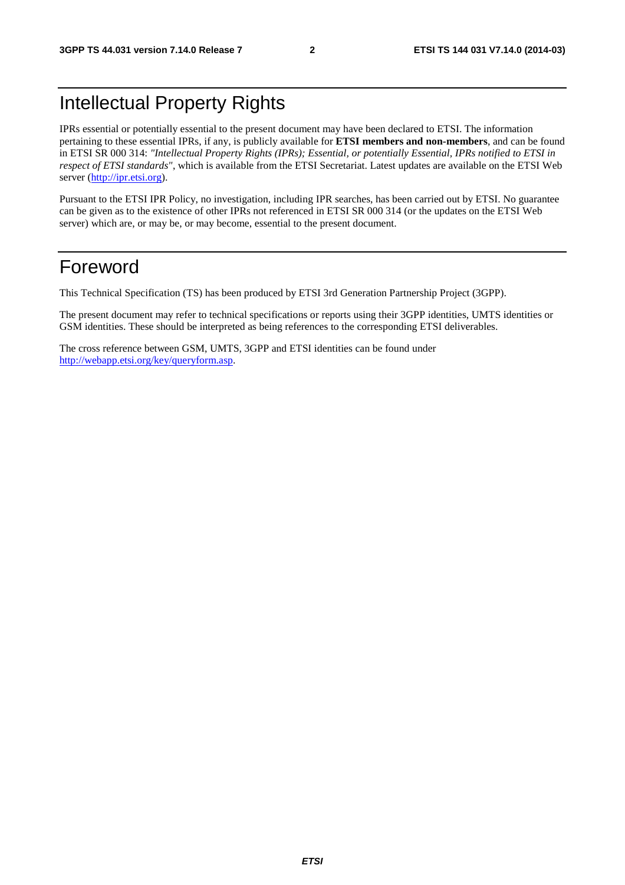# Intellectual Property Rights

IPRs essential or potentially essential to the present document may have been declared to ETSI. The information pertaining to these essential IPRs, if any, is publicly available for **ETSI members and non-members**, and can be found in ETSI SR 000 314: *"Intellectual Property Rights (IPRs); Essential, or potentially Essential, IPRs notified to ETSI in respect of ETSI standards"*, which is available from the ETSI Secretariat. Latest updates are available on the ETSI Web server (http://ipr.etsi.org).

Pursuant to the ETSI IPR Policy, no investigation, including IPR searches, has been carried out by ETSI. No guarantee can be given as to the existence of other IPRs not referenced in ETSI SR 000 314 (or the updates on the ETSI Web server) which are, or may be, or may become, essential to the present document.

# Foreword

This Technical Specification (TS) has been produced by ETSI 3rd Generation Partnership Project (3GPP).

The present document may refer to technical specifications or reports using their 3GPP identities, UMTS identities or GSM identities. These should be interpreted as being references to the corresponding ETSI deliverables.

The cross reference between GSM, UMTS, 3GPP and ETSI identities can be found under http://webapp.etsi.org/key/queryform.asp.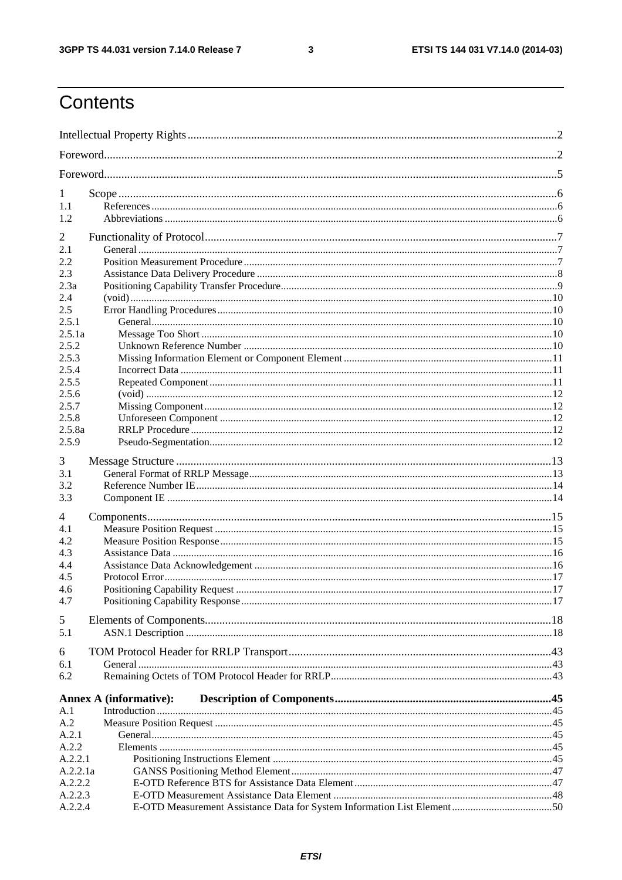# Contents

Intellectual Property Rights ..... 2

Foreword ..... 2

Foreword ..... 5

1 Scope ..... 6
- 1.1 References ..... 6
- 1.2 Abbreviations ..... 6

2 Functionality of Protocol ..... 7
- 2.1 General ..... 7
- 2.2 Position Measurement Procedure ..... 7
- 2.3 Assistance Data Delivery Procedure ..... 8
- 2.3a Positioning Capability Transfer Procedure ..... 9
- 2.4 (void) ..... 10
- 2.5 Error Handling Procedures ..... 10
  - 2.5.1 General ..... 10
  - 2.5.1a Message Too Short ..... 10
  - 2.5.2 Unknown Reference Number ..... 10
  - 2.5.3 Missing Information Element or Component Element ..... 11
  - 2.5.4 Incorrect Data ..... 11
  - 2.5.5 Repeated Component ..... 11
  - 2.5.6 (void) ..... 12
  - 2.5.7 Missing Component ..... 12
  - 2.5.8 Unforeseen Component ..... 12
  - 2.5.8a RRLP Procedure ..... 12
  - 2.5.9 Pseudo-Segmentation ..... 12

3 Message Structure ..... 13
- 3.1 General Format of RRLP Message ..... 13
- 3.2 Reference Number IE ..... 14
- 3.3 Component IE ..... 14

4 Components ..... 15
- 4.1 Measure Position Request ..... 15
- 4.2 Measure Position Response ..... 15
- 4.3 Assistance Data ..... 16
- 4.4 Assistance Data Acknowledgement ..... 16
- 4.5 Protocol Error ..... 17
- 4.6 Positioning Capability Request ..... 17
- 4.7 Positioning Capability Response ..... 17

5 Elements of Components ..... 18
- 5.1 ASN.1 Description ..... 18

6 TOM Protocol Header for RRLP Transport ..... 43
- 6.1 General ..... 43
- 6.2 Remaining Octets of TOM Protocol Header for RRLP ..... 43

**Annex A (informative): Description of Components ..... 45**
- A.1 Introduction ..... 45
- A.2 Measure Position Request ..... 45
  - A.2.1 General ..... 45
  - A.2.2 Elements ..... 45
    - A.2.2.1 Positioning Instructions Element ..... 45
    - A.2.2.1a GANSS Positioning Method Element ..... 47
    - A.2.2.2 E-OTD Reference BTS for Assistance Data Element ..... 47
    - A.2.2.3 E-OTD Measurement Assistance Data Element ..... 48
    - A.2.2.4 E-OTD Measurement Assistance Data for System Information List Element ..... 50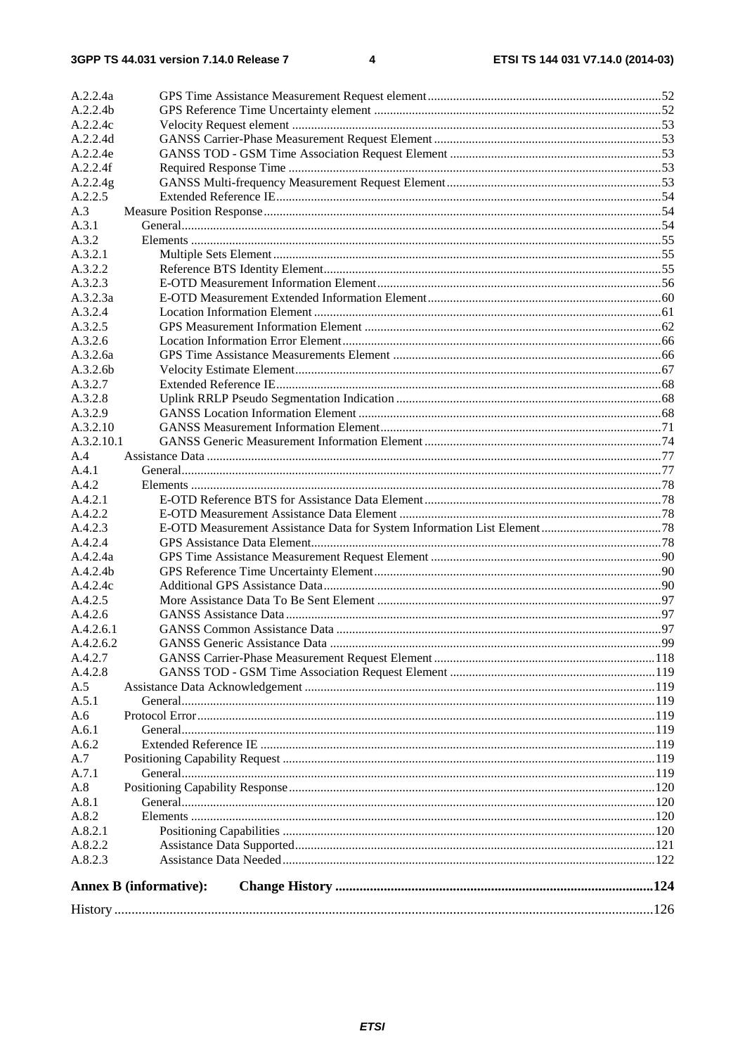A.2.2.4a GPS Time Assistance Measurement Request element ....................................................................52
A.2.2.4b GPS Reference Time Uncertainty element ....................................................................52
A.2.2.4c Velocity Request element ....................................................................53
A.2.2.4d GANSS Carrier-Phase Measurement Request Element ....................................................................53
A.2.2.4e GANSS TOD - GSM Time Association Request Element ....................................................................53
A.2.2.4f Required Response Time ....................................................................53
A.2.2.4g GANSS Multi-frequency Measurement Request Element ....................................................................53
A.2.2.5 Extended Reference IE ....................................................................54
A.3 Measure Position Response ....................................................................54
A.3.1 General ....................................................................54
A.3.2 Elements ....................................................................55
A.3.2.1 Multiple Sets Element ....................................................................55
A.3.2.2 Reference BTS Identity Element ....................................................................55
A.3.2.3 E-OTD Measurement Information Element ....................................................................56
A.3.2.3a E-OTD Measurement Extended Information Element ....................................................................60
A.3.2.4 Location Information Element ....................................................................61
A.3.2.5 GPS Measurement Information Element ....................................................................62
A.3.2.6 Location Information Error Element ....................................................................66
A.3.2.6a GPS Time Assistance Measurements Element ....................................................................66
A.3.2.6b Velocity Estimate Element ....................................................................67
A.3.2.7 Extended Reference IE ....................................................................68
A.3.2.8 Uplink RRLP Pseudo Segmentation Indication ....................................................................68
A.3.2.9 GANSS Location Information Element ....................................................................68
A.3.2.10 GANSS Measurement Information Element ....................................................................71
A.3.2.10.1 GANSS Generic Measurement Information Element ....................................................................74
A.4 Assistance Data ....................................................................77
A.4.1 General ....................................................................77
A.4.2 Elements ....................................................................78
A.4.2.1 E-OTD Reference BTS for Assistance Data Element ....................................................................78
A.4.2.2 E-OTD Measurement Assistance Data Element ....................................................................78
A.4.2.3 E-OTD Measurement Assistance Data for System Information List Element ....................................................................78
A.4.2.4 GPS Assistance Data Element ....................................................................78
A.4.2.4a GPS Time Assistance Measurement Request Element ....................................................................90
A.4.2.4b GPS Reference Time Uncertainty Element ....................................................................90
A.4.2.4c Additional GPS Assistance Data ....................................................................90
A.4.2.5 More Assistance Data To Be Sent Element ....................................................................97
A.4.2.6 GANSS Assistance Data ....................................................................97
A.4.2.6.1 GANSS Common Assistance Data ....................................................................97
A.4.2.6.2 GANSS Generic Assistance Data ....................................................................99
A.4.2.7 GANSS Carrier-Phase Measurement Request Element ....................................................................118
A.4.2.8 GANSS TOD - GSM Time Association Request Element ....................................................................119
A.5 Assistance Data Acknowledgement ....................................................................119
A.5.1 General ....................................................................119
A.6 Protocol Error ....................................................................119
A.6.1 General ....................................................................119
A.6.2 Extended Reference IE ....................................................................119
A.7 Positioning Capability Request ....................................................................119
A.7.1 General ....................................................................119
A.8 Positioning Capability Response ....................................................................120
A.8.1 General ....................................................................120
A.8.2 Elements ....................................................................120
A.8.2.1 Positioning Capabilities ....................................................................120
A.8.2.2 Assistance Data Supported ....................................................................121
A.8.2.3 Assistance Data Needed ....................................................................122

**Annex B (informative): Change History ....................................................................124**

History ....................................................................126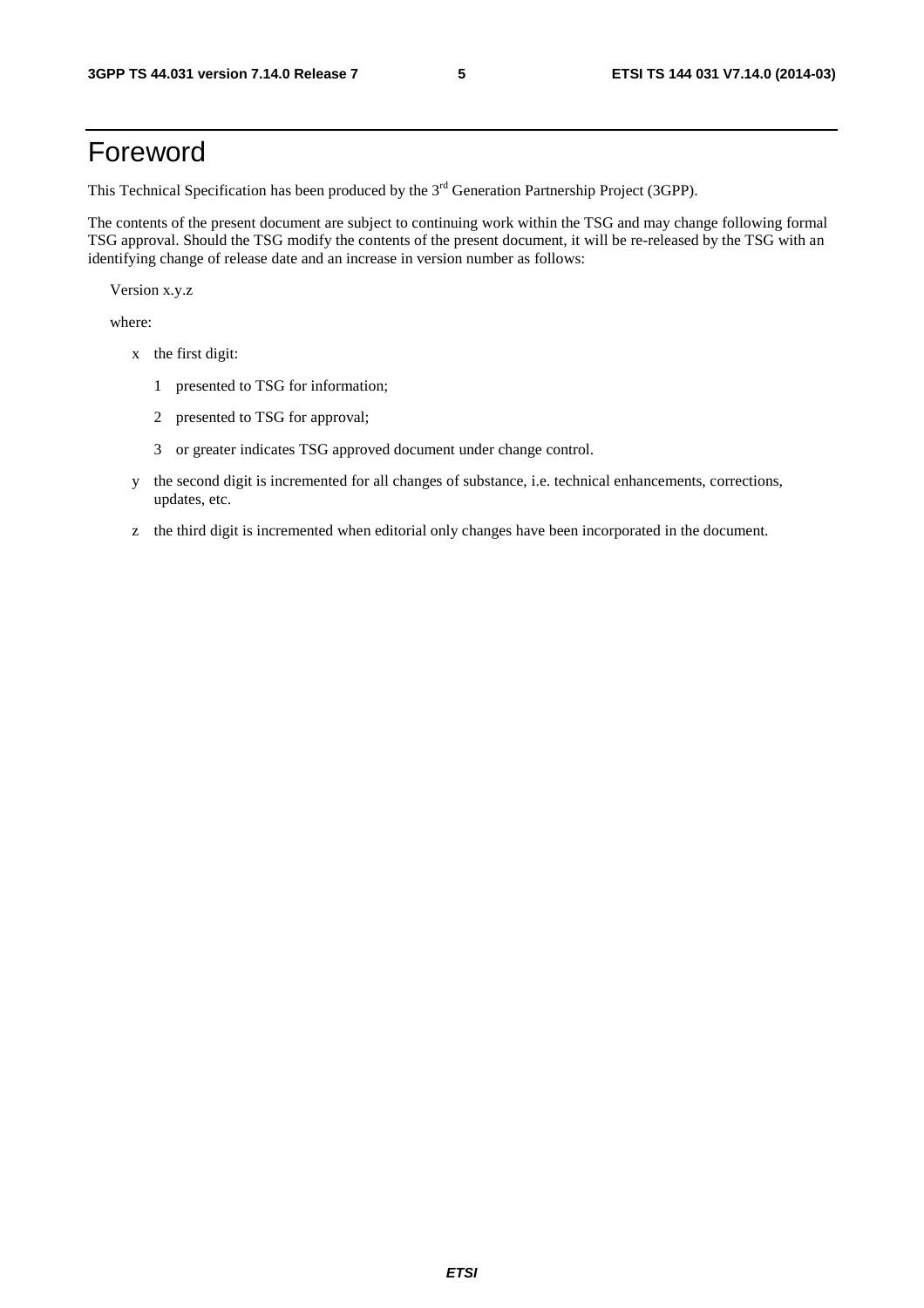# Foreword

This Technical Specification has been produced by the 3rd Generation Partnership Project (3GPP).

The contents of the present document are subject to continuing work within the TSG and may change following formal TSG approval. Should the TSG modify the contents of the present document, it will be re-released by the TSG with an identifying change of release date and an increase in version number as follows:

Version x.y.z

where:

- x the first digit:
  - 1 presented to TSG for information;
  - 2 presented to TSG for approval;
  - 3 or greater indicates TSG approved document under change control.
- y the second digit is incremented for all changes of substance, i.e. technical enhancements, corrections, updates, etc.
- z the third digit is incremented when editorial only changes have been incorporated in the document.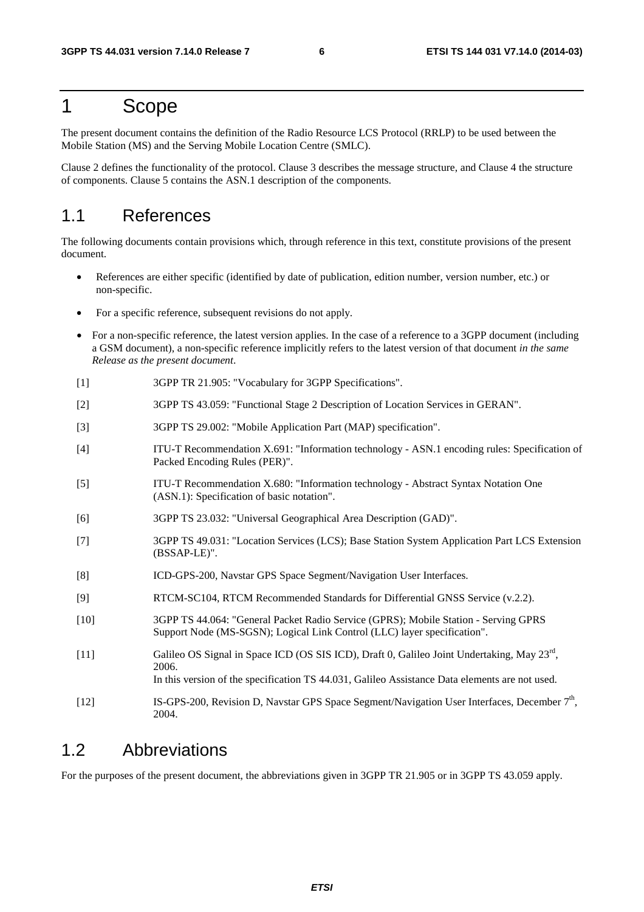# 1 Scope

The present document contains the definition of the Radio Resource LCS Protocol (RRLP) to be used between the Mobile Station (MS) and the Serving Mobile Location Centre (SMLC).

Clause 2 defines the functionality of the protocol. Clause 3 describes the message structure, and Clause 4 the structure of components. Clause 5 contains the ASN.1 description of the components.

## 1.1 References

The following documents contain provisions which, through reference in this text, constitute provisions of the present document.

- References are either specific (identified by date of publication, edition number, version number, etc.) or non-specific.
- For a specific reference, subsequent revisions do not apply.
- For a non-specific reference, the latest version applies. In the case of a reference to a 3GPP document (including a GSM document), a non-specific reference implicitly refers to the latest version of that document *in the same Release as the present document*.

[1] 3GPP TR 21.905: "Vocabulary for 3GPP Specifications".

[2] 3GPP TS 43.059: "Functional Stage 2 Description of Location Services in GERAN".

[3] 3GPP TS 29.002: "Mobile Application Part (MAP) specification".

[4] ITU-T Recommendation X.691: "Information technology - ASN.1 encoding rules: Specification of Packed Encoding Rules (PER)".

[5] ITU-T Recommendation X.680: "Information technology - Abstract Syntax Notation One (ASN.1): Specification of basic notation".

[6] 3GPP TS 23.032: "Universal Geographical Area Description (GAD)".

[7] 3GPP TS 49.031: "Location Services (LCS); Base Station System Application Part LCS Extension (BSSAP-LE)".

[8] ICD-GPS-200, Navstar GPS Space Segment/Navigation User Interfaces.

[9] RTCM-SC104, RTCM Recommended Standards for Differential GNSS Service (v.2.2).

[10] 3GPP TS 44.064: "General Packet Radio Service (GPRS); Mobile Station - Serving GPRS Support Node (MS-SGSN); Logical Link Control (LLC) layer specification".

[11] Galileo OS Signal in Space ICD (OS SIS ICD), Draft 0, Galileo Joint Undertaking, May 23rd, 2006.
In this version of the specification TS 44.031, Galileo Assistance Data elements are not used.

[12] IS-GPS-200, Revision D, Navstar GPS Space Segment/Navigation User Interfaces, December 7th, 2004.

## 1.2 Abbreviations

For the purposes of the present document, the abbreviations given in 3GPP TR 21.905 or in 3GPP TS 43.059 apply.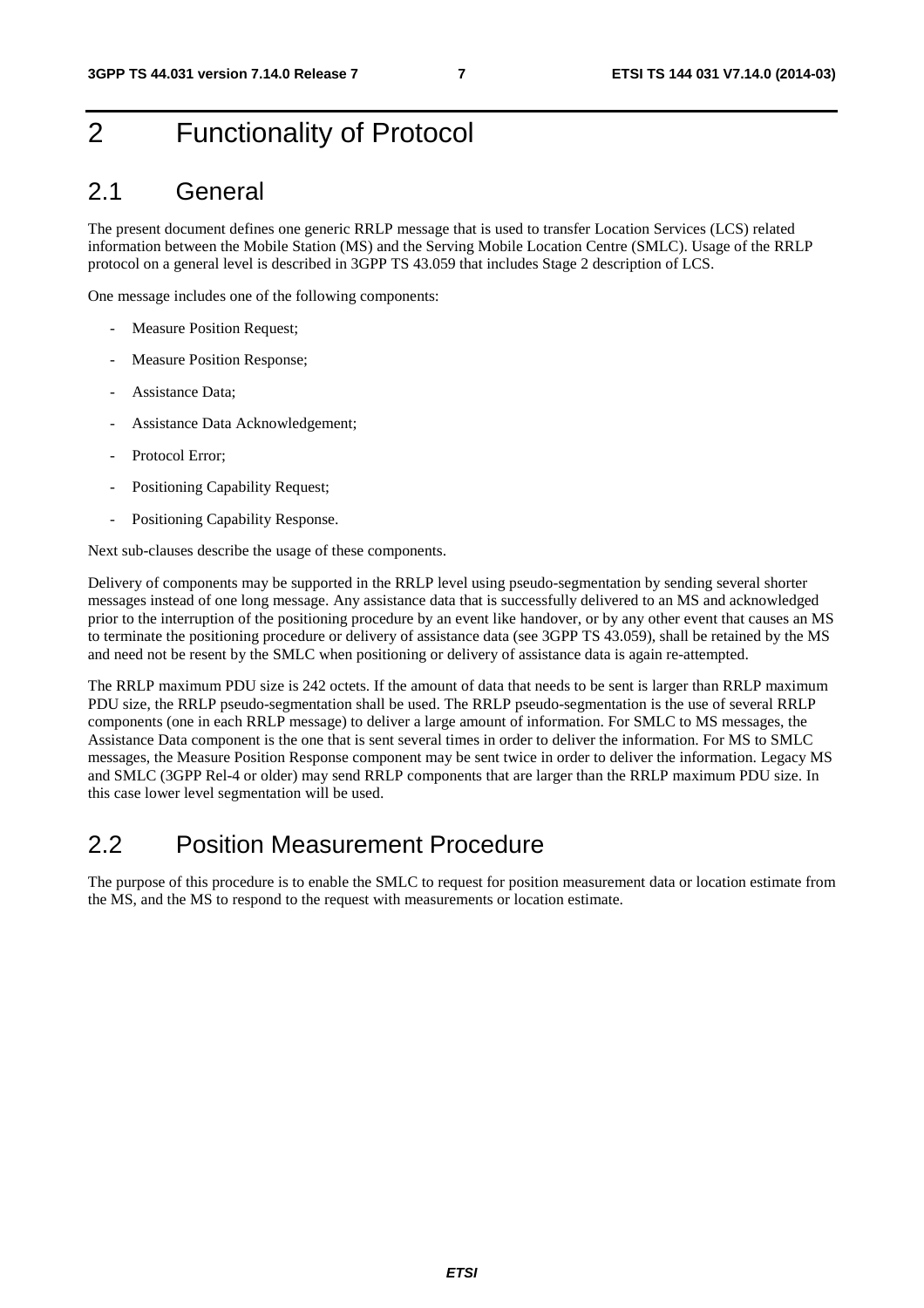# 2 Functionality of Protocol

## 2.1 General

The present document defines one generic RRLP message that is used to transfer Location Services (LCS) related information between the Mobile Station (MS) and the Serving Mobile Location Centre (SMLC). Usage of the RRLP protocol on a general level is described in 3GPP TS 43.059 that includes Stage 2 description of LCS.

One message includes one of the following components:

- Measure Position Request;
- Measure Position Response;
- Assistance Data;
- Assistance Data Acknowledgement;
- Protocol Error;
- Positioning Capability Request;
- Positioning Capability Response.

Next sub-clauses describe the usage of these components.

Delivery of components may be supported in the RRLP level using pseudo-segmentation by sending several shorter messages instead of one long message. Any assistance data that is successfully delivered to an MS and acknowledged prior to the interruption of the positioning procedure by an event like handover, or by any other event that causes an MS to terminate the positioning procedure or delivery of assistance data (see 3GPP TS 43.059), shall be retained by the MS and need not be resent by the SMLC when positioning or delivery of assistance data is again re-attempted.

The RRLP maximum PDU size is 242 octets. If the amount of data that needs to be sent is larger than RRLP maximum PDU size, the RRLP pseudo-segmentation shall be used. The RRLP pseudo-segmentation is the use of several RRLP components (one in each RRLP message) to deliver a large amount of information. For SMLC to MS messages, the Assistance Data component is the one that is sent several times in order to deliver the information. For MS to SMLC messages, the Measure Position Response component may be sent twice in order to deliver the information. Legacy MS and SMLC (3GPP Rel-4 or older) may send RRLP components that are larger than the RRLP maximum PDU size. In this case lower level segmentation will be used.

## 2.2 Position Measurement Procedure

The purpose of this procedure is to enable the SMLC to request for position measurement data or location estimate from the MS, and the MS to respond to the request with measurements or location estimate.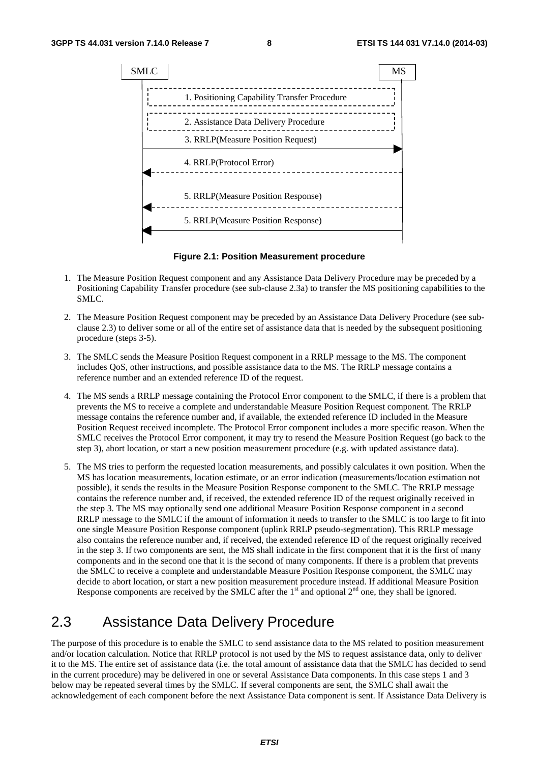Figure 2.1: Position Measurement procedure

1. The Measure Position Request component and any Assistance Data Delivery Procedure may be preceded by a Positioning Capability Transfer procedure (see sub-clause 2.3a) to transfer the MS positioning capabilities to the SMLC.

2. The Measure Position Request component may be preceded by an Assistance Data Delivery Procedure (see sub-clause 2.3) to deliver some or all of the entire set of assistance data that is needed by the subsequent positioning procedure (steps 3-5).

3. The SMLC sends the Measure Position Request component in a RRLP message to the MS. The component includes QoS, other instructions, and possible assistance data to the MS. The RRLP message contains a reference number and an extended reference ID of the request.

4. The MS sends a RRLP message containing the Protocol Error component to the SMLC, if there is a problem that prevents the MS to receive a complete and understandable Measure Position Request component. The RRLP message contains the reference number and, if available, the extended reference ID included in the Measure Position Request received incomplete. The Protocol Error component includes a more specific reason. When the SMLC receives the Protocol Error component, it may try to resend the Measure Position Request (go back to the step 3), abort location, or start a new position measurement procedure (e.g. with updated assistance data).

5. The MS tries to perform the requested location measurements, and possibly calculates it own position. When the MS has location measurements, location estimate, or an error indication (measurements/location estimation not possible), it sends the results in the Measure Position Response component to the SMLC. The RRLP message contains the reference number and, if received, the extended reference ID of the request originally received in the step 3. The MS may optionally send one additional Measure Position Response component in a second RRLP message to the SMLC if the amount of information it needs to transfer to the SMLC is too large to fit into one single Measure Position Response component (uplink RRLP pseudo-segmentation). This RRLP message also contains the reference number and, if received, the extended reference ID of the request originally received in the step 3. If two components are sent, the MS shall indicate in the first component that it is the first of many components and in the second one that it is the second of many components. If there is a problem that prevents the SMLC to receive a complete and understandable Measure Position Response component, the SMLC may decide to abort location, or start a new position measurement procedure instead. If additional Measure Position Response components are received by the SMLC after the 1st and optional 2nd one, they shall be ignored.

## 2.3 Assistance Data Delivery Procedure

The purpose of this procedure is to enable the SMLC to send assistance data to the MS related to position measurement and/or location calculation. Notice that RRLP protocol is not used by the MS to request assistance data, only to deliver it to the MS. The entire set of assistance data (i.e. the total amount of assistance data that the SMLC has decided to send in the current procedure) may be delivered in one or several Assistance Data components. In this case steps 1 and 3 below may be repeated several times by the SMLC. If several components are sent, the SMLC shall await the acknowledgement of each component before the next Assistance Data component is sent. If Assistance Data Delivery is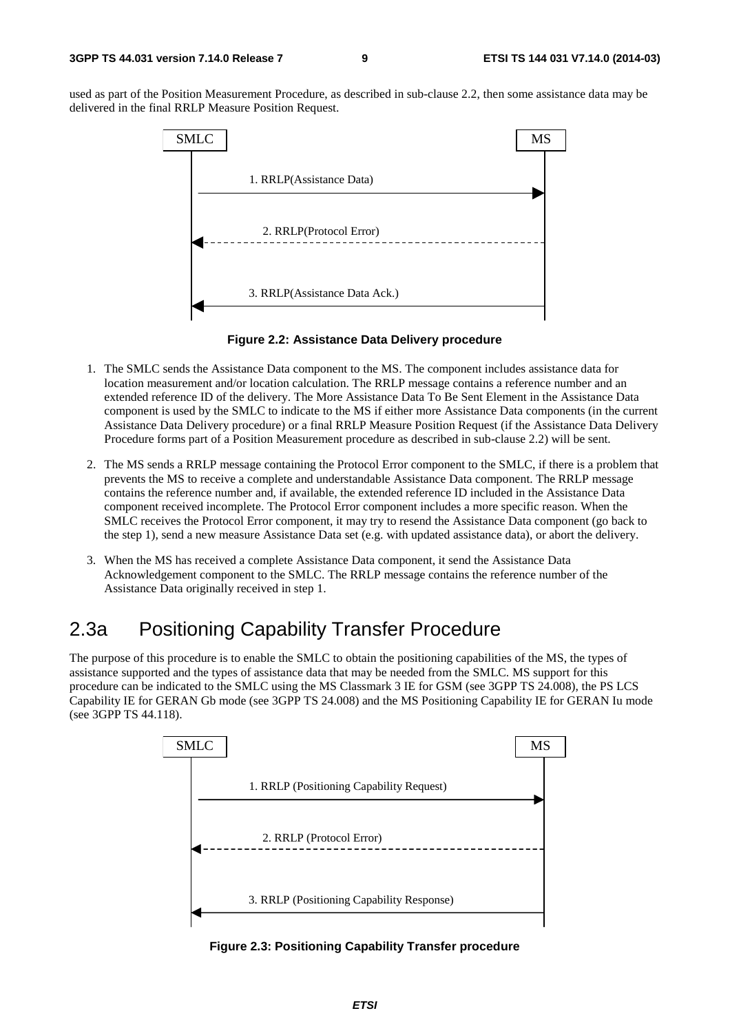used as part of the Position Measurement Procedure, as described in sub-clause 2.2, then some assistance data may be delivered in the final RRLP Measure Position Request.

**Figure 2.2: Assistance Data Delivery procedure**

1. The SMLC sends the Assistance Data component to the MS. The component includes assistance data for location measurement and/or location calculation. The RRLP message contains a reference number and an extended reference ID of the delivery. The More Assistance Data To Be Sent Element in the Assistance Data component is used by the SMLC to indicate to the MS if either more Assistance Data components (in the current Assistance Data Delivery procedure) or a final RRLP Measure Position Request (if the Assistance Data Delivery Procedure forms part of a Position Measurement procedure as described in sub-clause 2.2) will be sent.
2. The MS sends a RRLP message containing the Protocol Error component to the SMLC, if there is a problem that prevents the MS to receive a complete and understandable Assistance Data component. The RRLP message contains the reference number and, if available, the extended reference ID included in the Assistance Data component received incomplete. The Protocol Error component includes a more specific reason. When the SMLC receives the Protocol Error component, it may try to resend the Assistance Data component (go back to the step 1), send a new measure Assistance Data set (e.g. with updated assistance data), or abort the delivery.
3. When the MS has received a complete Assistance Data component, it send the Assistance Data Acknowledgement component to the SMLC. The RRLP message contains the reference number of the Assistance Data originally received in step 1.

## 2.3a Positioning Capability Transfer Procedure

The purpose of this procedure is to enable the SMLC to obtain the positioning capabilities of the MS, the types of assistance supported and the types of assistance data that may be needed from the SMLC. MS support for this procedure can be indicated to the SMLC using the MS Classmark 3 IE for GSM (see 3GPP TS 24.008), the PS LCS Capability IE for GERAN Gb mode (see 3GPP TS 24.008) and the MS Positioning Capability IE for GERAN Iu mode (see 3GPP TS 44.118).

**Figure 2.3: Positioning Capability Transfer procedure**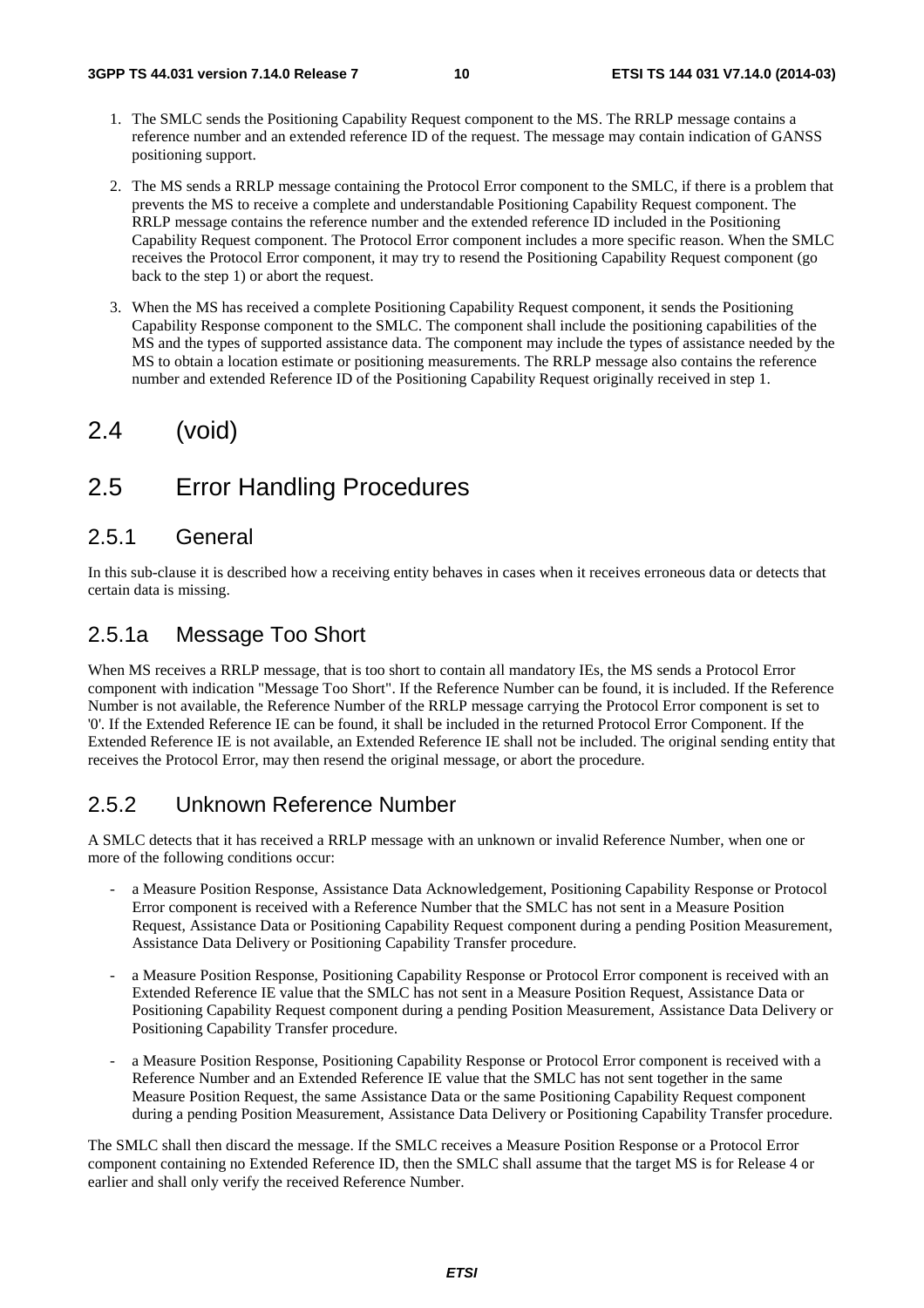1. The SMLC sends the Positioning Capability Request component to the MS. The RRLP message contains a reference number and an extended reference ID of the request. The message may contain indication of GANSS positioning support.

2. The MS sends a RRLP message containing the Protocol Error component to the SMLC, if there is a problem that prevents the MS to receive a complete and understandable Positioning Capability Request component. The RRLP message contains the reference number and the extended reference ID included in the Positioning Capability Request component. The Protocol Error component includes a more specific reason. When the SMLC receives the Protocol Error component, it may try to resend the Positioning Capability Request component (go back to the step 1) or abort the request.

3. When the MS has received a complete Positioning Capability Request component, it sends the Positioning Capability Response component to the SMLC. The component shall include the positioning capabilities of the MS and the types of supported assistance data. The component may include the types of assistance needed by the MS to obtain a location estimate or positioning measurements. The RRLP message also contains the reference number and extended Reference ID of the Positioning Capability Request originally received in step 1.

## 2.4 (void)

## 2.5 Error Handling Procedures

### 2.5.1 General

In this sub-clause it is described how a receiving entity behaves in cases when it receives erroneous data or detects that certain data is missing.

### 2.5.1a Message Too Short

When MS receives a RRLP message, that is too short to contain all mandatory IEs, the MS sends a Protocol Error component with indication "Message Too Short". If the Reference Number can be found, it is included. If the Reference Number is not available, the Reference Number of the RRLP message carrying the Protocol Error component is set to '0'. If the Extended Reference IE can be found, it shall be included in the returned Protocol Error Component. If the Extended Reference IE is not available, an Extended Reference IE shall not be included. The original sending entity that receives the Protocol Error, may then resend the original message, or abort the procedure.

### 2.5.2 Unknown Reference Number

A SMLC detects that it has received a RRLP message with an unknown or invalid Reference Number, when one or more of the following conditions occur:

- a Measure Position Response, Assistance Data Acknowledgement, Positioning Capability Response or Protocol Error component is received with a Reference Number that the SMLC has not sent in a Measure Position Request, Assistance Data or Positioning Capability Request component during a pending Position Measurement, Assistance Data Delivery or Positioning Capability Transfer procedure.
- a Measure Position Response, Positioning Capability Response or Protocol Error component is received with an Extended Reference IE value that the SMLC has not sent in a Measure Position Request, Assistance Data or Positioning Capability Request component during a pending Position Measurement, Assistance Data Delivery or Positioning Capability Transfer procedure.
- a Measure Position Response, Positioning Capability Response or Protocol Error component is received with a Reference Number and an Extended Reference IE value that the SMLC has not sent together in the same Measure Position Request, the same Assistance Data or the same Positioning Capability Request component during a pending Position Measurement, Assistance Data Delivery or Positioning Capability Transfer procedure.

The SMLC shall then discard the message. If the SMLC receives a Measure Position Response or a Protocol Error component containing no Extended Reference ID, then the SMLC shall assume that the target MS is for Release 4 or earlier and shall only verify the received Reference Number.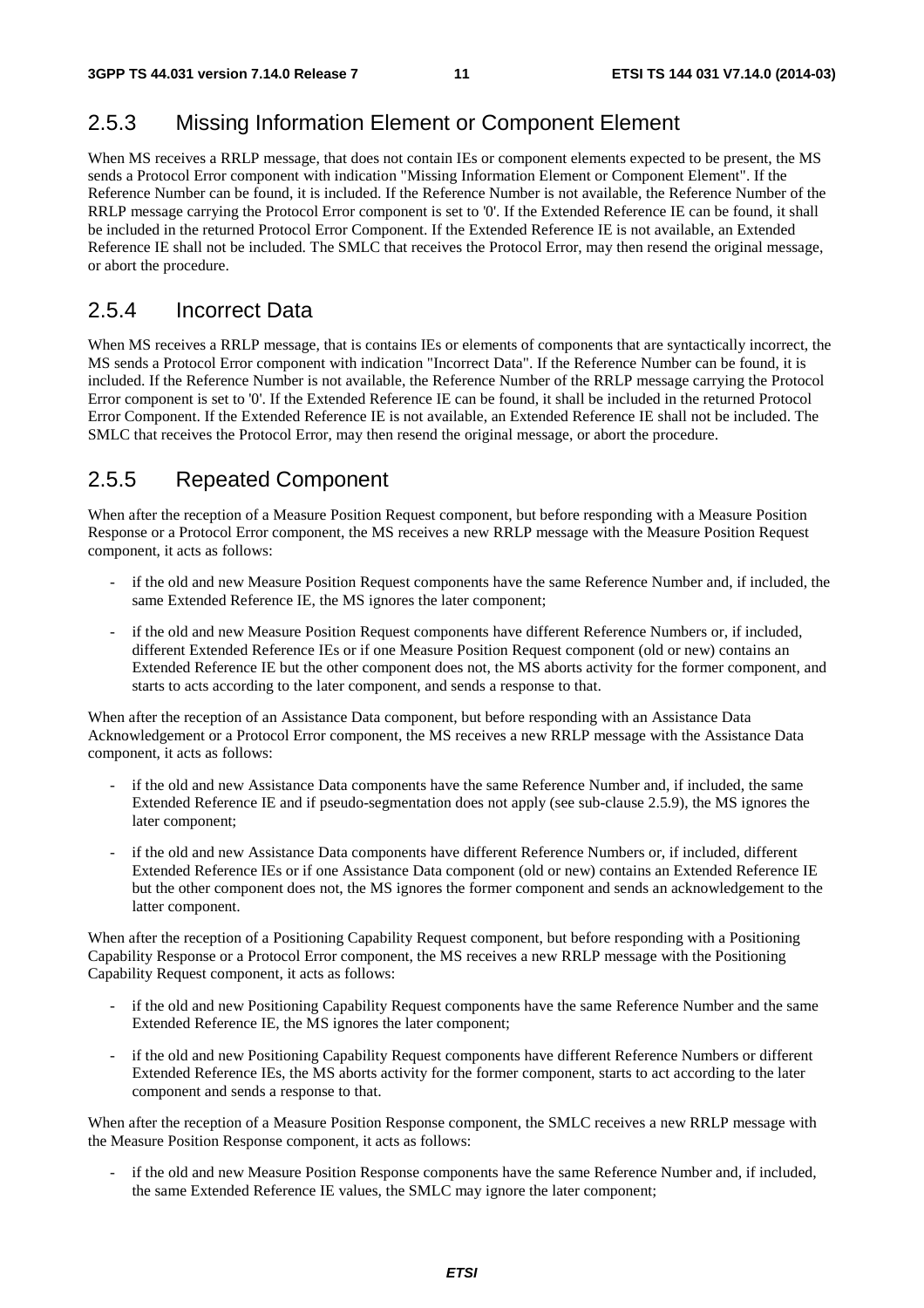## 2.5.3 Missing Information Element or Component Element

When MS receives a RRLP message, that does not contain IEs or component elements expected to be present, the MS sends a Protocol Error component with indication "Missing Information Element or Component Element". If the Reference Number can be found, it is included. If the Reference Number is not available, the Reference Number of the RRLP message carrying the Protocol Error component is set to '0'. If the Extended Reference IE can be found, it shall be included in the returned Protocol Error Component. If the Extended Reference IE is not available, an Extended Reference IE shall not be included. The SMLC that receives the Protocol Error, may then resend the original message, or abort the procedure.

## 2.5.4 Incorrect Data

When MS receives a RRLP message, that is contains IEs or elements of components that are syntactically incorrect, the MS sends a Protocol Error component with indication "Incorrect Data". If the Reference Number can be found, it is included. If the Reference Number is not available, the Reference Number of the RRLP message carrying the Protocol Error component is set to '0'. If the Extended Reference IE can be found, it shall be included in the returned Protocol Error Component. If the Extended Reference IE is not available, an Extended Reference IE shall not be included. The SMLC that receives the Protocol Error, may then resend the original message, or abort the procedure.

## 2.5.5 Repeated Component

When after the reception of a Measure Position Request component, but before responding with a Measure Position Response or a Protocol Error component, the MS receives a new RRLP message with the Measure Position Request component, it acts as follows:

- if the old and new Measure Position Request components have the same Reference Number and, if included, the same Extended Reference IE, the MS ignores the later component;
- if the old and new Measure Position Request components have different Reference Numbers or, if included, different Extended Reference IEs or if one Measure Position Request component (old or new) contains an Extended Reference IE but the other component does not, the MS aborts activity for the former component, and starts to acts according to the later component, and sends a response to that.

When after the reception of an Assistance Data component, but before responding with an Assistance Data Acknowledgement or a Protocol Error component, the MS receives a new RRLP message with the Assistance Data component, it acts as follows:

- if the old and new Assistance Data components have the same Reference Number and, if included, the same Extended Reference IE and if pseudo-segmentation does not apply (see sub-clause 2.5.9), the MS ignores the later component;
- if the old and new Assistance Data components have different Reference Numbers or, if included, different Extended Reference IEs or if one Assistance Data component (old or new) contains an Extended Reference IE but the other component does not, the MS ignores the former component and sends an acknowledgement to the latter component.

When after the reception of a Positioning Capability Request component, but before responding with a Positioning Capability Response or a Protocol Error component, the MS receives a new RRLP message with the Positioning Capability Request component, it acts as follows:

- if the old and new Positioning Capability Request components have the same Reference Number and the same Extended Reference IE, the MS ignores the later component;
- if the old and new Positioning Capability Request components have different Reference Numbers or different Extended Reference IEs, the MS aborts activity for the former component, starts to act according to the later component and sends a response to that.

When after the reception of a Measure Position Response component, the SMLC receives a new RRLP message with the Measure Position Response component, it acts as follows:

- if the old and new Measure Position Response components have the same Reference Number and, if included, the same Extended Reference IE values, the SMLC may ignore the later component;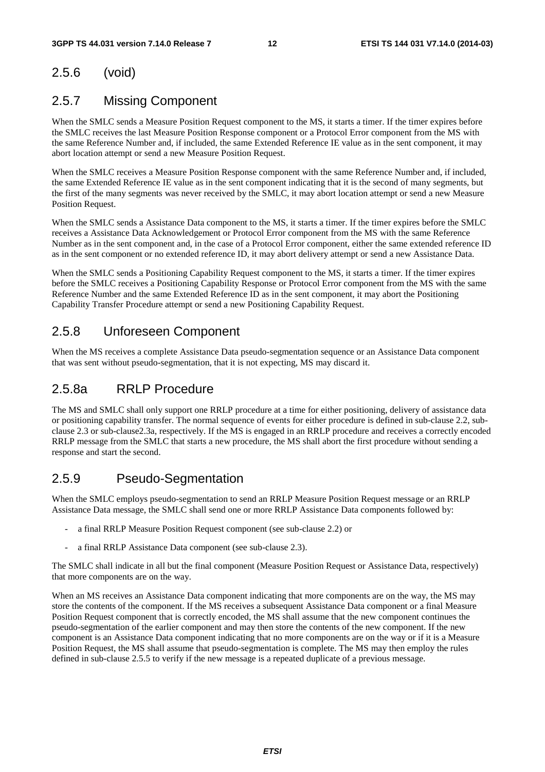### 2.5.6 (void)

### 2.5.7 Missing Component

When the SMLC sends a Measure Position Request component to the MS, it starts a timer. If the timer expires before the SMLC receives the last Measure Position Response component or a Protocol Error component from the MS with the same Reference Number and, if included, the same Extended Reference IE value as in the sent component, it may abort location attempt or send a new Measure Position Request.

When the SMLC receives a Measure Position Response component with the same Reference Number and, if included, the same Extended Reference IE value as in the sent component indicating that it is the second of many segments, but the first of the many segments was never received by the SMLC, it may abort location attempt or send a new Measure Position Request.

When the SMLC sends a Assistance Data component to the MS, it starts a timer. If the timer expires before the SMLC receives a Assistance Data Acknowledgement or Protocol Error component from the MS with the same Reference Number as in the sent component and, in the case of a Protocol Error component, either the same extended reference ID as in the sent component or no extended reference ID, it may abort delivery attempt or send a new Assistance Data.

When the SMLC sends a Positioning Capability Request component to the MS, it starts a timer. If the timer expires before the SMLC receives a Positioning Capability Response or Protocol Error component from the MS with the same Reference Number and the same Extended Reference ID as in the sent component, it may abort the Positioning Capability Transfer Procedure attempt or send a new Positioning Capability Request.

### 2.5.8 Unforeseen Component

When the MS receives a complete Assistance Data pseudo-segmentation sequence or an Assistance Data component that was sent without pseudo-segmentation, that it is not expecting, MS may discard it.

### 2.5.8a RRLP Procedure

The MS and SMLC shall only support one RRLP procedure at a time for either positioning, delivery of assistance data or positioning capability transfer. The normal sequence of events for either procedure is defined in sub-clause 2.2, sub-clause 2.3 or sub-clause2.3a, respectively. If the MS is engaged in an RRLP procedure and receives a correctly encoded RRLP message from the SMLC that starts a new procedure, the MS shall abort the first procedure without sending a response and start the second.

### 2.5.9 Pseudo-Segmentation

When the SMLC employs pseudo-segmentation to send an RRLP Measure Position Request message or an RRLP Assistance Data message, the SMLC shall send one or more RRLP Assistance Data components followed by:

- a final RRLP Measure Position Request component (see sub-clause 2.2) or
- a final RRLP Assistance Data component (see sub-clause 2.3).

The SMLC shall indicate in all but the final component (Measure Position Request or Assistance Data, respectively) that more components are on the way.

When an MS receives an Assistance Data component indicating that more components are on the way, the MS may store the contents of the component. If the MS receives a subsequent Assistance Data component or a final Measure Position Request component that is correctly encoded, the MS shall assume that the new component continues the pseudo-segmentation of the earlier component and may then store the contents of the new component. If the new component is an Assistance Data component indicating that no more components are on the way or if it is a Measure Position Request, the MS shall assume that pseudo-segmentation is complete. The MS may then employ the rules defined in sub-clause 2.5.5 to verify if the new message is a repeated duplicate of a previous message.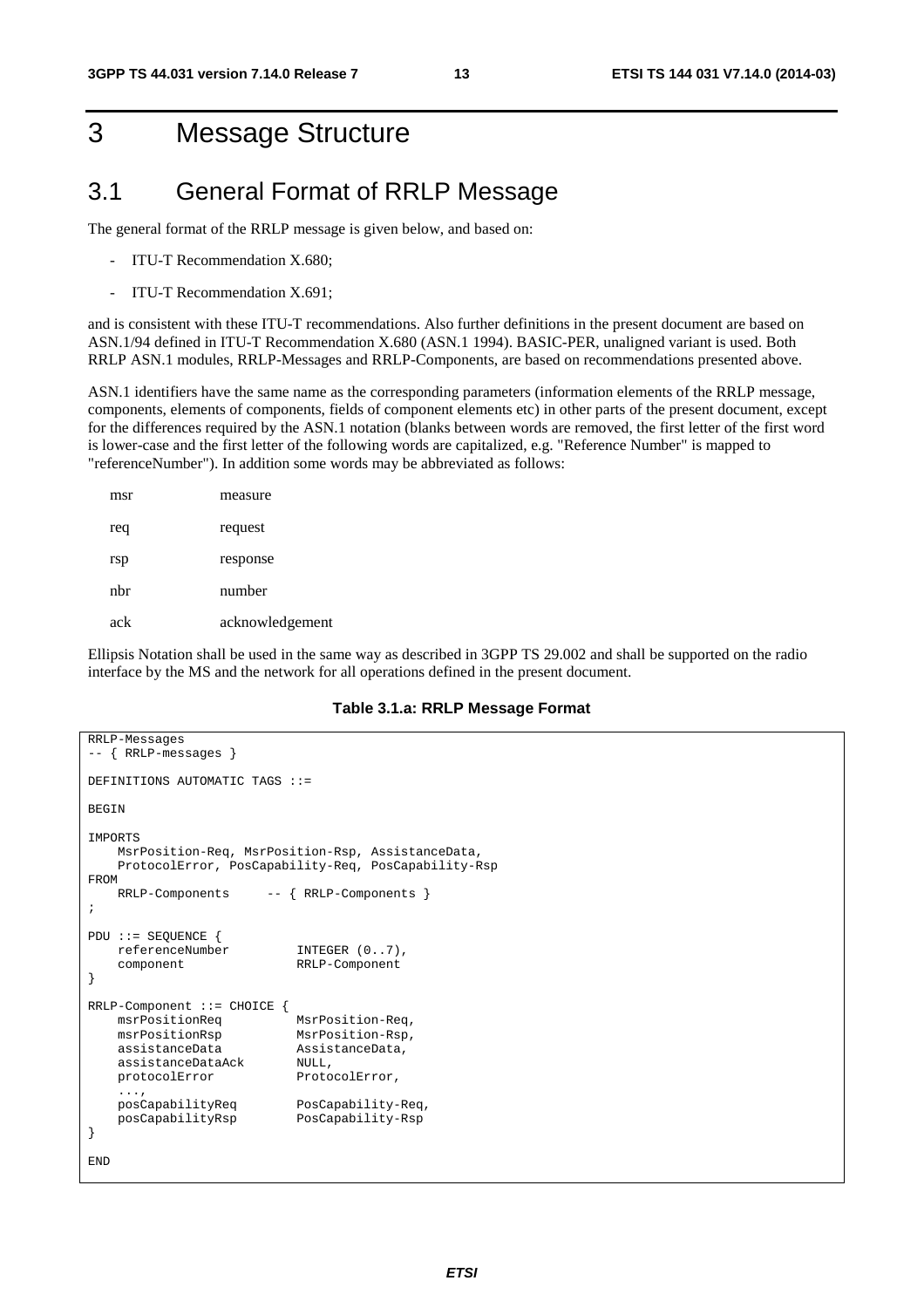# 3 Message Structure

## 3.1 General Format of RRLP Message

The general format of the RRLP message is given below, and based on:

- ITU-T Recommendation X.680;
- ITU-T Recommendation X.691;

and is consistent with these ITU-T recommendations. Also further definitions in the present document are based on ASN.1/94 defined in ITU-T Recommendation X.680 (ASN.1 1994). BASIC-PER, unaligned variant is used. Both RRLP ASN.1 modules, RRLP-Messages and RRLP-Components, are based on recommendations presented above.

ASN.1 identifiers have the same name as the corresponding parameters (information elements of the RRLP message, components, elements of components, fields of component elements etc) in other parts of the present document, except for the differences required by the ASN.1 notation (blanks between words are removed, the first letter of the first word is lower-case and the first letter of the following words are capitalized, e.g. "Reference Number" is mapped to "referenceNumber"). In addition some words may be abbreviated as follows:

| | |
|---|---|
| msr | measure |
| req | request |
| rsp | response |
| nbr | number |
| ack | acknowledgement |

Ellipsis Notation shall be used in the same way as described in 3GPP TS 29.002 and shall be supported on the radio interface by the MS and the network for all operations defined in the present document.

**Table 3.1.a: RRLP Message Format**

```
RRLP-Messages
-- { RRLP-messages }

DEFINITIONS AUTOMATIC TAGS ::=

BEGIN

IMPORTS
    MsrPosition-Req, MsrPosition-Rsp, AssistanceData,
    ProtocolError, PosCapability-Req, PosCapability-Rsp
FROM
    RRLP-Components     -- { RRLP-Components }
;

PDU ::= SEQUENCE {
    referenceNumber         INTEGER (0..7),
    component               RRLP-Component
}

RRLP-Component ::= CHOICE {
    msrPositionReq          MsrPosition-Req,
    msrPositionRsp          MsrPosition-Rsp,
    assistanceData          AssistanceData,
    assistanceDataAck       NULL,
    protocolError           ProtocolError,
    ...,
    posCapabilityReq        PosCapability-Req,
    posCapabilityRsp        PosCapability-Rsp
}

END
```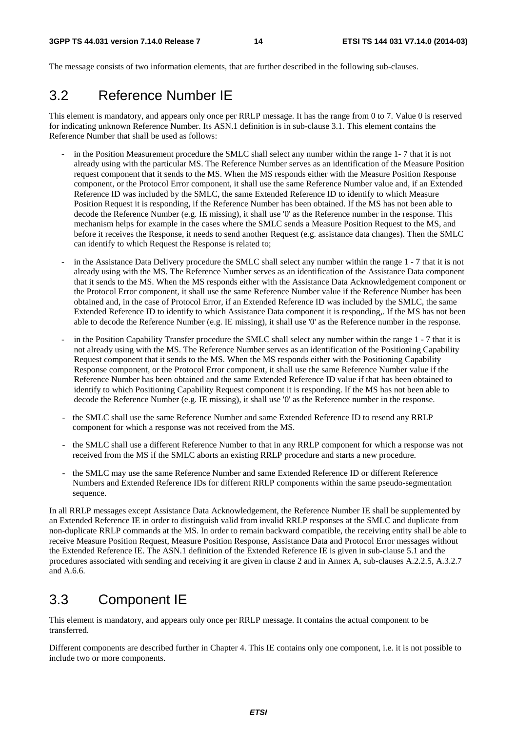The message consists of two information elements, that are further described in the following sub-clauses.

## 3.2 Reference Number IE

This element is mandatory, and appears only once per RRLP message. It has the range from 0 to 7. Value 0 is reserved for indicating unknown Reference Number. Its ASN.1 definition is in sub-clause 3.1. This element contains the Reference Number that shall be used as follows:

- in the Position Measurement procedure the SMLC shall select any number within the range 1- 7 that it is not already using with the particular MS. The Reference Number serves as an identification of the Measure Position request component that it sends to the MS. When the MS responds either with the Measure Position Response component, or the Protocol Error component, it shall use the same Reference Number value and, if an Extended Reference ID was included by the SMLC, the same Extended Reference ID to identify to which Measure Position Request it is responding, if the Reference Number has been obtained. If the MS has not been able to decode the Reference Number (e.g. IE missing), it shall use '0' as the Reference number in the response. This mechanism helps for example in the cases where the SMLC sends a Measure Position Request to the MS, and before it receives the Response, it needs to send another Request (e.g. assistance data changes). Then the SMLC can identify to which Request the Response is related to;
- in the Assistance Data Delivery procedure the SMLC shall select any number within the range 1 - 7 that it is not already using with the MS. The Reference Number serves as an identification of the Assistance Data component that it sends to the MS. When the MS responds either with the Assistance Data Acknowledgement component or the Protocol Error component, it shall use the same Reference Number value if the Reference Number has been obtained and, in the case of Protocol Error, if an Extended Reference ID was included by the SMLC, the same Extended Reference ID to identify to which Assistance Data component it is responding,. If the MS has not been able to decode the Reference Number (e.g. IE missing), it shall use '0' as the Reference number in the response.
- in the Position Capability Transfer procedure the SMLC shall select any number within the range 1 - 7 that it is not already using with the MS. The Reference Number serves as an identification of the Positioning Capability Request component that it sends to the MS. When the MS responds either with the Positioning Capability Response component, or the Protocol Error component, it shall use the same Reference Number value if the Reference Number has been obtained and the same Extended Reference ID value if that has been obtained to identify to which Positioning Capability Request component it is responding. If the MS has not been able to decode the Reference Number (e.g. IE missing), it shall use '0' as the Reference number in the response.
- the SMLC shall use the same Reference Number and same Extended Reference ID to resend any RRLP component for which a response was not received from the MS.
- the SMLC shall use a different Reference Number to that in any RRLP component for which a response was not received from the MS if the SMLC aborts an existing RRLP procedure and starts a new procedure.
- the SMLC may use the same Reference Number and same Extended Reference ID or different Reference Numbers and Extended Reference IDs for different RRLP components within the same pseudo-segmentation sequence.

In all RRLP messages except Assistance Data Acknowledgement, the Reference Number IE shall be supplemented by an Extended Reference IE in order to distinguish valid from invalid RRLP responses at the SMLC and duplicate from non-duplicate RRLP commands at the MS. In order to remain backward compatible, the receiving entity shall be able to receive Measure Position Request, Measure Position Response, Assistance Data and Protocol Error messages without the Extended Reference IE. The ASN.1 definition of the Extended Reference IE is given in sub-clause 5.1 and the procedures associated with sending and receiving it are given in clause 2 and in Annex A, sub-clauses A.2.2.5, A.3.2.7 and A.6.6.

## 3.3 Component IE

This element is mandatory, and appears only once per RRLP message. It contains the actual component to be transferred.

Different components are described further in Chapter 4. This IE contains only one component, i.e. it is not possible to include two or more components.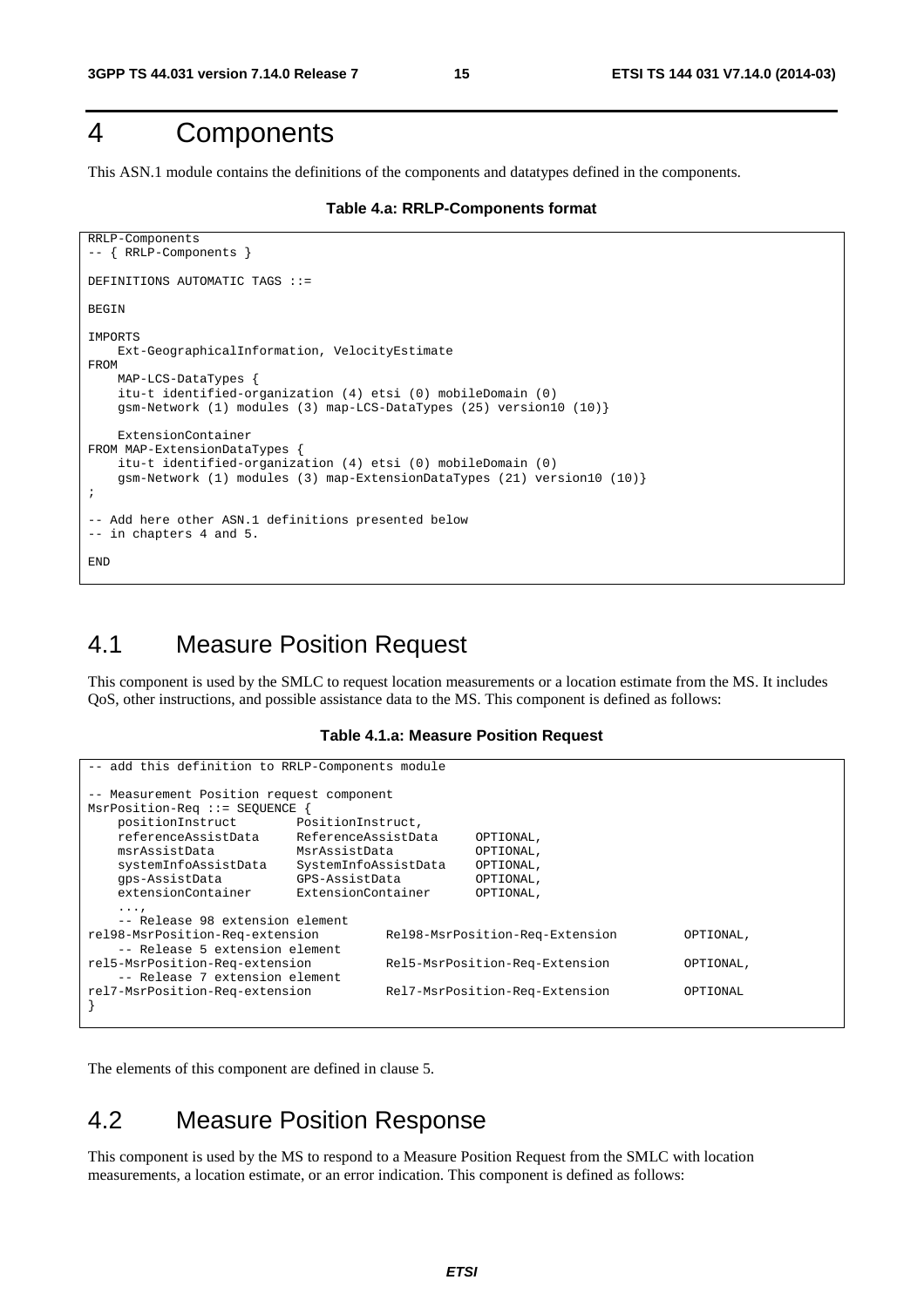# 4 Components

This ASN.1 module contains the definitions of the components and datatypes defined in the components.

**Table 4.a: RRLP-Components format**

```
RRLP-Components
-- { RRLP-Components }

DEFINITIONS AUTOMATIC TAGS ::=

BEGIN

IMPORTS
    Ext-GeographicalInformation, VelocityEstimate
FROM
    MAP-LCS-DataTypes {
    itu-t identified-organization (4) etsi (0) mobileDomain (0)
    gsm-Network (1) modules (3) map-LCS-DataTypes (25) version10 (10)}

    ExtensionContainer
FROM MAP-ExtensionDataTypes {
    itu-t identified-organization (4) etsi (0) mobileDomain (0)
    gsm-Network (1) modules (3) map-ExtensionDataTypes (21) version10 (10)}
;

-- Add here other ASN.1 definitions presented below
-- in chapters 4 and 5.

END
```

## 4.1 Measure Position Request

This component is used by the SMLC to request location measurements or a location estimate from the MS. It includes QoS, other instructions, and possible assistance data to the MS. This component is defined as follows:

**Table 4.1.a: Measure Position Request**

```
-- add this definition to RRLP-Components module

-- Measurement Position request component
MsrPosition-Req ::= SEQUENCE {
    positionInstruct        PositionInstruct,
    referenceAssistData     ReferenceAssistData     OPTIONAL,
    msrAssistData           MsrAssistData           OPTIONAL,
    systemInfoAssistData    SystemInfoAssistData    OPTIONAL,
    gps-AssistData          GPS-AssistData          OPTIONAL,
    extensionContainer      ExtensionContainer      OPTIONAL,
    ...,
    -- Release 98 extension element
rel98-MsrPosition-Req-extension         Rel98-MsrPosition-Req-Extension         OPTIONAL,
    -- Release 5 extension element
rel5-MsrPosition-Req-extension          Rel5-MsrPosition-Req-Extension          OPTIONAL,
    -- Release 7 extension element
rel7-MsrPosition-Req-extension          Rel7-MsrPosition-Req-Extension          OPTIONAL
}
```

The elements of this component are defined in clause 5.

## 4.2 Measure Position Response

This component is used by the MS to respond to a Measure Position Request from the SMLC with location measurements, a location estimate, or an error indication. This component is defined as follows: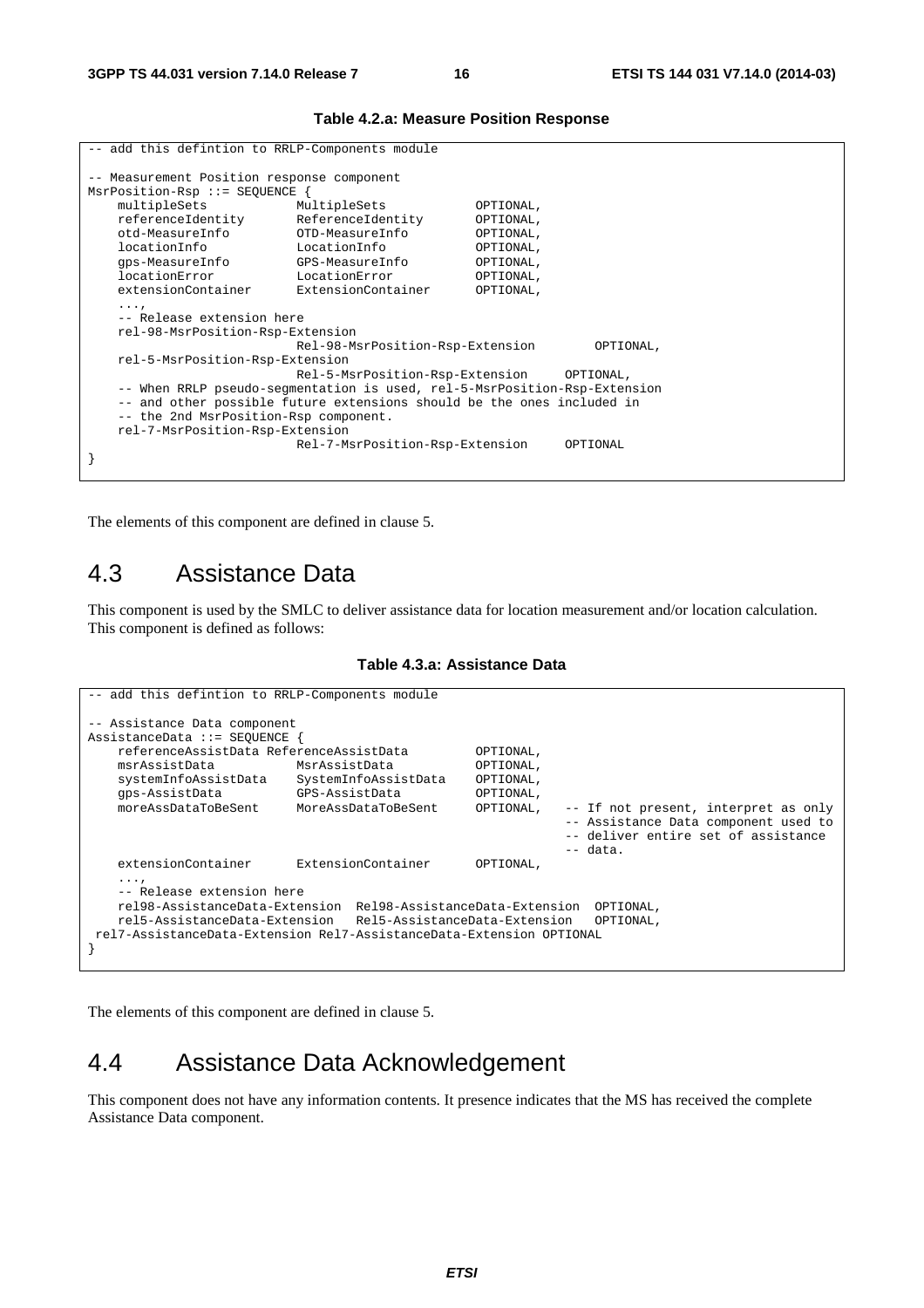**Table 4.2.a: Measure Position Response**

```
-- add this defintion to RRLP-Components module

-- Measurement Position response component
MsrPosition-Rsp ::= SEQUENCE {
    multipleSets            MultipleSets            OPTIONAL,
    referenceIdentity       ReferenceIdentity       OPTIONAL,
    otd-MeasureInfo         OTD-MeasureInfo         OPTIONAL,
    locationInfo            LocationInfo            OPTIONAL,
    gps-MeasureInfo         GPS-MeasureInfo         OPTIONAL,
    locationError           LocationError           OPTIONAL,
    extensionContainer      ExtensionContainer      OPTIONAL,
    ...,
    -- Release extension here
    rel-98-MsrPosition-Rsp-Extension
                            Rel-98-MsrPosition-Rsp-Extension        OPTIONAL,
    rel-5-MsrPosition-Rsp-Extension
                            Rel-5-MsrPosition-Rsp-Extension     OPTIONAL,
    -- When RRLP pseudo-segmentation is used, rel-5-MsrPosition-Rsp-Extension
    -- and other possible future extensions should be the ones included in
    -- the 2nd MsrPosition-Rsp component.
    rel-7-MsrPosition-Rsp-Extension
                            Rel-7-MsrPosition-Rsp-Extension     OPTIONAL
}
```

The elements of this component are defined in clause 5.

## 4.3 Assistance Data

This component is used by the SMLC to deliver assistance data for location measurement and/or location calculation. This component is defined as follows:

**Table 4.3.a: Assistance Data**

```
-- add this defintion to RRLP-Components module

-- Assistance Data component
AssistanceData ::= SEQUENCE {
    referenceAssistData ReferenceAssistData         OPTIONAL,
    msrAssistData           MsrAssistData           OPTIONAL,
    systemInfoAssistData    SystemInfoAssistData    OPTIONAL,
    gps-AssistData          GPS-AssistData          OPTIONAL,
    moreAssDataToBeSent     MoreAssDataToBeSent     OPTIONAL,   -- If not present, interpret as only
                                                                -- Assistance Data component used to
                                                                -- deliver entire set of assistance
                                                                -- data.
    extensionContainer      ExtensionContainer      OPTIONAL,
    ...,
    -- Release extension here
    rel98-AssistanceData-Extension  Rel98-AssistanceData-Extension  OPTIONAL,
    rel5-AssistanceData-Extension   Rel5-AssistanceData-Extension   OPTIONAL,
 rel7-AssistanceData-Extension Rel7-AssistanceData-Extension OPTIONAL
}
```

The elements of this component are defined in clause 5.

## 4.4 Assistance Data Acknowledgement

This component does not have any information contents. It presence indicates that the MS has received the complete Assistance Data component.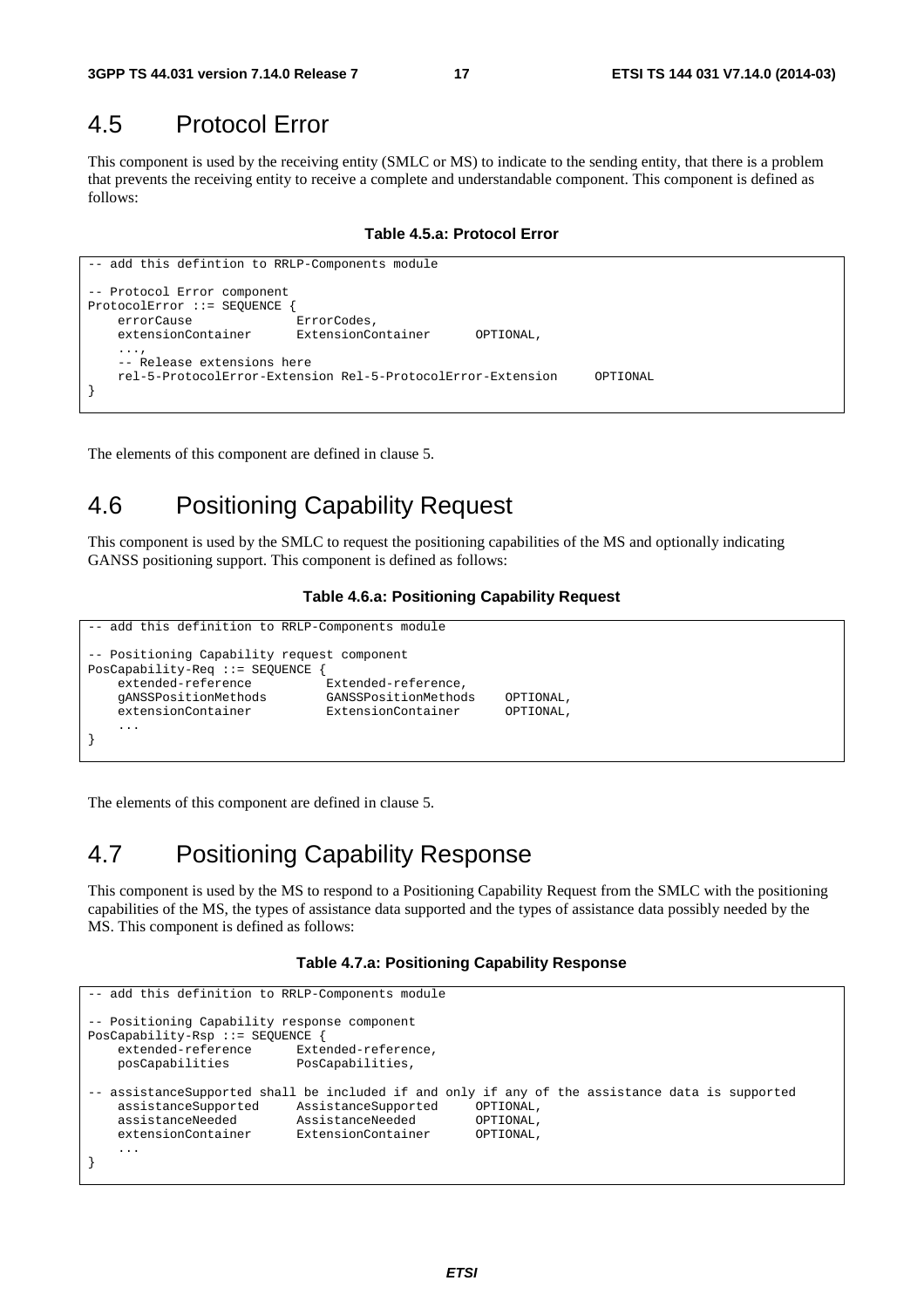## 4.5 Protocol Error

This component is used by the receiving entity (SMLC or MS) to indicate to the sending entity, that there is a problem that prevents the receiving entity to receive a complete and understandable component. This component is defined as follows:

**Table 4.5.a: Protocol Error**

```
-- add this defintion to RRLP-Components module

-- Protocol Error component
ProtocolError ::= SEQUENCE {
    errorCause              ErrorCodes,
    extensionContainer      ExtensionContainer      OPTIONAL,
    ...,
    -- Release extensions here
    rel-5-ProtocolError-Extension Rel-5-ProtocolError-Extension     OPTIONAL
}
```

The elements of this component are defined in clause 5.

## 4.6 Positioning Capability Request

This component is used by the SMLC to request the positioning capabilities of the MS and optionally indicating GANSS positioning support. This component is defined as follows:

**Table 4.6.a: Positioning Capability Request**

```
-- add this definition to RRLP-Components module

-- Positioning Capability request component
PosCapability-Req ::= SEQUENCE {
    extended-reference          Extended-reference,
    gANSSPositionMethods        GANSSPositionMethods    OPTIONAL,
    extensionContainer          ExtensionContainer      OPTIONAL,
    ...
}
```

The elements of this component are defined in clause 5.

## 4.7 Positioning Capability Response

This component is used by the MS to respond to a Positioning Capability Request from the SMLC with the positioning capabilities of the MS, the types of assistance data supported and the types of assistance data possibly needed by the MS. This component is defined as follows:

**Table 4.7.a: Positioning Capability Response**

```
-- add this definition to RRLP-Components module

-- Positioning Capability response component
PosCapability-Rsp ::= SEQUENCE {
    extended-reference      Extended-reference,
    posCapabilities         PosCapabilities,

-- assistanceSupported shall be included if and only if any of the assistance data is supported
    assistanceSupported     AssistanceSupported     OPTIONAL,
    assistanceNeeded        AssistanceNeeded        OPTIONAL,
    extensionContainer      ExtensionContainer      OPTIONAL,
    ...
}
```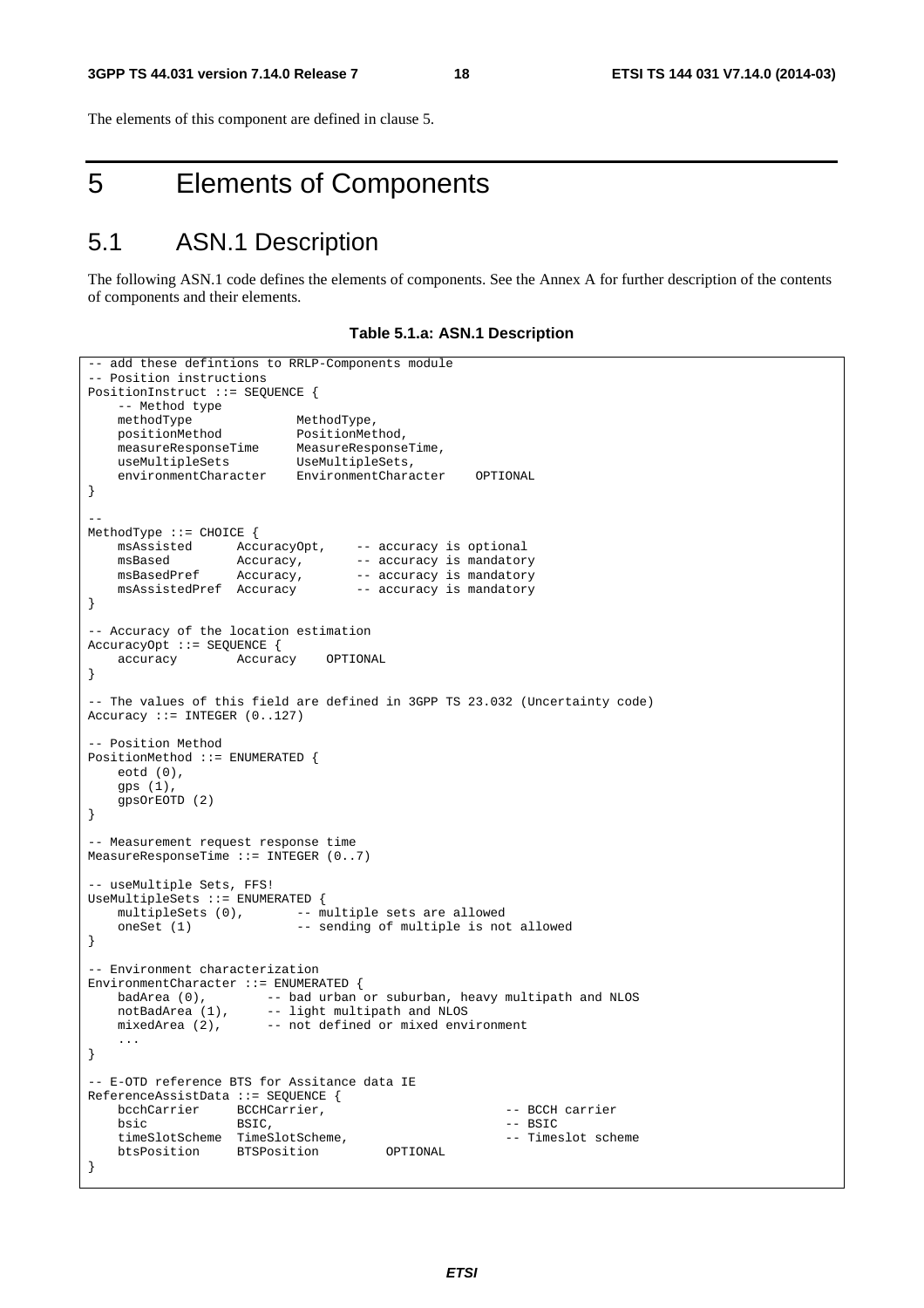The elements of this component are defined in clause 5.

# 5 Elements of Components

## 5.1 ASN.1 Description

The following ASN.1 code defines the elements of components. See the Annex A for further description of the contents of components and their elements.

**Table 5.1.a: ASN.1 Description**

```
-- add these defintions to RRLP-Components module
-- Position instructions
PositionInstruct ::= SEQUENCE {
    -- Method type
    methodType              MethodType,
    positionMethod          PositionMethod,
    measureResponseTime     MeasureResponseTime,
    useMultipleSets         UseMultipleSets,
    environmentCharacter    EnvironmentCharacter    OPTIONAL
}

--
MethodType ::= CHOICE {
    msAssisted      AccuracyOpt,    -- accuracy is optional
    msBased         Accuracy,       -- accuracy is mandatory
    msBasedPref     Accuracy,       -- accuracy is mandatory
    msAssistedPref  Accuracy        -- accuracy is mandatory
}

-- Accuracy of the location estimation
AccuracyOpt ::= SEQUENCE {
    accuracy        Accuracy    OPTIONAL
}

-- The values of this field are defined in 3GPP TS 23.032 (Uncertainty code)
Accuracy ::= INTEGER (0..127)

-- Position Method
PositionMethod ::= ENUMERATED {
    eotd (0),
    gps (1),
    gpsOrEOTD (2)
}

-- Measurement request response time
MeasureResponseTime ::= INTEGER (0..7)

-- useMultiple Sets, FFS!
UseMultipleSets ::= ENUMERATED {
    multipleSets (0),       -- multiple sets are allowed
    oneSet (1)              -- sending of multiple is not allowed
}

-- Environment characterization
EnvironmentCharacter ::= ENUMERATED {
    badArea (0),        -- bad urban or suburban, heavy multipath and NLOS
    notBadArea (1),     -- light multipath and NLOS
    mixedArea (2),      -- not defined or mixed environment
    ...
}

-- E-OTD reference BTS for Assitance data IE
ReferenceAssistData ::= SEQUENCE {
    bcchCarrier     BCCHCarrier,                        -- BCCH carrier
    bsic            BSIC,                               -- BSIC
    timeSlotScheme  TimeSlotScheme,                     -- Timeslot scheme
    btsPosition     BTSPosition         OPTIONAL
}
```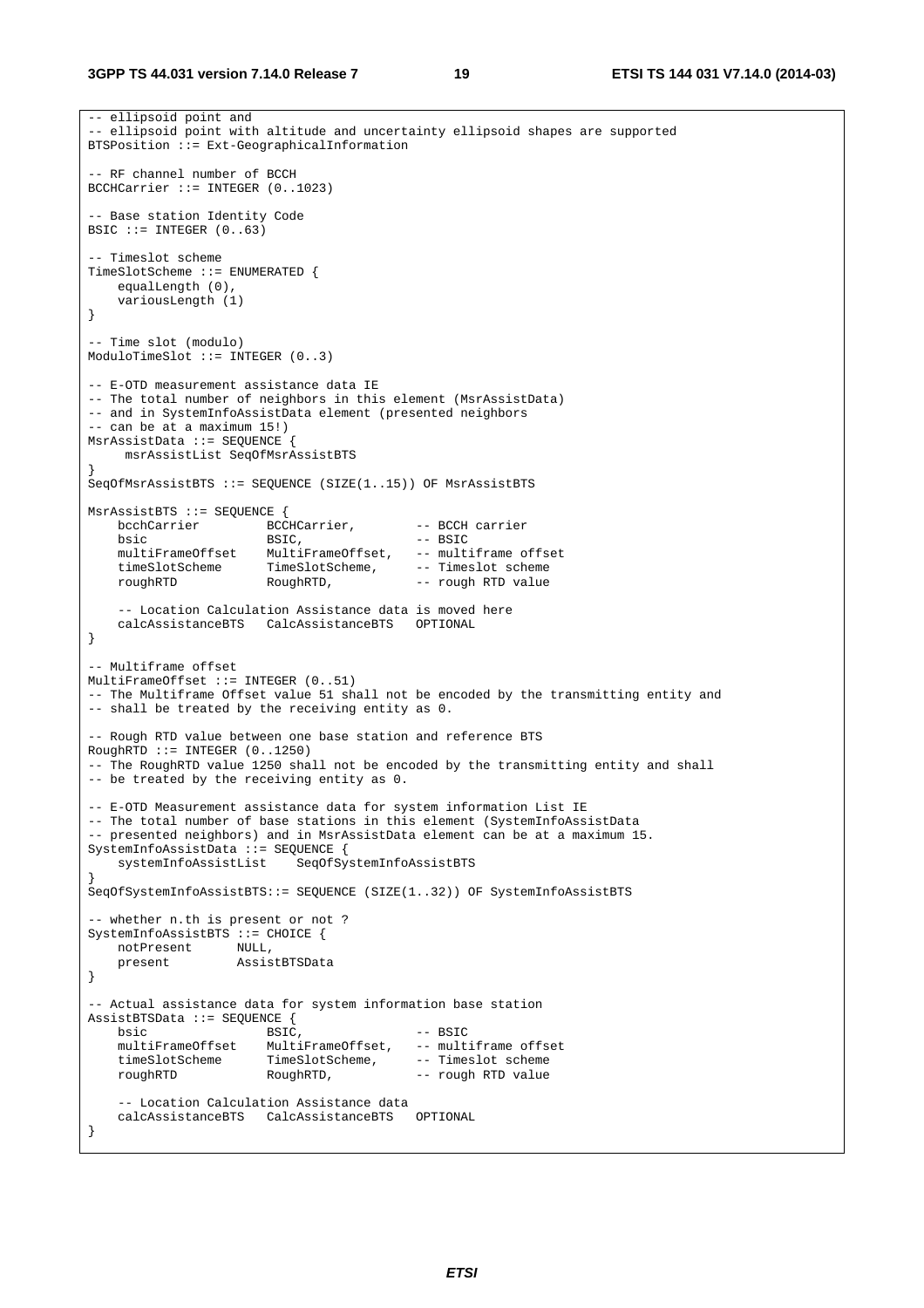```
-- ellipsoid point and
-- ellipsoid point with altitude and uncertainty ellipsoid shapes are supported
BTSPosition ::= Ext-GeographicalInformation

-- RF channel number of BCCH
BCCHCarrier ::= INTEGER (0..1023)

-- Base station Identity Code
BSIC ::= INTEGER (0..63)

-- Timeslot scheme
TimeSlotScheme ::= ENUMERATED {
    equalLength (0),
    variousLength (1)
}

-- Time slot (modulo)
ModuloTimeSlot ::= INTEGER (0..3)

-- E-OTD measurement assistance data IE
-- The total number of neighbors in this element (MsrAssistData)
-- and in SystemInfoAssistData element (presented neighbors
-- can be at a maximum 15!)
MsrAssistData ::= SEQUENCE {
     msrAssistList SeqOfMsrAssistBTS
}
SeqOfMsrAssistBTS ::= SEQUENCE (SIZE(1..15)) OF MsrAssistBTS

MsrAssistBTS ::= SEQUENCE {
    bcchCarrier         BCCHCarrier,        -- BCCH carrier
    bsic                BSIC,               -- BSIC
    multiFrameOffset    MultiFrameOffset,   -- multiframe offset
    timeSlotScheme      TimeSlotScheme,     -- Timeslot scheme
    roughRTD            RoughRTD,           -- rough RTD value

    -- Location Calculation Assistance data is moved here
    calcAssistanceBTS   CalcAssistanceBTS   OPTIONAL
}

-- Multiframe offset
MultiFrameOffset ::= INTEGER (0..51)
-- The Multiframe Offset value 51 shall not be encoded by the transmitting entity and
-- shall be treated by the receiving entity as 0.

-- Rough RTD value between one base station and reference BTS
RoughRTD ::= INTEGER (0..1250)
-- The RoughRTD value 1250 shall not be encoded by the transmitting entity and shall
-- be treated by the receiving entity as 0.

-- E-OTD Measurement assistance data for system information List IE
-- The total number of base stations in this element (SystemInfoAssistData
-- presented neighbors) and in MsrAssistData element can be at a maximum 15.
SystemInfoAssistData ::= SEQUENCE {
    systemInfoAssistList    SeqOfSystemInfoAssistBTS
}
SeqOfSystemInfoAssistBTS::= SEQUENCE (SIZE(1..32)) OF SystemInfoAssistBTS

-- whether n.th is present or not ?
SystemInfoAssistBTS ::= CHOICE {
    notPresent      NULL,
    present         AssistBTSData
}

-- Actual assistance data for system information base station
AssistBTSData ::= SEQUENCE {
    bsic                BSIC,               -- BSIC
    multiFrameOffset    MultiFrameOffset,   -- multiframe offset
    timeSlotScheme      TimeSlotScheme,     -- Timeslot scheme
    roughRTD            RoughRTD,           -- rough RTD value

    -- Location Calculation Assistance data
    calcAssistanceBTS   CalcAssistanceBTS   OPTIONAL
}
```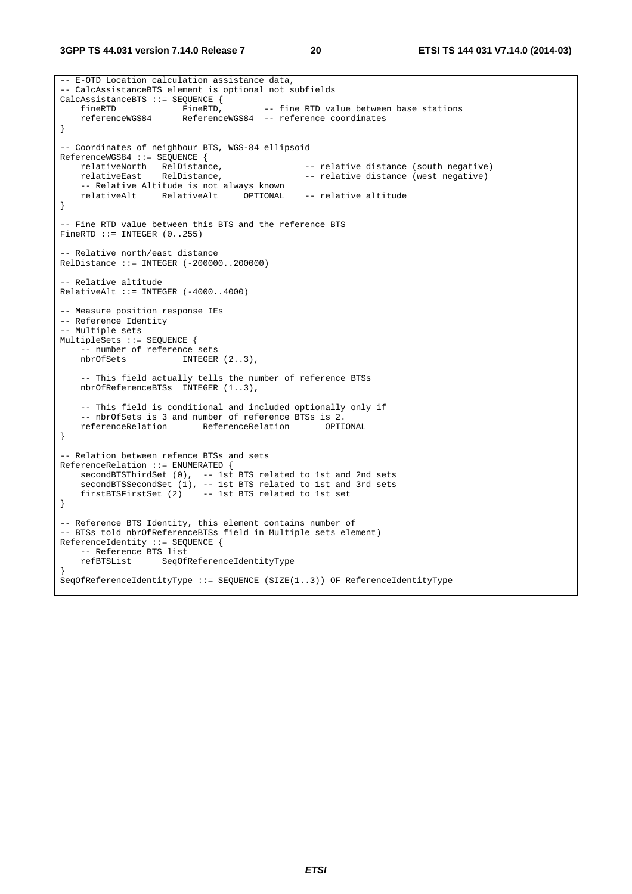```
-- E-OTD Location calculation assistance data,
-- CalcAssistanceBTS element is optional not subfields
CalcAssistanceBTS ::= SEQUENCE {
    fineRTD             FineRTD,        -- fine RTD value between base stations
    referenceWGS84      ReferenceWGS84  -- reference coordinates
}

-- Coordinates of neighbour BTS, WGS-84 ellipsoid
ReferenceWGS84 ::= SEQUENCE {
    relativeNorth   RelDistance,                -- relative distance (south negative)
    relativeEast    RelDistance,                -- relative distance (west negative)
    -- Relative Altitude is not always known
    relativeAlt     RelativeAlt     OPTIONAL    -- relative altitude
}

-- Fine RTD value between this BTS and the reference BTS
FineRTD ::= INTEGER (0..255)

-- Relative north/east distance
RelDistance ::= INTEGER (-200000..200000)

-- Relative altitude
RelativeAlt ::= INTEGER (-4000..4000)

-- Measure position response IEs
-- Reference Identity
-- Multiple sets
MultipleSets ::= SEQUENCE {
    -- number of reference sets
    nbrOfSets           INTEGER (2..3),

    -- This field actually tells the number of reference BTSs
    nbrOfReferenceBTSs  INTEGER (1..3),

    -- This field is conditional and included optionally only if
    -- nbrOfSets is 3 and number of reference BTSs is 2.
    referenceRelation       ReferenceRelation       OPTIONAL
}

-- Relation between refence BTSs and sets
ReferenceRelation ::= ENUMERATED {
    secondBTSThirdSet (0),  -- 1st BTS related to 1st and 2nd sets
    secondBTSSecondSet (1), -- 1st BTS related to 1st and 3rd sets
    firstBTSFirstSet (2)    -- 1st BTS related to 1st set
}

-- Reference BTS Identity, this element contains number of
-- BTSs told nbrOfReferenceBTSs field in Multiple sets element)
ReferenceIdentity ::= SEQUENCE {
    -- Reference BTS list
    refBTSList      SeqOfReferenceIdentityType
}
SeqOfReferenceIdentityType ::= SEQUENCE (SIZE(1..3)) OF ReferenceIdentityType
```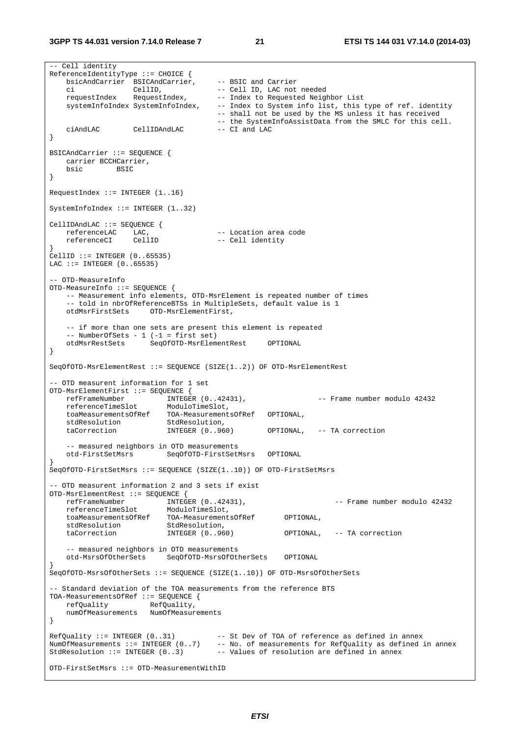```
-- Cell identity
ReferenceIdentityType ::= CHOICE {
    bsicAndCarrier  BSICAndCarrier,     -- BSIC and Carrier
    ci              CellID,             -- Cell ID, LAC not needed
    requestIndex    RequestIndex,       -- Index to Requested Neighbor List
    systemInfoIndex SystemInfoIndex,    -- Index to System info list, this type of ref. identity
                                        -- shall not be used by the MS unless it has received
                                        -- the SystemInfoAssistData from the SMLC for this cell.
    ciAndLAC        CellIDAndLAC        -- CI and LAC
}

BSICAndCarrier ::= SEQUENCE {
    carrier BCCHCarrier,
    bsic        BSIC
}

RequestIndex ::= INTEGER (1..16)

SystemInfoIndex ::= INTEGER (1..32)

CellIDAndLAC ::= SEQUENCE {
    referenceLAC    LAC,                -- Location area code
    referenceCI     CellID              -- Cell identity
}
CellID ::= INTEGER (0..65535)
LAC ::= INTEGER (0..65535)

-- OTD-MeasureInfo
OTD-MeasureInfo ::= SEQUENCE {
    -- Measurement info elements, OTD-MsrElement is repeated number of times
    -- told in nbrOfReferenceBTSs in MultipleSets, default value is 1
    otdMsrFirstSets     OTD-MsrElementFirst,

    -- if more than one sets are present this element is repeated
    -- NumberOfSets - 1 (-1 = first set)
    otdMsrRestSets      SeqOfOTD-MsrElementRest     OPTIONAL
}

SeqOfOTD-MsrElementRest ::= SEQUENCE (SIZE(1..2)) OF OTD-MsrElementRest

-- OTD measurent information for 1 set
OTD-MsrElementFirst ::= SEQUENCE {
    refFrameNumber          INTEGER (0..42431),                 -- Frame number modulo 42432
    referenceTimeSlot       ModuloTimeSlot,
    toaMeasurementsOfRef    TOA-MeasurementsOfRef   OPTIONAL,
    stdResolution           StdResolution,
    taCorrection            INTEGER (0..960)        OPTIONAL,   -- TA correction

    -- measured neighbors in OTD measurements
    otd-FirstSetMsrs        SeqOfOTD-FirstSetMsrs   OPTIONAL
}
SeqOfOTD-FirstSetMsrs ::= SEQUENCE (SIZE(1..10)) OF OTD-FirstSetMsrs

-- OTD measurent information 2 and 3 sets if exist
OTD-MsrElementRest ::= SEQUENCE {
    refFrameNumber          INTEGER (0..42431),                     -- Frame number modulo 42432
    referenceTimeSlot       ModuloTimeSlot,
    toaMeasurementsOfRef    TOA-MeasurementsOfRef       OPTIONAL,
    stdResolution           StdResolution,
    taCorrection            INTEGER (0..960)            OPTIONAL,   -- TA correction

    -- measured neighbors in OTD measurements
    otd-MsrsOfOtherSets     SeqOfOTD-MsrsOfOtherSets    OPTIONAL
}
SeqOfOTD-MsrsOfOtherSets ::= SEQUENCE (SIZE(1..10)) OF OTD-MsrsOfOtherSets

-- Standard deviation of the TOA measurements from the reference BTS
TOA-MeasurementsOfRef ::= SEQUENCE {
    refQuality          RefQuality,
    numOfMeasurements   NumOfMeasurements
}

RefQuality ::= INTEGER (0..31)          -- St Dev of TOA of reference as defined in annex
NumOfMeasurements ::= INTEGER (0..7)    -- No. of measurements for RefQuality as defined in annex
StdResolution ::= INTEGER (0..3)        -- Values of resolution are defined in annex

OTD-FirstSetMsrs ::= OTD-MeasurementWithID
```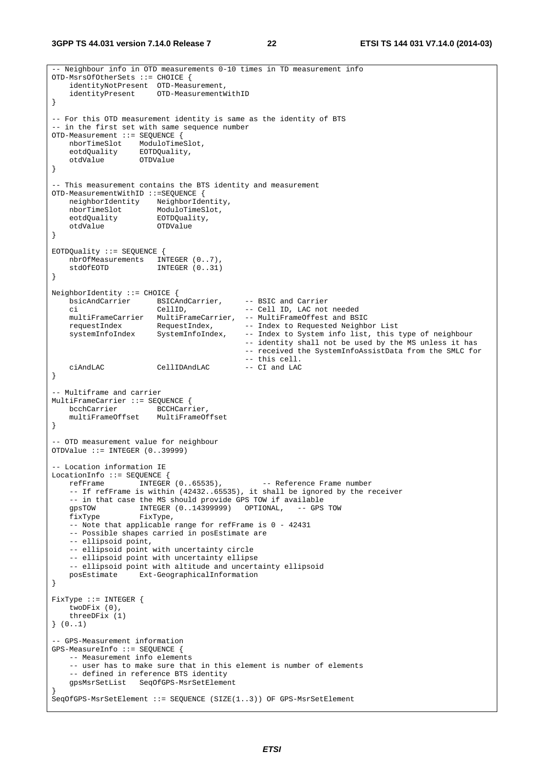```
-- Neighbour info in OTD measurements 0-10 times in TD measurement info
OTD-MsrsOfOtherSets ::= CHOICE {
    identityNotPresent  OTD-Measurement,
    identityPresent     OTD-MeasurementWithID
}

-- For this OTD measurement identity is same as the identity of BTS
-- in the first set with same sequence number
OTD-Measurement ::= SEQUENCE {
    nborTimeSlot    ModuloTimeSlot,
    eotdQuality     EOTDQuality,
    otdValue        OTDValue
}

-- This measurement contains the BTS identity and measurement
OTD-MeasurementWithID ::=SEQUENCE {
    neighborIdentity    NeighborIdentity,
    nborTimeSlot        ModuloTimeSlot,
    eotdQuality         EOTDQuality,
    otdValue            OTDValue
}

EOTDQuality ::= SEQUENCE {
    nbrOfMeasurements   INTEGER (0..7),
    stdOfEOTD           INTEGER (0..31)
}

NeighborIdentity ::= CHOICE {
    bsicAndCarrier      BSICAndCarrier,     -- BSIC and Carrier
    ci                  CellID,             -- Cell ID, LAC not needed
    multiFrameCarrier   MultiFrameCarrier,  -- MultiFrameOffest and BSIC
    requestIndex        RequestIndex,       -- Index to Requested Neighbor List
    systemInfoIndex     SystemInfoIndex,    -- Index to System info list, this type of neighbour
                                            -- identity shall not be used by the MS unless it has
                                            -- received the SystemInfoAssistData from the SMLC for
                                            -- this cell.
    ciAndLAC            CellIDAndLAC        -- CI and LAC
}

-- Multiframe and carrier
MultiFrameCarrier ::= SEQUENCE {
    bcchCarrier         BCCHCarrier,
    multiFrameOffset    MultiFrameOffset
}

-- OTD measurement value for neighbour
OTDValue ::= INTEGER (0..39999)

-- Location information IE
LocationInfo ::= SEQUENCE {
    refFrame        INTEGER (0..65535),         -- Reference Frame number
    -- If refFrame is within (42432..65535), it shall be ignored by the receiver
    -- in that case the MS should provide GPS TOW if available
    gpsTOW          INTEGER (0..14399999)   OPTIONAL,   -- GPS TOW
    fixType         FixType,
    -- Note that applicable range for refFrame is 0 - 42431
    -- Possible shapes carried in posEstimate are
    -- ellipsoid point,
    -- ellipsoid point with uncertainty circle
    -- ellipsoid point with uncertainty ellipse
    -- ellipsoid point with altitude and uncertainty ellipsoid
    posEstimate     Ext-GeographicalInformation
}

FixType ::= INTEGER {
    twoDFix (0),
    threeDFix (1)
} (0..1)

-- GPS-Measurement information
GPS-MeasureInfo ::= SEQUENCE {
    -- Measurement info elements
    -- user has to make sure that in this element is number of elements
    -- defined in reference BTS identity
    gpsMsrSetList   SeqOfGPS-MsrSetElement
}
SeqOfGPS-MsrSetElement ::= SEQUENCE (SIZE(1..3)) OF GPS-MsrSetElement
```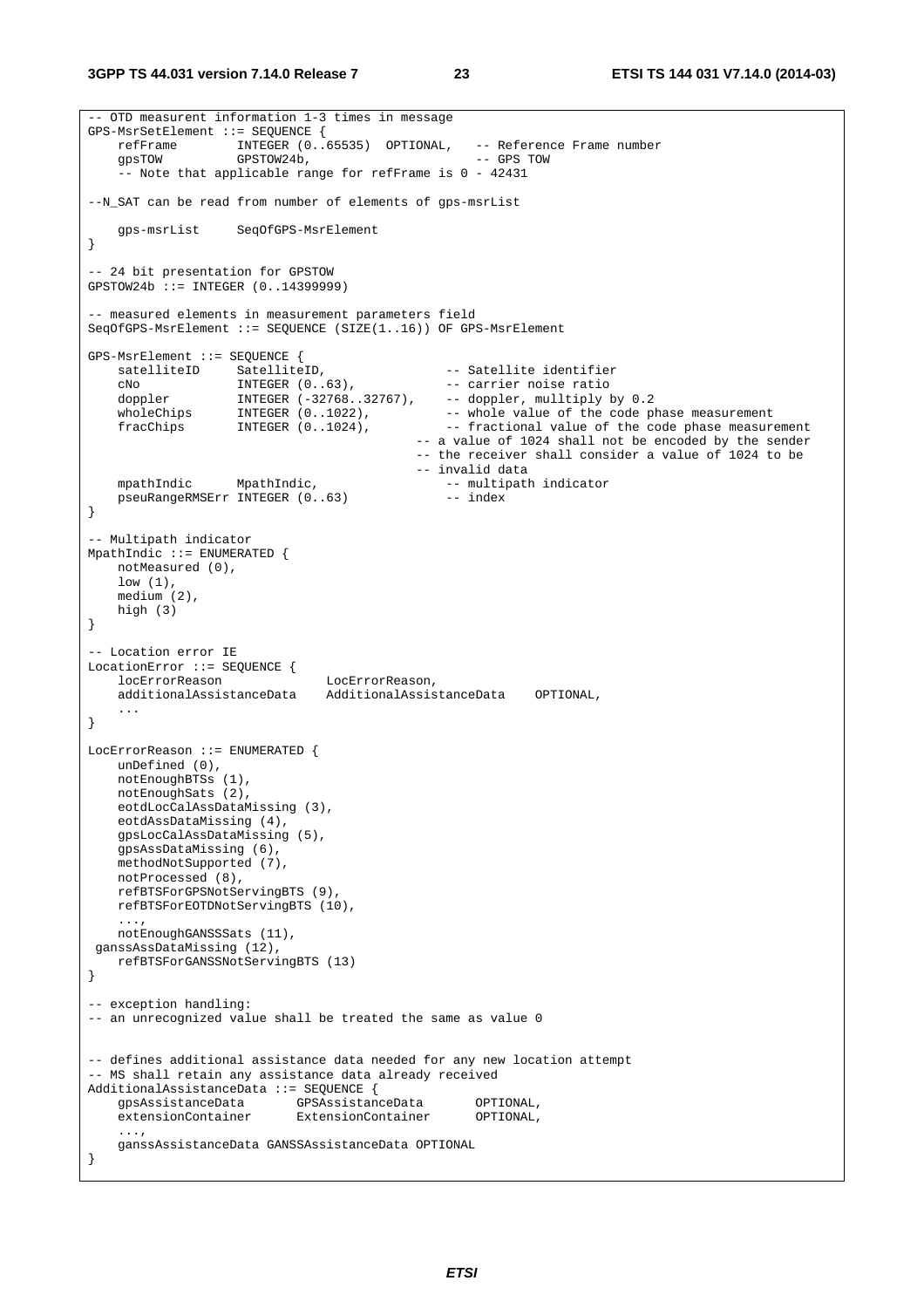```
-- OTD measurent information 1-3 times in message
GPS-MsrSetElement ::= SEQUENCE {
    refFrame        INTEGER (0..65535)  OPTIONAL,   -- Reference Frame number
    gpsTOW          GPSTOW24b,                       -- GPS TOW
    -- Note that applicable range for refFrame is 0 - 42431

--N_SAT can be read from number of elements of gps-msrList

    gps-msrList     SeqOfGPS-MsrElement
}

-- 24 bit presentation for GPSTOW
GPSTOW24b ::= INTEGER (0..14399999)

-- measured elements in measurement parameters field
SeqOfGPS-MsrElement ::= SEQUENCE (SIZE(1..16)) OF GPS-MsrElement

GPS-MsrElement ::= SEQUENCE {
    satelliteID     SatelliteID,                -- Satellite identifier
    cNo             INTEGER (0..63),            -- carrier noise ratio
    doppler         INTEGER (-32768..32767),    -- doppler, mulltiply by 0.2
    wholeChips      INTEGER (0..1022),          -- whole value of the code phase measurement
    fracChips       INTEGER (0..1024),          -- fractional value of the code phase measurement
                                            -- a value of 1024 shall not be encoded by the sender
                                            -- the receiver shall consider a value of 1024 to be
                                            -- invalid data
    mpathIndic      MpathIndic,                 -- multipath indicator
    pseuRangeRMSErr INTEGER (0..63)             -- index
}

-- Multipath indicator
MpathIndic ::= ENUMERATED {
    notMeasured (0),
    low (1),
    medium (2),
    high (3)
}

-- Location error IE
LocationError ::= SEQUENCE {
    locErrorReason              LocErrorReason,
    additionalAssistanceData    AdditionalAssistanceData    OPTIONAL,
    ...
}

LocErrorReason ::= ENUMERATED {
    unDefined (0),
    notEnoughBTSs (1),
    notEnoughSats (2),
    eotdLocCalAssDataMissing (3),
    eotdAssDataMissing (4),
    gpsLocCalAssDataMissing (5),
    gpsAssDataMissing (6),
    methodNotSupported (7),
    notProcessed (8),
    refBTSForGPSNotServingBTS (9),
    refBTSForEOTDNotServingBTS (10),
    ...,
    notEnoughGANSSSats (11),
 ganssAssDataMissing (12),
    refBTSForGANSSNotServingBTS (13)
}

-- exception handling:
-- an unrecognized value shall be treated the same as value 0


-- defines additional assistance data needed for any new location attempt
-- MS shall retain any assistance data already received
AdditionalAssistanceData ::= SEQUENCE {
    gpsAssistanceData       GPSAssistanceData       OPTIONAL,
    extensionContainer      ExtensionContainer      OPTIONAL,
    ...,
    ganssAssistanceData GANSSAssistanceData OPTIONAL
}
```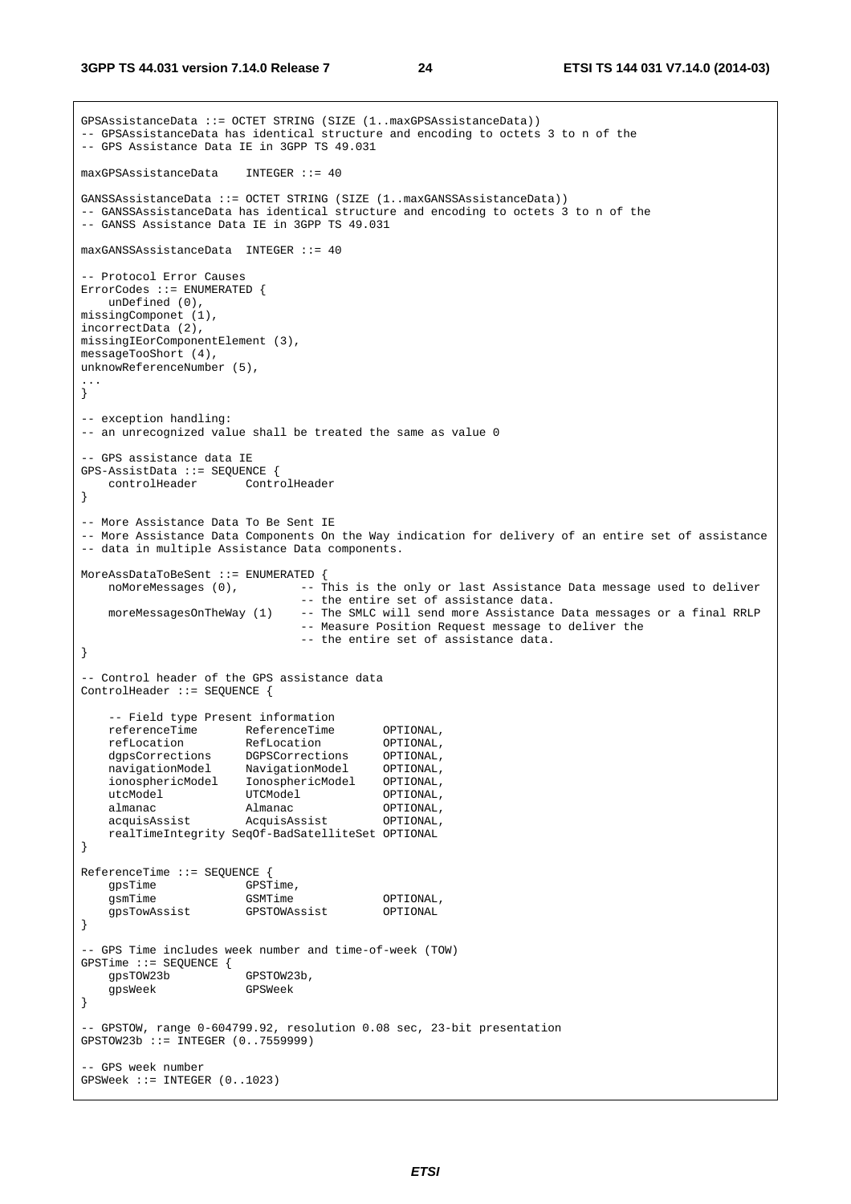```
GPSAssistanceData ::= OCTET STRING (SIZE (1..maxGPSAssistanceData))
-- GPSAssistanceData has identical structure and encoding to octets 3 to n of the
-- GPS Assistance Data IE in 3GPP TS 49.031

maxGPSAssistanceData    INTEGER ::= 40

GANSSAssistanceData ::= OCTET STRING (SIZE (1..maxGANSSAssistanceData))
-- GANSSAssistanceData has identical structure and encoding to octets 3 to n of the
-- GANSS Assistance Data IE in 3GPP TS 49.031

maxGANSSAssistanceData  INTEGER ::= 40

-- Protocol Error Causes
ErrorCodes ::= ENUMERATED {
    unDefined (0),
missingComponet (1),
incorrectData (2),
missingIEorComponentElement (3),
messageTooShort (4),
unknowReferenceNumber (5),
...
}

-- exception handling:
-- an unrecognized value shall be treated the same as value 0

-- GPS assistance data IE
GPS-AssistData ::= SEQUENCE {
    controlHeader       ControlHeader
}

-- More Assistance Data To Be Sent IE
-- More Assistance Data Components On the Way indication for delivery of an entire set of assistance
-- data in multiple Assistance Data components.

MoreAssDataToBeSent ::= ENUMERATED {
    noMoreMessages (0),         -- This is the only or last Assistance Data message used to deliver
                                -- the entire set of assistance data.
    moreMessagesOnTheWay (1)    -- The SMLC will send more Assistance Data messages or a final RRLP
                                -- Measure Position Request message to deliver the
                                -- the entire set of assistance data.
}

-- Control header of the GPS assistance data
ControlHeader ::= SEQUENCE {

    -- Field type Present information
    referenceTime       ReferenceTime       OPTIONAL,
    refLocation         RefLocation         OPTIONAL,
    dgpsCorrections     DGPSCorrections     OPTIONAL,
    navigationModel     NavigationModel     OPTIONAL,
    ionosphericModel    IonosphericModel    OPTIONAL,
    utcModel            UTCModel            OPTIONAL,
    almanac             Almanac             OPTIONAL,
    acquisAssist        AcquisAssist        OPTIONAL,
    realTimeIntegrity SeqOf-BadSatelliteSet OPTIONAL
}

ReferenceTime ::= SEQUENCE {
    gpsTime             GPSTime,
    gsmTime             GSMTime             OPTIONAL,
    gpsTowAssist        GPSTOWAssist        OPTIONAL
}

-- GPS Time includes week number and time-of-week (TOW)
GPSTime ::= SEQUENCE {
    gpsTOW23b           GPSTOW23b,
    gpsWeek             GPSWeek
}

-- GPSTOW, range 0-604799.92, resolution 0.08 sec, 23-bit presentation
GPSTOW23b ::= INTEGER (0..7559999)

-- GPS week number
GPSWeek ::= INTEGER (0..1023)
```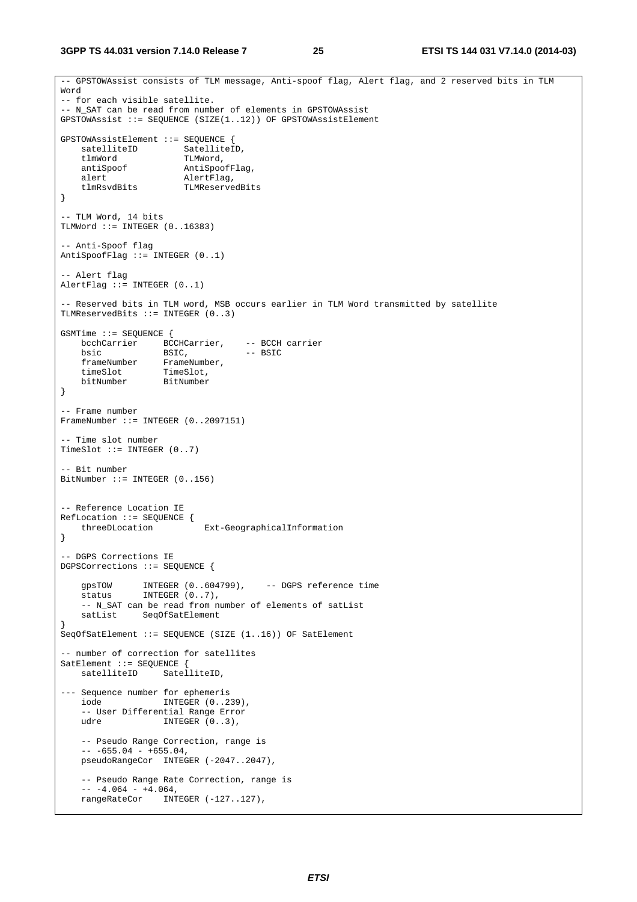```
-- GPSTOWAssist consists of TLM message, Anti-spoof flag, Alert flag, and 2 reserved bits in TLM
Word
-- for each visible satellite.
-- N_SAT can be read from number of elements in GPSTOWAssist
GPSTOWAssist ::= SEQUENCE (SIZE(1..12)) OF GPSTOWAssistElement

GPSTOWAssistElement ::= SEQUENCE {
    satelliteID         SatelliteID,
    tlmWord             TLMWord,
    antiSpoof           AntiSpoofFlag,
    alert               AlertFlag,
    tlmRsvdBits         TLMReservedBits
}

-- TLM Word, 14 bits
TLMWord ::= INTEGER (0..16383)

-- Anti-Spoof flag
AntiSpoofFlag ::= INTEGER (0..1)

-- Alert flag
AlertFlag ::= INTEGER (0..1)

-- Reserved bits in TLM word, MSB occurs earlier in TLM Word transmitted by satellite
TLMReservedBits ::= INTEGER (0..3)

GSMTime ::= SEQUENCE {
    bcchCarrier     BCCHCarrier,    -- BCCH carrier
    bsic            BSIC,           -- BSIC
    frameNumber     FrameNumber,
    timeSlot        TimeSlot,
    bitNumber       BitNumber
}

-- Frame number
FrameNumber ::= INTEGER (0..2097151)

-- Time slot number
TimeSlot ::= INTEGER (0..7)

-- Bit number
BitNumber ::= INTEGER (0..156)


-- Reference Location IE
RefLocation ::= SEQUENCE {
    threeDLocation          Ext-GeographicalInformation
}

-- DGPS Corrections IE
DGPSCorrections ::= SEQUENCE {

    gpsTOW      INTEGER (0..604799),    -- DGPS reference time
    status      INTEGER (0..7),
    -- N_SAT can be read from number of elements of satList
    satList     SeqOfSatElement
}
SeqOfSatElement ::= SEQUENCE (SIZE (1..16)) OF SatElement

-- number of correction for satellites
SatElement ::= SEQUENCE {
    satelliteID     SatelliteID,

--- Sequence number for ephemeris
    iode            INTEGER (0..239),
    -- User Differential Range Error
    udre            INTEGER (0..3),

    -- Pseudo Range Correction, range is
    -- -655.04 - +655.04,
    pseudoRangeCor  INTEGER (-2047..2047),

    -- Pseudo Range Rate Correction, range is
    -- -4.064 - +4.064,
    rangeRateCor    INTEGER (-127..127),
```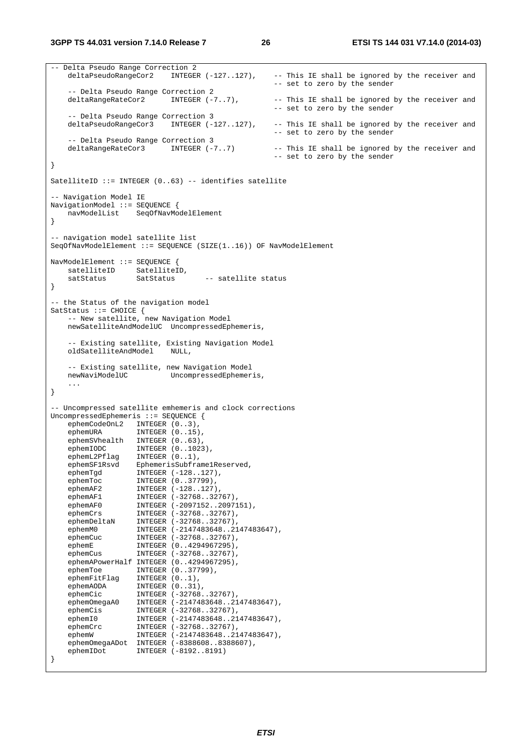```
-- Delta Pseudo Range Correction 2
    deltaPseudoRangeCor2    INTEGER (-127..127),    -- This IE shall be ignored by the receiver and
                                                    -- set to zero by the sender
    -- Delta Pseudo Range Correction 2
    deltaRangeRateCor2      INTEGER (-7..7),        -- This IE shall be ignored by the receiver and
                                                    -- set to zero by the sender
    -- Delta Pseudo Range Correction 3
    deltaPseudoRangeCor3    INTEGER (-127..127),    -- This IE shall be ignored by the receiver and
                                                    -- set to zero by the sender
    -- Delta Pseudo Range Correction 3
    deltaRangeRateCor3      INTEGER (-7..7)         -- This IE shall be ignored by the receiver and
                                                    -- set to zero by the sender
}

SatelliteID ::= INTEGER (0..63) -- identifies satellite

-- Navigation Model IE
NavigationModel ::= SEQUENCE {
    navModelList    SeqOfNavModelElement
}

-- navigation model satellite list
SeqOfNavModelElement ::= SEQUENCE (SIZE(1..16)) OF NavModelElement

NavModelElement ::= SEQUENCE {
    satelliteID     SatelliteID,
    satStatus       SatStatus       -- satellite status
}

-- the Status of the navigation model
SatStatus ::= CHOICE {
    -- New satellite, new Navigation Model
    newSatelliteAndModelUC  UncompressedEphemeris,

    -- Existing satellite, Existing Navigation Model
    oldSatelliteAndModel    NULL,

    -- Existing satellite, new Navigation Model
    newNaviModelUC          UncompressedEphemeris,
    ...
}

-- Uncompressed satellite emhemeris and clock corrections
UncompressedEphemeris ::= SEQUENCE {
    ephemCodeOnL2   INTEGER (0..3),
    ephemURA        INTEGER (0..15),
    ephemSVhealth   INTEGER (0..63),
    ephemIODC       INTEGER (0..1023),
    ephemL2Pflag    INTEGER (0..1),
    ephemSF1Rsvd    EphemerisSubframe1Reserved,
    ephemTgd        INTEGER (-128..127),
    ephemToc        INTEGER (0..37799),
    ephemAF2        INTEGER (-128..127),
    ephemAF1        INTEGER (-32768..32767),
    ephemAF0        INTEGER (-2097152..2097151),
    ephemCrs        INTEGER (-32768..32767),
    ephemDeltaN     INTEGER (-32768..32767),
    ephemM0         INTEGER (-2147483648..2147483647),
    ephemCuc        INTEGER (-32768..32767),
    ephemE          INTEGER (0..4294967295),
    ephemCus        INTEGER (-32768..32767),
    ephemAPowerHalf INTEGER (0..4294967295),
    ephemToe        INTEGER (0..37799),
    ephemFitFlag    INTEGER (0..1),
    ephemAODA       INTEGER (0..31),
    ephemCic        INTEGER (-32768..32767),
    ephemOmegaA0    INTEGER (-2147483648..2147483647),
    ephemCis        INTEGER (-32768..32767),
    ephemI0         INTEGER (-2147483648..2147483647),
    ephemCrc        INTEGER (-32768..32767),
    ephemW          INTEGER (-2147483648..2147483647),
    ephemOmegaADot  INTEGER (-8388608..8388607),
    ephemIDot       INTEGER (-8192..8191)
}
```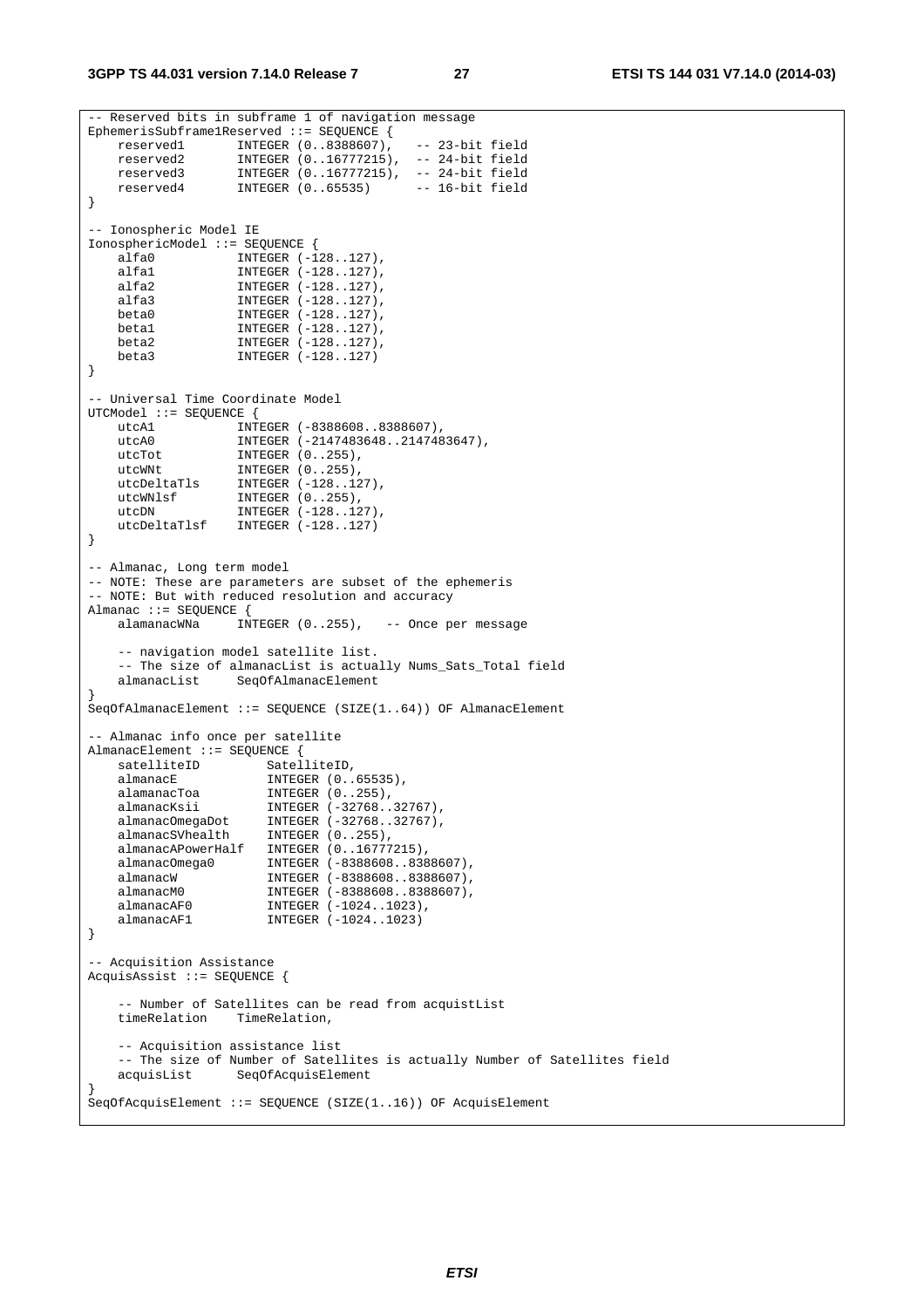```
-- Reserved bits in subframe 1 of navigation message
EphemerisSubframe1Reserved ::= SEQUENCE {
    reserved1       INTEGER (0..8388607),   -- 23-bit field
    reserved2       INTEGER (0..16777215),  -- 24-bit field
    reserved3       INTEGER (0..16777215),  -- 24-bit field
    reserved4       INTEGER (0..65535)      -- 16-bit field
}

-- Ionospheric Model IE
IonosphericModel ::= SEQUENCE {
    alfa0           INTEGER (-128..127),
    alfa1           INTEGER (-128..127),
    alfa2           INTEGER (-128..127),
    alfa3           INTEGER (-128..127),
    beta0           INTEGER (-128..127),
    beta1           INTEGER (-128..127),
    beta2           INTEGER (-128..127),
    beta3           INTEGER (-128..127)
}

-- Universal Time Coordinate Model
UTCModel ::= SEQUENCE {
    utcA1           INTEGER (-8388608..8388607),
    utcA0           INTEGER (-2147483648..2147483647),
    utcTot          INTEGER (0..255),
    utcWNt          INTEGER (0..255),
    utcDeltaTls     INTEGER (-128..127),
    utcWNlsf        INTEGER (0..255),
    utcDN           INTEGER (-128..127),
    utcDeltaTlsf    INTEGER (-128..127)
}

-- Almanac, Long term model
-- NOTE: These are parameters are subset of the ephemeris
-- NOTE: But with reduced resolution and accuracy
Almanac ::= SEQUENCE {
    alamanacWNa     INTEGER (0..255),   -- Once per message

    -- navigation model satellite list.
    -- The size of almanacList is actually Nums_Sats_Total field
    almanacList     SeqOfAlmanacElement
}
SeqOfAlmanacElement ::= SEQUENCE (SIZE(1..64)) OF AlmanacElement

-- Almanac info once per satellite
AlmanacElement ::= SEQUENCE {
    satelliteID         SatelliteID,
    almanacE            INTEGER (0..65535),
    alamanacToa         INTEGER (0..255),
    almanacKsii         INTEGER (-32768..32767),
    almanacOmegaDot     INTEGER (-32768..32767),
    almanacSVhealth     INTEGER (0..255),
    almanacAPowerHalf   INTEGER (0..16777215),
    almanacOmega0       INTEGER (-8388608..8388607),
    almanacW            INTEGER (-8388608..8388607),
    almanacM0           INTEGER (-8388608..8388607),
    almanacAF0          INTEGER (-1024..1023),
    almanacAF1          INTEGER (-1024..1023)
}

-- Acquisition Assistance
AcquisAssist ::= SEQUENCE {

    -- Number of Satellites can be read from acquistList
    timeRelation    TimeRelation,

    -- Acquisition assistance list
    -- The size of Number of Satellites is actually Number of Satellites field
    acquisList      SeqOfAcquisElement
}
SeqOfAcquisElement ::= SEQUENCE (SIZE(1..16)) OF AcquisElement
```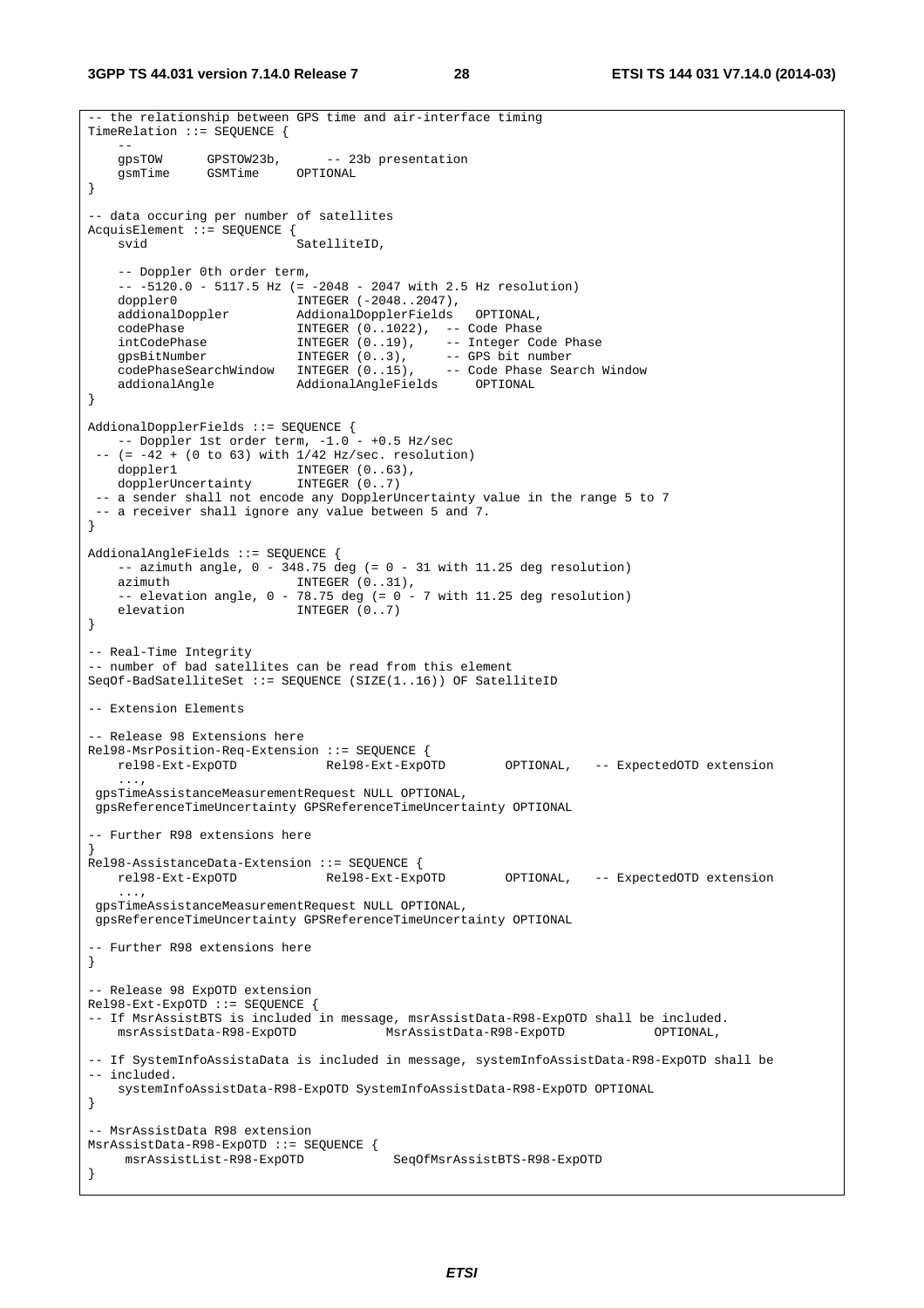```
-- the relationship between GPS time and air-interface timing
TimeRelation ::= SEQUENCE {
    --
    gpsTOW      GPSTOW23b,      -- 23b presentation
    gsmTime     GSMTime     OPTIONAL
}

-- data occuring per number of satellites
AcquisElement ::= SEQUENCE {
    svid                    SatelliteID,

    -- Doppler 0th order term,
    -- -5120.0 - 5117.5 Hz (= -2048 - 2047 with 2.5 Hz resolution)
    doppler0                INTEGER (-2048..2047),
    addionalDoppler         AddionalDopplerFields   OPTIONAL,
    codePhase               INTEGER (0..1022),  -- Code Phase
    intCodePhase            INTEGER (0..19),    -- Integer Code Phase
    gpsBitNumber            INTEGER (0..3),     -- GPS bit number
    codePhaseSearchWindow   INTEGER (0..15),    -- Code Phase Search Window
    addionalAngle           AddionalAngleFields     OPTIONAL
}

AddionalDopplerFields ::= SEQUENCE {
    -- Doppler 1st order term, -1.0 - +0.5 Hz/sec
 -- (= -42 + (0 to 63) with 1/42 Hz/sec. resolution)
    doppler1                INTEGER (0..63),
    dopplerUncertainty      INTEGER (0..7)
 -- a sender shall not encode any DopplerUncertainty value in the range 5 to 7
 -- a receiver shall ignore any value between 5 and 7.
}

AddionalAngleFields ::= SEQUENCE {
    -- azimuth angle, 0 - 348.75 deg (= 0 - 31 with 11.25 deg resolution)
    azimuth                 INTEGER (0..31),
    -- elevation angle, 0 - 78.75 deg (= 0 - 7 with 11.25 deg resolution)
    elevation               INTEGER (0..7)
}

-- Real-Time Integrity
-- number of bad satellites can be read from this element
SeqOf-BadSatelliteSet ::= SEQUENCE (SIZE(1..16)) OF SatelliteID

-- Extension Elements

-- Release 98 Extensions here
Rel98-MsrPosition-Req-Extension ::= SEQUENCE {
    rel98-Ext-ExpOTD            Rel98-Ext-ExpOTD        OPTIONAL,   -- ExpectedOTD extension
    ...,
 gpsTimeAssistanceMeasurementRequest NULL OPTIONAL,
 gpsReferenceTimeUncertainty GPSReferenceTimeUncertainty OPTIONAL

-- Further R98 extensions here
}
Rel98-AssistanceData-Extension ::= SEQUENCE {
    rel98-Ext-ExpOTD            Rel98-Ext-ExpOTD        OPTIONAL,   -- ExpectedOTD extension
    ...,
 gpsTimeAssistanceMeasurementRequest NULL OPTIONAL,
 gpsReferenceTimeUncertainty GPSReferenceTimeUncertainty OPTIONAL

-- Further R98 extensions here
}

-- Release 98 ExpOTD extension
Rel98-Ext-ExpOTD ::= SEQUENCE {
-- If MsrAssistBTS is included in message, msrAssistData-R98-ExpOTD shall be included.
    msrAssistData-R98-ExpOTD            MsrAssistData-R98-ExpOTD            OPTIONAL,

-- If SystemInfoAssistaData is included in message, systemInfoAssistData-R98-ExpOTD shall be
-- included.
    systemInfoAssistData-R98-ExpOTD SystemInfoAssistData-R98-ExpOTD OPTIONAL
}

-- MsrAssistData R98 extension
MsrAssistData-R98-ExpOTD ::= SEQUENCE {
     msrAssistList-R98-ExpOTD            SeqOfMsrAssistBTS-R98-ExpOTD
}
```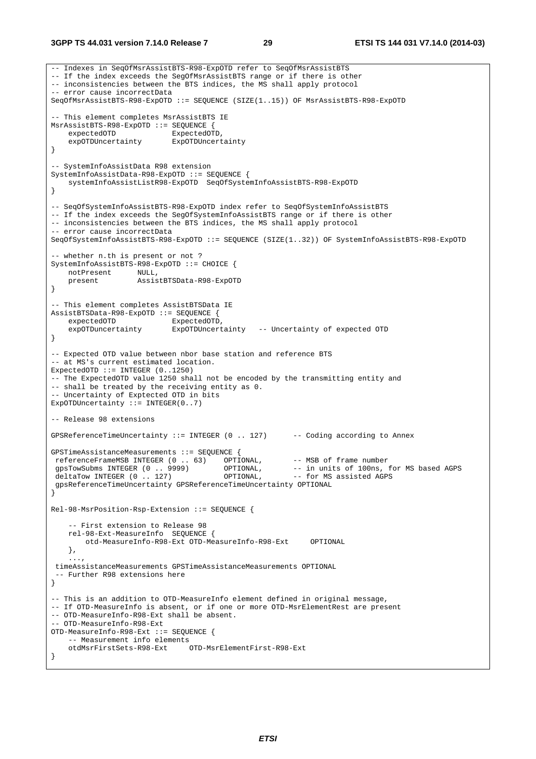```
-- Indexes in SeqOfMsrAssistBTS-R98-ExpOTD refer to SeqOfMsrAssistBTS
-- If the index exceeds the SegOfMsrAssistBTS range or if there is other
-- inconsistencies between the BTS indices, the MS shall apply protocol
-- error cause incorrectData
SeqOfMsrAssistBTS-R98-ExpOTD ::= SEQUENCE (SIZE(1..15)) OF MsrAssistBTS-R98-ExpOTD

-- This element completes MsrAssistBTS IE
MsrAssistBTS-R98-ExpOTD ::= SEQUENCE {
    expectedOTD             ExpectedOTD,
    expOTDUncertainty       ExpOTDUncertainty
}

-- SystemInfoAssistData R98 extension
SystemInfoAssistData-R98-ExpOTD ::= SEQUENCE {
    systemInfoAssistListR98-ExpOTD  SeqOfSystemInfoAssistBTS-R98-ExpOTD
}

-- SeqOfSystemInfoAssistBTS-R98-ExpOTD index refer to SeqOfSystemInfoAssistBTS
-- If the index exceeds the SegOfSystemInfoAssistBTS range or if there is other
-- inconsistencies between the BTS indices, the MS shall apply protocol
-- error cause incorrectData
SeqOfSystemInfoAssistBTS-R98-ExpOTD ::= SEQUENCE (SIZE(1..32)) OF SystemInfoAssistBTS-R98-ExpOTD

-- whether n.th is present or not ?
SystemInfoAssistBTS-R98-ExpOTD ::= CHOICE {
    notPresent      NULL,
    present         AssistBTSData-R98-ExpOTD
}

-- This element completes AssistBTSData IE
AssistBTSData-R98-ExpOTD ::= SEQUENCE {
    expectedOTD             ExpectedOTD,
    expOTDuncertainty       ExpOTDUncertainty   -- Uncertainty of expected OTD
}

-- Expected OTD value between nbor base station and reference BTS
-- at MS's current estimated location.
ExpectedOTD ::= INTEGER (0..1250)
-- The ExpectedOTD value 1250 shall not be encoded by the transmitting entity and
-- shall be treated by the receiving entity as 0.
-- Uncertainty of Exptected OTD in bits
ExpOTDUncertainty ::= INTEGER(0..7)

-- Release 98 extensions

GPSReferenceTimeUncertainty ::= INTEGER (0 .. 127)      -- Coding according to Annex

GPSTimeAssistanceMeasurements ::= SEQUENCE {
 referenceFrameMSB INTEGER (0 .. 63)    OPTIONAL,       -- MSB of frame number
 gpsTowSubms INTEGER (0 .. 9999)        OPTIONAL,       -- in units of 100ns, for MS based AGPS
 deltaTow INTEGER (0 .. 127)            OPTIONAL,       -- for MS assisted AGPS
 gpsReferenceTimeUncertainty GPSReferenceTimeUncertainty OPTIONAL
}

Rel-98-MsrPosition-Rsp-Extension ::= SEQUENCE {

    -- First extension to Release 98
    rel-98-Ext-MeasureInfo  SEQUENCE {
        otd-MeasureInfo-R98-Ext OTD-MeasureInfo-R98-Ext     OPTIONAL
    },
    ...,
 timeAssistanceMeasurements GPSTimeAssistanceMeasurements OPTIONAL
 -- Further R98 extensions here
}

-- This is an addition to OTD-MeasureInfo element defined in original message,
-- If OTD-MeasureInfo is absent, or if one or more OTD-MsrElementRest are present
-- OTD-MeasureInfo-R98-Ext shall be absent.
-- OTD-MeasureInfo-R98-Ext
OTD-MeasureInfo-R98-Ext ::= SEQUENCE {
    -- Measurement info elements
    otdMsrFirstSets-R98-Ext     OTD-MsrElementFirst-R98-Ext
}
```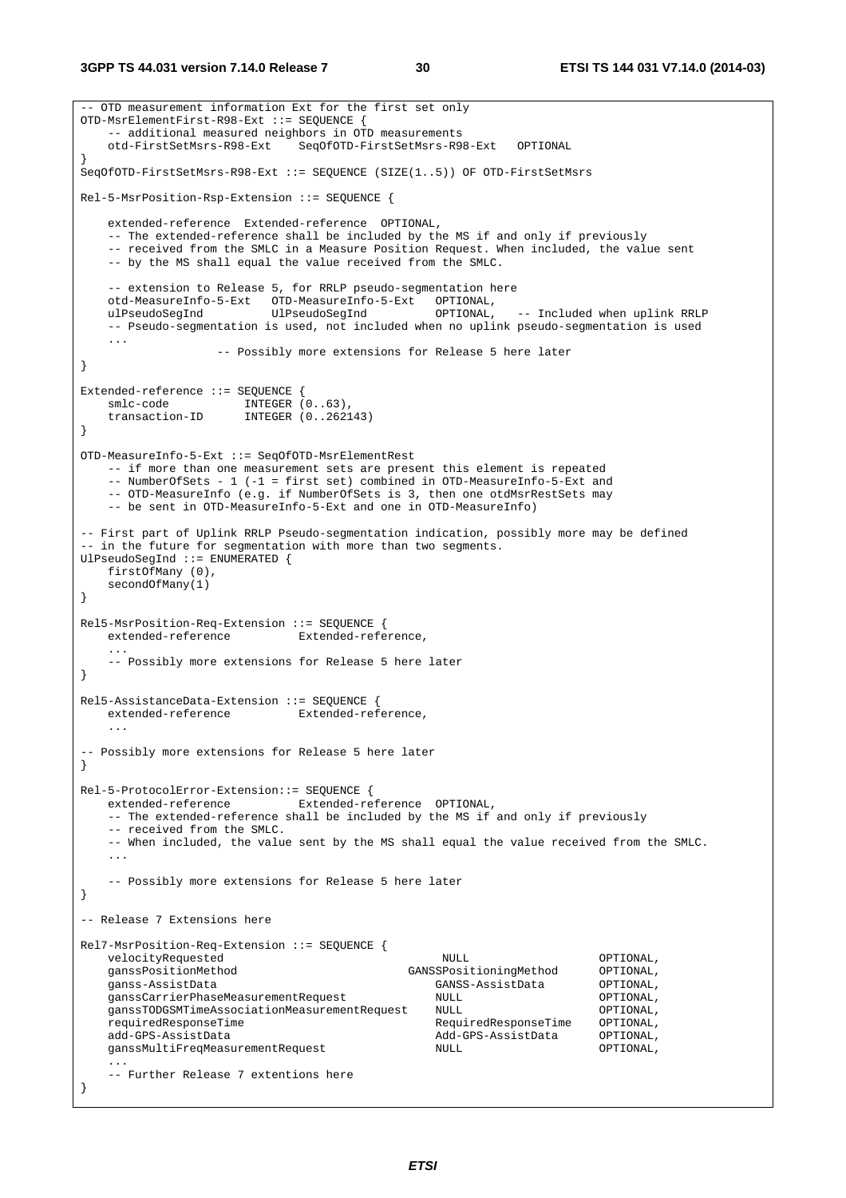```
-- OTD measurement information Ext for the first set only
OTD-MsrElementFirst-R98-Ext ::= SEQUENCE {
    -- additional measured neighbors in OTD measurements
    otd-FirstSetMsrs-R98-Ext    SeqOfOTD-FirstSetMsrs-R98-Ext   OPTIONAL
}
SeqOfOTD-FirstSetMsrs-R98-Ext ::= SEQUENCE (SIZE(1..5)) OF OTD-FirstSetMsrs

Rel-5-MsrPosition-Rsp-Extension ::= SEQUENCE {

    extended-reference  Extended-reference  OPTIONAL,
    -- The extended-reference shall be included by the MS if and only if previously
    -- received from the SMLC in a Measure Position Request. When included, the value sent
    -- by the MS shall equal the value received from the SMLC.

    -- extension to Release 5, for RRLP pseudo-segmentation here
    otd-MeasureInfo-5-Ext   OTD-MeasureInfo-5-Ext   OPTIONAL,
    ulPseudoSegInd          UlPseudoSegInd          OPTIONAL,   -- Included when uplink RRLP
    -- Pseudo-segmentation is used, not included when no uplink pseudo-segmentation is used
    ...
                    -- Possibly more extensions for Release 5 here later
}

Extended-reference ::= SEQUENCE {
    smlc-code           INTEGER (0..63),
    transaction-ID      INTEGER (0..262143)
}

OTD-MeasureInfo-5-Ext ::= SeqOfOTD-MsrElementRest
    -- if more than one measurement sets are present this element is repeated
    -- NumberOfSets - 1 (-1 = first set) combined in OTD-MeasureInfo-5-Ext and
    -- OTD-MeasureInfo (e.g. if NumberOfSets is 3, then one otdMsrRestSets may
    -- be sent in OTD-MeasureInfo-5-Ext and one in OTD-MeasureInfo)

-- First part of Uplink RRLP Pseudo-segmentation indication, possibly more may be defined
-- in the future for segmentation with more than two segments.
UlPseudoSegInd ::= ENUMERATED {
    firstOfMany (0),
    secondOfMany(1)
}

Rel5-MsrPosition-Req-Extension ::= SEQUENCE {
    extended-reference          Extended-reference,
    ...
    -- Possibly more extensions for Release 5 here later
}

Rel5-AssistanceData-Extension ::= SEQUENCE {
    extended-reference          Extended-reference,
    ...

-- Possibly more extensions for Release 5 here later
}

Rel-5-ProtocolError-Extension::= SEQUENCE {
    extended-reference          Extended-reference  OPTIONAL,
    -- The extended-reference shall be included by the MS if and only if previously
    -- received from the SMLC.
    -- When included, the value sent by the MS shall equal the value received from the SMLC.
    ...

    -- Possibly more extensions for Release 5 here later
}

-- Release 7 Extensions here

Rel7-MsrPosition-Req-Extension ::= SEQUENCE {
    velocityRequested                           NULL                    OPTIONAL,
    ganssPositionMethod                         GANSSPositioningMethod  OPTIONAL,
    ganss-AssistData                            GANSS-AssistData        OPTIONAL,
    ganssCarrierPhaseMeasurementRequest         NULL                    OPTIONAL,
    ganssTODGSMTimeAssociationMeasurementRequest    NULL                OPTIONAL,
    requiredResponseTime                        RequiredResponseTime    OPTIONAL,
    add-GPS-AssistData                          Add-GPS-AssistData      OPTIONAL,
    ganssMultiFreqMeasurementRequest            NULL                    OPTIONAL,
    ...
    -- Further Release 7 extentions here
}
```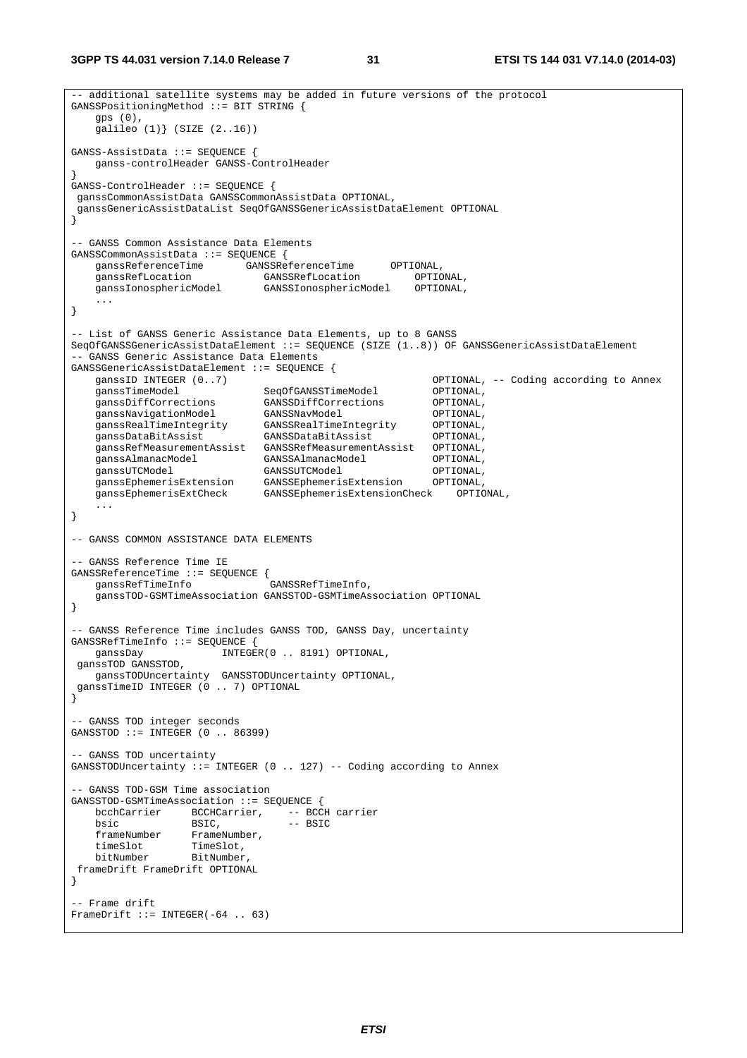```
-- additional satellite systems may be added in future versions of the protocol
GANSSPositioningMethod ::= BIT STRING {
    gps (0),
    galileo (1)} (SIZE (2..16))

GANSS-AssistData ::= SEQUENCE {
    ganss-controlHeader GANSS-ControlHeader
}
GANSS-ControlHeader ::= SEQUENCE {
 ganssCommonAssistData GANSSCommonAssistData OPTIONAL,
 ganssGenericAssistDataList SeqOfGANSSGenericAssistDataElement OPTIONAL
}

-- GANSS Common Assistance Data Elements
GANSSCommonAssistData ::= SEQUENCE {
    ganssReferenceTime       GANSSReferenceTime      OPTIONAL,
    ganssRefLocation          GANSSRefLocation         OPTIONAL,
    ganssIonosphericModel     GANSSIonosphericModel    OPTIONAL,
    ...
}

-- List of GANSS Generic Assistance Data Elements, up to 8 GANSS
SeqOfGANSSGenericAssistDataElement ::= SEQUENCE (SIZE (1..8)) OF GANSSGenericAssistDataElement
-- GANSS Generic Assistance Data Elements
GANSSGenericAssistDataElement ::= SEQUENCE {
    ganssID INTEGER (0..7)                                  OPTIONAL, -- Coding according to Annex
    ganssTimeModel            SeqOfGANSSTimeModel           OPTIONAL,
    ganssDiffCorrections      GANSSDiffCorrections          OPTIONAL,
    ganssNavigationModel      GANSSNavModel                 OPTIONAL,
    ganssRealTimeIntegrity    GANSSRealTimeIntegrity        OPTIONAL,
    ganssDataBitAssist        GANSSDataBitAssist            OPTIONAL,
    ganssRefMeasurementAssist GANSSRefMeasurementAssist     OPTIONAL,
    ganssAlmanacModel         GANSSAlmanacModel             OPTIONAL,
    ganssUTCModel             GANSSUTCModel                 OPTIONAL,
    ganssEphemerisExtension   GANSSEphemerisExtension       OPTIONAL,
    ganssEphemerisExtCheck    GANSSEphemerisExtensionCheck    OPTIONAL,
    ...
}

-- GANSS COMMON ASSISTANCE DATA ELEMENTS

-- GANSS Reference Time IE
GANSSReferenceTime ::= SEQUENCE {
    ganssRefTimeInfo            GANSSRefTimeInfo,
    ganssTOD-GSMTimeAssociation GANSSTOD-GSMTimeAssociation OPTIONAL
}

-- GANSS Reference Time includes GANSS TOD, GANSS Day, uncertainty
GANSSRefTimeInfo ::= SEQUENCE {
    ganssDay             INTEGER(0 .. 8191) OPTIONAL,
 ganssTOD GANSSTOD,
    ganssTODUncertainty  GANSSTODUncertainty OPTIONAL,
 ganssTimeID INTEGER (0 .. 7) OPTIONAL
}

-- GANSS TOD integer seconds
GANSSTOD ::= INTEGER (0 .. 86399)

-- GANSS TOD uncertainty
GANSSTODUncertainty ::= INTEGER (0 .. 127) -- Coding according to Annex

-- GANSS TOD-GSM Time association
GANSSTOD-GSMTimeAssociation ::= SEQUENCE {
    bcchCarrier     BCCHCarrier,    -- BCCH carrier
    bsic            BSIC,           -- BSIC
    frameNumber     FrameNumber,
    timeSlot        TimeSlot,
    bitNumber       BitNumber,
 frameDrift FrameDrift OPTIONAL
}

-- Frame drift
FrameDrift ::= INTEGER(-64 .. 63)
```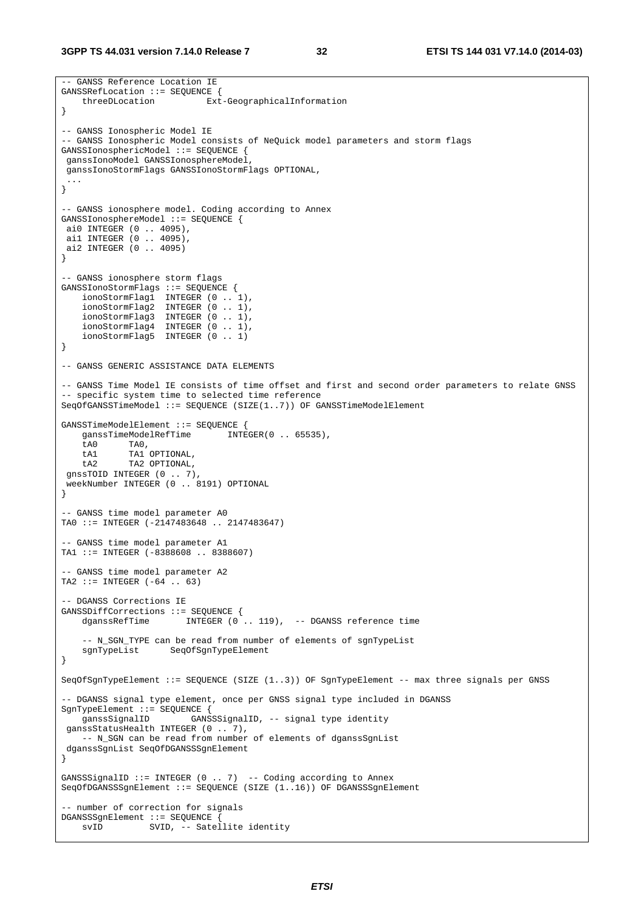```
-- GANSS Reference Location IE
GANSSRefLocation ::= SEQUENCE {
    threeDLocation          Ext-GeographicalInformation
}

-- GANSS Ionospheric Model IE
-- GANSS Ionospheric Model consists of NeQuick model parameters and storm flags
GANSSIonosphericModel ::= SEQUENCE {
 ganssIonoModel GANSSIonosphereModel,
 ganssIonoStormFlags GANSSIonoStormFlags OPTIONAL,
  ...
}

-- GANSS ionosphere model. Coding according to Annex
GANSSIonosphereModel ::= SEQUENCE {
 ai0 INTEGER (0 .. 4095),
 ai1 INTEGER (0 .. 4095),
 ai2 INTEGER (0 .. 4095)
}

-- GANSS ionosphere storm flags
GANSSIonoStormFlags ::= SEQUENCE {
    ionoStormFlag1  INTEGER (0 .. 1),
    ionoStormFlag2  INTEGER (0 .. 1),
    ionoStormFlag3  INTEGER (0 .. 1),
    ionoStormFlag4  INTEGER (0 .. 1),
    ionoStormFlag5  INTEGER (0 .. 1)
}

-- GANSS GENERIC ASSISTANCE DATA ELEMENTS

-- GANSS Time Model IE consists of time offset and first and second order parameters to relate GNSS
-- specific system time to selected time reference
SeqOfGANSSTimeModel ::= SEQUENCE (SIZE(1..7)) OF GANSSTimeModelElement

GANSSTimeModelElement ::= SEQUENCE {
    ganssTimeModelRefTime       INTEGER(0 .. 65535),
    tA0      TA0,
    tA1      TA1 OPTIONAL,
    tA2      TA2 OPTIONAL,
 gnssTOID INTEGER (0 .. 7),
 weekNumber INTEGER (0 .. 8191) OPTIONAL
}

-- GANSS time model parameter A0
TA0 ::= INTEGER (-2147483648 .. 2147483647)

-- GANSS time model parameter A1
TA1 ::= INTEGER (-8388608 .. 8388607)

-- GANSS time model parameter A2
TA2 ::= INTEGER (-64 .. 63)

-- DGANSS Corrections IE
GANSSDiffCorrections ::= SEQUENCE {
    dganssRefTime       INTEGER (0 .. 119),  -- DGANSS reference time

    -- N_SGN_TYPE can be read from number of elements of sgnTypeList
    sgnTypeList      SeqOfSgnTypeElement
}

SeqOfSgnTypeElement ::= SEQUENCE (SIZE (1..3)) OF SgnTypeElement -- max three signals per GNSS

-- DGANSS signal type element, once per GNSS signal type included in DGANSS
SgnTypeElement ::= SEQUENCE {
    ganssSignalID        GANSSSignalID, -- signal type identity
 ganssStatusHealth INTEGER (0 .. 7),
    -- N_SGN can be read from number of elements of dganssSgnList
 dganssSgnList SeqOfDGANSSSgnElement
}

GANSSSignalID ::= INTEGER (0 .. 7)  -- Coding according to Annex
SeqOfDGANSSSgnElement ::= SEQUENCE (SIZE (1..16)) OF DGANSSSgnElement

-- number of correction for signals
DGANSSSgnElement ::= SEQUENCE {
    svID         SVID, -- Satellite identity
```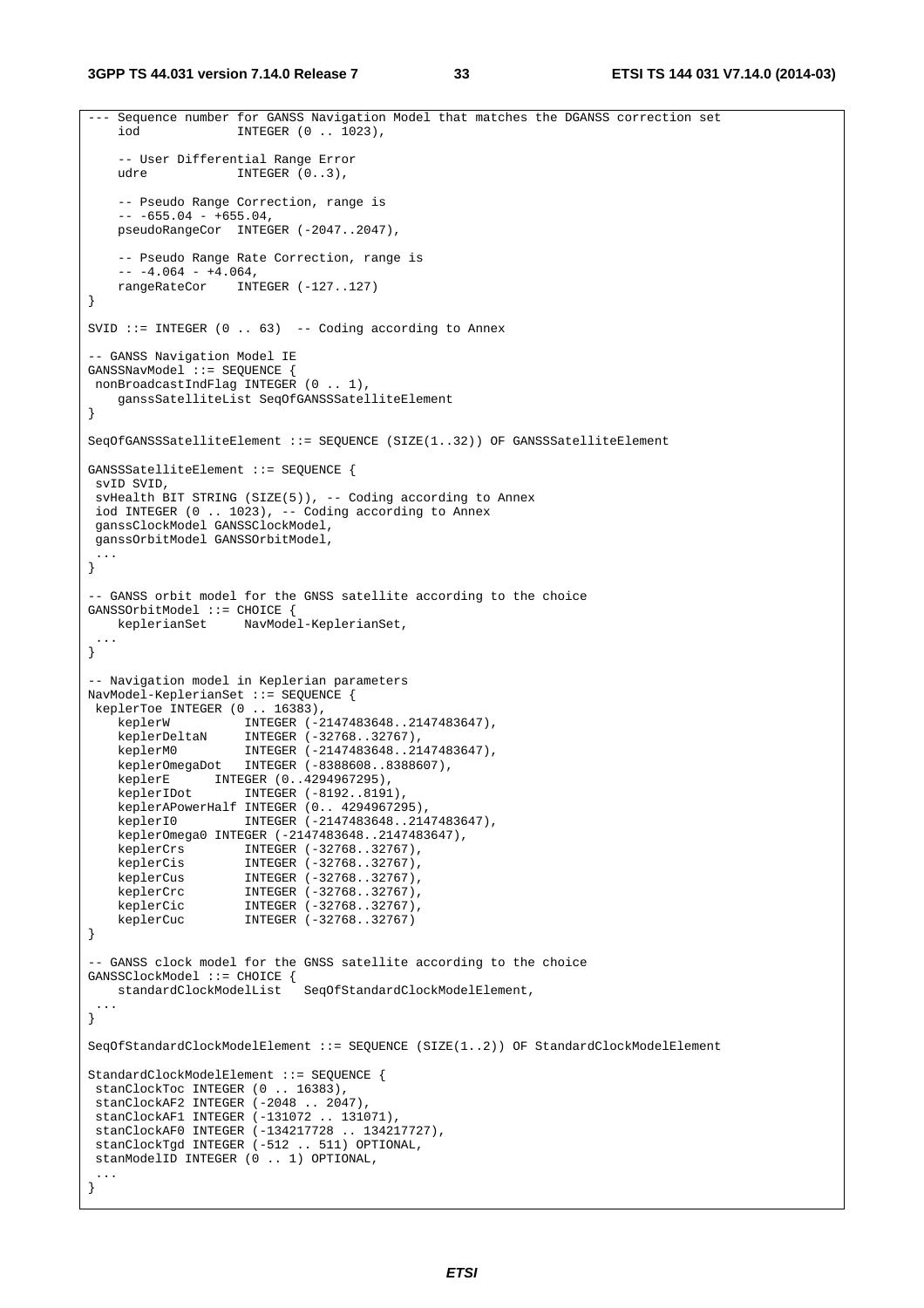```
--- Sequence number for GANSS Navigation Model that matches the DGANSS correction set
    iod             INTEGER (0 .. 1023),

    -- User Differential Range Error
    udre            INTEGER (0..3),

    -- Pseudo Range Correction, range is
    -- -655.04 - +655.04,
    pseudoRangeCor  INTEGER (-2047..2047),

    -- Pseudo Range Rate Correction, range is
    -- -4.064 - +4.064,
    rangeRateCor    INTEGER (-127..127)
}

SVID ::= INTEGER (0 .. 63)  -- Coding according to Annex

-- GANSS Navigation Model IE
GANSSNavModel ::= SEQUENCE {
 nonBroadcastIndFlag INTEGER (0 .. 1),
    ganssSatelliteList SeqOfGANSSSatelliteElement
}

SeqOfGANSSSatelliteElement ::= SEQUENCE (SIZE(1..32)) OF GANSSSatelliteElement

GANSSSatelliteElement ::= SEQUENCE {
 svID SVID,
 svHealth BIT STRING (SIZE(5)), -- Coding according to Annex
 iod INTEGER (0 .. 1023), -- Coding according to Annex
 ganssClockModel GANSSClockModel,
 ganssOrbitModel GANSSOrbitModel,
 ...
}

-- GANSS orbit model for the GNSS satellite according to the choice
GANSSOrbitModel ::= CHOICE {
    keplerianSet     NavModel-KeplerianSet,
 ...
}

-- Navigation model in Keplerian parameters
NavModel-KeplerianSet ::= SEQUENCE {
 keplerToe INTEGER (0 .. 16383),
    keplerW          INTEGER (-2147483648..2147483647),
    keplerDeltaN     INTEGER (-32768..32767),
    keplerM0         INTEGER (-2147483648..2147483647),
    keplerOmegaDot   INTEGER (-8388608..8388607),
    keplerE      INTEGER (0..4294967295),
    keplerIDot       INTEGER (-8192..8191),
    keplerAPowerHalf INTEGER (0.. 4294967295),
    keplerI0         INTEGER (-2147483648..2147483647),
    keplerOmega0 INTEGER (-2147483648..2147483647),
    keplerCrs        INTEGER (-32768..32767),
    keplerCis        INTEGER (-32768..32767),
    keplerCus        INTEGER (-32768..32767),
    keplerCrc        INTEGER (-32768..32767),
    keplerCic        INTEGER (-32768..32767),
    keplerCuc        INTEGER (-32768..32767)
}

-- GANSS clock model for the GNSS satellite according to the choice
GANSSClockModel ::= CHOICE {
    standardClockModelList   SeqOfStandardClockModelElement,
 ...
}

SeqOfStandardClockModelElement ::= SEQUENCE (SIZE(1..2)) OF StandardClockModelElement

StandardClockModelElement ::= SEQUENCE {
 stanClockToc INTEGER (0 .. 16383),
 stanClockAF2 INTEGER (-2048 .. 2047),
 stanClockAF1 INTEGER (-131072 .. 131071),
 stanClockAF0 INTEGER (-134217728 .. 134217727),
 stanClockTgd INTEGER (-512 .. 511) OPTIONAL,
 stanModelID INTEGER (0 .. 1) OPTIONAL,
 ...
}
```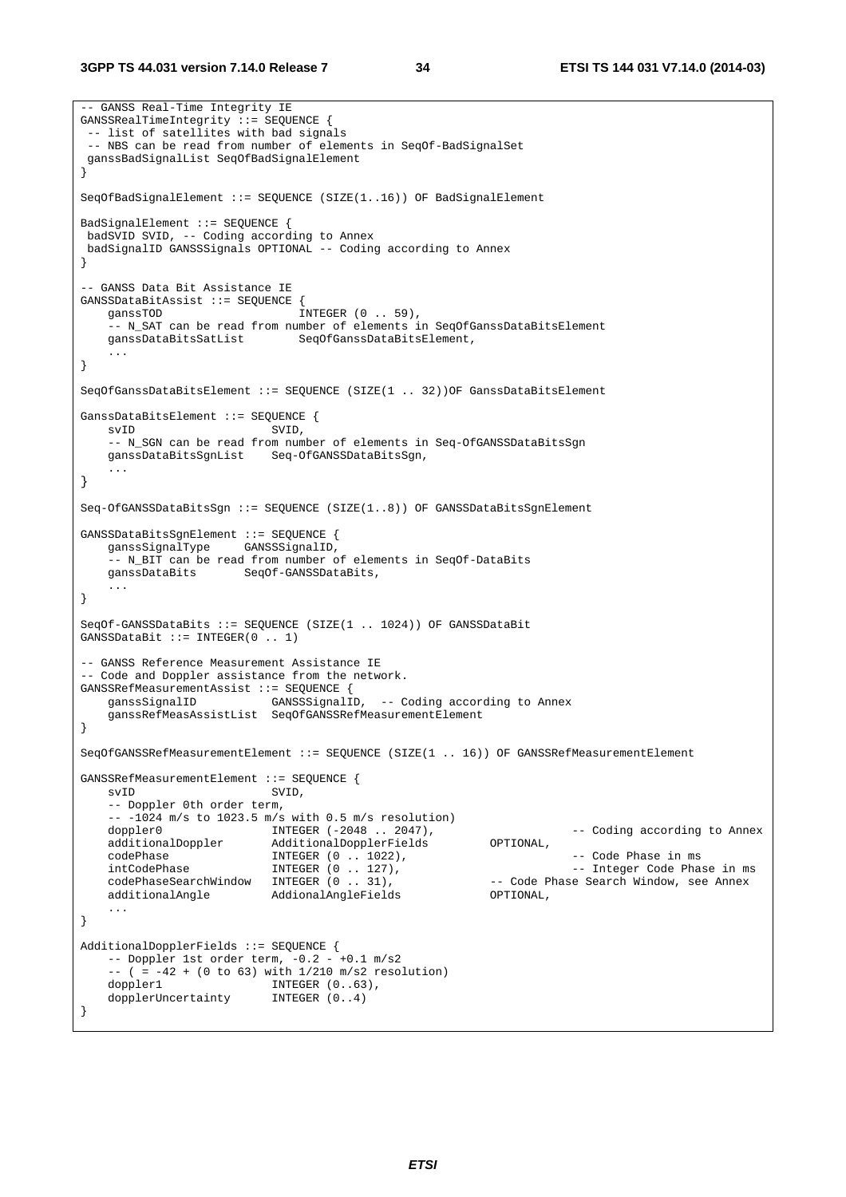```
-- GANSS Real-Time Integrity IE
GANSSRealTimeIntegrity ::= SEQUENCE {
 -- list of satellites with bad signals
 -- NBS can be read from number of elements in SeqOf-BadSignalSet
 ganssBadSignalList SeqOfBadSignalElement
}

SeqOfBadSignalElement ::= SEQUENCE (SIZE(1..16)) OF BadSignalElement

BadSignalElement ::= SEQUENCE {
 badSVID SVID, -- Coding according to Annex
 badSignalID GANSSSignals OPTIONAL -- Coding according to Annex
}

-- GANSS Data Bit Assistance IE
GANSSDataBitAssist ::= SEQUENCE {
    ganssTOD                    INTEGER (0 .. 59),
    -- N_SAT can be read from number of elements in SeqOfGanssDataBitsElement
    ganssDataBitsSatList        SeqOfGanssDataBitsElement,
    ...
}

SeqOfGanssDataBitsElement ::= SEQUENCE (SIZE(1 .. 32))OF GanssDataBitsElement

GanssDataBitsElement ::= SEQUENCE {
    svID                    SVID,
    -- N_SGN can be read from number of elements in Seq-OfGANSSDataBitsSgn
    ganssDataBitsSgnList    Seq-OfGANSSDataBitsSgn,
    ...
}

Seq-OfGANSSDataBitsSgn ::= SEQUENCE (SIZE(1..8)) OF GANSSDataBitsSgnElement

GANSSDataBitsSgnElement ::= SEQUENCE {
    ganssSignalType     GANSSSignalID,
    -- N_BIT can be read from number of elements in SeqOf-DataBits
    ganssDataBits       SeqOf-GANSSDataBits,
    ...
}

SeqOf-GANSSDataBits ::= SEQUENCE (SIZE(1 .. 1024)) OF GANSSDataBit
GANSSDataBit ::= INTEGER(0 .. 1)

-- GANSS Reference Measurement Assistance IE
-- Code and Doppler assistance from the network.
GANSSRefMeasurementAssist ::= SEQUENCE {
    ganssSignalID           GANSSSignalID,  -- Coding according to Annex
    ganssRefMeasAssistList  SeqOfGANSSRefMeasurementElement
}

SeqOfGANSSRefMeasurementElement ::= SEQUENCE (SIZE(1 .. 16)) OF GANSSRefMeasurementElement

GANSSRefMeasurementElement ::= SEQUENCE {
    svID                    SVID,
    -- Doppler 0th order term,
    -- -1024 m/s to 1023.5 m/s with 0.5 m/s resolution)
    doppler0                INTEGER (-2048 .. 2047),                    -- Coding according to Annex
    additionalDoppler       AdditionalDopplerFields         OPTIONAL,
    codePhase               INTEGER (0 .. 1022),                        -- Code Phase in ms
    intCodePhase            INTEGER (0 .. 127),                         -- Integer Code Phase in ms
    codePhaseSearchWindow   INTEGER (0 .. 31),              -- Code Phase Search Window, see Annex
    additionalAngle         AddionalAngleFields             OPTIONAL,
    ...
}

AdditionalDopplerFields ::= SEQUENCE {
    -- Doppler 1st order term, -0.2 - +0.1 m/s2
    -- ( = -42 + (0 to 63) with 1/210 m/s2 resolution)
    doppler1                INTEGER (0..63),
    dopplerUncertainty      INTEGER (0..4)
}
```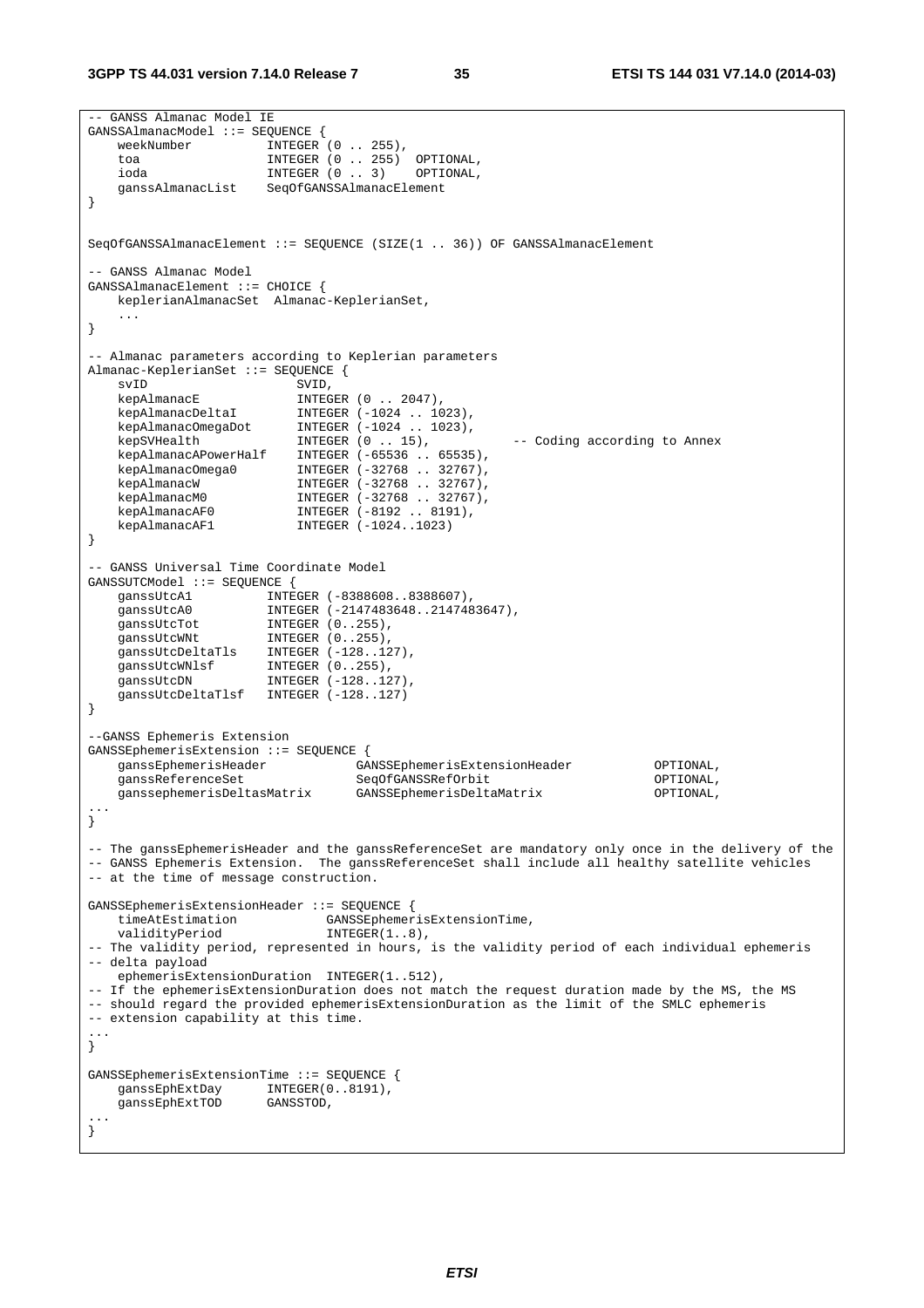```
-- GANSS Almanac Model IE
GANSSAlmanacModel ::= SEQUENCE {
    weekNumber          INTEGER (0 .. 255),
    toa                 INTEGER (0 .. 255)  OPTIONAL,
    ioda                INTEGER (0 .. 3)    OPTIONAL,
    ganssAlmanacList    SeqOfGANSSAlmanacElement
}


SeqOfGANSSAlmanacElement ::= SEQUENCE (SIZE(1 .. 36)) OF GANSSAlmanacElement

-- GANSS Almanac Model
GANSSAlmanacElement ::= CHOICE {
    keplerianAlmanacSet  Almanac-KeplerianSet,
    ...
}

-- Almanac parameters according to Keplerian parameters
Almanac-KeplerianSet ::= SEQUENCE {
    svID                    SVID,
    kepAlmanacE             INTEGER (0 .. 2047),
    kepAlmanacDeltaI        INTEGER (-1024 .. 1023),
    kepAlmanacOmegaDot      INTEGER (-1024 .. 1023),
    kepSVHealth             INTEGER (0 .. 15),          -- Coding according to Annex
    kepAlmanacAPowerHalf    INTEGER (-65536 .. 65535),
    kepAlmanacOmega0        INTEGER (-32768 .. 32767),
    kepAlmanacW             INTEGER (-32768 .. 32767),
    kepAlmanacM0            INTEGER (-32768 .. 32767),
    kepAlmanacAF0           INTEGER (-8192 .. 8191),
    kepAlmanacAF1           INTEGER (-1024..1023)
}

-- GANSS Universal Time Coordinate Model
GANSSUTCModel ::= SEQUENCE {
    ganssUtcA1          INTEGER (-8388608..8388607),
    ganssUtcA0          INTEGER (-2147483648..2147483647),
    ganssUtcTot         INTEGER (0..255),
    ganssUtcWNt         INTEGER (0..255),
    ganssUtcDeltaTls    INTEGER (-128..127),
    ganssUtcWNlsf       INTEGER (0..255),
    ganssUtcDN          INTEGER (-128..127),
    ganssUtcDeltaTlsf   INTEGER (-128..127)
}

--GANSS Ephemeris Extension
GANSSEphemerisExtension ::= SEQUENCE {
    ganssEphemerisHeader          GANSSEphemerisExtensionHeader          OPTIONAL,
    ganssReferenceSet             SeqOfGANSSRefOrbit                     OPTIONAL,
    ganssephemerisDeltasMatrix    GANSSEphemerisDeltaMatrix              OPTIONAL,
...
}

-- The ganssEphemerisHeader and the ganssReferenceSet are mandatory only once in the delivery of the
-- GANSS Ephemeris Extension.  The ganssReferenceSet shall include all healthy satellite vehicles
-- at the time of message construction.

GANSSEphemerisExtensionHeader ::= SEQUENCE {
    timeAtEstimation            GANSSEphemerisExtensionTime,
    validityPeriod              INTEGER(1..8),
-- The validity period, represented in hours, is the validity period of each individual ephemeris
-- delta payload
    ephemerisExtensionDuration  INTEGER(1..512),
-- If the ephemerisExtensionDuration does not match the request duration made by the MS, the MS
-- should regard the provided ephemerisExtensionDuration as the limit of the SMLC ephemeris
-- extension capability at this time.
...
}

GANSSEphemerisExtensionTime ::= SEQUENCE {
    ganssEphExtDay      INTEGER(0..8191),
    ganssEphExtTOD      GANSSTOD,
...
}
```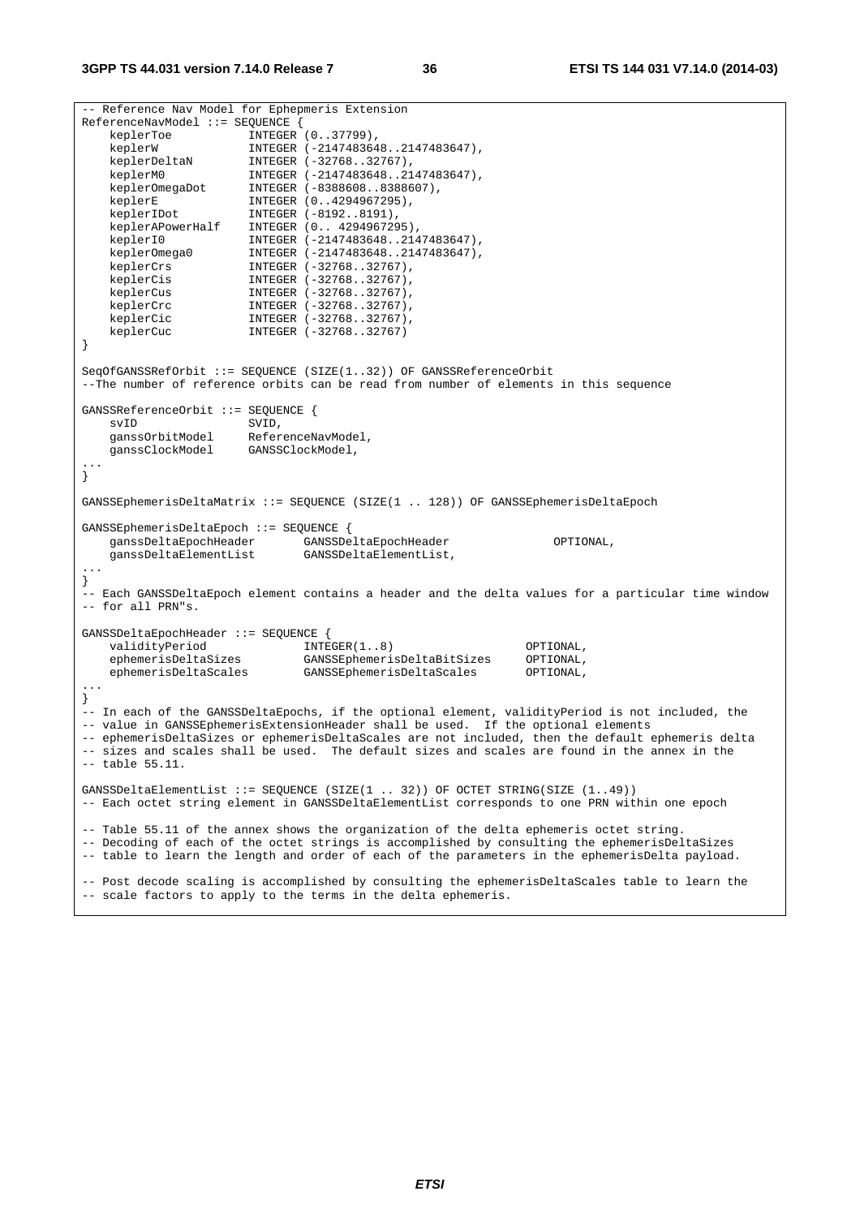```
-- Reference Nav Model for Ephepmeris Extension
ReferenceNavModel ::= SEQUENCE {
    keplerToe           INTEGER (0..37799),
    keplerW             INTEGER (-2147483648..2147483647),
    keplerDeltaN        INTEGER (-32768..32767),
    keplerM0            INTEGER (-2147483648..2147483647),
    keplerOmegaDot      INTEGER (-8388608..8388607),
    keplerE             INTEGER (0..4294967295),
    keplerIDot          INTEGER (-8192..8191),
    keplerAPowerHalf    INTEGER (0.. 4294967295),
    keplerI0            INTEGER (-2147483648..2147483647),
    keplerOmega0        INTEGER (-2147483648..2147483647),
    keplerCrs           INTEGER (-32768..32767),
    keplerCis           INTEGER (-32768..32767),
    keplerCus           INTEGER (-32768..32767),
    keplerCrc           INTEGER (-32768..32767),
    keplerCic           INTEGER (-32768..32767),
    keplerCuc           INTEGER (-32768..32767)
}

SeqOfGANSSRefOrbit ::= SEQUENCE (SIZE(1..32)) OF GANSSReferenceOrbit
--The number of reference orbits can be read from number of elements in this sequence

GANSSReferenceOrbit ::= SEQUENCE {
    svID                SVID,
    ganssOrbitModel     ReferenceNavModel,
    ganssClockModel     GANSSClockModel,
...
}

GANSSEphemerisDeltaMatrix ::= SEQUENCE (SIZE(1 .. 128)) OF GANSSEphemerisDeltaEpoch

GANSSEphemerisDeltaEpoch ::= SEQUENCE {
    ganssDeltaEpochHeader       GANSSDeltaEpochHeader               OPTIONAL,
    ganssDeltaElementList       GANSSDeltaElementList,
...
}
-- Each GANSSDeltaEpoch element contains a header and the delta values for a particular time window
-- for all PRN"s.

GANSSDeltaEpochHeader ::= SEQUENCE {
    validityPeriod              INTEGER(1..8)                       OPTIONAL,
    ephemerisDeltaSizes         GANSSEphemerisDeltaBitSizes         OPTIONAL,
    ephemerisDeltaScales        GANSSEphemerisDeltaScales           OPTIONAL,
...
}
-- In each of the GANSSDeltaEpochs, if the optional element, validityPeriod is not included, the
-- value in GANSSEphemerisExtensionHeader shall be used.  If the optional elements
-- ephemerisDeltaSizes or ephemerisDeltaScales are not included, then the default ephemeris delta
-- sizes and scales shall be used.  The default sizes and scales are found in the annex in the
-- table 55.11.

GANSSDeltaElementList ::= SEQUENCE (SIZE(1 .. 32)) OF OCTET STRING(SIZE (1..49))
-- Each octet string element in GANSSDeltaElementList corresponds to one PRN within one epoch

-- Table 55.11 of the annex shows the organization of the delta ephemeris octet string.
-- Decoding of each of the octet strings is accomplished by consulting the ephemerisDeltaSizes
-- table to learn the length and order of each of the parameters in the ephemerisDelta payload.

-- Post decode scaling is accomplished by consulting the ephemerisDeltaScales table to learn the
-- scale factors to apply to the terms in the delta ephemeris.
```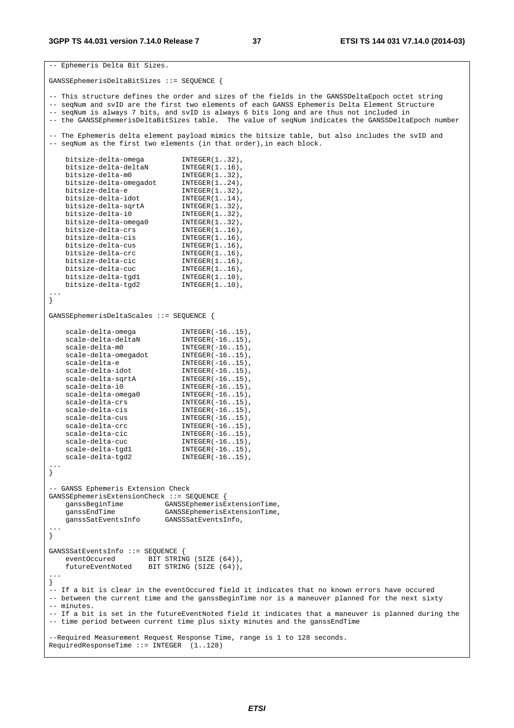```
-- Ephemeris Delta Bit Sizes.

GANSSEphemerisDeltaBitSizes ::= SEQUENCE {

-- This structure defines the order and sizes of the fields in the GANSSDeltaEpoch octet string
-- seqNum and svID are the first two elements of each GANSS Ephemeris Delta Element Structure
-- seqNum is always 7 bits, and svID is always 6 bits long and are thus not included in
-- the GANSSEphemerisDeltaBitSizes table.  The value of seqNum indicates the GANSSDeltaEpoch number

-- The Ephemeris delta element payload mimics the bitsize table, but also includes the svID and
-- seqNum as the first two elements (in that order),in each block.

    bitsize-delta-omega         INTEGER(1..32),
    bitsize-delta-deltaN        INTEGER(1..16),
    bitsize-delta-m0            INTEGER(1..32),
    bitsize-delta-omegadot      INTEGER(1..24),
    bitsize-delta-e             INTEGER(1..32),
    bitsize-delta-idot          INTEGER(1..14),
    bitsize-delta-sqrtA         INTEGER(1..32),
    bitsize-delta-i0            INTEGER(1..32),
    bitsize-delta-omega0        INTEGER(1..32),
    bitsize-delta-crs           INTEGER(1..16),
    bitsize-delta-cis           INTEGER(1..16),
    bitsize-delta-cus           INTEGER(1..16),
    bitsize-delta-crc           INTEGER(1..16),
    bitsize-delta-cic           INTEGER(1..16),
    bitsize-delta-cuc           INTEGER(1..16),
    bitsize-delta-tgd1          INTEGER(1..10),
    bitsize-delta-tgd2          INTEGER(1..10),
...
}

GANSSEphemerisDeltaScales ::= SEQUENCE {

    scale-delta-omega           INTEGER(-16..15),
    scale-delta-deltaN          INTEGER(-16..15),
    scale-delta-m0              INTEGER(-16..15),
    scale-delta-omegadot        INTEGER(-16..15),
    scale-delta-e               INTEGER(-16..15),
    scale-delta-idot            INTEGER(-16..15),
    scale-delta-sqrtA           INTEGER(-16..15),
    scale-delta-i0              INTEGER(-16..15),
    scale-delta-omega0          INTEGER(-16..15),
    scale-delta-crs             INTEGER(-16..15),
    scale-delta-cis             INTEGER(-16..15),
    scale-delta-cus             INTEGER(-16..15),
    scale-delta-crc             INTEGER(-16..15),
    scale-delta-cic             INTEGER(-16..15),
    scale-delta-cuc             INTEGER(-16..15),
    scale-delta-tgd1            INTEGER(-16..15),
    scale-delta-tgd2            INTEGER(-16..15),
...
}

-- GANSS Ephemeris Extension Check
GANSSEphemerisExtensionCheck ::= SEQUENCE {
    ganssBeginTime          GANSSEphemerisExtensionTime,
    ganssEndTime            GANSSEphemerisExtensionTime,
    ganssSatEventsInfo      GANSSSatEventsInfo,
...
}

GANSSSatEventsInfo ::= SEQUENCE {
    eventOccured        BIT STRING (SIZE (64)),
    futureEventNoted    BIT STRING (SIZE (64)),
...
}
-- If a bit is clear in the eventOccured field it indicates that no known errors have occured
-- between the current time and the ganssBeginTime nor is a maneuver planned for the next sixty
-- minutes.
-- If a bit is set in the futureEventNoted field it indicates that a maneuver is planned during the
-- time period between current time plus sixty minutes and the ganssEndTime

--Required Measurement Request Response Time, range is 1 to 128 seconds.
RequiredResponseTime ::= INTEGER  (1..128)
```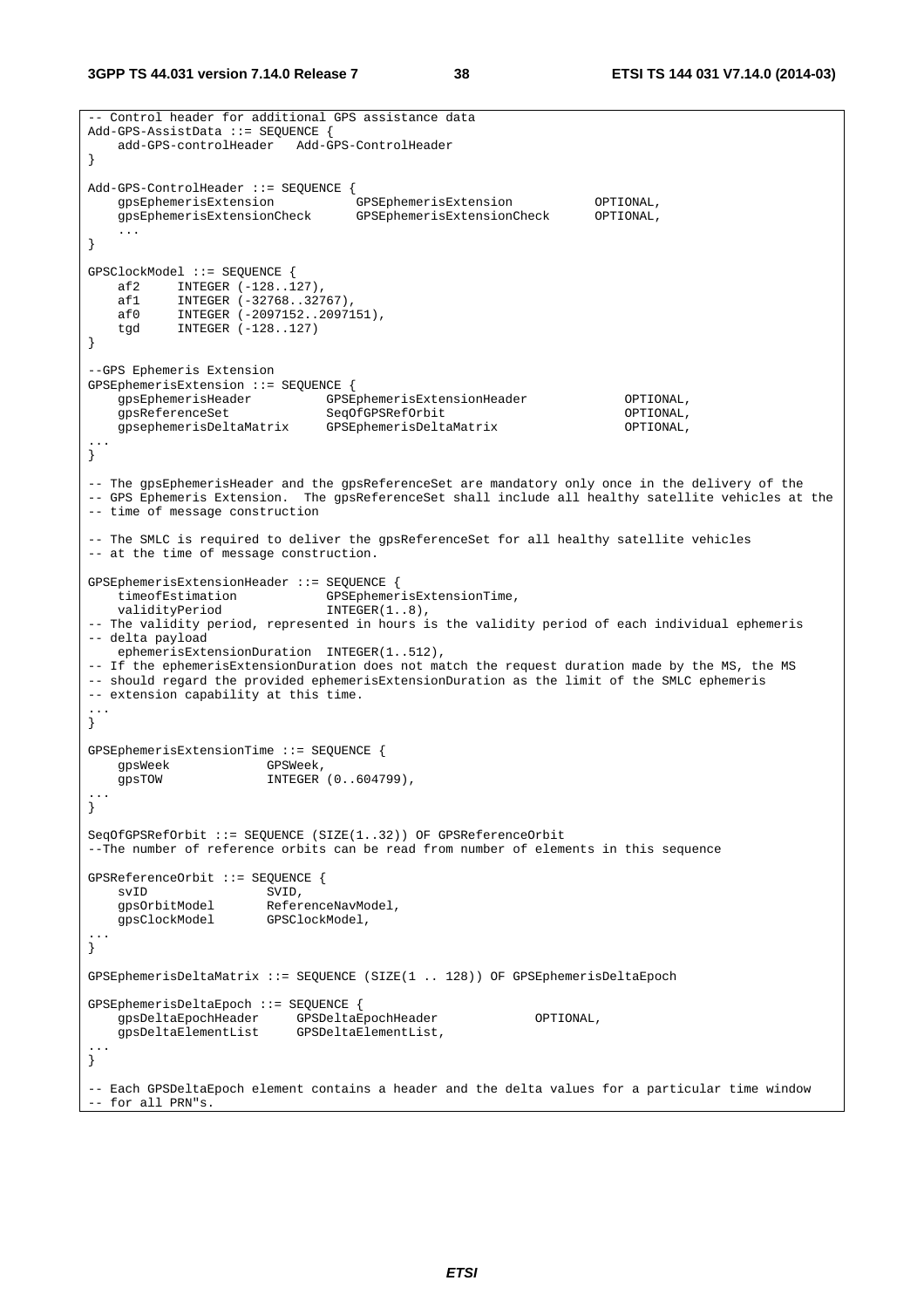```
-- Control header for additional GPS assistance data
Add-GPS-AssistData ::= SEQUENCE {
    add-GPS-controlHeader   Add-GPS-ControlHeader
}

Add-GPS-ControlHeader ::= SEQUENCE {
    gpsEphemerisExtension           GPSEphemerisExtension           OPTIONAL,
    gpsEphemerisExtensionCheck      GPSEphemerisExtensionCheck      OPTIONAL,
    ...
}

GPSClockModel ::= SEQUENCE {
    af2     INTEGER (-128..127),
    af1     INTEGER (-32768..32767),
    af0     INTEGER (-2097152..2097151),
    tgd     INTEGER (-128..127)
}

--GPS Ephemeris Extension
GPSEphemerisExtension ::= SEQUENCE {
    gpsEphemerisHeader          GPSEphemerisExtensionHeader             OPTIONAL,
    gpsReferenceSet             SeqOfGPSRefOrbit                        OPTIONAL,
    gpsephemerisDeltaMatrix     GPSEphemerisDeltaMatrix                 OPTIONAL,
...
}

-- The gpsEphemerisHeader and the gpsReferenceSet are mandatory only once in the delivery of the
-- GPS Ephemeris Extension.  The gpsReferenceSet shall include all healthy satellite vehicles at the
-- time of message construction

-- The SMLC is required to deliver the gpsReferenceSet for all healthy satellite vehicles
-- at the time of message construction.

GPSEphemerisExtensionHeader ::= SEQUENCE {
    timeofEstimation            GPSEphemerisExtensionTime,
    validityPeriod              INTEGER(1..8),
-- The validity period, represented in hours is the validity period of each individual ephemeris
-- delta payload
    ephemerisExtensionDuration  INTEGER(1..512),
-- If the ephemerisExtensionDuration does not match the request duration made by the MS, the MS
-- should regard the provided ephemerisExtensionDuration as the limit of the SMLC ephemeris
-- extension capability at this time.
...
}

GPSEphemerisExtensionTime ::= SEQUENCE {
    gpsWeek             GPSWeek,
    gpsTOW              INTEGER (0..604799),
...
}

SeqOfGPSRefOrbit ::= SEQUENCE (SIZE(1..32)) OF GPSReferenceOrbit
--The number of reference orbits can be read from number of elements in this sequence

GPSReferenceOrbit ::= SEQUENCE {
    svID                SVID,
    gpsOrbitModel       ReferenceNavModel,
    gpsClockModel       GPSClockModel,
...
}

GPSEphemerisDeltaMatrix ::= SEQUENCE (SIZE(1 .. 128)) OF GPSEphemerisDeltaEpoch

GPSEphemerisDeltaEpoch ::= SEQUENCE {
    gpsDeltaEpochHeader     GPSDeltaEpochHeader             OPTIONAL,
    gpsDeltaElementList     GPSDeltaElementList,
...
}

-- Each GPSDeltaEpoch element contains a header and the delta values for a particular time window
-- for all PRN"s.
```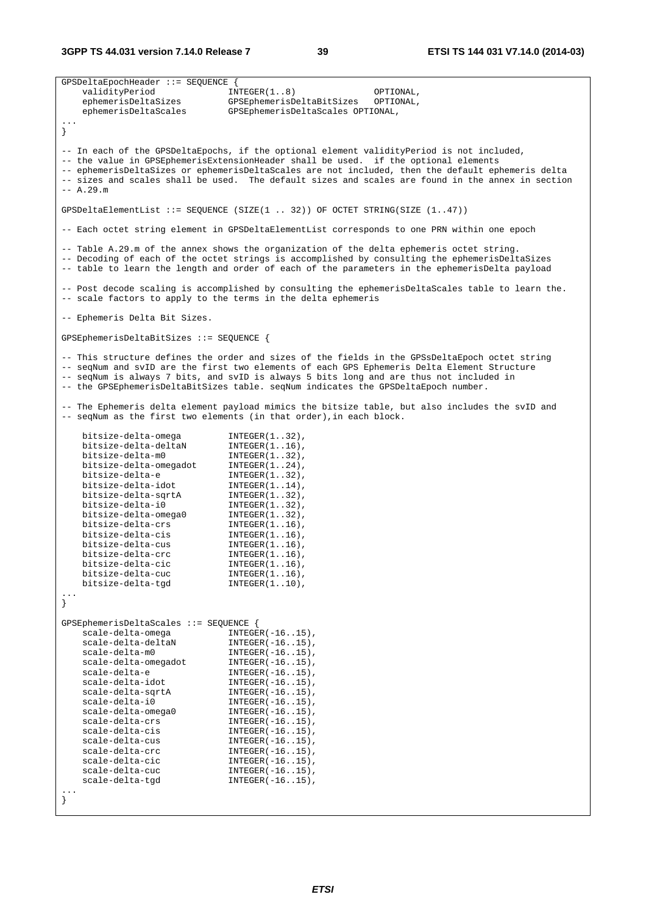```
GPSDeltaEpochHeader ::= SEQUENCE {
    validityPeriod              INTEGER(1..8)                   OPTIONAL,
    ephemerisDeltaSizes         GPSEphemerisDeltaBitSizes   OPTIONAL,
    ephemerisDeltaScales        GPSEphemerisDeltaScales OPTIONAL,
...
}

-- In each of the GPSDeltaEpochs, if the optional element validityPeriod is not included,
-- the value in GPSEphemerisExtensionHeader shall be used.  if the optional elements
-- ephemerisDeltaSizes or ephemerisDeltaScales are not included, then the default ephemeris delta
-- sizes and scales shall be used.  The default sizes and scales are found in the annex in section
-- A.29.m

GPSDeltaElementList ::= SEQUENCE (SIZE(1 .. 32)) OF OCTET STRING(SIZE (1..47))

-- Each octet string element in GPSDeltaElementList corresponds to one PRN within one epoch

-- Table A.29.m of the annex shows the organization of the delta ephemeris octet string.
-- Decoding of each of the octet strings is accomplished by consulting the ephemerisDeltaSizes
-- table to learn the length and order of each of the parameters in the ephemerisDelta payload

-- Post decode scaling is accomplished by consulting the ephemerisDeltaScales table to learn the.
-- scale factors to apply to the terms in the delta ephemeris

-- Ephemeris Delta Bit Sizes.

GPSEphemerisDeltaBitSizes ::= SEQUENCE {

-- This structure defines the order and sizes of the fields in the GPSsDeltaEpoch octet string
-- seqNum and svID are the first two elements of each GPS Ephemeris Delta Element Structure
-- seqNum is always 7 bits, and svID is always 5 bits long and are thus not included in
-- the GPSEphemerisDeltaBitSizes table. seqNum indicates the GPSDeltaEpoch number.

-- The Ephemeris delta element payload mimics the bitsize table, but also includes the svID and
-- seqNum as the first two elements (in that order),in each block.

    bitsize-delta-omega         INTEGER(1..32),
    bitsize-delta-deltaN        INTEGER(1..16),
    bitsize-delta-m0            INTEGER(1..32),
    bitsize-delta-omegadot      INTEGER(1..24),
    bitsize-delta-e             INTEGER(1..32),
    bitsize-delta-idot          INTEGER(1..14),
    bitsize-delta-sqrtA         INTEGER(1..32),
    bitsize-delta-i0            INTEGER(1..32),
    bitsize-delta-omega0        INTEGER(1..32),
    bitsize-delta-crs           INTEGER(1..16),
    bitsize-delta-cis           INTEGER(1..16),
    bitsize-delta-cus           INTEGER(1..16),
    bitsize-delta-crc           INTEGER(1..16),
    bitsize-delta-cic           INTEGER(1..16),
    bitsize-delta-cuc           INTEGER(1..16),
    bitsize-delta-tgd           INTEGER(1..10),
...
}

GPSEphemerisDeltaScales ::= SEQUENCE {
    scale-delta-omega           INTEGER(-16..15),
    scale-delta-deltaN          INTEGER(-16..15),
    scale-delta-m0              INTEGER(-16..15),
    scale-delta-omegadot        INTEGER(-16..15),
    scale-delta-e               INTEGER(-16..15),
    scale-delta-idot            INTEGER(-16..15),
    scale-delta-sqrtA           INTEGER(-16..15),
    scale-delta-i0              INTEGER(-16..15),
    scale-delta-omega0          INTEGER(-16..15),
    scale-delta-crs             INTEGER(-16..15),
    scale-delta-cis             INTEGER(-16..15),
    scale-delta-cus             INTEGER(-16..15),
    scale-delta-crc             INTEGER(-16..15),
    scale-delta-cic             INTEGER(-16..15),
    scale-delta-cuc             INTEGER(-16..15),
    scale-delta-tgd             INTEGER(-16..15),
...
}
```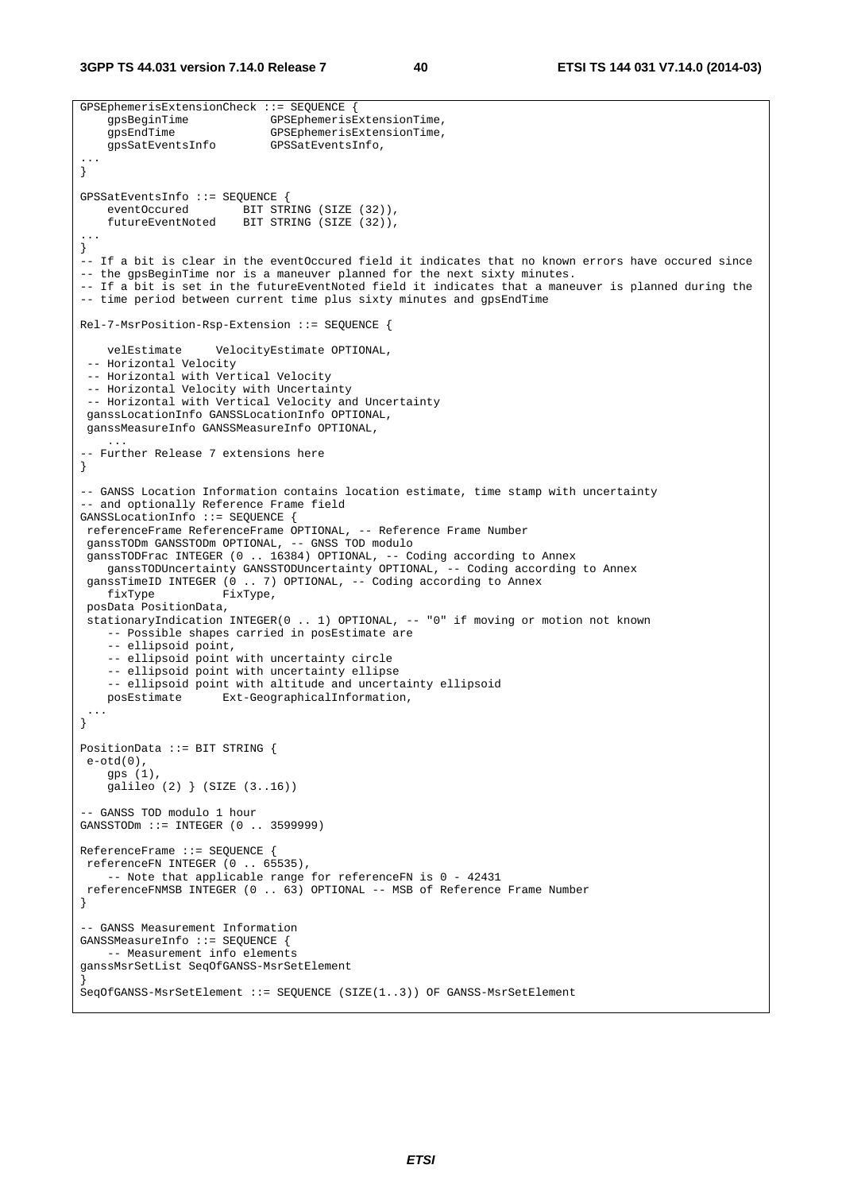```
GPSEphemerisExtensionCheck ::= SEQUENCE {
    gpsBeginTime            GPSEphemerisExtensionTime,
    gpsEndTime              GPSEphemerisExtensionTime,
    gpsSatEventsInfo        GPSSatEventsInfo,
...
}

GPSSatEventsInfo ::= SEQUENCE {
    eventOccured        BIT STRING (SIZE (32)),
    futureEventNoted    BIT STRING (SIZE (32)),
...
}
-- If a bit is clear in the eventOccured field it indicates that no known errors have occured since
-- the gpsBeginTime nor is a maneuver planned for the next sixty minutes.
-- If a bit is set in the futureEventNoted field it indicates that a maneuver is planned during the
-- time period between current time plus sixty minutes and gpsEndTime

Rel-7-MsrPosition-Rsp-Extension ::= SEQUENCE {

    velEstimate     VelocityEstimate OPTIONAL,
 -- Horizontal Velocity
 -- Horizontal with Vertical Velocity
 -- Horizontal Velocity with Uncertainty
 -- Horizontal with Vertical Velocity and Uncertainty
 ganssLocationInfo GANSSLocationInfo OPTIONAL,
 ganssMeasureInfo GANSSMeasureInfo OPTIONAL,
    ...
-- Further Release 7 extensions here
}

-- GANSS Location Information contains location estimate, time stamp with uncertainty
-- and optionally Reference Frame field
GANSSLocationInfo ::= SEQUENCE {
 referenceFrame ReferenceFrame OPTIONAL, -- Reference Frame Number
 ganssTODm GANSSTODm OPTIONAL, -- GNSS TOD modulo
 ganssTODFrac INTEGER (0 .. 16384) OPTIONAL, -- Coding according to Annex
    ganssTODUncertainty GANSSTODUncertainty OPTIONAL, -- Coding according to Annex
 ganssTimeID INTEGER (0 .. 7) OPTIONAL, -- Coding according to Annex
    fixType          FixType,
 posData PositionData,
 stationaryIndication INTEGER(0 .. 1) OPTIONAL, -- "0" if moving or motion not known
    -- Possible shapes carried in posEstimate are
    -- ellipsoid point,
    -- ellipsoid point with uncertainty circle
    -- ellipsoid point with uncertainty ellipse
    -- ellipsoid point with altitude and uncertainty ellipsoid
    posEstimate      Ext-GeographicalInformation,
 ...
}

PositionData ::= BIT STRING {
 e-otd(0),
    gps (1),
    galileo (2) } (SIZE (3..16))

-- GANSS TOD modulo 1 hour
GANSSTODm ::= INTEGER (0 .. 3599999)

ReferenceFrame ::= SEQUENCE {
 referenceFN INTEGER (0 .. 65535),
    -- Note that applicable range for referenceFN is 0 - 42431
 referenceFNMSB INTEGER (0 .. 63) OPTIONAL -- MSB of Reference Frame Number
}

-- GANSS Measurement Information
GANSSMeasureInfo ::= SEQUENCE {
    -- Measurement info elements
ganssMsrSetList SeqOfGANSS-MsrSetElement
}
SeqOfGANSS-MsrSetElement ::= SEQUENCE (SIZE(1..3)) OF GANSS-MsrSetElement
```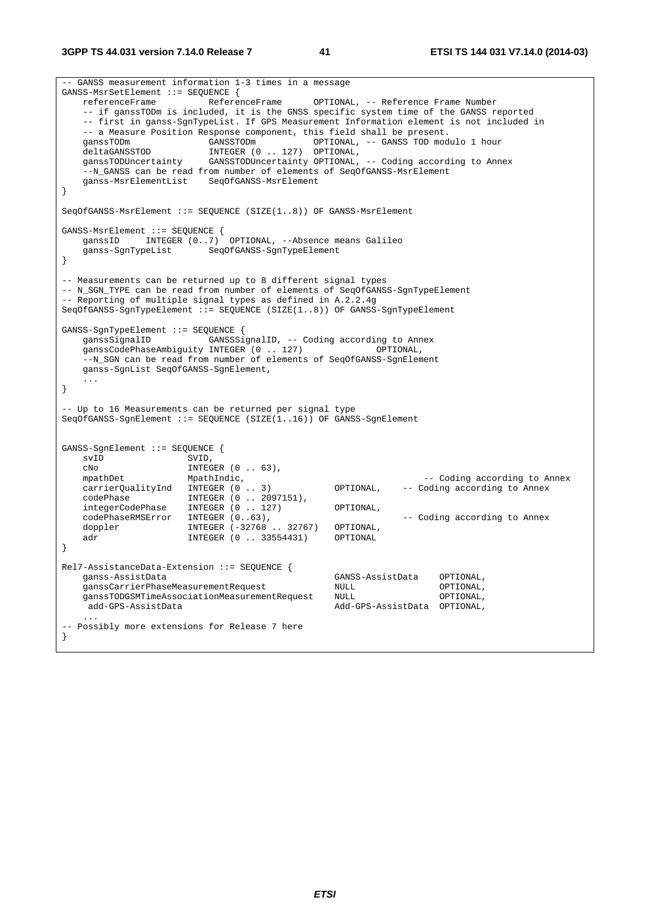```
-- GANSS measurement information 1-3 times in a message
GANSS-MsrSetElement ::= SEQUENCE {
    referenceFrame          ReferenceFrame      OPTIONAL, -- Reference Frame Number
    -- if ganssTODm is included, it is the GNSS specific system time of the GANSS reported
    -- first in ganss-SgnTypeList. If GPS Measurement Information element is not included in
    -- a Measure Position Response component, this field shall be present.
    ganssTODm               GANSSTODm           OPTIONAL, -- GANSS TOD modulo 1 hour
    deltaGANSSTOD           INTEGER (0 .. 127)  OPTIONAL,
    ganssTODUncertainty     GANSSTODUncertainty OPTIONAL, -- Coding according to Annex
    --N_GANSS can be read from number of elements of SeqOfGANSS-MsrElement
    ganss-MsrElementList    SeqOfGANSS-MsrElement
}

SeqOfGANSS-MsrElement ::= SEQUENCE (SIZE(1..8)) OF GANSS-MsrElement

GANSS-MsrElement ::= SEQUENCE {
    ganssID     INTEGER (0..7)  OPTIONAL, --Absence means Galileo
    ganss-SgnTypeList       SeqOfGANSS-SgnTypeElement
}

-- Measurements can be returned up to 8 different signal types
-- N_SGN_TYPE can be read from number of elements of SeqOfGANSS-SgnTypeElement
-- Reporting of multiple signal types as defined in A.2.2.4g
SeqOfGANSS-SgnTypeElement ::= SEQUENCE (SIZE(1..8)) OF GANSS-SgnTypeElement

GANSS-SgnTypeElement ::= SEQUENCE {
    ganssSignalID           GANSSSignalID, -- Coding according to Annex
    ganssCodePhaseAmbiguity INTEGER (0 .. 127)              OPTIONAL,
    --N_SGN can be read from number of elements of SeqOfGANSS-SgnElement
    ganss-SgnList SeqOfGANSS-SgnElement,
    ...
}

-- Up to 16 Measurements can be returned per signal type
SeqOfGANSS-SgnElement ::= SEQUENCE (SIZE(1..16)) OF GANSS-SgnElement


GANSS-SgnElement ::= SEQUENCE {
    svID                SVID,
    cNo                 INTEGER (0 .. 63),
    mpathDet            MpathIndic,                                     -- Coding according to Annex
    carrierQualityInd   INTEGER (0 .. 3)            OPTIONAL,    -- Coding according to Annex
    codePhase           INTEGER (0 .. 2097151),
    integerCodePhase    INTEGER (0 .. 127)          OPTIONAL,
    codePhaseRMSError   INTEGER (0..63),                            -- Coding according to Annex
    doppler             INTEGER (-32768 .. 32767)   OPTIONAL,
    adr                 INTEGER (0 .. 33554431)     OPTIONAL
}

Rel7-AssistanceData-Extension ::= SEQUENCE {
    ganss-AssistData                                GANSS-AssistData    OPTIONAL,
    ganssCarrierPhaseMeasurementRequest             NULL                OPTIONAL,
    ganssTODGSMTimeAssociationMeasurementRequest    NULL                OPTIONAL,
     add-GPS-AssistData                             Add-GPS-AssistData  OPTIONAL,
    ...
-- Possibly more extensions for Release 7 here
}
```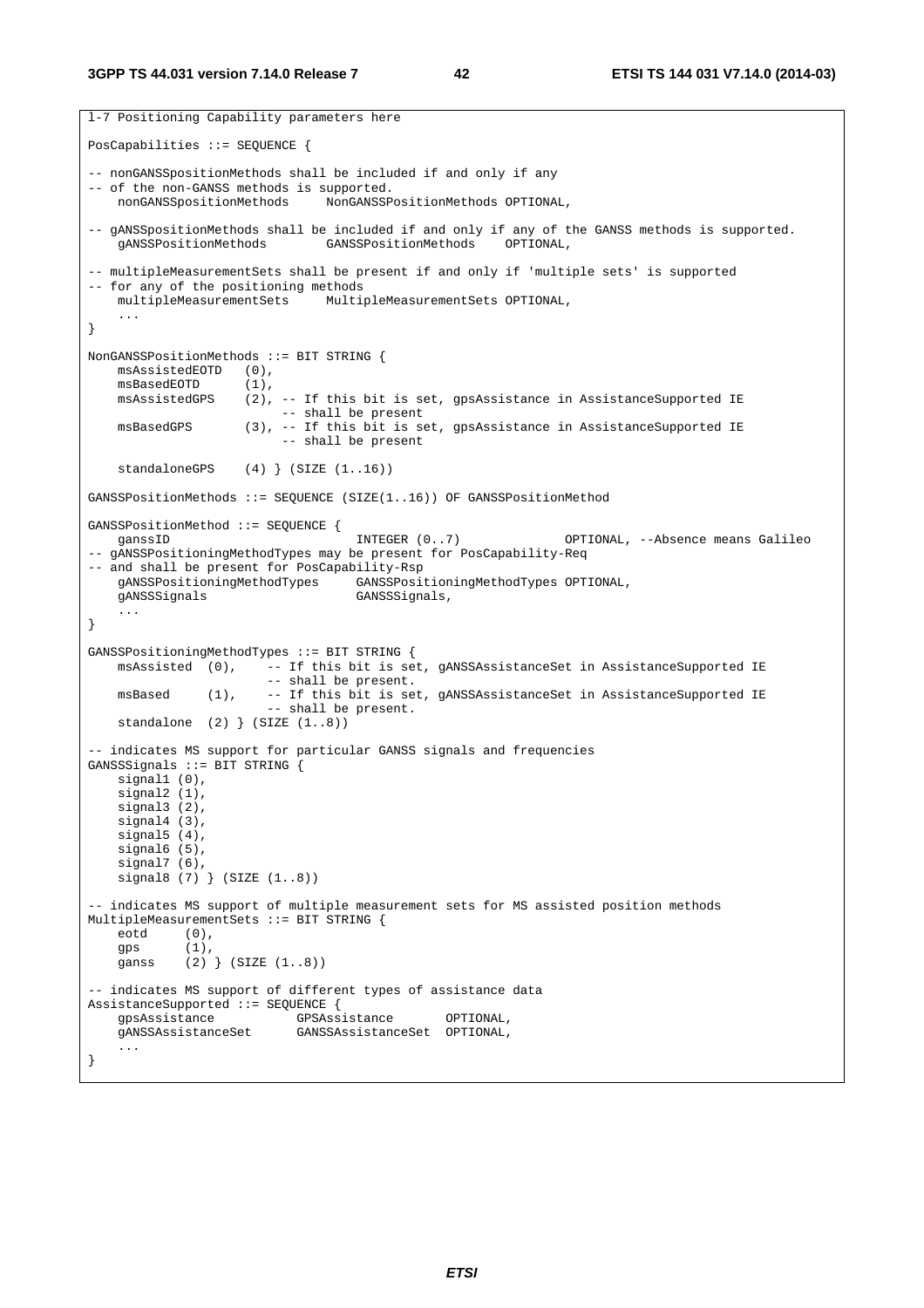```
l-7 Positioning Capability parameters here

PosCapabilities ::= SEQUENCE {

-- nonGANSSpositionMethods shall be included if and only if any
-- of the non-GANSS methods is supported.
    nonGANSSpositionMethods     NonGANSSPositionMethods OPTIONAL,

-- gANSSPositionMethods shall be included if and only if any of the GANSS methods is supported.
    gANSSPositionMethods        GANSSPositionMethods    OPTIONAL,

-- multipleMeasurementSets shall be present if and only if 'multiple sets' is supported
-- for any of the positioning methods
    multipleMeasurementSets     MultipleMeasurementSets OPTIONAL,
    ...
}

NonGANSSPositionMethods ::= BIT STRING {
    msAssistedEOTD   (0),
    msBasedEOTD      (1),
    msAssistedGPS    (2), -- If this bit is set, gpsAssistance in AssistanceSupported IE
                          -- shall be present
    msBasedGPS       (3), -- If this bit is set, gpsAssistance in AssistanceSupported IE
                          -- shall be present

    standaloneGPS    (4) } (SIZE (1..16))

GANSSPositionMethods ::= SEQUENCE (SIZE(1..16)) OF GANSSPositionMethod

GANSSPositionMethod ::= SEQUENCE {
    ganssID                         INTEGER (0..7)              OPTIONAL, --Absence means Galileo
-- gANSSPositioningMethodTypes may be present for PosCapability-Req
-- and shall be present for PosCapability-Rsp
    gANSSPositioningMethodTypes     GANSSPositioningMethodTypes OPTIONAL,
    gANSSSignals                    GANSSSignals,
    ...
}

GANSSPositioningMethodTypes ::= BIT STRING {
    msAssisted  (0),    -- If this bit is set, gANSSAssistanceSet in AssistanceSupported IE
                        -- shall be present.
    msBased     (1),    -- If this bit is set, gANSSAssistanceSet in AssistanceSupported IE
                        -- shall be present.
    standalone  (2) } (SIZE (1..8))

-- indicates MS support for particular GANSS signals and frequencies
GANSSSignals ::= BIT STRING {
    signal1 (0),
    signal2 (1),
    signal3 (2),
    signal4 (3),
    signal5 (4),
    signal6 (5),
    signal7 (6),
    signal8 (7) } (SIZE (1..8))

-- indicates MS support of multiple measurement sets for MS assisted position methods
MultipleMeasurementSets ::= BIT STRING {
    eotd     (0),
    gps      (1),
    ganss    (2) } (SIZE (1..8))

-- indicates MS support of different types of assistance data
AssistanceSupported ::= SEQUENCE {
    gpsAssistance           GPSAssistance       OPTIONAL,
    gANSSAssistanceSet      GANSSAssistanceSet  OPTIONAL,
    ...
}
```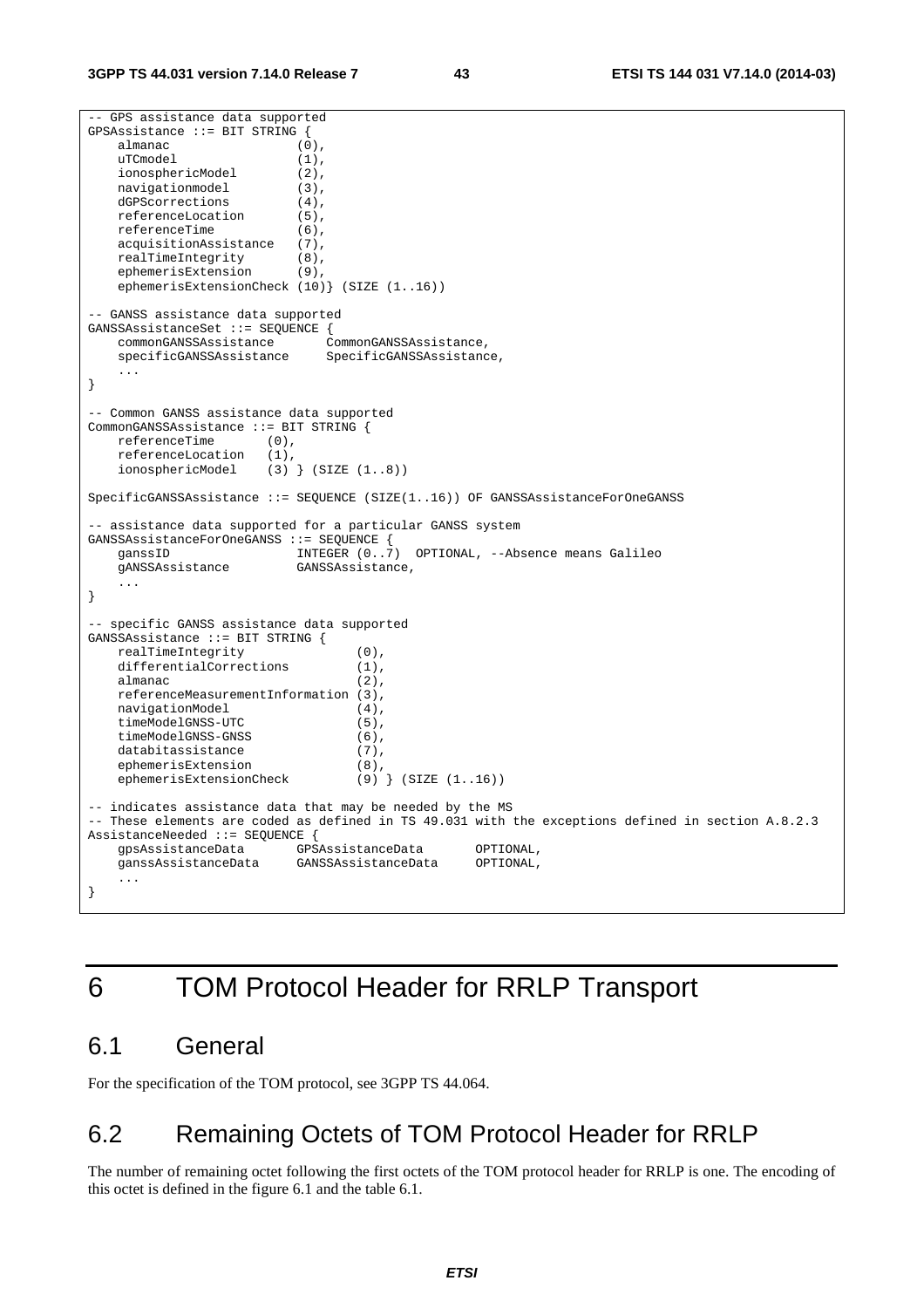```
-- GPS assistance data supported
GPSAssistance ::= BIT STRING {
    almanac                 (0),
    uTCmodel                (1),
    ionosphericModel        (2),
    navigationmodel         (3),
    dGPScorrections         (4),
    referenceLocation       (5),
    referenceTime           (6),
    acquisitionAssistance   (7),
    realTimeIntegrity       (8),
    ephemerisExtension      (9),
    ephemerisExtensionCheck (10)} (SIZE (1..16))

-- GANSS assistance data supported
GANSSAssistanceSet ::= SEQUENCE {
    commonGANSSAssistance       CommonGANSSAssistance,
    specificGANSSAssistance     SpecificGANSSAssistance,
    ...
}

-- Common GANSS assistance data supported
CommonGANSSAssistance ::= BIT STRING {
    referenceTime       (0),
    referenceLocation   (1),
    ionosphericModel    (3) } (SIZE (1..8))

SpecificGANSSAssistance ::= SEQUENCE (SIZE(1..16)) OF GANSSAssistanceForOneGANSS

-- assistance data supported for a particular GANSS system
GANSSAssistanceForOneGANSS ::= SEQUENCE {
    ganssID                 INTEGER (0..7)  OPTIONAL, --Absence means Galileo
    gANSSAssistance         GANSSAssistance,
    ...
}

-- specific GANSS assistance data supported
GANSSAssistance ::= BIT STRING {
    realTimeIntegrity               (0),
    differentialCorrections         (1),
    almanac                         (2),
    referenceMeasurementInformation (3),
    navigationModel                 (4),
    timeModelGNSS-UTC               (5),
    timeModelGNSS-GNSS              (6),
    databitassistance               (7),
    ephemerisExtension              (8),
    ephemerisExtensionCheck         (9) } (SIZE (1..16))

-- indicates assistance data that may be needed by the MS
-- These elements are coded as defined in TS 49.031 with the exceptions defined in section A.8.2.3
AssistanceNeeded ::= SEQUENCE {
    gpsAssistanceData       GPSAssistanceData       OPTIONAL,
    ganssAssistanceData     GANSSAssistanceData     OPTIONAL,
    ...
}
```

# 6 TOM Protocol Header for RRLP Transport

## 6.1 General

For the specification of the TOM protocol, see 3GPP TS 44.064.

## 6.2 Remaining Octets of TOM Protocol Header for RRLP

The number of remaining octet following the first octets of the TOM protocol header for RRLP is one. The encoding of this octet is defined in the figure 6.1 and the table 6.1.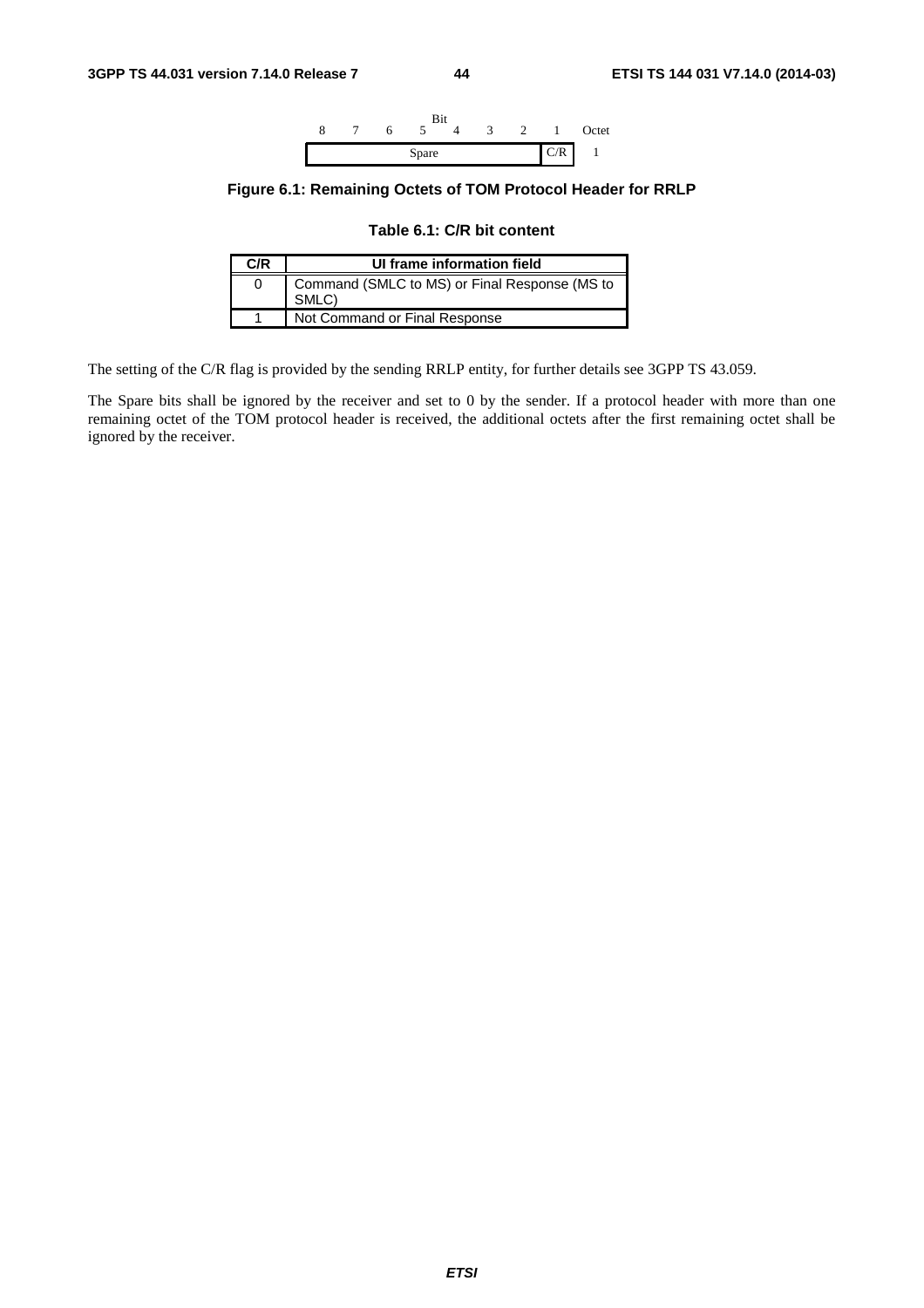| Bit | | | | | | | | Octet |
|---|---|---|---|---|---|---|---|---|
| 8 | 7 | 6 | 5 | 4 | 3 | 2 | 1 | |
| Spare | | | | | | | C/R | 1 |

**Figure 6.1: Remaining Octets of TOM Protocol Header for RRLP**

**Table 6.1: C/R bit content**

| C/R | UI frame information field |
|---|---|
| 0 | Command (SMLC to MS) or Final Response (MS to SMLC) |
| 1 | Not Command or Final Response |

The setting of the C/R flag is provided by the sending RRLP entity, for further details see 3GPP TS 43.059.

The Spare bits shall be ignored by the receiver and set to 0 by the sender. If a protocol header with more than one remaining octet of the TOM protocol header is received, the additional octets after the first remaining octet shall be ignored by the receiver.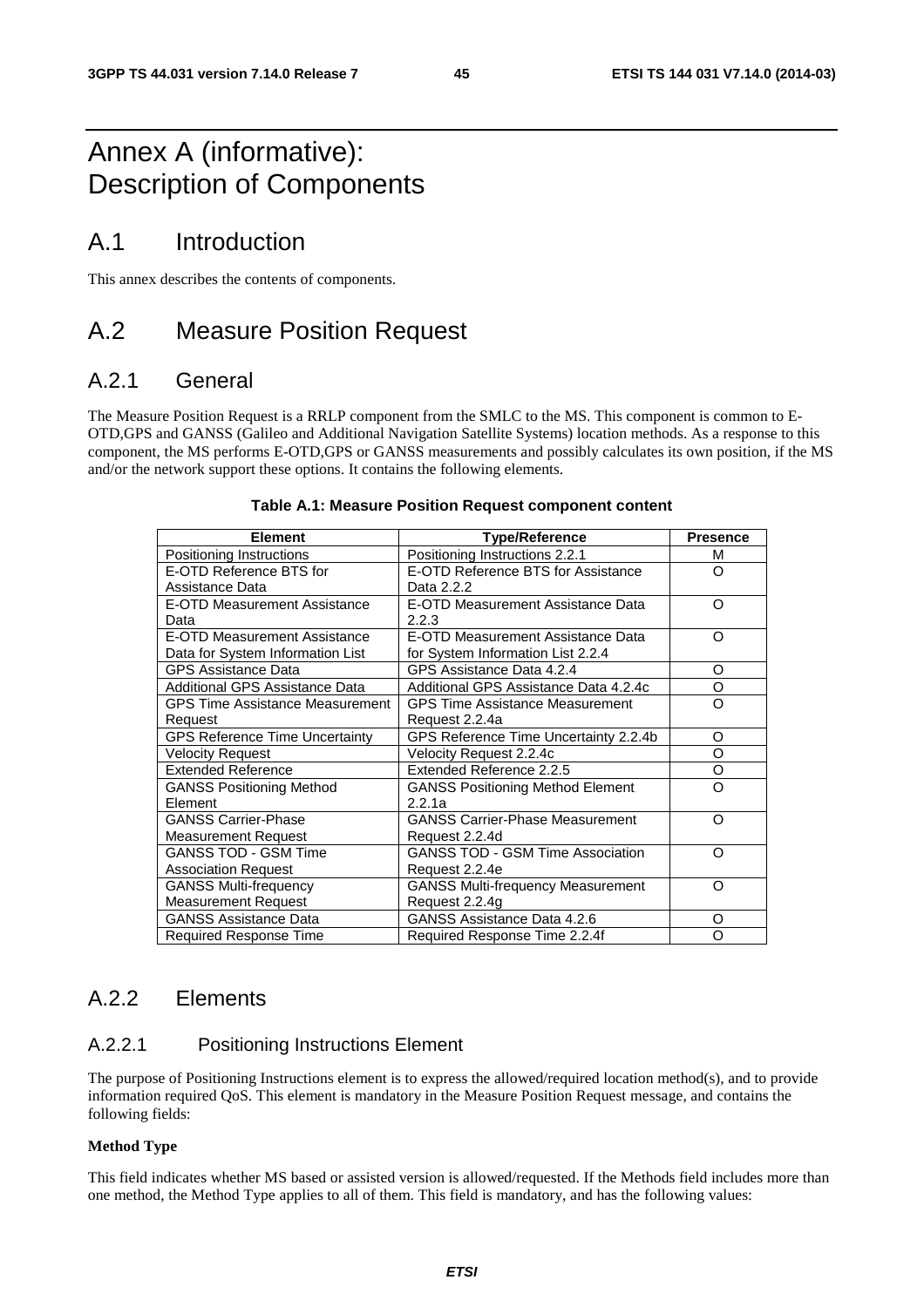# Annex A (informative): Description of Components

# A.1 Introduction

This annex describes the contents of components.

# A.2 Measure Position Request

## A.2.1 General

The Measure Position Request is a RRLP component from the SMLC to the MS. This component is common to E-OTD,GPS and GANSS (Galileo and Additional Navigation Satellite Systems) location methods. As a response to this component, the MS performs E-OTD,GPS or GANSS measurements and possibly calculates its own position, if the MS and/or the network support these options. It contains the following elements.

**Table A.1: Measure Position Request component content**

| Element | Type/Reference | Presence |
|---|---|---|
| Positioning Instructions | Positioning Instructions 2.2.1 | M |
| E-OTD Reference BTS for Assistance Data | E-OTD Reference BTS for Assistance Data 2.2.2 | O |
| E-OTD Measurement Assistance Data | E-OTD Measurement Assistance Data 2.2.3 | O |
| E-OTD Measurement Assistance Data for System Information List | E-OTD Measurement Assistance Data for System Information List 2.2.4 | O |
| GPS Assistance Data | GPS Assistance Data 4.2.4 | O |
| Additional GPS Assistance Data | Additional GPS Assistance Data 4.2.4c | O |
| GPS Time Assistance Measurement Request | GPS Time Assistance Measurement Request 2.2.4a | O |
| GPS Reference Time Uncertainty | GPS Reference Time Uncertainty 2.2.4b | O |
| Velocity Request | Velocity Request 2.2.4c | O |
| Extended Reference | Extended Reference 2.2.5 | O |
| GANSS Positioning Method Element | GANSS Positioning Method Element 2.2.1a | O |
| GANSS Carrier-Phase Measurement Request | GANSS Carrier-Phase Measurement Request 2.2.4d | O |
| GANSS TOD - GSM Time Association Request | GANSS TOD - GSM Time Association Request 2.2.4e | O |
| GANSS Multi-frequency Measurement Request | GANSS Multi-frequency Measurement Request 2.2.4g | O |
| GANSS Assistance Data | GANSS Assistance Data 4.2.6 | O |
| Required Response Time | Required Response Time 2.2.4f | O |

## A.2.2 Elements

### A.2.2.1 Positioning Instructions Element

The purpose of Positioning Instructions element is to express the allowed/required location method(s), and to provide information required QoS. This element is mandatory in the Measure Position Request message, and contains the following fields:

**Method Type**

This field indicates whether MS based or assisted version is allowed/requested. If the Methods field includes more than one method, the Method Type applies to all of them. This field is mandatory, and has the following values: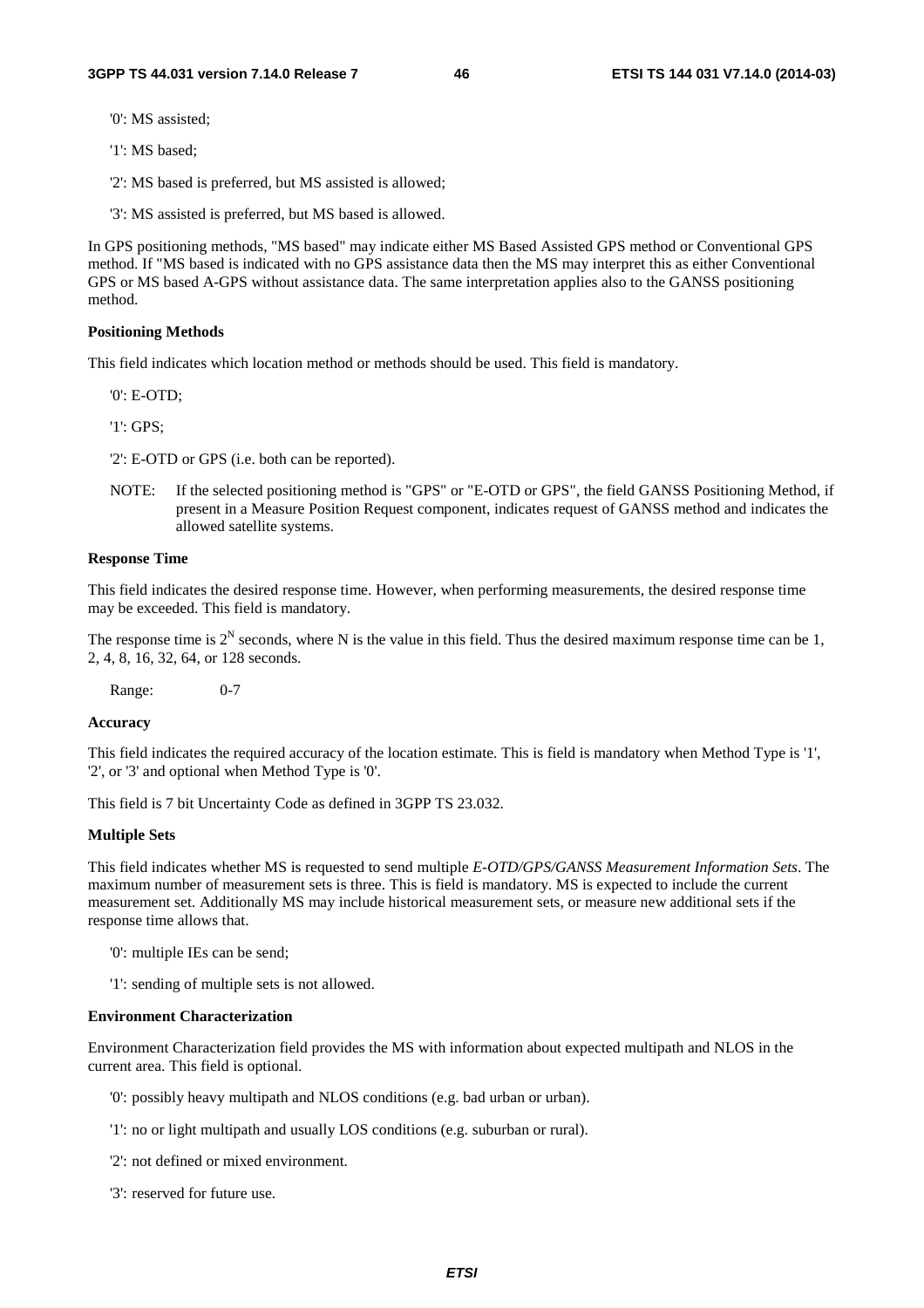'0': MS assisted;

'1': MS based;

'2': MS based is preferred, but MS assisted is allowed;

'3': MS assisted is preferred, but MS based is allowed.

In GPS positioning methods, "MS based" may indicate either MS Based Assisted GPS method or Conventional GPS method. If "MS based is indicated with no GPS assistance data then the MS may interpret this as either Conventional GPS or MS based A-GPS without assistance data. The same interpretation applies also to the GANSS positioning method.

**Positioning Methods**

This field indicates which location method or methods should be used. This field is mandatory.

'0': E-OTD;

'1': GPS;

'2': E-OTD or GPS (i.e. both can be reported).

NOTE: If the selected positioning method is "GPS" or "E-OTD or GPS", the field GANSS Positioning Method, if present in a Measure Position Request component, indicates request of GANSS method and indicates the allowed satellite systems.

**Response Time**

This field indicates the desired response time. However, when performing measurements, the desired response time may be exceeded. This field is mandatory.

The response time is $2^N$ seconds, where N is the value in this field. Thus the desired maximum response time can be 1, 2, 4, 8, 16, 32, 64, or 128 seconds.

Range: 0-7

**Accuracy**

This field indicates the required accuracy of the location estimate. This is field is mandatory when Method Type is '1', '2', or '3' and optional when Method Type is '0'.

This field is 7 bit Uncertainty Code as defined in 3GPP TS 23.032.

**Multiple Sets**

This field indicates whether MS is requested to send multiple *E-OTD/GPS/GANSS Measurement Information Sets*. The maximum number of measurement sets is three. This is field is mandatory. MS is expected to include the current measurement set. Additionally MS may include historical measurement sets, or measure new additional sets if the response time allows that.

'0': multiple IEs can be send;

'1': sending of multiple sets is not allowed.

**Environment Characterization**

Environment Characterization field provides the MS with information about expected multipath and NLOS in the current area. This field is optional.

'0': possibly heavy multipath and NLOS conditions (e.g. bad urban or urban).

'1': no or light multipath and usually LOS conditions (e.g. suburban or rural).

'2': not defined or mixed environment.

'3': reserved for future use.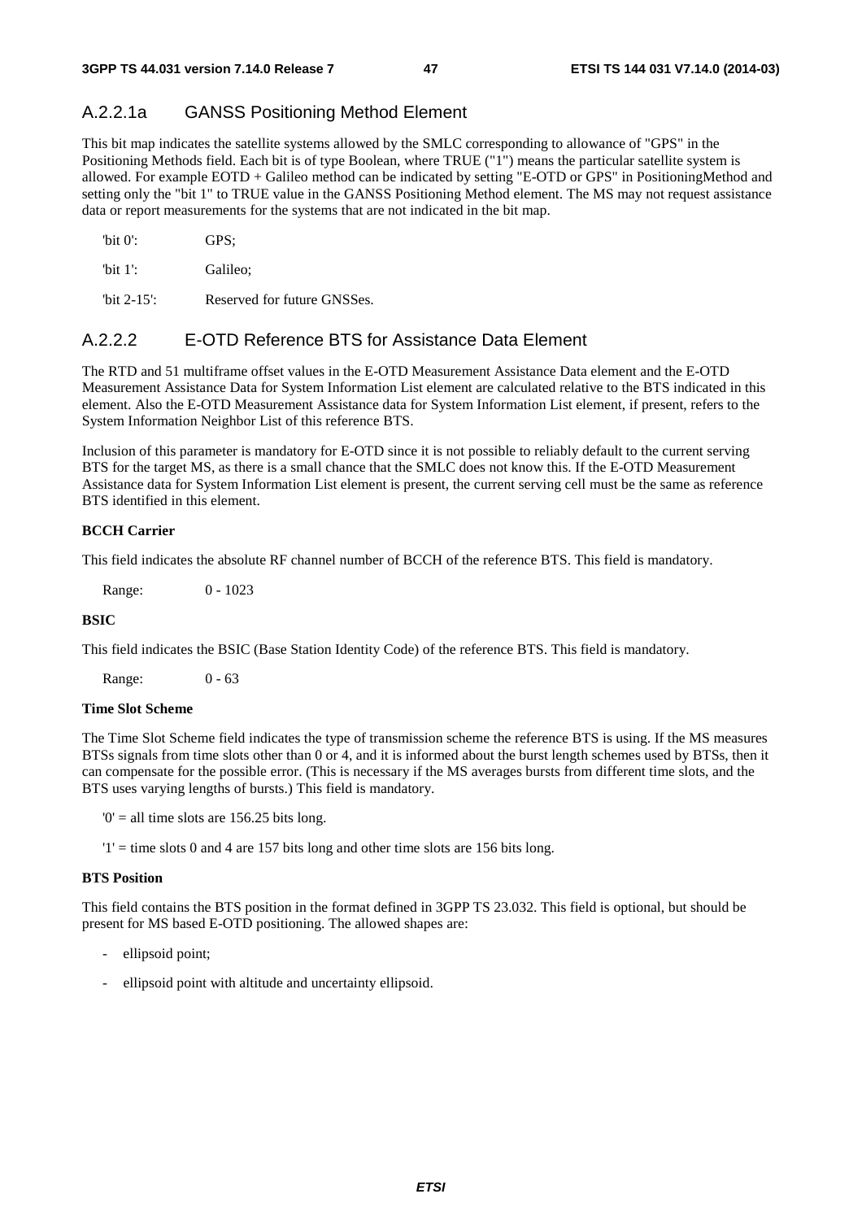### A.2.2.1a GANSS Positioning Method Element

This bit map indicates the satellite systems allowed by the SMLC corresponding to allowance of "GPS" in the Positioning Methods field. Each bit is of type Boolean, where TRUE ("1") means the particular satellite system is allowed. For example EOTD + Galileo method can be indicated by setting "E-OTD or GPS" in PositioningMethod and setting only the "bit 1" to TRUE value in the GANSS Positioning Method element. The MS may not request assistance data or report measurements for the systems that are not indicated in the bit map.

'bit 0': GPS;

'bit 1': Galileo;

'bit 2-15': Reserved for future GNSSes.

### A.2.2.2 E-OTD Reference BTS for Assistance Data Element

The RTD and 51 multiframe offset values in the E-OTD Measurement Assistance Data element and the E-OTD Measurement Assistance Data for System Information List element are calculated relative to the BTS indicated in this element. Also the E-OTD Measurement Assistance data for System Information List element, if present, refers to the System Information Neighbor List of this reference BTS.

Inclusion of this parameter is mandatory for E-OTD since it is not possible to reliably default to the current serving BTS for the target MS, as there is a small chance that the SMLC does not know this. If the E-OTD Measurement Assistance data for System Information List element is present, the current serving cell must be the same as reference BTS identified in this element.

**BCCH Carrier**

This field indicates the absolute RF channel number of BCCH of the reference BTS. This field is mandatory.

Range: 0 - 1023

**BSIC**

This field indicates the BSIC (Base Station Identity Code) of the reference BTS. This field is mandatory.

Range: 0 - 63

**Time Slot Scheme**

The Time Slot Scheme field indicates the type of transmission scheme the reference BTS is using. If the MS measures BTSs signals from time slots other than 0 or 4, and it is informed about the burst length schemes used by BTSs, then it can compensate for the possible error. (This is necessary if the MS averages bursts from different time slots, and the BTS uses varying lengths of bursts.) This field is mandatory.

'0' = all time slots are 156.25 bits long.

'1' = time slots 0 and 4 are 157 bits long and other time slots are 156 bits long.

**BTS Position**

This field contains the BTS position in the format defined in 3GPP TS 23.032. This field is optional, but should be present for MS based E-OTD positioning. The allowed shapes are:

- ellipsoid point;
- ellipsoid point with altitude and uncertainty ellipsoid.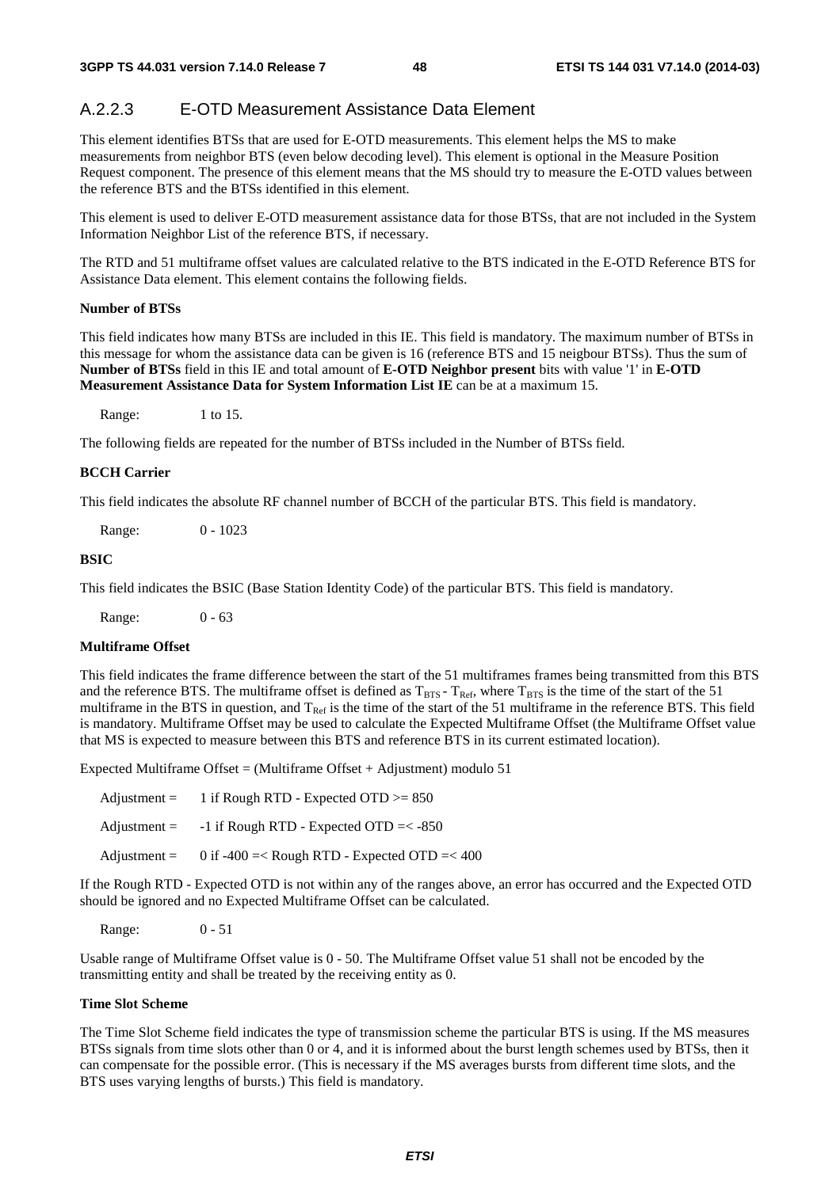### A.2.2.3 E-OTD Measurement Assistance Data Element

This element identifies BTSs that are used for E-OTD measurements. This element helps the MS to make measurements from neighbor BTS (even below decoding level). This element is optional in the Measure Position Request component. The presence of this element means that the MS should try to measure the E-OTD values between the reference BTS and the BTSs identified in this element.

This element is used to deliver E-OTD measurement assistance data for those BTSs, that are not included in the System Information Neighbor List of the reference BTS, if necessary.

The RTD and 51 multiframe offset values are calculated relative to the BTS indicated in the E-OTD Reference BTS for Assistance Data element. This element contains the following fields.

**Number of BTSs**

This field indicates how many BTSs are included in this IE. This field is mandatory. The maximum number of BTSs in this message for whom the assistance data can be given is 16 (reference BTS and 15 neigbour BTSs). Thus the sum of **Number of BTSs** field in this IE and total amount of **E-OTD Neighbor present** bits with value '1' in **E-OTD Measurement Assistance Data for System Information List IE** can be at a maximum 15.

Range: 1 to 15.

The following fields are repeated for the number of BTSs included in the Number of BTSs field.

**BCCH Carrier**

This field indicates the absolute RF channel number of BCCH of the particular BTS. This field is mandatory.

Range: 0 - 1023

**BSIC**

This field indicates the BSIC (Base Station Identity Code) of the particular BTS. This field is mandatory.

Range: 0 - 63

**Multiframe Offset**

This field indicates the frame difference between the start of the 51 multiframes frames being transmitted from this BTS and the reference BTS. The multiframe offset is defined as $T_{BTS} - T_{Ref}$, where $T_{BTS}$ is the time of the start of the 51 multiframe in the BTS in question, and $T_{Ref}$ is the time of the start of the 51 multiframe in the reference BTS. This field is mandatory. Multiframe Offset may be used to calculate the Expected Multiframe Offset (the Multiframe Offset value that MS is expected to measure between this BTS and reference BTS in its current estimated location).

Expected Multiframe Offset = (Multiframe Offset + Adjustment) modulo 51

Adjustment = 1 if Rough RTD - Expected OTD >= 850

Adjustment = -1 if Rough RTD - Expected OTD =< -850

Adjustment = 0 if -400 =< Rough RTD - Expected OTD =< 400

If the Rough RTD - Expected OTD is not within any of the ranges above, an error has occurred and the Expected OTD should be ignored and no Expected Multiframe Offset can be calculated.

Range: 0 - 51

Usable range of Multiframe Offset value is 0 - 50. The Multiframe Offset value 51 shall not be encoded by the transmitting entity and shall be treated by the receiving entity as 0.

**Time Slot Scheme**

The Time Slot Scheme field indicates the type of transmission scheme the particular BTS is using. If the MS measures BTSs signals from time slots other than 0 or 4, and it is informed about the burst length schemes used by BTSs, then it can compensate for the possible error. (This is necessary if the MS averages bursts from different time slots, and the BTS uses varying lengths of bursts.) This field is mandatory.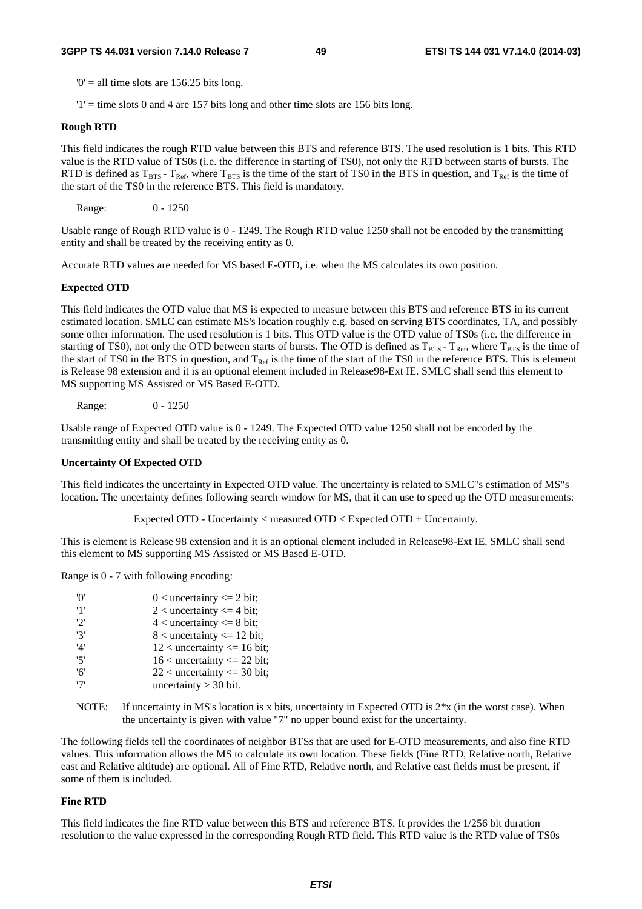'0' = all time slots are 156.25 bits long.

'1' = time slots 0 and 4 are 157 bits long and other time slots are 156 bits long.

**Rough RTD**

This field indicates the rough RTD value between this BTS and reference BTS. The used resolution is 1 bits. This RTD value is the RTD value of TS0s (i.e. the difference in starting of TS0), not only the RTD between starts of bursts. The RTD is defined as $T_{BTS}$ - $T_{Ref}$, where $T_{BTS}$ is the time of the start of TS0 in the BTS in question, and $T_{Ref}$ is the time of the start of the TS0 in the reference BTS. This field is mandatory.

Range: 0 - 1250

Usable range of Rough RTD value is 0 - 1249. The Rough RTD value 1250 shall not be encoded by the transmitting entity and shall be treated by the receiving entity as 0.

Accurate RTD values are needed for MS based E-OTD, i.e. when the MS calculates its own position.

**Expected OTD**

This field indicates the OTD value that MS is expected to measure between this BTS and reference BTS in its current estimated location. SMLC can estimate MS's location roughly e.g. based on serving BTS coordinates, TA, and possibly some other information. The used resolution is 1 bits. This OTD value is the OTD value of TS0s (i.e. the difference in starting of TS0), not only the OTD between starts of bursts. The OTD is defined as $T_{BTS}$ - $T_{Ref}$, where $T_{BTS}$ is the time of the start of TS0 in the BTS in question, and $T_{Ref}$ is the time of the start of the TS0 in the reference BTS. This is element is Release 98 extension and it is an optional element included in Release98-Ext IE. SMLC shall send this element to MS supporting MS Assisted or MS Based E-OTD.

Range: 0 - 1250

Usable range of Expected OTD value is 0 - 1249. The Expected OTD value 1250 shall not be encoded by the transmitting entity and shall be treated by the receiving entity as 0.

**Uncertainty Of Expected OTD**

This field indicates the uncertainty in Expected OTD value. The uncertainty is related to SMLC"s estimation of MS"s location. The uncertainty defines following search window for MS, that it can use to speed up the OTD measurements:

Expected OTD - Uncertainty < measured OTD < Expected OTD + Uncertainty.

This is element is Release 98 extension and it is an optional element included in Release98-Ext IE. SMLC shall send this element to MS supporting MS Assisted or MS Based E-OTD.

Range is 0 - 7 with following encoding:

| | |
|---|---|
| '0' | 0 < uncertainty <= 2 bit; |
| '1' | 2 < uncertainty <= 4 bit; |
| '2' | 4 < uncertainty <= 8 bit; |
| '3' | 8 < uncertainty <= 12 bit; |
| '4' | 12 < uncertainty <= 16 bit; |
| '5' | 16 < uncertainty <= 22 bit; |
| '6' | 22 < uncertainty <= 30 bit; |
| '7' | uncertainty > 30 bit. |

NOTE: If uncertainty in MS's location is x bits, uncertainty in Expected OTD is 2*x (in the worst case). When the uncertainty is given with value "7" no upper bound exist for the uncertainty.

The following fields tell the coordinates of neighbor BTSs that are used for E-OTD measurements, and also fine RTD values. This information allows the MS to calculate its own location. These fields (Fine RTD, Relative north, Relative east and Relative altitude) are optional. All of Fine RTD, Relative north, and Relative east fields must be present, if some of them is included.

**Fine RTD**

This field indicates the fine RTD value between this BTS and reference BTS. It provides the 1/256 bit duration resolution to the value expressed in the corresponding Rough RTD field. This RTD value is the RTD value of TS0s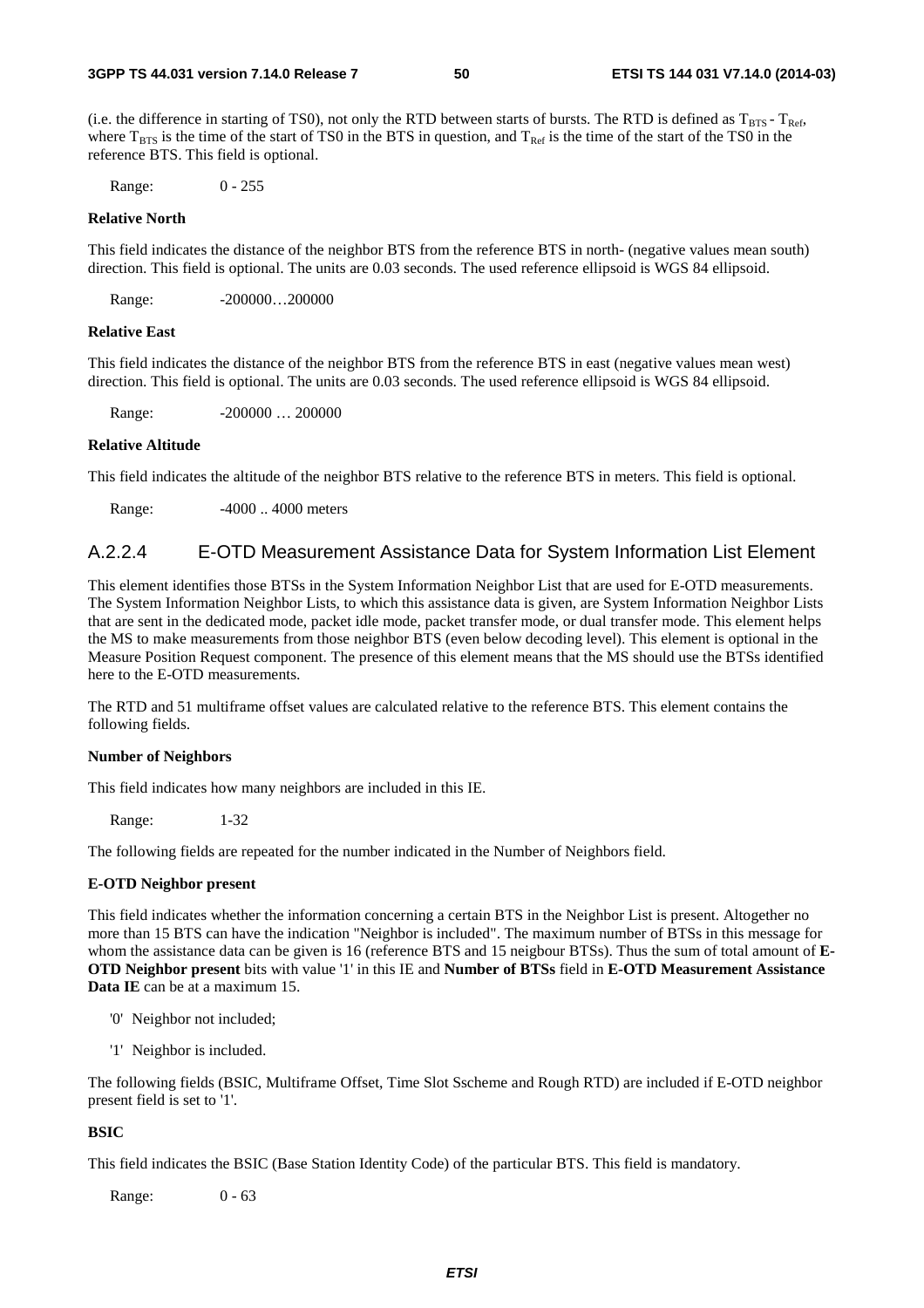(i.e. the difference in starting of TS0), not only the RTD between starts of bursts. The RTD is defined as $T_{BTS} - T_{Ref}$, where $T_{BTS}$ is the time of the start of TS0 in the BTS in question, and $T_{Ref}$ is the time of the start of the TS0 in the reference BTS. This field is optional.

Range: 0 - 255

**Relative North**

This field indicates the distance of the neighbor BTS from the reference BTS in north- (negative values mean south) direction. This field is optional. The units are 0.03 seconds. The used reference ellipsoid is WGS 84 ellipsoid.

Range: -200000…200000

**Relative East**

This field indicates the distance of the neighbor BTS from the reference BTS in east (negative values mean west) direction. This field is optional. The units are 0.03 seconds. The used reference ellipsoid is WGS 84 ellipsoid.

Range: -200000 … 200000

**Relative Altitude**

This field indicates the altitude of the neighbor BTS relative to the reference BTS in meters. This field is optional.

Range: -4000 .. 4000 meters

### A.2.2.4 E-OTD Measurement Assistance Data for System Information List Element

This element identifies those BTSs in the System Information Neighbor List that are used for E-OTD measurements. The System Information Neighbor Lists, to which this assistance data is given, are System Information Neighbor Lists that are sent in the dedicated mode, packet idle mode, packet transfer mode, or dual transfer mode. This element helps the MS to make measurements from those neighbor BTS (even below decoding level). This element is optional in the Measure Position Request component. The presence of this element means that the MS should use the BTSs identified here to the E-OTD measurements.

The RTD and 51 multiframe offset values are calculated relative to the reference BTS. This element contains the following fields.

**Number of Neighbors**

This field indicates how many neighbors are included in this IE.

Range: 1-32

The following fields are repeated for the number indicated in the Number of Neighbors field.

**E-OTD Neighbor present**

This field indicates whether the information concerning a certain BTS in the Neighbor List is present. Altogether no more than 15 BTS can have the indication "Neighbor is included". The maximum number of BTSs in this message for whom the assistance data can be given is 16 (reference BTS and 15 neigbour BTSs). Thus the sum of total amount of **E-OTD Neighbor present** bits with value '1' in this IE and **Number of BTSs** field in **E-OTD Measurement Assistance Data IE** can be at a maximum 15.

- '0' Neighbor not included;
- '1' Neighbor is included.

The following fields (BSIC, Multiframe Offset, Time Slot Sscheme and Rough RTD) are included if E-OTD neighbor present field is set to '1'.

**BSIC**

This field indicates the BSIC (Base Station Identity Code) of the particular BTS. This field is mandatory.

Range: 0 - 63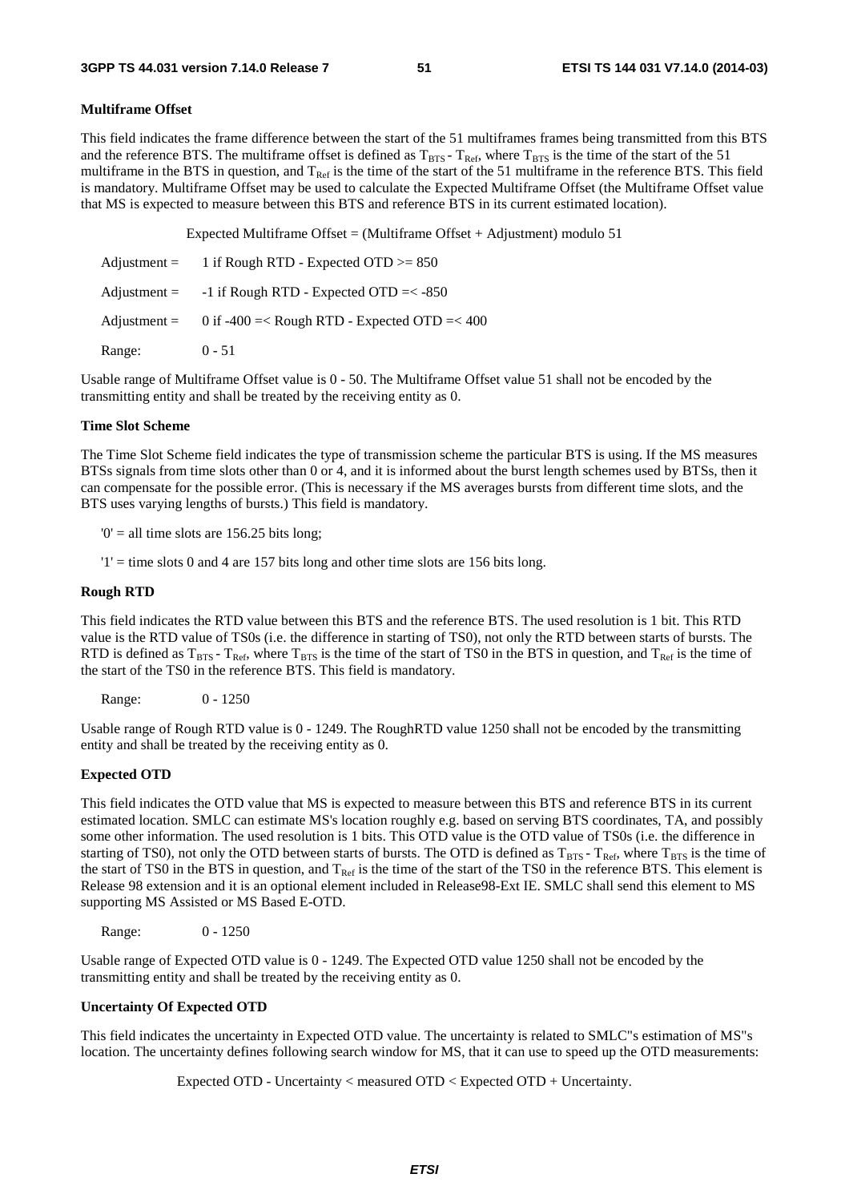**Multiframe Offset**

This field indicates the frame difference between the start of the 51 multiframes frames being transmitted from this BTS and the reference BTS. The multiframe offset is defined as $T_{BTS} - T_{Ref}$, where $T_{BTS}$ is the time of the start of the 51 multiframe in the BTS in question, and $T_{Ref}$ is the time of the start of the 51 multiframe in the reference BTS. This field is mandatory. Multiframe Offset may be used to calculate the Expected Multiframe Offset (the Multiframe Offset value that MS is expected to measure between this BTS and reference BTS in its current estimated location).

Expected Multiframe Offset = (Multiframe Offset + Adjustment) modulo 51

| | |
|---|---|
| Adjustment = | 1 if Rough RTD - Expected OTD >= 850 |
| Adjustment = | -1 if Rough RTD - Expected OTD =< -850 |
| Adjustment = | 0 if -400 =< Rough RTD - Expected OTD =< 400 |
| Range: | 0 - 51 |

Usable range of Multiframe Offset value is 0 - 50. The Multiframe Offset value 51 shall not be encoded by the transmitting entity and shall be treated by the receiving entity as 0.

**Time Slot Scheme**

The Time Slot Scheme field indicates the type of transmission scheme the particular BTS is using. If the MS measures BTSs signals from time slots other than 0 or 4, and it is informed about the burst length schemes used by BTSs, then it can compensate for the possible error. (This is necessary if the MS averages bursts from different time slots, and the BTS uses varying lengths of bursts.) This field is mandatory.

'0' = all time slots are 156.25 bits long;

'1' = time slots 0 and 4 are 157 bits long and other time slots are 156 bits long.

**Rough RTD**

This field indicates the RTD value between this BTS and the reference BTS. The used resolution is 1 bit. This RTD value is the RTD value of TS0s (i.e. the difference in starting of TS0), not only the RTD between starts of bursts. The RTD is defined as $T_{BTS} - T_{Ref}$, where $T_{BTS}$ is the time of the start of TS0 in the BTS in question, and $T_{Ref}$ is the time of the start of the TS0 in the reference BTS. This field is mandatory.

Range: 0 - 1250

Usable range of Rough RTD value is 0 - 1249. The RoughRTD value 1250 shall not be encoded by the transmitting entity and shall be treated by the receiving entity as 0.

**Expected OTD**

This field indicates the OTD value that MS is expected to measure between this BTS and reference BTS in its current estimated location. SMLC can estimate MS's location roughly e.g. based on serving BTS coordinates, TA, and possibly some other information. The used resolution is 1 bits. This OTD value is the OTD value of TS0s (i.e. the difference in starting of TS0), not only the OTD between starts of bursts. The OTD is defined as $T_{BTS} - T_{Ref}$, where $T_{BTS}$ is the time of the start of TS0 in the BTS in question, and $T_{Ref}$ is the time of the start of the TS0 in the reference BTS. This element is Release 98 extension and it is an optional element included in Release98-Ext IE. SMLC shall send this element to MS supporting MS Assisted or MS Based E-OTD.

Range: 0 - 1250

Usable range of Expected OTD value is 0 - 1249. The Expected OTD value 1250 shall not be encoded by the transmitting entity and shall be treated by the receiving entity as 0.

**Uncertainty Of Expected OTD**

This field indicates the uncertainty in Expected OTD value. The uncertainty is related to SMLC"s estimation of MS"s location. The uncertainty defines following search window for MS, that it can use to speed up the OTD measurements:

Expected OTD - Uncertainty < measured OTD < Expected OTD + Uncertainty.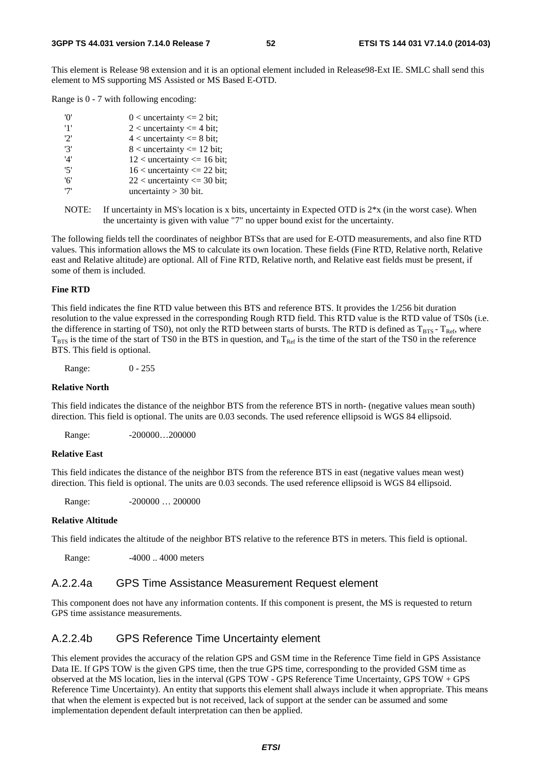This element is Release 98 extension and it is an optional element included in Release98-Ext IE. SMLC shall send this element to MS supporting MS Assisted or MS Based E-OTD.

Range is 0 - 7 with following encoding:

| | |
|---|---|
| '0' | 0 < uncertainty <= 2 bit; |
| '1' | 2 < uncertainty <= 4 bit; |
| '2' | 4 < uncertainty <= 8 bit; |
| '3' | 8 < uncertainty <= 12 bit; |
| '4' | 12 < uncertainty <= 16 bit; |
| '5' | 16 < uncertainty <= 22 bit; |
| '6' | 22 < uncertainty <= 30 bit; |
| '7' | uncertainty > 30 bit. |

NOTE: If uncertainty in MS's location is x bits, uncertainty in Expected OTD is 2*x (in the worst case). When the uncertainty is given with value "7" no upper bound exist for the uncertainty.

The following fields tell the coordinates of neighbor BTSs that are used for E-OTD measurements, and also fine RTD values. This information allows the MS to calculate its own location. These fields (Fine RTD, Relative north, Relative east and Relative altitude) are optional. All of Fine RTD, Relative north, and Relative east fields must be present, if some of them is included.

**Fine RTD**

This field indicates the fine RTD value between this BTS and reference BTS. It provides the 1/256 bit duration resolution to the value expressed in the corresponding Rough RTD field. This RTD value is the RTD value of TS0s (i.e. the difference in starting of TS0), not only the RTD between starts of bursts. The RTD is defined as $T_{BTS} - T_{Ref}$, where $T_{BTS}$ is the time of the start of TS0 in the BTS in question, and $T_{Ref}$ is the time of the start of the TS0 in the reference BTS. This field is optional.

Range: 0 - 255

**Relative North**

This field indicates the distance of the neighbor BTS from the reference BTS in north- (negative values mean south) direction. This field is optional. The units are 0.03 seconds. The used reference ellipsoid is WGS 84 ellipsoid.

Range: -200000…200000

**Relative East**

This field indicates the distance of the neighbor BTS from the reference BTS in east (negative values mean west) direction. This field is optional. The units are 0.03 seconds. The used reference ellipsoid is WGS 84 ellipsoid.

Range: -200000 … 200000

**Relative Altitude**

This field indicates the altitude of the neighbor BTS relative to the reference BTS in meters. This field is optional.

Range: -4000 .. 4000 meters

### A.2.2.4a GPS Time Assistance Measurement Request element

This component does not have any information contents. If this component is present, the MS is requested to return GPS time assistance measurements.

### A.2.2.4b GPS Reference Time Uncertainty element

This element provides the accuracy of the relation GPS and GSM time in the Reference Time field in GPS Assistance Data IE. If GPS TOW is the given GPS time, then the true GPS time, corresponding to the provided GSM time as observed at the MS location, lies in the interval (GPS TOW - GPS Reference Time Uncertainty, GPS TOW + GPS Reference Time Uncertainty). An entity that supports this element shall always include it when appropriate. This means that when the element is expected but is not received, lack of support at the sender can be assumed and some implementation dependent default interpretation can then be applied.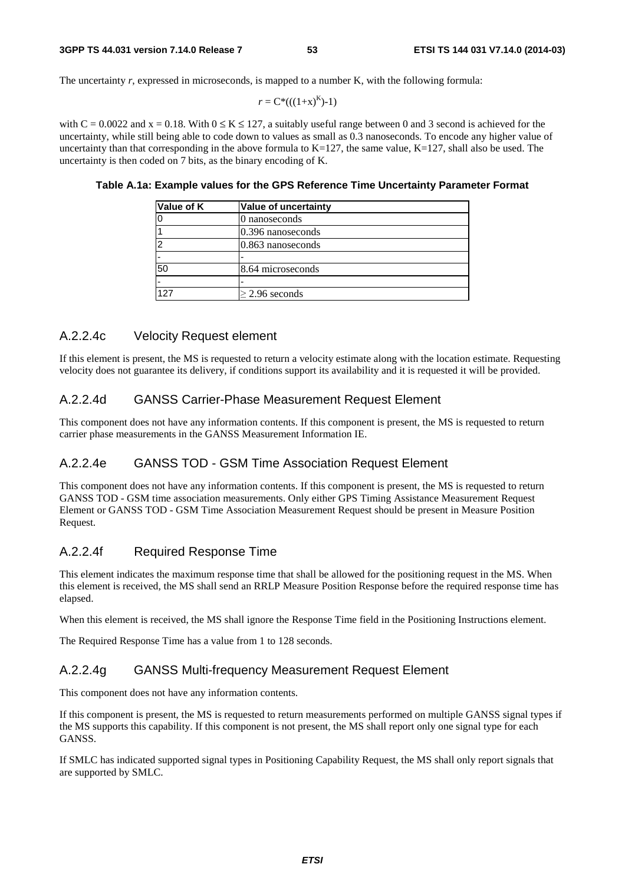The uncertainty *r*, expressed in microseconds, is mapped to a number K, with the following formula:

$$r = C*(((1+x)^K)-1)$$

with C = 0.0022 and x = 0.18. With $0 \le K \le 127$, a suitably useful range between 0 and 3 second is achieved for the uncertainty, while still being able to code down to values as small as 0.3 nanoseconds. To encode any higher value of uncertainty than that corresponding in the above formula to K=127, the same value, K=127, shall also be used. The uncertainty is then coded on 7 bits, as the binary encoding of K.

**Table A.1a: Example values for the GPS Reference Time Uncertainty Parameter Format**

| Value of K | Value of uncertainty |
|---|---|
| 0 | 0 nanoseconds |
| 1 | 0.396 nanoseconds |
| 2 | 0.863 nanoseconds |
| - | - |
| 50 | 8.64 microseconds |
| - | - |
| 127 | $\ge$ 2.96 seconds |

### A.2.2.4c Velocity Request element

If this element is present, the MS is requested to return a velocity estimate along with the location estimate. Requesting velocity does not guarantee its delivery, if conditions support its availability and it is requested it will be provided.

### A.2.2.4d GANSS Carrier-Phase Measurement Request Element

This component does not have any information contents. If this component is present, the MS is requested to return carrier phase measurements in the GANSS Measurement Information IE.

### A.2.2.4e GANSS TOD - GSM Time Association Request Element

This component does not have any information contents. If this component is present, the MS is requested to return GANSS TOD - GSM time association measurements. Only either GPS Timing Assistance Measurement Request Element or GANSS TOD - GSM Time Association Measurement Request should be present in Measure Position Request.

### A.2.2.4f Required Response Time

This element indicates the maximum response time that shall be allowed for the positioning request in the MS. When this element is received, the MS shall send an RRLP Measure Position Response before the required response time has elapsed.

When this element is received, the MS shall ignore the Response Time field in the Positioning Instructions element.

The Required Response Time has a value from 1 to 128 seconds.

### A.2.2.4g GANSS Multi-frequency Measurement Request Element

This component does not have any information contents.

If this component is present, the MS is requested to return measurements performed on multiple GANSS signal types if the MS supports this capability. If this component is not present, the MS shall report only one signal type for each GANSS.

If SMLC has indicated supported signal types in Positioning Capability Request, the MS shall only report signals that are supported by SMLC.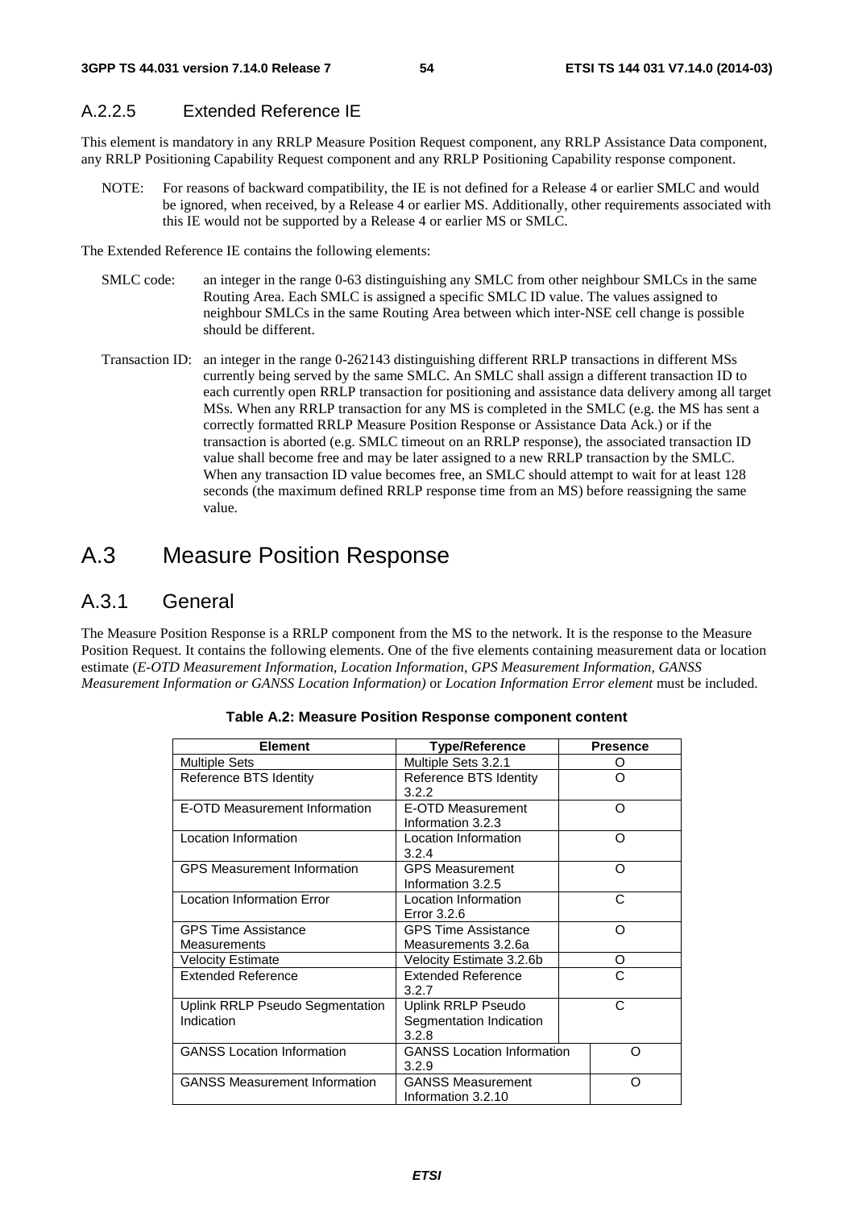### A.2.2.5 Extended Reference IE

This element is mandatory in any RRLP Measure Position Request component, any RRLP Assistance Data component, any RRLP Positioning Capability Request component and any RRLP Positioning Capability response component.

NOTE: For reasons of backward compatibility, the IE is not defined for a Release 4 or earlier SMLC and would be ignored, when received, by a Release 4 or earlier MS. Additionally, other requirements associated with this IE would not be supported by a Release 4 or earlier MS or SMLC.

The Extended Reference IE contains the following elements:

SMLC code: an integer in the range 0-63 distinguishing any SMLC from other neighbour SMLCs in the same Routing Area. Each SMLC is assigned a specific SMLC ID value. The values assigned to neighbour SMLCs in the same Routing Area between which inter-NSE cell change is possible should be different.

Transaction ID: an integer in the range 0-262143 distinguishing different RRLP transactions in different MSs currently being served by the same SMLC. An SMLC shall assign a different transaction ID to each currently open RRLP transaction for positioning and assistance data delivery among all target MSs. When any RRLP transaction for any MS is completed in the SMLC (e.g. the MS has sent a correctly formatted RRLP Measure Position Response or Assistance Data Ack.) or if the transaction is aborted (e.g. SMLC timeout on an RRLP response), the associated transaction ID value shall become free and may be later assigned to a new RRLP transaction by the SMLC. When any transaction ID value becomes free, an SMLC should attempt to wait for at least 128 seconds (the maximum defined RRLP response time from an MS) before reassigning the same value.

# A.3 Measure Position Response

## A.3.1 General

The Measure Position Response is a RRLP component from the MS to the network. It is the response to the Measure Position Request. It contains the following elements. One of the five elements containing measurement data or location estimate (*E-OTD Measurement Information*, *Location Information*, *GPS Measurement Information*, *GANSS Measurement Information or GANSS Location Information)* or *Location Information Error element* must be included.

**Table A.2: Measure Position Response component content**

| Element | Type/Reference | Presence |
|---|---|---|
| Multiple Sets | Multiple Sets 3.2.1 | O |
| Reference BTS Identity | Reference BTS Identity 3.2.2 | O |
| E-OTD Measurement Information | E-OTD Measurement Information 3.2.3 | O |
| Location Information | Location Information 3.2.4 | O |
| GPS Measurement Information | GPS Measurement Information 3.2.5 | O |
| Location Information Error | Location Information Error 3.2.6 | C |
| GPS Time Assistance Measurements | GPS Time Assistance Measurements 3.2.6a | O |
| Velocity Estimate | Velocity Estimate 3.2.6b | O |
| Extended Reference | Extended Reference 3.2.7 | C |
| Uplink RRLP Pseudo Segmentation Indication | Uplink RRLP Pseudo Segmentation Indication 3.2.8 | C |
| GANSS Location Information | GANSS Location Information 3.2.9 | O |
| GANSS Measurement Information | GANSS Measurement Information 3.2.10 | O |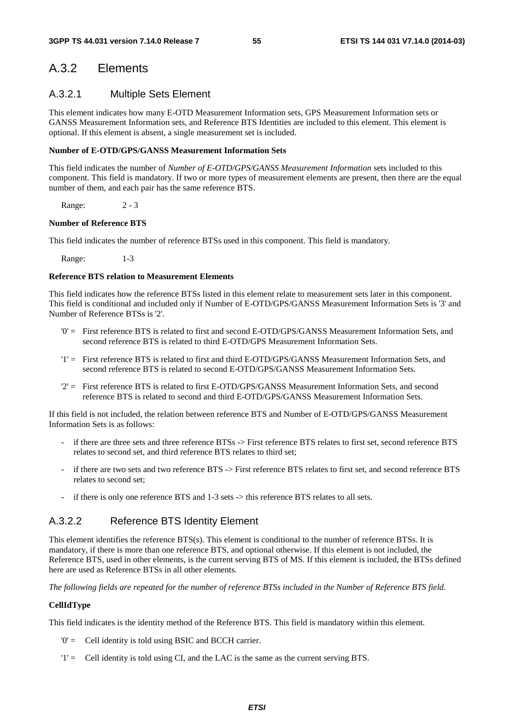## A.3.2 Elements

### A.3.2.1 Multiple Sets Element

This element indicates how many E-OTD Measurement Information sets, GPS Measurement Information sets or GANSS Measurement Information sets, and Reference BTS Identities are included to this element. This element is optional. If this element is absent, a single measurement set is included.

**Number of E-OTD/GPS/GANSS Measurement Information Sets**

This field indicates the number of *Number of E-OTD/GPS/GANSS Measurement Information* sets included to this component. This field is mandatory. If two or more types of measurement elements are present, then there are the equal number of them, and each pair has the same reference BTS.

Range: 2 - 3

**Number of Reference BTS**

This field indicates the number of reference BTSs used in this component. This field is mandatory.

Range: 1-3

**Reference BTS relation to Measurement Elements**

This field indicates how the reference BTSs listed in this element relate to measurement sets later in this component. This field is conditional and included only if Number of E-OTD/GPS/GANSS Measurement Information Sets is '3' and Number of Reference BTSs is '2'.

- '0' = First reference BTS is related to first and second E-OTD/GPS/GANSS Measurement Information Sets, and second reference BTS is related to third E-OTD/GPS Measurement Information Sets.
- '1' = First reference BTS is related to first and third E-OTD/GPS/GANSS Measurement Information Sets, and second reference BTS is related to second E-OTD/GPS/GANSS Measurement Information Sets.
- '2' = First reference BTS is related to first E-OTD/GPS/GANSS Measurement Information Sets, and second reference BTS is related to second and third E-OTD/GPS/GANSS Measurement Information Sets.

If this field is not included, the relation between reference BTS and Number of E-OTD/GPS/GANSS Measurement Information Sets is as follows:

- if there are three sets and three reference BTSs -> First reference BTS relates to first set, second reference BTS relates to second set, and third reference BTS relates to third set;
- if there are two sets and two reference BTS -> First reference BTS relates to first set, and second reference BTS relates to second set;
- if there is only one reference BTS and 1-3 sets -> this reference BTS relates to all sets.

### A.3.2.2 Reference BTS Identity Element

This element identifies the reference BTS(s). This element is conditional to the number of reference BTSs. It is mandatory, if there is more than one reference BTS, and optional otherwise. If this element is not included, the Reference BTS, used in other elements, is the current serving BTS of MS. If this element is included, the BTSs defined here are used as Reference BTSs in all other elements.

*The following fields are repeated for the number of reference BTSs included in the Number of Reference BTS field.*

**CellIdType**

This field indicates is the identity method of the Reference BTS. This field is mandatory within this element.

- '0' = Cell identity is told using BSIC and BCCH carrier.
- '1' = Cell identity is told using CI, and the LAC is the same as the current serving BTS.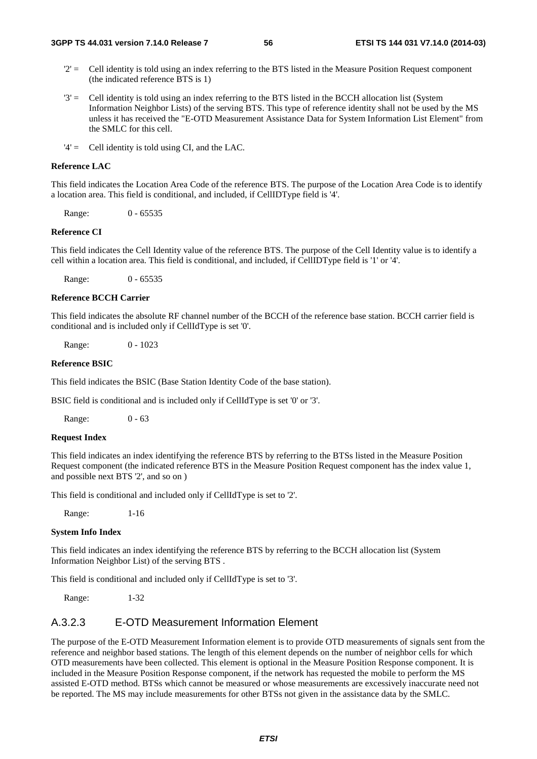'2' = Cell identity is told using an index referring to the BTS listed in the Measure Position Request component (the indicated reference BTS is 1)

'3' = Cell identity is told using an index referring to the BTS listed in the BCCH allocation list (System Information Neighbor Lists) of the serving BTS. This type of reference identity shall not be used by the MS unless it has received the "E-OTD Measurement Assistance Data for System Information List Element" from the SMLC for this cell.

'4' = Cell identity is told using CI, and the LAC.

**Reference LAC**

This field indicates the Location Area Code of the reference BTS. The purpose of the Location Area Code is to identify a location area. This field is conditional, and included, if CellIDType field is '4'.

Range: 0 - 65535

**Reference CI**

This field indicates the Cell Identity value of the reference BTS. The purpose of the Cell Identity value is to identify a cell within a location area. This field is conditional, and included, if CellIDType field is '1' or '4'.

Range: 0 - 65535

**Reference BCCH Carrier**

This field indicates the absolute RF channel number of the BCCH of the reference base station. BCCH carrier field is conditional and is included only if CellIdType is set '0'.

Range: 0 - 1023

**Reference BSIC**

This field indicates the BSIC (Base Station Identity Code of the base station).

BSIC field is conditional and is included only if CellIdType is set '0' or '3'.

Range: 0 - 63

**Request Index**

This field indicates an index identifying the reference BTS by referring to the BTSs listed in the Measure Position Request component (the indicated reference BTS in the Measure Position Request component has the index value 1, and possible next BTS '2', and so on )

This field is conditional and included only if CellIdType is set to '2'.

Range: 1-16

**System Info Index**

This field indicates an index identifying the reference BTS by referring to the BCCH allocation list (System Information Neighbor List) of the serving BTS .

This field is conditional and included only if CellIdType is set to '3'.

Range: 1-32

### A.3.2.3 E-OTD Measurement Information Element

The purpose of the E-OTD Measurement Information element is to provide OTD measurements of signals sent from the reference and neighbor based stations. The length of this element depends on the number of neighbor cells for which OTD measurements have been collected. This element is optional in the Measure Position Response component. It is included in the Measure Position Response component, if the network has requested the mobile to perform the MS assisted E-OTD method. BTSs which cannot be measured or whose measurements are excessively inaccurate need not be reported. The MS may include measurements for other BTSs not given in the assistance data by the SMLC.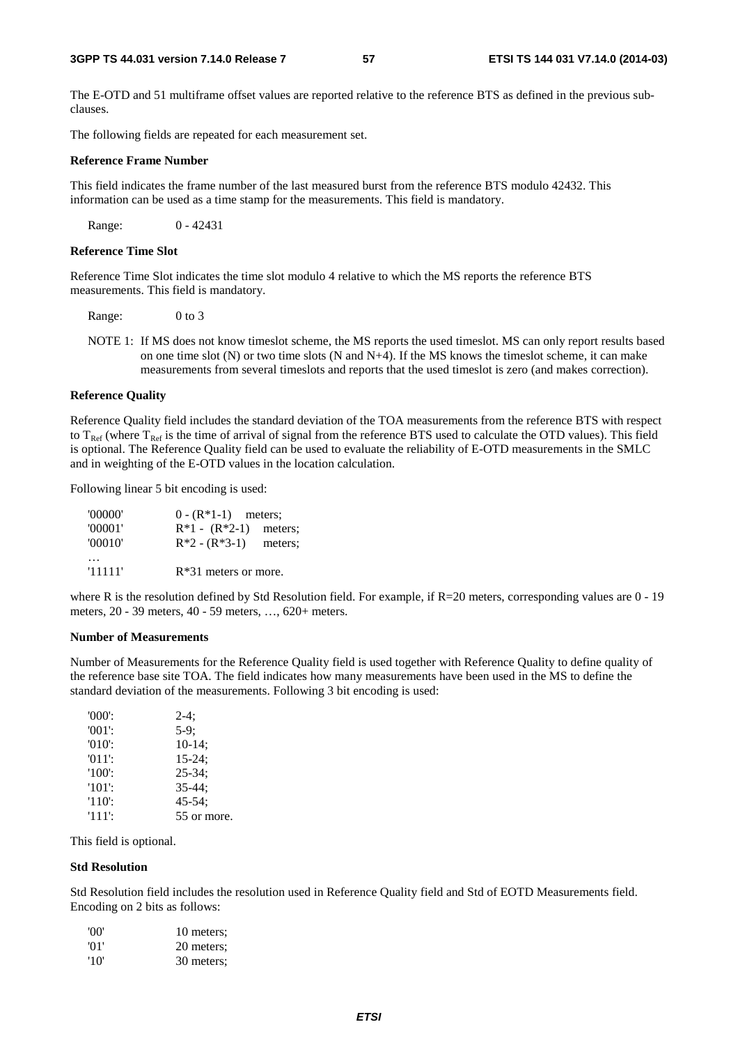The E-OTD and 51 multiframe offset values are reported relative to the reference BTS as defined in the previous sub-clauses.

The following fields are repeated for each measurement set.

**Reference Frame Number**

This field indicates the frame number of the last measured burst from the reference BTS modulo 42432. This information can be used as a time stamp for the measurements. This field is mandatory.

Range: 0 - 42431

**Reference Time Slot**

Reference Time Slot indicates the time slot modulo 4 relative to which the MS reports the reference BTS measurements. This field is mandatory.

Range: 0 to 3

NOTE 1: If MS does not know timeslot scheme, the MS reports the used timeslot. MS can only report results based on one time slot (N) or two time slots (N and N+4). If the MS knows the timeslot scheme, it can make measurements from several timeslots and reports that the used timeslot is zero (and makes correction).

**Reference Quality**

Reference Quality field includes the standard deviation of the TOA measurements from the reference BTS with respect to $T_{Ref}$ (where $T_{Ref}$ is the time of arrival of signal from the reference BTS used to calculate the OTD values). This field is optional. The Reference Quality field can be used to evaluate the reliability of E-OTD measurements in the SMLC and in weighting of the E-OTD values in the location calculation.

Following linear 5 bit encoding is used:

| | |
|---|---|
| '00000' | 0 - (R*1-1) meters; |
| '00001' | R*1 - (R*2-1) meters; |
| '00010' | R*2 - (R*3-1) meters; |
| … | |
| '11111' | R*31 meters or more. |

where R is the resolution defined by Std Resolution field. For example, if R=20 meters, corresponding values are 0 - 19 meters, 20 - 39 meters, 40 - 59 meters, …, 620+ meters.

**Number of Measurements**

Number of Measurements for the Reference Quality field is used together with Reference Quality to define quality of the reference base site TOA. The field indicates how many measurements have been used in the MS to define the standard deviation of the measurements. Following 3 bit encoding is used:

| | |
|---|---|
| '000': | 2-4; |
| '001': | 5-9; |
| '010': | 10-14; |
| '011': | 15-24; |
| '100': | 25-34; |
| '101': | 35-44; |
| '110': | 45-54; |
| '111': | 55 or more. |

This field is optional.

**Std Resolution**

Std Resolution field includes the resolution used in Reference Quality field and Std of EOTD Measurements field. Encoding on 2 bits as follows:

| | |
|---|---|
| '00' | 10 meters; |
| '01' | 20 meters; |
| '10' | 30 meters; |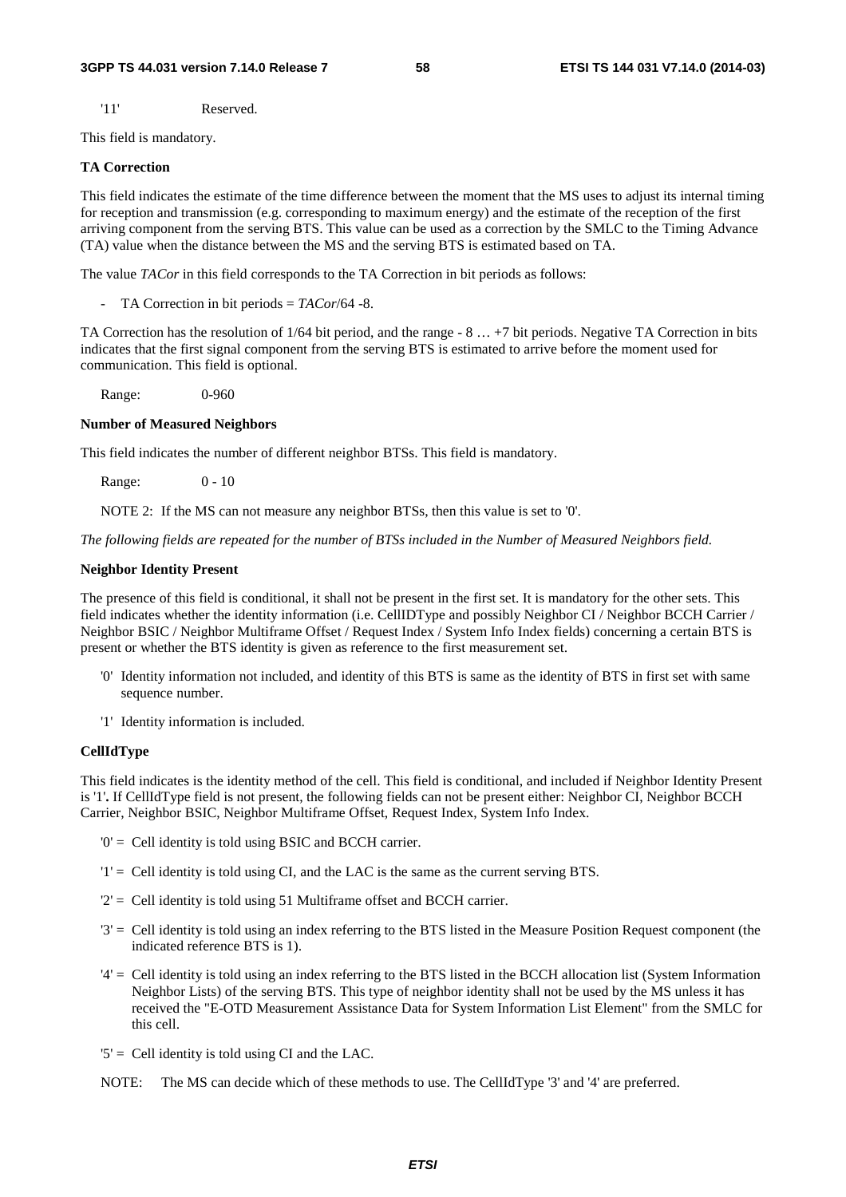'11' Reserved.

This field is mandatory.

**TA Correction**

This field indicates the estimate of the time difference between the moment that the MS uses to adjust its internal timing for reception and transmission (e.g. corresponding to maximum energy) and the estimate of the reception of the first arriving component from the serving BTS. This value can be used as a correction by the SMLC to the Timing Advance (TA) value when the distance between the MS and the serving BTS is estimated based on TA.

The value *TACor* in this field corresponds to the TA Correction in bit periods as follows:

- TA Correction in bit periods = *TACor*/64 -8.

TA Correction has the resolution of 1/64 bit period, and the range - 8 … +7 bit periods. Negative TA Correction in bits indicates that the first signal component from the serving BTS is estimated to arrive before the moment used for communication. This field is optional.

Range: 0-960

**Number of Measured Neighbors**

This field indicates the number of different neighbor BTSs. This field is mandatory.

Range: 0 - 10

NOTE 2: If the MS can not measure any neighbor BTSs, then this value is set to '0'.

*The following fields are repeated for the number of BTSs included in the Number of Measured Neighbors field.*

**Neighbor Identity Present**

The presence of this field is conditional, it shall not be present in the first set. It is mandatory for the other sets. This field indicates whether the identity information (i.e. CellIDType and possibly Neighbor CI / Neighbor BCCH Carrier / Neighbor BSIC / Neighbor Multiframe Offset / Request Index / System Info Index fields) concerning a certain BTS is present or whether the BTS identity is given as reference to the first measurement set.

- '0' Identity information not included, and identity of this BTS is same as the identity of BTS in first set with same sequence number.
- '1' Identity information is included.

**CellIdType**

This field indicates is the identity method of the cell. This field is conditional, and included if Neighbor Identity Present is '1'**.** If CellIdType field is not present, the following fields can not be present either: Neighbor CI, Neighbor BCCH Carrier, Neighbor BSIC, Neighbor Multiframe Offset, Request Index, System Info Index.

- '0' = Cell identity is told using BSIC and BCCH carrier.
- '1' = Cell identity is told using CI, and the LAC is the same as the current serving BTS.
- '2' = Cell identity is told using 51 Multiframe offset and BCCH carrier.
- '3' = Cell identity is told using an index referring to the BTS listed in the Measure Position Request component (the indicated reference BTS is 1).
- '4' = Cell identity is told using an index referring to the BTS listed in the BCCH allocation list (System Information Neighbor Lists) of the serving BTS. This type of neighbor identity shall not be used by the MS unless it has received the "E-OTD Measurement Assistance Data for System Information List Element" from the SMLC for this cell.
- '5' = Cell identity is told using CI and the LAC.

NOTE: The MS can decide which of these methods to use. The CellIdType '3' and '4' are preferred.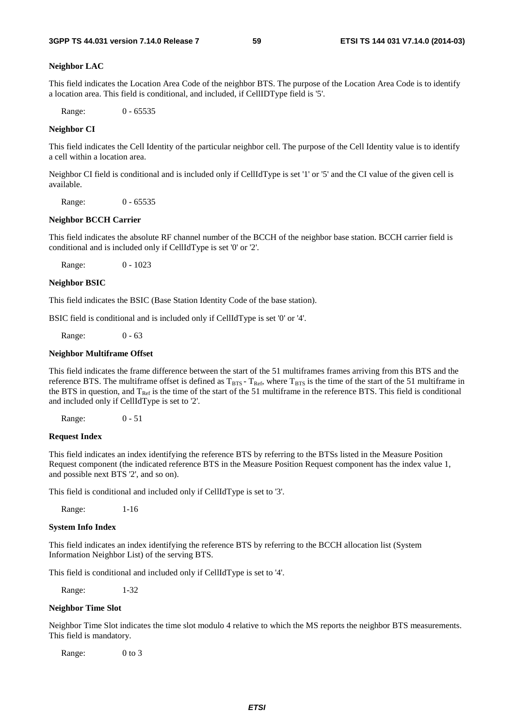**Neighbor LAC**

This field indicates the Location Area Code of the neighbor BTS. The purpose of the Location Area Code is to identify a location area. This field is conditional, and included, if CellIDType field is '5'.

Range: 0 - 65535

**Neighbor CI**

This field indicates the Cell Identity of the particular neighbor cell. The purpose of the Cell Identity value is to identify a cell within a location area.

Neighbor CI field is conditional and is included only if CellIdType is set '1' or '5' and the CI value of the given cell is available.

Range: 0 - 65535

**Neighbor BCCH Carrier**

This field indicates the absolute RF channel number of the BCCH of the neighbor base station. BCCH carrier field is conditional and is included only if CellIdType is set '0' or '2'.

Range: 0 - 1023

**Neighbor BSIC**

This field indicates the BSIC (Base Station Identity Code of the base station).

BSIC field is conditional and is included only if CellIdType is set '0' or '4'.

Range: 0 - 63

**Neighbor Multiframe Offset**

This field indicates the frame difference between the start of the 51 multiframes frames arriving from this BTS and the reference BTS. The multiframe offset is defined as $T_{BTS}$ - $T_{Ref}$, where $T_{BTS}$ is the time of the start of the 51 multiframe in the BTS in question, and $T_{Ref}$ is the time of the start of the 51 multiframe in the reference BTS. This field is conditional and included only if CellIdType is set to '2'.

Range: 0 - 51

**Request Index**

This field indicates an index identifying the reference BTS by referring to the BTSs listed in the Measure Position Request component (the indicated reference BTS in the Measure Position Request component has the index value 1, and possible next BTS '2', and so on).

This field is conditional and included only if CellIdType is set to '3'.

Range: 1-16

**System Info Index**

This field indicates an index identifying the reference BTS by referring to the BCCH allocation list (System Information Neighbor List) of the serving BTS.

This field is conditional and included only if CellIdType is set to '4'.

Range: 1-32

**Neighbor Time Slot**

Neighbor Time Slot indicates the time slot modulo 4 relative to which the MS reports the neighbor BTS measurements. This field is mandatory.

Range: 0 to 3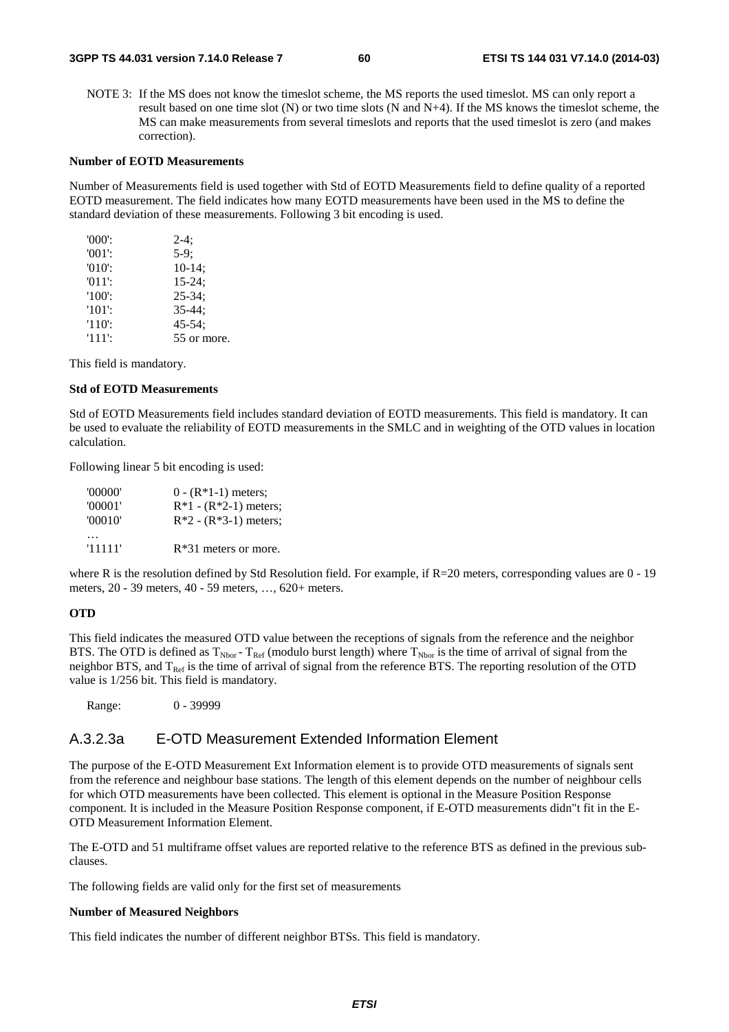NOTE 3: If the MS does not know the timeslot scheme, the MS reports the used timeslot. MS can only report a result based on one time slot (N) or two time slots (N and N+4). If the MS knows the timeslot scheme, the MS can make measurements from several timeslots and reports that the used timeslot is zero (and makes correction).

**Number of EOTD Measurements**

Number of Measurements field is used together with Std of EOTD Measurements field to define quality of a reported EOTD measurement. The field indicates how many EOTD measurements have been used in the MS to define the standard deviation of these measurements. Following 3 bit encoding is used.

| | |
|---|---|
| '000': | 2-4; |
| '001': | 5-9; |
| '010': | 10-14; |
| '011': | 15-24; |
| '100': | 25-34; |
| '101': | 35-44; |
| '110': | 45-54; |
| '111': | 55 or more. |

This field is mandatory.

**Std of EOTD Measurements**

Std of EOTD Measurements field includes standard deviation of EOTD measurements. This field is mandatory. It can be used to evaluate the reliability of EOTD measurements in the SMLC and in weighting of the OTD values in location calculation.

Following linear 5 bit encoding is used:

| | |
|---|---|
| '00000' | 0 - (R*1-1) meters; |
| '00001' | R*1 - (R*2-1) meters; |
| '00010' | R*2 - (R*3-1) meters; |
| … | |
| '11111' | R*31 meters or more. |

where R is the resolution defined by Std Resolution field. For example, if R=20 meters, corresponding values are 0 - 19 meters, 20 - 39 meters, 40 - 59 meters, …, 620+ meters.

**OTD**

This field indicates the measured OTD value between the receptions of signals from the reference and the neighbor BTS. The OTD is defined as $T_{Nbor} - T_{Ref}$ (modulo burst length) where $T_{Nbor}$ is the time of arrival of signal from the neighbor BTS, and $T_{Ref}$ is the time of arrival of signal from the reference BTS. The reporting resolution of the OTD value is 1/256 bit. This field is mandatory.

Range: 0 - 39999

## A.3.2.3a E-OTD Measurement Extended Information Element

The purpose of the E-OTD Measurement Ext Information element is to provide OTD measurements of signals sent from the reference and neighbour base stations. The length of this element depends on the number of neighbour cells for which OTD measurements have been collected. This element is optional in the Measure Position Response component. It is included in the Measure Position Response component, if E-OTD measurements didn"t fit in the E-OTD Measurement Information Element.

The E-OTD and 51 multiframe offset values are reported relative to the reference BTS as defined in the previous sub-clauses.

The following fields are valid only for the first set of measurements

**Number of Measured Neighbors**

This field indicates the number of different neighbor BTSs. This field is mandatory.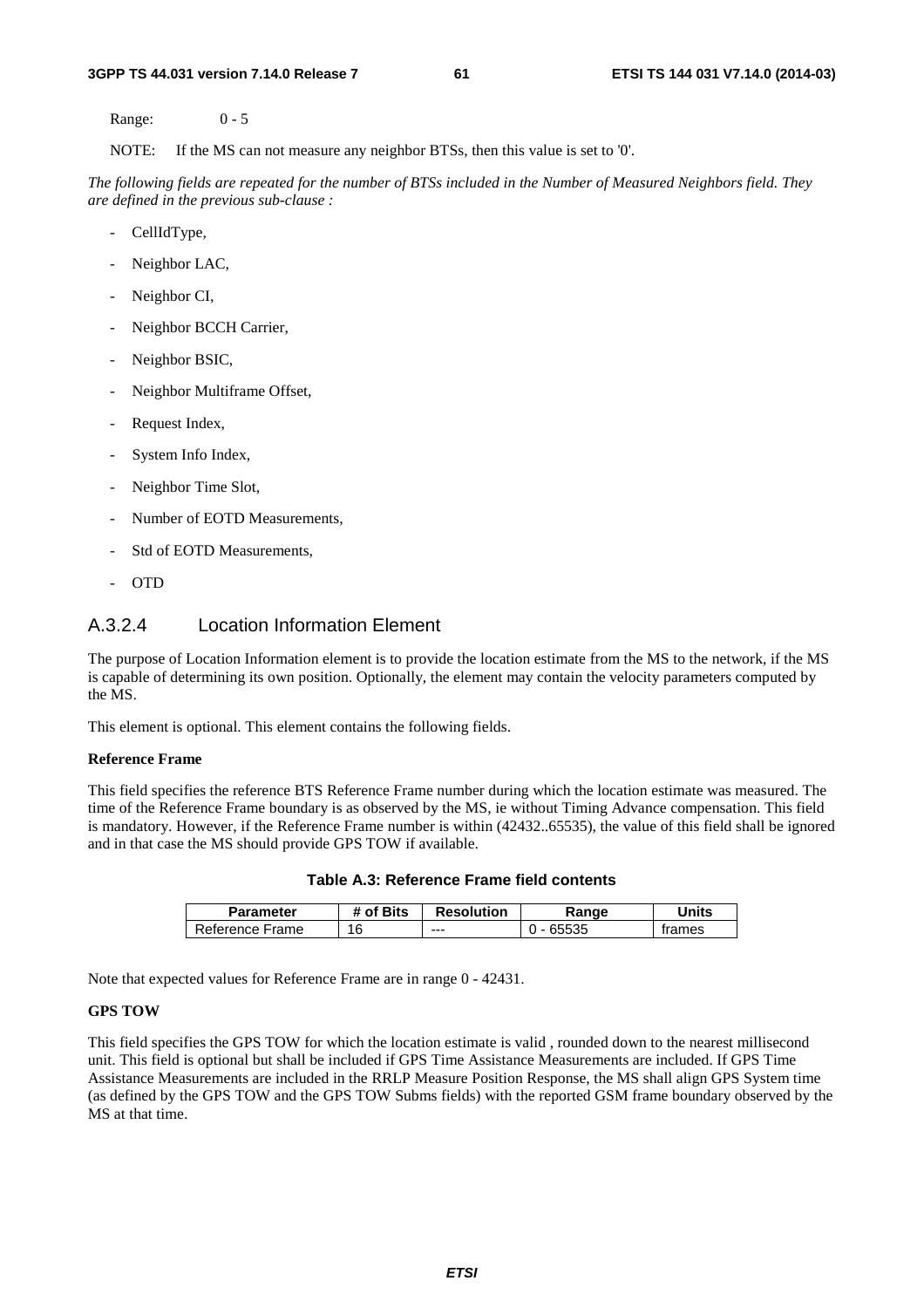Range: 0 - 5

NOTE: If the MS can not measure any neighbor BTSs, then this value is set to '0'.

*The following fields are repeated for the number of BTSs included in the Number of Measured Neighbors field. They are defined in the previous sub-clause :*

- CellIdType,
- Neighbor LAC,
- Neighbor CI,
- Neighbor BCCH Carrier,
- Neighbor BSIC,
- Neighbor Multiframe Offset,
- Request Index,
- System Info Index,
- Neighbor Time Slot,
- Number of EOTD Measurements,
- Std of EOTD Measurements,
- OTD

### A.3.2.4 Location Information Element

The purpose of Location Information element is to provide the location estimate from the MS to the network, if the MS is capable of determining its own position. Optionally, the element may contain the velocity parameters computed by the MS.

This element is optional. This element contains the following fields.

**Reference Frame**

This field specifies the reference BTS Reference Frame number during which the location estimate was measured. The time of the Reference Frame boundary is as observed by the MS, ie without Timing Advance compensation. This field is mandatory. However, if the Reference Frame number is within (42432..65535), the value of this field shall be ignored and in that case the MS should provide GPS TOW if available.

**Table A.3: Reference Frame field contents**

| Parameter | # of Bits | Resolution | Range | Units |
|---|---|---|---|---|
| Reference Frame | 16 | --- | 0 - 65535 | frames |

Note that expected values for Reference Frame are in range 0 - 42431.

**GPS TOW**

This field specifies the GPS TOW for which the location estimate is valid , rounded down to the nearest millisecond unit. This field is optional but shall be included if GPS Time Assistance Measurements are included. If GPS Time Assistance Measurements are included in the RRLP Measure Position Response, the MS shall align GPS System time (as defined by the GPS TOW and the GPS TOW Subms fields) with the reported GSM frame boundary observed by the MS at that time.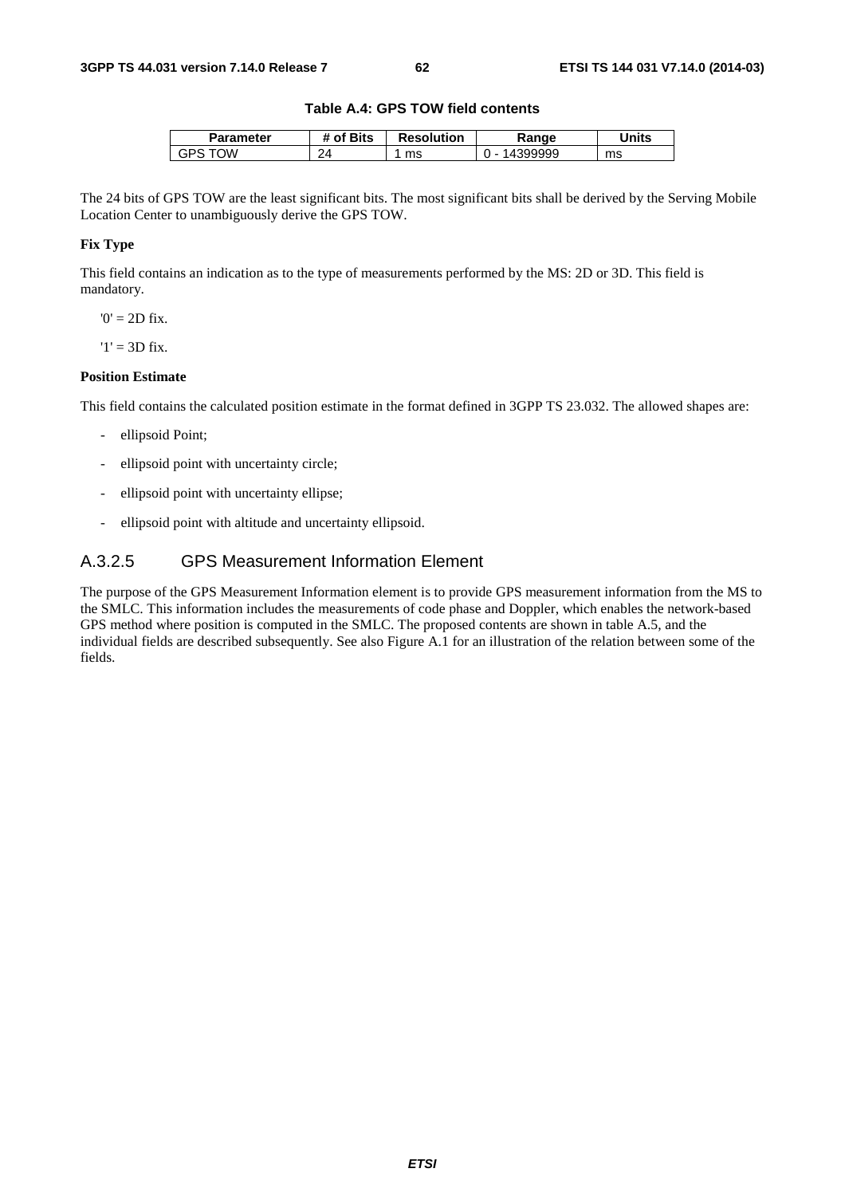**Table A.4: GPS TOW field contents**

| Parameter | # of Bits | Resolution | Range | Units |
|---|---|---|---|---|
| GPS TOW | 24 | 1 ms | 0 - 14399999 | ms |

The 24 bits of GPS TOW are the least significant bits. The most significant bits shall be derived by the Serving Mobile Location Center to unambiguously derive the GPS TOW.

**Fix Type**

This field contains an indication as to the type of measurements performed by the MS: 2D or 3D. This field is mandatory.

'0' = 2D fix.

'1' = 3D fix.

**Position Estimate**

This field contains the calculated position estimate in the format defined in 3GPP TS 23.032. The allowed shapes are:

- ellipsoid Point;
- ellipsoid point with uncertainty circle;
- ellipsoid point with uncertainty ellipse;
- ellipsoid point with altitude and uncertainty ellipsoid.

### A.3.2.5 GPS Measurement Information Element

The purpose of the GPS Measurement Information element is to provide GPS measurement information from the MS to the SMLC. This information includes the measurements of code phase and Doppler, which enables the network-based GPS method where position is computed in the SMLC. The proposed contents are shown in table A.5, and the individual fields are described subsequently. See also Figure A.1 for an illustration of the relation between some of the fields.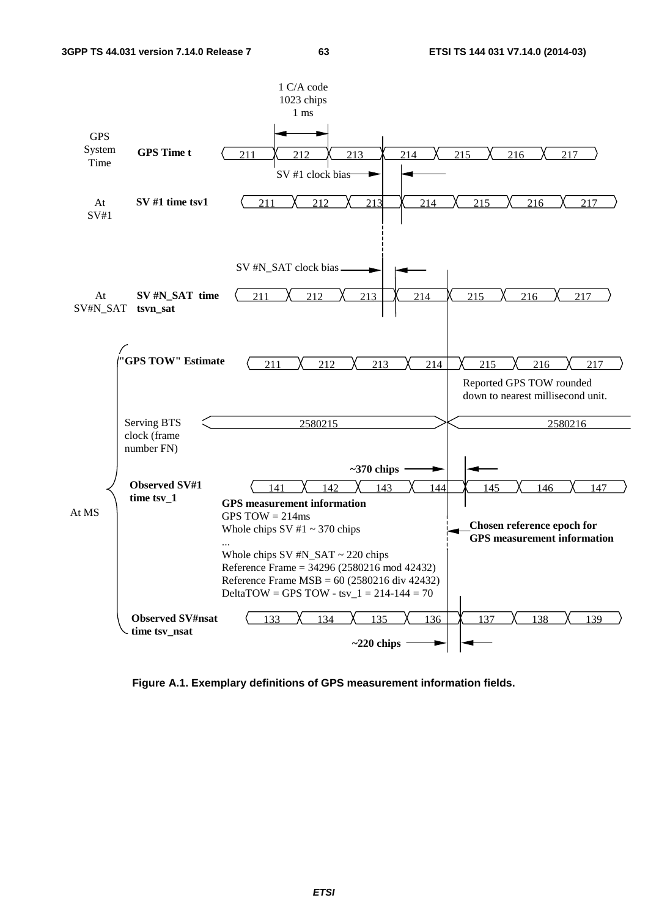1 C/A code
1023 chips
1 ms

GPS System Time — **GPS Time t**: 211, 212, 213, 214, 215, 216, 217

SV #1 clock bias

At SV#1 — **SV #1 time tsv1**: 211, 212, 213, 214, 215, 216, 217

SV #N_SAT clock bias

At SV#N_SAT — **SV #N_SAT time tsvn_sat**: 211, 212, 213, 214, 215, 216, 217

At MS:

**"GPS TOW" Estimate**: 211, 212, 213, 214, 215, 216, 217

Reported GPS TOW rounded down to nearest millisecond unit.

Serving BTS clock (frame number FN): 2580215, 2580216

**~370 chips**

**Observed SV#1 time tsv_1**: 141, 142, 143, 144, 145, 146, 147

**GPS measurement information**
GPS TOW = 214ms
Whole chips SV #1 ~ 370 chips
...
Whole chips SV #N_SAT ~ 220 chips
Reference Frame = 34296 (2580216 mod 42432)
Reference Frame MSB = 60 (2580216 div 42432)
DeltaTOW = GPS TOW - tsv_1 = 214-144 = 70

**Chosen reference epoch for GPS measurement information**

**Observed SV#nsat time tsv_nsat**: 133, 134, 135, 136, 137, 138, 139

**~220 chips**

**Figure A.1. Exemplary definitions of GPS measurement information fields.**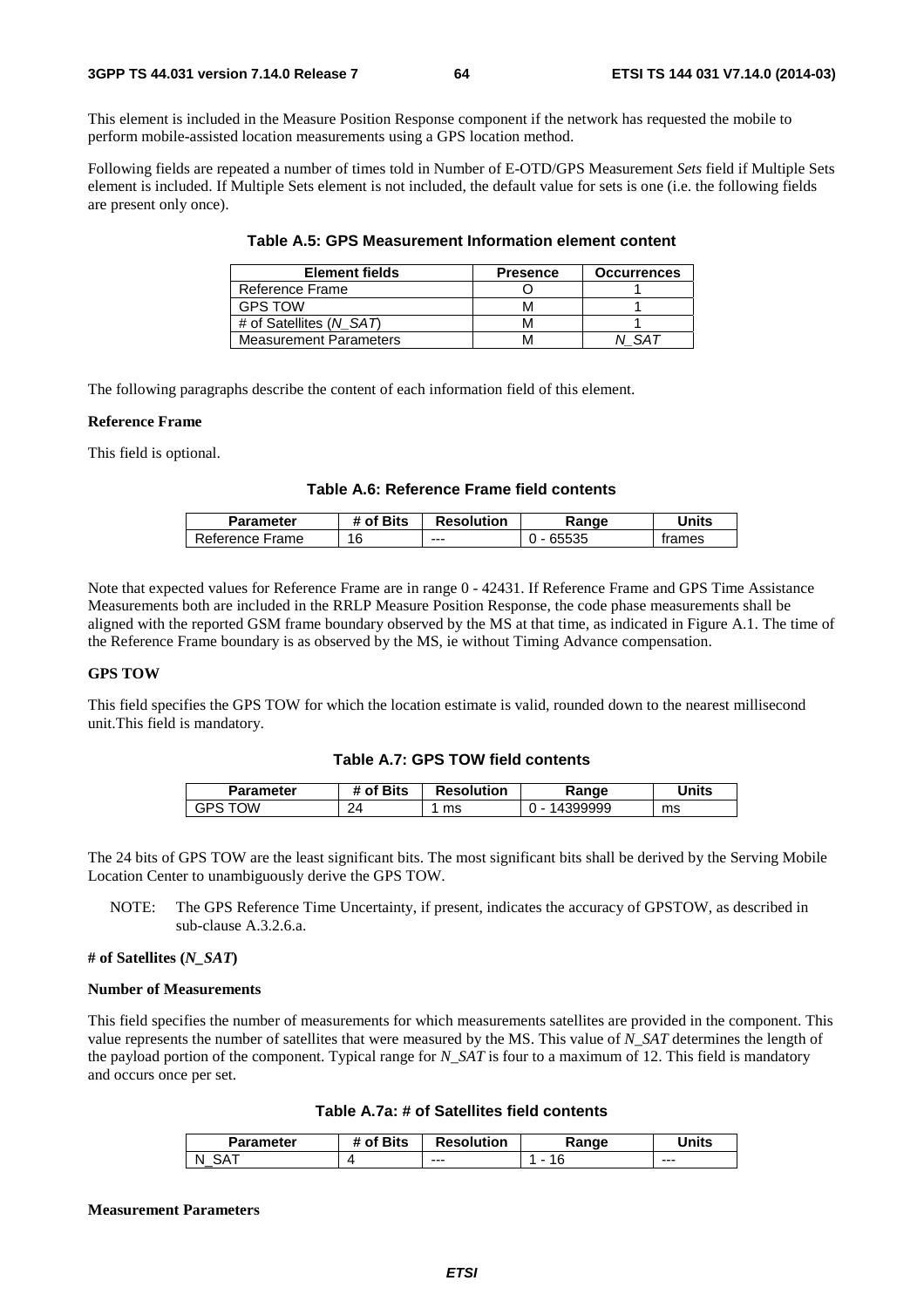This element is included in the Measure Position Response component if the network has requested the mobile to perform mobile-assisted location measurements using a GPS location method.

Following fields are repeated a number of times told in Number of E-OTD/GPS Measurement *Sets* field if Multiple Sets element is included. If Multiple Sets element is not included, the default value for sets is one (i.e. the following fields are present only once).

**Table A.5: GPS Measurement Information element content**

| Element fields | Presence | Occurrences |
|---|---|---|
| Reference Frame | O | 1 |
| GPS TOW | M | 1 |
| # of Satellites (*N_SAT*) | M | 1 |
| Measurement Parameters | M | *N_SAT* |

The following paragraphs describe the content of each information field of this element.

**Reference Frame**

This field is optional.

**Table A.6: Reference Frame field contents**

| Parameter | # of Bits | Resolution | Range | Units |
|---|---|---|---|---|
| Reference Frame | 16 | --- | 0 - 65535 | frames |

Note that expected values for Reference Frame are in range 0 - 42431. If Reference Frame and GPS Time Assistance Measurements both are included in the RRLP Measure Position Response, the code phase measurements shall be aligned with the reported GSM frame boundary observed by the MS at that time, as indicated in Figure A.1. The time of the Reference Frame boundary is as observed by the MS, ie without Timing Advance compensation.

**GPS TOW**

This field specifies the GPS TOW for which the location estimate is valid, rounded down to the nearest millisecond unit.This field is mandatory.

**Table A.7: GPS TOW field contents**

| Parameter | # of Bits | Resolution | Range | Units |
|---|---|---|---|---|
| GPS TOW | 24 | 1 ms | 0 - 14399999 | ms |

The 24 bits of GPS TOW are the least significant bits. The most significant bits shall be derived by the Serving Mobile Location Center to unambiguously derive the GPS TOW.

NOTE: The GPS Reference Time Uncertainty, if present, indicates the accuracy of GPSTOW, as described in sub-clause A.3.2.6.a.

**# of Satellites (*N_SAT*)**

**Number of Measurements**

This field specifies the number of measurements for which measurements satellites are provided in the component. This value represents the number of satellites that were measured by the MS. This value of *N_SAT* determines the length of the payload portion of the component. Typical range for *N_SAT* is four to a maximum of 12. This field is mandatory and occurs once per set.

**Table A.7a: # of Satellites field contents**

| Parameter | # of Bits | Resolution | Range | Units |
|---|---|---|---|---|
| N_SAT | 4 | --- | 1 - 16 | --- |

**Measurement Parameters**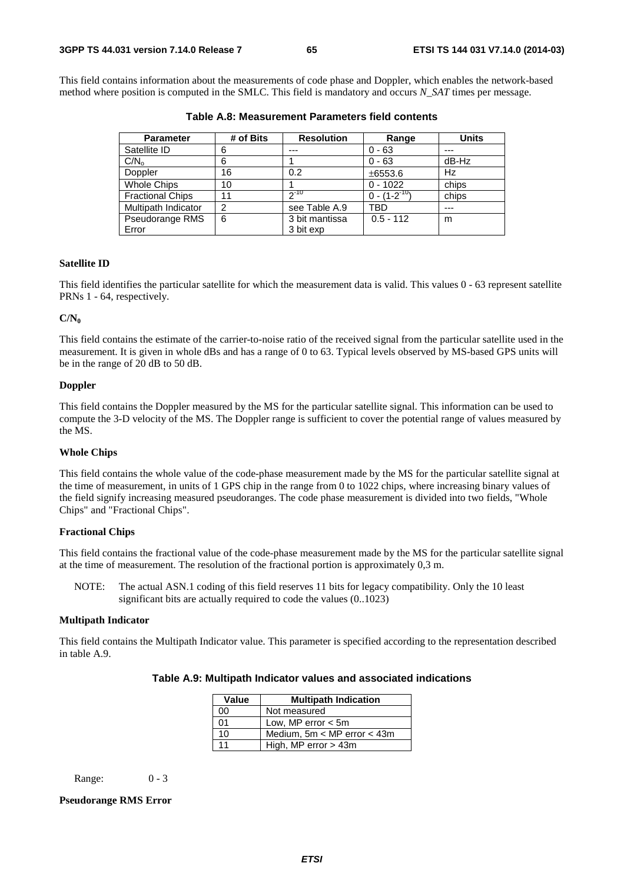This field contains information about the measurements of code phase and Doppler, which enables the network-based method where position is computed in the SMLC. This field is mandatory and occurs *N_SAT* times per message.

**Table A.8: Measurement Parameters field contents**

| Parameter | # of Bits | Resolution | Range | Units |
|---|---|---|---|---|
| Satellite ID | 6 | --- | 0 - 63 | --- |
| $C/N_o$ | 6 | 1 | 0 - 63 | dB-Hz |
| Doppler | 16 | 0.2 | ±6553.6 | Hz |
| Whole Chips | 10 | 1 | 0 - 1022 | chips |
| Fractional Chips | 11 | $2^{-10}$ | $0 - (1-2^{-10})$ | chips |
| Multipath Indicator | 2 | see Table A.9 | TBD | --- |
| Pseudorange RMS Error | 6 | 3 bit mantissa 3 bit exp | 0.5 - 112 | m |

**Satellite ID**

This field identifies the particular satellite for which the measurement data is valid. This values 0 - 63 represent satellite PRNs 1 - 64, respectively.

**$C/N_0$**

This field contains the estimate of the carrier-to-noise ratio of the received signal from the particular satellite used in the measurement. It is given in whole dBs and has a range of 0 to 63. Typical levels observed by MS-based GPS units will be in the range of 20 dB to 50 dB.

**Doppler**

This field contains the Doppler measured by the MS for the particular satellite signal. This information can be used to compute the 3-D velocity of the MS. The Doppler range is sufficient to cover the potential range of values measured by the MS.

**Whole Chips**

This field contains the whole value of the code-phase measurement made by the MS for the particular satellite signal at the time of measurement, in units of 1 GPS chip in the range from 0 to 1022 chips, where increasing binary values of the field signify increasing measured pseudoranges. The code phase measurement is divided into two fields, "Whole Chips" and "Fractional Chips".

**Fractional Chips**

This field contains the fractional value of the code-phase measurement made by the MS for the particular satellite signal at the time of measurement. The resolution of the fractional portion is approximately 0,3 m.

NOTE: The actual ASN.1 coding of this field reserves 11 bits for legacy compatibility. Only the 10 least significant bits are actually required to code the values (0..1023)

**Multipath Indicator**

This field contains the Multipath Indicator value. This parameter is specified according to the representation described in table A.9.

**Table A.9: Multipath Indicator values and associated indications**

| Value | Multipath Indication |
|---|---|
| 00 | Not measured |
| 01 | Low, MP error < 5m |
| 10 | Medium, 5m < MP error < 43m |
| 11 | High, MP error > 43m |

Range: 0 - 3

**Pseudorange RMS Error**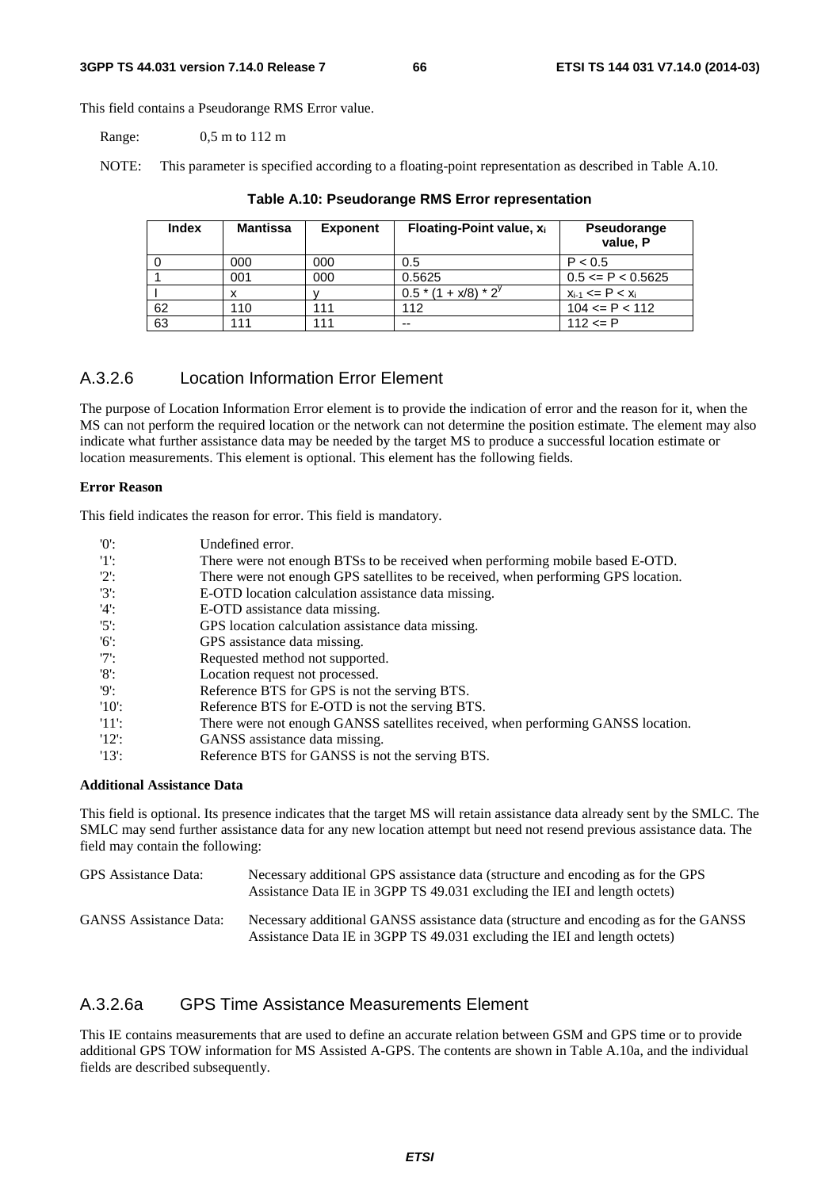This field contains a Pseudorange RMS Error value.

Range: 0,5 m to 112 m

NOTE: This parameter is specified according to a floating-point representation as described in Table A.10.

**Table A.10: Pseudorange RMS Error representation**

| Index | Mantissa | Exponent | Floating-Point value, $x_i$ | Pseudorange value, P |
|---|---|---|---|---|
| 0 | 000 | 000 | 0.5 | P < 0.5 |
| 1 | 001 | 000 | 0.5625 | 0.5 <= P < 0.5625 |
| I | x | y | $0.5 * (1 + x/8) * 2^y$ | $x_{i-1} <= P < x_i$ |
| 62 | 110 | 111 | 112 | 104 <= P < 112 |
| 63 | 111 | 111 | -- | 112 <= P |

### A.3.2.6 Location Information Error Element

The purpose of Location Information Error element is to provide the indication of error and the reason for it, when the MS can not perform the required location or the network can not determine the position estimate. The element may also indicate what further assistance data may be needed by the target MS to produce a successful location estimate or location measurements. This element is optional. This element has the following fields.

**Error Reason**

This field indicates the reason for error. This field is mandatory.

- '0': Undefined error.
- '1': There were not enough BTSs to be received when performing mobile based E-OTD.
- '2': There were not enough GPS satellites to be received, when performing GPS location.
- '3': E-OTD location calculation assistance data missing.
- '4': E-OTD assistance data missing.
- '5': GPS location calculation assistance data missing.
- '6': GPS assistance data missing.
- '7': Requested method not supported.
- '8': Location request not processed.
- '9': Reference BTS for GPS is not the serving BTS.
- '10': Reference BTS for E-OTD is not the serving BTS.
- '11': There were not enough GANSS satellites received, when performing GANSS location.
- '12': GANSS assistance data missing.
- '13': Reference BTS for GANSS is not the serving BTS.

**Additional Assistance Data**

This field is optional. Its presence indicates that the target MS will retain assistance data already sent by the SMLC. The SMLC may send further assistance data for any new location attempt but need not resend previous assistance data. The field may contain the following:

GPS Assistance Data: Necessary additional GPS assistance data (structure and encoding as for the GPS Assistance Data IE in 3GPP TS 49.031 excluding the IEI and length octets)

GANSS Assistance Data: Necessary additional GANSS assistance data (structure and encoding as for the GANSS Assistance Data IE in 3GPP TS 49.031 excluding the IEI and length octets)

### A.3.2.6a GPS Time Assistance Measurements Element

This IE contains measurements that are used to define an accurate relation between GSM and GPS time or to provide additional GPS TOW information for MS Assisted A-GPS. The contents are shown in Table A.10a, and the individual fields are described subsequently.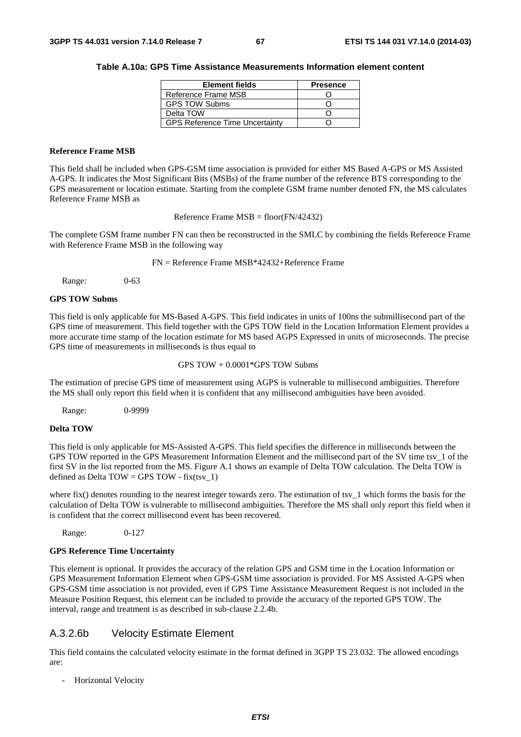**Table A.10a: GPS Time Assistance Measurements Information element content**

| Element fields | Presence |
|---|---|
| Reference Frame MSB | O |
| GPS TOW Subms | O |
| Delta TOW | O |
| GPS Reference Time Uncertainty | O |

**Reference Frame MSB**

This field shall be included when GPS-GSM time association is provided for either MS Based A-GPS or MS Assisted A-GPS. It indicates the Most Significant Bits (MSBs) of the frame number of the reference BTS corresponding to the GPS measurement or location estimate. Starting from the complete GSM frame number denoted FN, the MS calculates Reference Frame MSB as

Reference Frame MSB = floor(FN/42432)

The complete GSM frame number FN can then be reconstructed in the SMLC by combining the fields Reference Frame with Reference Frame MSB in the following way

FN = Reference Frame MSB*42432+Reference Frame

Range: 0-63

**GPS TOW Subms**

This field is only applicable for MS-Based A-GPS. This field indicates in units of 100ns the submillisecond part of the GPS time of measurement. This field together with the GPS TOW field in the Location Information Element provides a more accurate time stamp of the location estimate for MS based AGPS Expressed in units of microseconds. The precise GPS time of measurements in milliseconds is thus equal to

GPS TOW + 0.0001*GPS TOW Subms

The estimation of precise GPS time of measurement using AGPS is vulnerable to millisecond ambiguities. Therefore the MS shall only report this field when it is confident that any millisecond ambiguities have been avoided.

Range: 0-9999

**Delta TOW**

This field is only applicable for MS-Assisted A-GPS. This field specifies the difference in milliseconds between the GPS TOW reported in the GPS Measurement Information Element and the millisecond part of the SV time tsv_1 of the first SV in the list reported from the MS. Figure A.1 shows an example of Delta TOW calculation. The Delta TOW is defined as Delta TOW = GPS TOW - fix(tsv_1)

where fix() denotes rounding to the nearest integer towards zero. The estimation of tsv_1 which forms the basis for the calculation of Delta TOW is vulnerable to millisecond ambiguities. Therefore the MS shall only report this field when it is confident that the correct millisecond event has been recovered.

Range: 0-127

**GPS Reference Time Uncertainty**

This element is optional. It provides the accuracy of the relation GPS and GSM time in the Location Information or GPS Measurement Information Element when GPS-GSM time association is provided. For MS Assisted A-GPS when GPS-GSM time association is not provided, even if GPS Time Assistance Measurement Request is not included in the Measure Position Request, this element can be included to provide the accuracy of the reported GPS TOW. The interval, range and treatment is as described in sub-clause 2.2.4b.

## A.3.2.6b Velocity Estimate Element

This field contains the calculated velocity estimate in the format defined in 3GPP TS 23.032. The allowed encodings are:

- Horizontal Velocity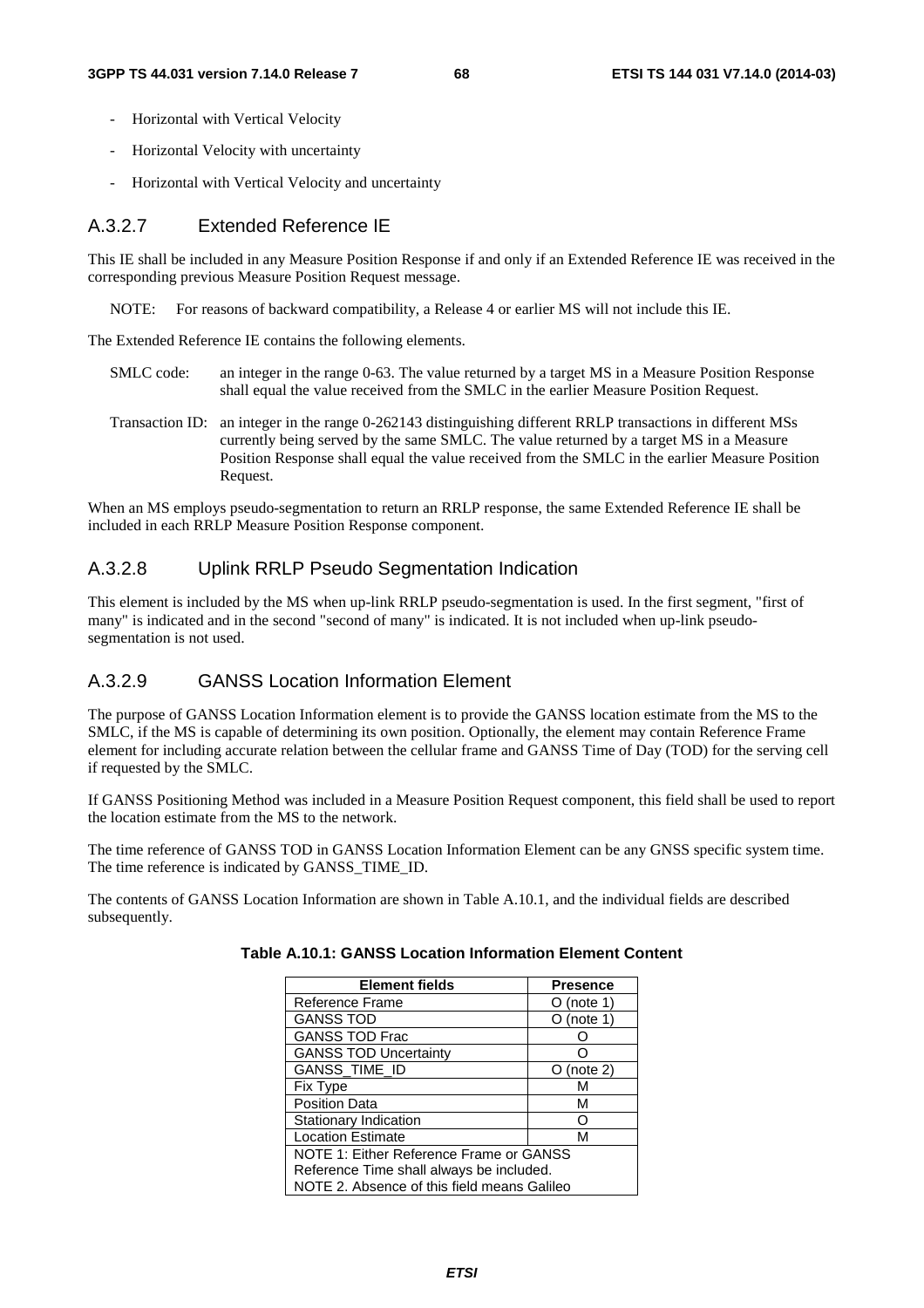- Horizontal with Vertical Velocity
- Horizontal Velocity with uncertainty
- Horizontal with Vertical Velocity and uncertainty

### A.3.2.7 Extended Reference IE

This IE shall be included in any Measure Position Response if and only if an Extended Reference IE was received in the corresponding previous Measure Position Request message.

NOTE: For reasons of backward compatibility, a Release 4 or earlier MS will not include this IE.

The Extended Reference IE contains the following elements.

SMLC code: an integer in the range 0-63. The value returned by a target MS in a Measure Position Response shall equal the value received from the SMLC in the earlier Measure Position Request.

Transaction ID: an integer in the range 0-262143 distinguishing different RRLP transactions in different MSs currently being served by the same SMLC. The value returned by a target MS in a Measure Position Response shall equal the value received from the SMLC in the earlier Measure Position Request.

When an MS employs pseudo-segmentation to return an RRLP response, the same Extended Reference IE shall be included in each RRLP Measure Position Response component.

### A.3.2.8 Uplink RRLP Pseudo Segmentation Indication

This element is included by the MS when up-link RRLP pseudo-segmentation is used. In the first segment, "first of many" is indicated and in the second "second of many" is indicated. It is not included when up-link pseudo-segmentation is not used.

### A.3.2.9 GANSS Location Information Element

The purpose of GANSS Location Information element is to provide the GANSS location estimate from the MS to the SMLC, if the MS is capable of determining its own position. Optionally, the element may contain Reference Frame element for including accurate relation between the cellular frame and GANSS Time of Day (TOD) for the serving cell if requested by the SMLC.

If GANSS Positioning Method was included in a Measure Position Request component, this field shall be used to report the location estimate from the MS to the network.

The time reference of GANSS TOD in GANSS Location Information Element can be any GNSS specific system time. The time reference is indicated by GANSS_TIME_ID.

The contents of GANSS Location Information are shown in Table A.10.1, and the individual fields are described subsequently.

**Table A.10.1: GANSS Location Information Element Content**

| Element fields | Presence |
|---|---|
| Reference Frame | O (note 1) |
| GANSS TOD | O (note 1) |
| GANSS TOD Frac | O |
| GANSS TOD Uncertainty | O |
| GANSS_TIME_ID | O (note 2) |
| Fix Type | M |
| Position Data | M |
| Stationary Indication | O |
| Location Estimate | M |
| NOTE 1: Either Reference Frame or GANSS Reference Time shall always be included. NOTE 2. Absence of this field means Galileo | |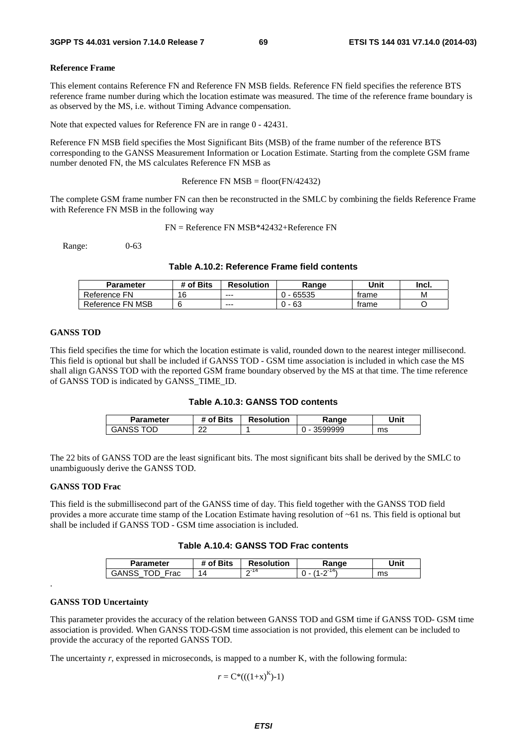**Reference Frame**

This element contains Reference FN and Reference FN MSB fields. Reference FN field specifies the reference BTS reference frame number during which the location estimate was measured. The time of the reference frame boundary is as observed by the MS, i.e. without Timing Advance compensation.

Note that expected values for Reference FN are in range 0 - 42431.

Reference FN MSB field specifies the Most Significant Bits (MSB) of the frame number of the reference BTS corresponding to the GANSS Measurement Information or Location Estimate. Starting from the complete GSM frame number denoted FN, the MS calculates Reference FN MSB as

Reference FN MSB = floor(FN/42432)

The complete GSM frame number FN can then be reconstructed in the SMLC by combining the fields Reference Frame with Reference FN MSB in the following way

FN = Reference FN MSB*42432+Reference FN

Range: 0-63

**Table A.10.2: Reference Frame field contents**

| Parameter | # of Bits | Resolution | Range | Unit | Incl. |
|---|---|---|---|---|---|
| Reference FN | 16 | --- | 0 - 65535 | frame | M |
| Reference FN MSB | 6 | --- | 0 - 63 | frame | O |

**GANSS TOD**

This field specifies the time for which the location estimate is valid, rounded down to the nearest integer millisecond. This field is optional but shall be included if GANSS TOD - GSM time association is included in which case the MS shall align GANSS TOD with the reported GSM frame boundary observed by the MS at that time. The time reference of GANSS TOD is indicated by GANSS_TIME_ID.

**Table A.10.3: GANSS TOD contents**

| Parameter | # of Bits | Resolution | Range | Unit |
|---|---|---|---|---|
| GANSS TOD | 22 | 1 | 0 - 3599999 | ms |

The 22 bits of GANSS TOD are the least significant bits. The most significant bits shall be derived by the SMLC to unambiguously derive the GANSS TOD.

**GANSS TOD Frac**

This field is the submillisecond part of the GANSS time of day. This field together with the GANSS TOD field provides a more accurate time stamp of the Location Estimate having resolution of ~61 ns. This field is optional but shall be included if GANSS TOD - GSM time association is included.

**Table A.10.4: GANSS TOD Frac contents**

| Parameter | # of Bits | Resolution | Range | Unit |
|---|---|---|---|---|
| GANSS_TOD_Frac | 14 | $2^{-14}$ | $0 - (1-2^{-14})$ | ms |

.

**GANSS TOD Uncertainty**

This parameter provides the accuracy of the relation between GANSS TOD and GSM time if GANSS TOD- GSM time association is provided. When GANSS TOD-GSM time association is not provided, this element can be included to provide the accuracy of the reported GANSS TOD.

The uncertainty *r*, expressed in microseconds, is mapped to a number K, with the following formula:

$$r = C*(((1+x)^{K})-1)$$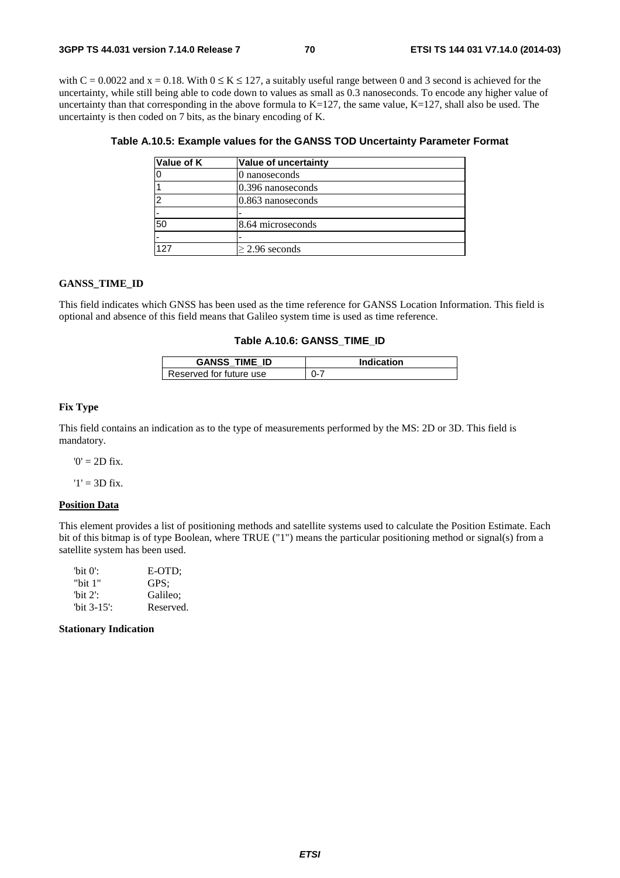with $C = 0.0022$ and $x = 0.18$. With $0 \leq K \leq 127$, a suitably useful range between 0 and 3 second is achieved for the uncertainty, while still being able to code down to values as small as 0.3 nanoseconds. To encode any higher value of uncertainty than that corresponding in the above formula to K=127, the same value, K=127, shall also be used. The uncertainty is then coded on 7 bits, as the binary encoding of K.

**Table A.10.5: Example values for the GANSS TOD Uncertainty Parameter Format**

| Value of K | Value of uncertainty |
| --- | --- |
| 0 | 0 nanoseconds |
| 1 | 0.396 nanoseconds |
| 2 | 0.863 nanoseconds |
| - | - |
| 50 | 8.64 microseconds |
| - | - |
| 127 | ≥ 2.96 seconds |

**GANSS_TIME_ID**

This field indicates which GNSS has been used as the time reference for GANSS Location Information. This field is optional and absence of this field means that Galileo system time is used as time reference.

**Table A.10.6: GANSS_TIME_ID**

| GANSS_TIME_ID | Indication |
| --- | --- |
| Reserved for future use | 0-7 |

**Fix Type**

This field contains an indication as to the type of measurements performed by the MS: 2D or 3D. This field is mandatory.

'0' = 2D fix.

'1' = 3D fix.

**Position Data**

This element provides a list of positioning methods and satellite systems used to calculate the Position Estimate. Each bit of this bitmap is of type Boolean, where TRUE ("1") means the particular positioning method or signal(s) from a satellite system has been used.

'bit 0': E-OTD;
"bit 1" GPS;
'bit 2': Galileo;
'bit 3-15': Reserved.

**Stationary Indication**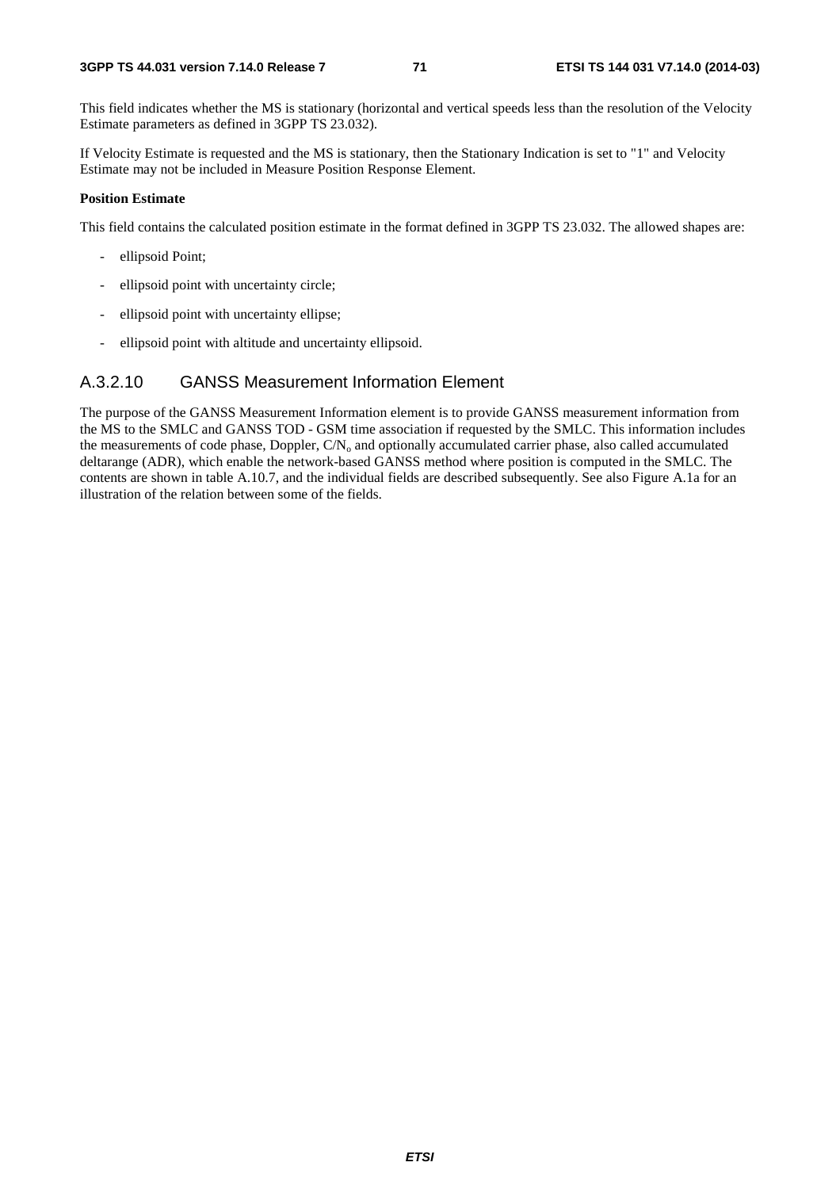This field indicates whether the MS is stationary (horizontal and vertical speeds less than the resolution of the Velocity Estimate parameters as defined in 3GPP TS 23.032).

If Velocity Estimate is requested and the MS is stationary, then the Stationary Indication is set to "1" and Velocity Estimate may not be included in Measure Position Response Element.

**Position Estimate**

This field contains the calculated position estimate in the format defined in 3GPP TS 23.032. The allowed shapes are:

- ellipsoid Point;
- ellipsoid point with uncertainty circle;
- ellipsoid point with uncertainty ellipse;
- ellipsoid point with altitude and uncertainty ellipsoid.

### A.3.2.10 GANSS Measurement Information Element

The purpose of the GANSS Measurement Information element is to provide GANSS measurement information from the MS to the SMLC and GANSS TOD - GSM time association if requested by the SMLC. This information includes the measurements of code phase, Doppler, $C/N_o$ and optionally accumulated carrier phase, also called accumulated deltarange (ADR), which enable the network-based GANSS method where position is computed in the SMLC. The contents are shown in table A.10.7, and the individual fields are described subsequently. See also Figure A.1a for an illustration of the relation between some of the fields.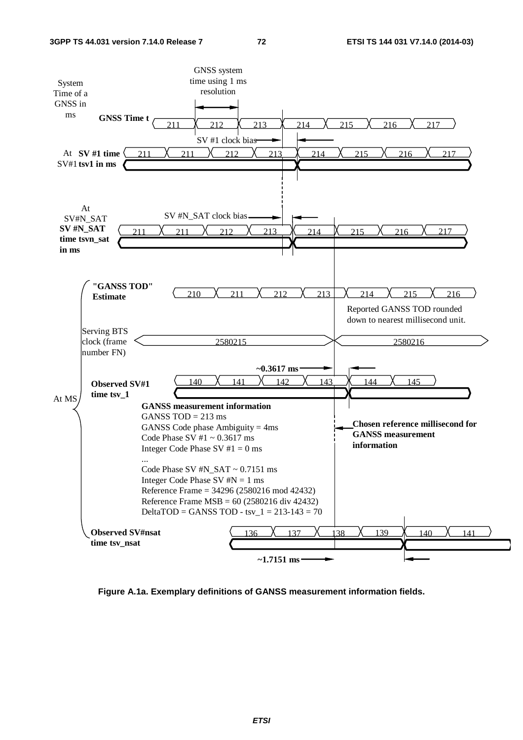System Time of a GNSS in ms

GNSS system time using 1 ms resolution

**GNSS Time t** 211 212 213 214 215 216 217

SV #1 clock bias

At SV#1 **SV #1 time tsv1 in ms** 211 211 212 213 214 215 216 217

At SV#N_SAT **SV #N_SAT time tsvn_sat in ms**

SV #N_SAT clock bias

211 211 212 213 214 215 216 217

**"GANSS TOD" Estimate** 210 211 212 213 214 215 216

Reported GANSS TOD rounded down to nearest millisecond unit.

Serving BTS clock (frame number FN) 2580215 2580216

**~0.3617 ms**

**Observed SV#1 time tsv_1** 140 141 142 143 144 145

At MS

**GANSS measurement information**
GANSS TOD = 213 ms
GANSS Code phase Ambiguity = 4ms
Code Phase SV #1 ~ 0.3617 ms
Integer Code Phase SV #1 = 0 ms
...
Code Phase SV #N_SAT ~ 0.7151 ms
Integer Code Phase SV #N = 1 ms
Reference Frame = 34296 (2580216 mod 42432)
Reference Frame MSB = 60 (2580216 div 42432)
DeltaTOD = GANSS TOD - tsv_1 = 213-143 = 70

**Chosen reference millisecond for GANSS measurement information**

**Observed SV#nsat time tsv_nsat** 136 137 138 139 140 141

**~1.7151 ms**

**Figure A.1a. Exemplary definitions of GANSS measurement information fields.**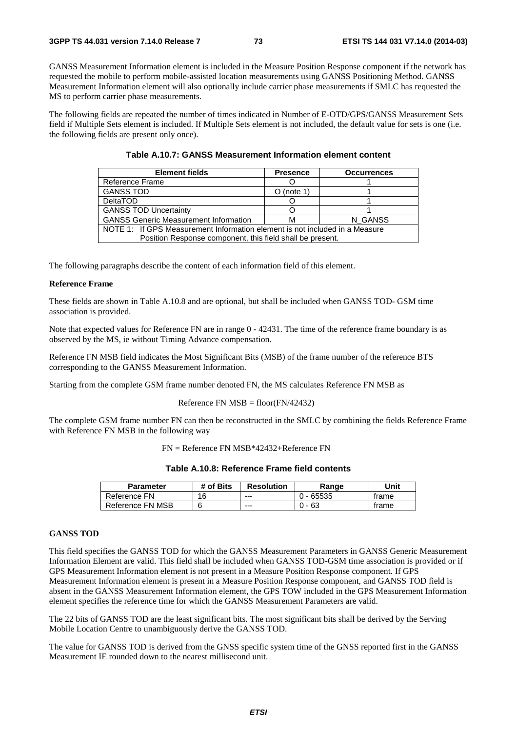GANSS Measurement Information element is included in the Measure Position Response component if the network has requested the mobile to perform mobile-assisted location measurements using GANSS Positioning Method. GANSS Measurement Information element will also optionally include carrier phase measurements if SMLC has requested the MS to perform carrier phase measurements.

The following fields are repeated the number of times indicated in Number of E-OTD/GPS/GANSS Measurement Sets field if Multiple Sets element is included. If Multiple Sets element is not included, the default value for sets is one (i.e. the following fields are present only once).

**Table A.10.7: GANSS Measurement Information element content**

| Element fields | Presence | Occurrences |
|---|---|---|
| Reference Frame | O | 1 |
| GANSS TOD | O (note 1) | 1 |
| DeltaTOD | O | 1 |
| GANSS TOD Uncertainty | O | 1 |
| GANSS Generic Measurement Information | M | N_GANSS |
| NOTE 1: If GPS Measurement Information element is not included in a Measure Position Response component, this field shall be present. | | |

The following paragraphs describe the content of each information field of this element.

**Reference Frame**

These fields are shown in Table A.10.8 and are optional, but shall be included when GANSS TOD- GSM time association is provided.

Note that expected values for Reference FN are in range 0 - 42431. The time of the reference frame boundary is as observed by the MS, ie without Timing Advance compensation.

Reference FN MSB field indicates the Most Significant Bits (MSB) of the frame number of the reference BTS corresponding to the GANSS Measurement Information.

Starting from the complete GSM frame number denoted FN, the MS calculates Reference FN MSB as

$$\text{Reference FN MSB} = \text{floor}(FN/42432)$$

The complete GSM frame number FN can then be reconstructed in the SMLC by combining the fields Reference Frame with Reference FN MSB in the following way

$$FN = \text{Reference FN MSB}*42432+\text{Reference FN}$$

**Table A.10.8: Reference Frame field contents**

| Parameter | # of Bits | Resolution | Range | Unit |
|---|---|---|---|---|
| Reference FN | 16 | --- | 0 - 65535 | frame |
| Reference FN MSB | 6 | --- | 0 - 63 | frame |

**GANSS TOD**

This field specifies the GANSS TOD for which the GANSS Measurement Parameters in GANSS Generic Measurement Information Element are valid. This field shall be included when GANSS TOD-GSM time association is provided or if GPS Measurement Information element is not present in a Measure Position Response component. If GPS Measurement Information element is present in a Measure Position Response component, and GANSS TOD field is absent in the GANSS Measurement Information element, the GPS TOW included in the GPS Measurement Information element specifies the reference time for which the GANSS Measurement Parameters are valid.

The 22 bits of GANSS TOD are the least significant bits. The most significant bits shall be derived by the Serving Mobile Location Centre to unambiguously derive the GANSS TOD.

The value for GANSS TOD is derived from the GNSS specific system time of the GNSS reported first in the GANSS Measurement IE rounded down to the nearest millisecond unit.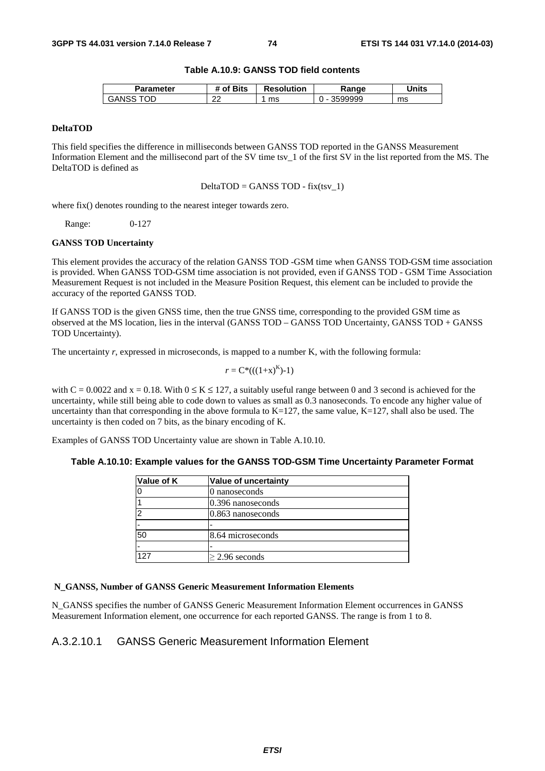**Table A.10.9: GANSS TOD field contents**

| Parameter | # of Bits | Resolution | Range | Units |
|---|---|---|---|---|
| GANSS TOD | 22 | 1 ms | 0 - 3599999 | ms |

**DeltaTOD**

This field specifies the difference in milliseconds between GANSS TOD reported in the GANSS Measurement Information Element and the millisecond part of the SV time tsv_1 of the first SV in the list reported from the MS. The DeltaTOD is defined as

DeltaTOD = GANSS TOD - fix(tsv_1)

where fix() denotes rounding to the nearest integer towards zero.

Range: 0-127

**GANSS TOD Uncertainty**

This element provides the accuracy of the relation GANSS TOD -GSM time when GANSS TOD-GSM time association is provided. When GANSS TOD-GSM time association is not provided, even if GANSS TOD - GSM Time Association Measurement Request is not included in the Measure Position Request, this element can be included to provide the accuracy of the reported GANSS TOD.

If GANSS TOD is the given GNSS time, then the true GNSS time, corresponding to the provided GSM time as observed at the MS location, lies in the interval (GANSS TOD – GANSS TOD Uncertainty, GANSS TOD + GANSS TOD Uncertainty).

The uncertainty $r$, expressed in microseconds, is mapped to a number K, with the following formula:

$$r = C*(((1+x)^{K})-1)$$

with C = 0.0022 and x = 0.18. With $0 \leq K \leq 127$, a suitably useful range between 0 and 3 second is achieved for the uncertainty, while still being able to code down to values as small as 0.3 nanoseconds. To encode any higher value of uncertainty than that corresponding in the above formula to K=127, the same value, K=127, shall also be used. The uncertainty is then coded on 7 bits, as the binary encoding of K.

Examples of GANSS TOD Uncertainty value are shown in Table A.10.10.

**Table A.10.10: Example values for the GANSS TOD-GSM Time Uncertainty Parameter Format**

| Value of K | Value of uncertainty |
|---|---|
| 0 | 0 nanoseconds |
| 1 | 0.396 nanoseconds |
| 2 | 0.863 nanoseconds |
| - | - |
| 50 | 8.64 microseconds |
| - | - |
| 127 | ≥ 2.96 seconds |

**N_GANSS, Number of GANSS Generic Measurement Information Elements**

N_GANSS specifies the number of GANSS Generic Measurement Information Element occurrences in GANSS Measurement Information element, one occurrence for each reported GANSS. The range is from 1 to 8.

### A.3.2.10.1 GANSS Generic Measurement Information Element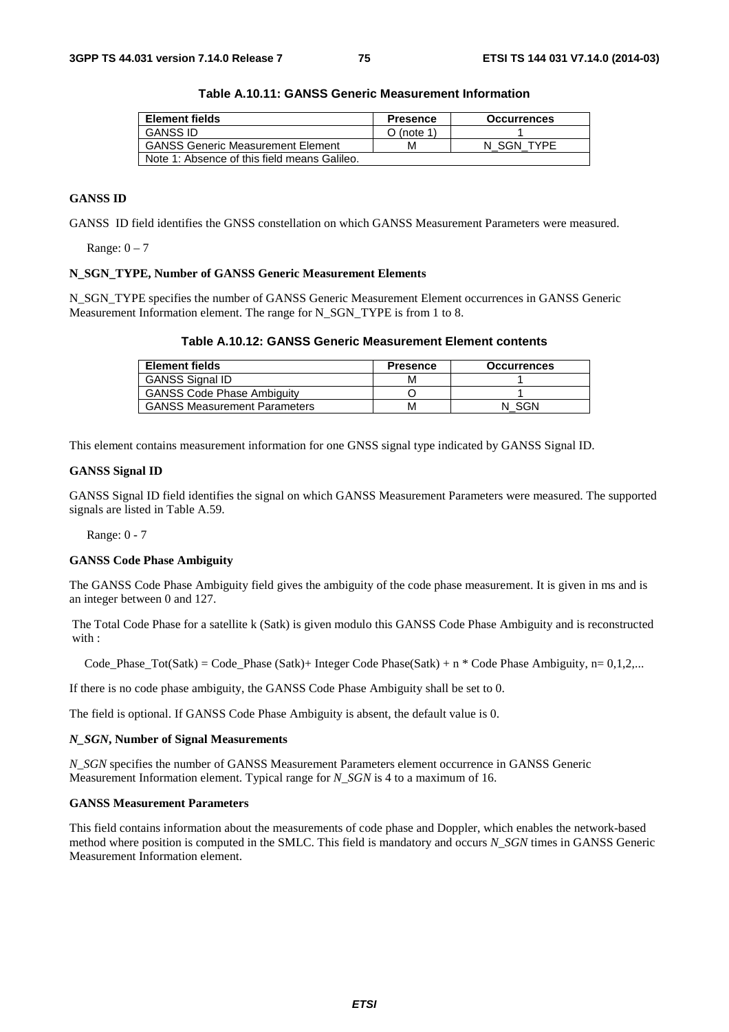**Table A.10.11: GANSS Generic Measurement Information**

| Element fields | Presence | Occurrences |
|---|---|---|
| GANSS ID | O (note 1) | 1 |
| GANSS Generic Measurement Element | M | N_SGN_TYPE |
| Note 1: Absence of this field means Galileo. | | |

**GANSS ID**

GANSS ID field identifies the GNSS constellation on which GANSS Measurement Parameters were measured.

Range: 0 – 7

**N_SGN_TYPE, Number of GANSS Generic Measurement Elements**

N_SGN_TYPE specifies the number of GANSS Generic Measurement Element occurrences in GANSS Generic Measurement Information element. The range for N_SGN_TYPE is from 1 to 8.

**Table A.10.12: GANSS Generic Measurement Element contents**

| Element fields | Presence | Occurrences |
|---|---|---|
| GANSS Signal ID | M | 1 |
| GANSS Code Phase Ambiguity | O | 1 |
| GANSS Measurement Parameters | M | N_SGN |

This element contains measurement information for one GNSS signal type indicated by GANSS Signal ID.

**GANSS Signal ID**

GANSS Signal ID field identifies the signal on which GANSS Measurement Parameters were measured. The supported signals are listed in Table A.59.

Range: 0 - 7

**GANSS Code Phase Ambiguity**

The GANSS Code Phase Ambiguity field gives the ambiguity of the code phase measurement. It is given in ms and is an integer between 0 and 127.

The Total Code Phase for a satellite k (Satk) is given modulo this GANSS Code Phase Ambiguity and is reconstructed with :

Code_Phase_Tot(Satk) = Code_Phase (Satk)+ Integer Code Phase(Satk) + n * Code Phase Ambiguity, n= 0,1,2,...

If there is no code phase ambiguity, the GANSS Code Phase Ambiguity shall be set to 0.

The field is optional. If GANSS Code Phase Ambiguity is absent, the default value is 0.

***N_SGN*, Number of Signal Measurements**

*N_SGN* specifies the number of GANSS Measurement Parameters element occurrence in GANSS Generic Measurement Information element. Typical range for *N_SGN* is 4 to a maximum of 16.

**GANSS Measurement Parameters**

This field contains information about the measurements of code phase and Doppler, which enables the network-based method where position is computed in the SMLC. This field is mandatory and occurs *N_SGN* times in GANSS Generic Measurement Information element.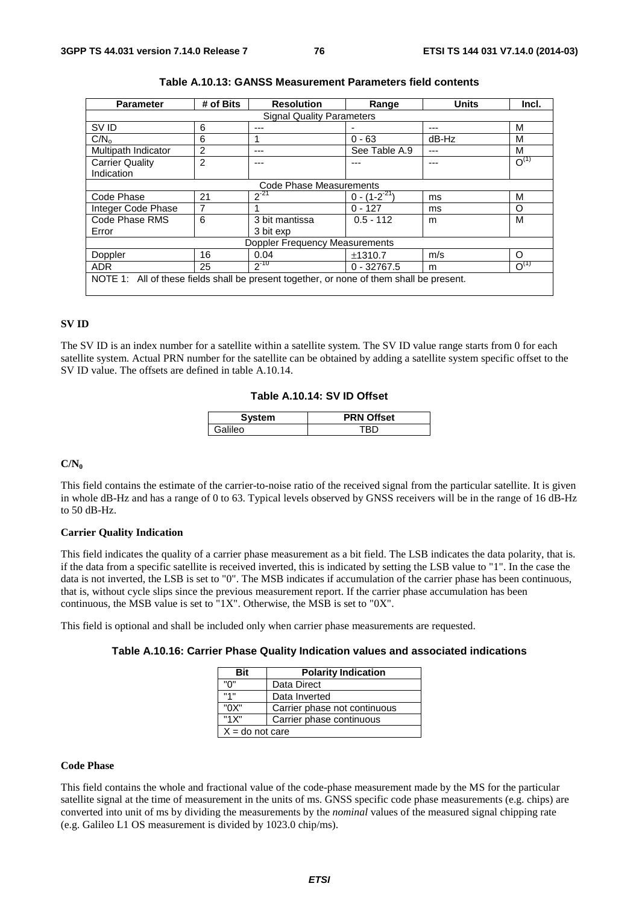**Table A.10.13: GANSS Measurement Parameters field contents**

| Parameter | # of Bits | Resolution | Range | Units | Incl. |
|---|---|---|---|---|---|
| Signal Quality Parameters | | | | | |
| SV ID | 6 | --- | - | --- | M |
| $C/N_o$ | 6 | 1 | 0 - 63 | dB-Hz | M |
| Multipath Indicator | 2 | --- | See Table A.9 | --- | M |
| Carrier Quality Indication | 2 | --- | --- | --- | O(1) |
| Code Phase Measurements | | | | | |
| Code Phase | 21 | $2^{-21}$ | $0 - (1-2^{-21})$ | ms | M |
| Integer Code Phase | 7 | 1 | 0 - 127 | ms | O |
| Code Phase RMS Error | 6 | 3 bit mantissa 3 bit exp | 0.5 - 112 | m | M |
| Doppler Frequency Measurements | | | | | |
| Doppler | 16 | 0.04 | ±1310.7 | m/s | O |
| ADR | 25 | $2^{-10}$ | 0 - 32767.5 | m | O(1) |
| NOTE 1: All of these fields shall be present together, or none of them shall be present. | | | | | |

**SV ID**

The SV ID is an index number for a satellite within a satellite system. The SV ID value range starts from 0 for each satellite system. Actual PRN number for the satellite can be obtained by adding a satellite system specific offset to the SV ID value. The offsets are defined in table A.10.14.

**Table A.10.14: SV ID Offset**

| System | PRN Offset |
|---|---|
| Galileo | TBD |

**$C/N_0$**

This field contains the estimate of the carrier-to-noise ratio of the received signal from the particular satellite. It is given in whole dB-Hz and has a range of 0 to 63. Typical levels observed by GNSS receivers will be in the range of 16 dB-Hz to 50 dB-Hz.

**Carrier Quality Indication**

This field indicates the quality of a carrier phase measurement as a bit field. The LSB indicates the data polarity, that is. if the data from a specific satellite is received inverted, this is indicated by setting the LSB value to "1". In the case the data is not inverted, the LSB is set to "0". The MSB indicates if accumulation of the carrier phase has been continuous, that is, without cycle slips since the previous measurement report. If the carrier phase accumulation has been continuous, the MSB value is set to "1X". Otherwise, the MSB is set to "0X".

This field is optional and shall be included only when carrier phase measurements are requested.

**Table A.10.16: Carrier Phase Quality Indication values and associated indications**

| Bit | Polarity Indication |
|---|---|
| "0" | Data Direct |
| "1" | Data Inverted |
| "0X" | Carrier phase not continuous |
| "1X" | Carrier phase continuous |
| X = do not care | |

**Code Phase**

This field contains the whole and fractional value of the code-phase measurement made by the MS for the particular satellite signal at the time of measurement in the units of ms. GNSS specific code phase measurements (e.g. chips) are converted into unit of ms by dividing the measurements by the *nominal* values of the measured signal chipping rate (e.g. Galileo L1 OS measurement is divided by 1023.0 chip/ms).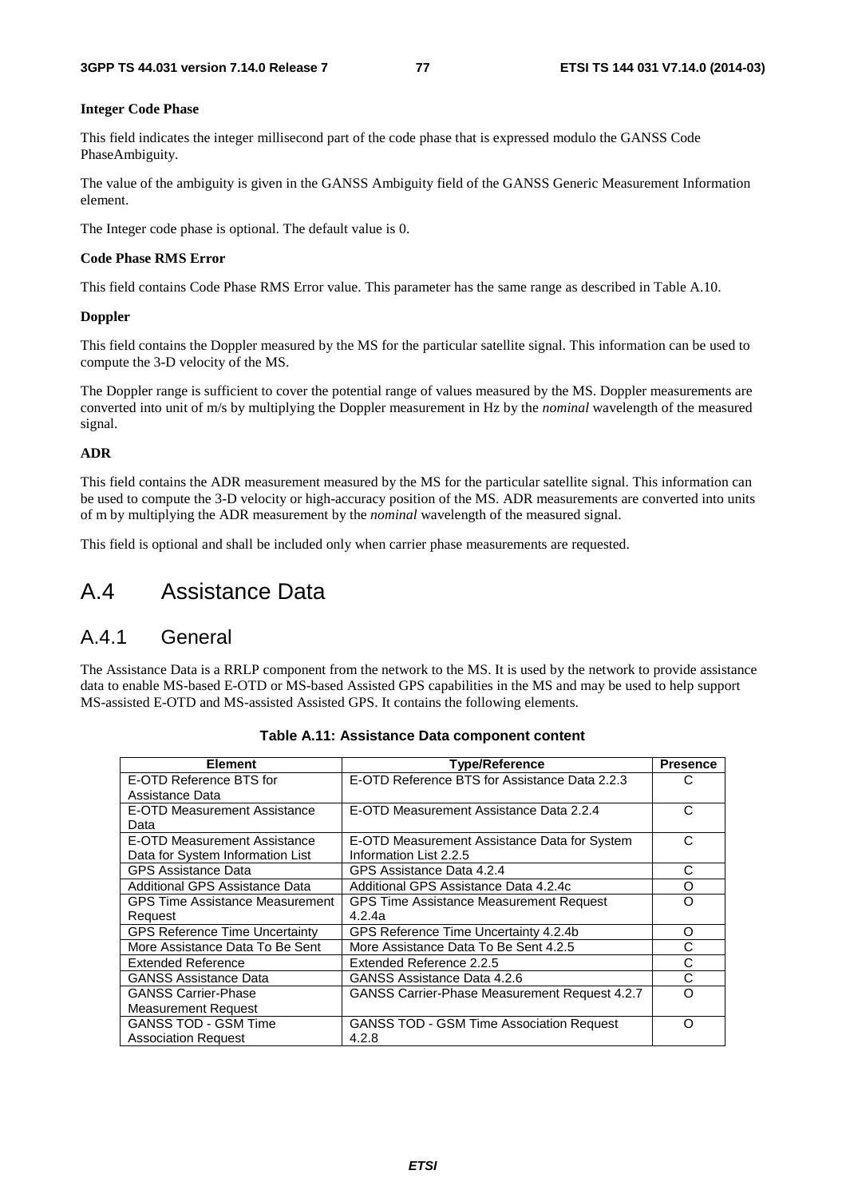**Integer Code Phase**

This field indicates the integer millisecond part of the code phase that is expressed modulo the GANSS Code PhaseAmbiguity.

The value of the ambiguity is given in the GANSS Ambiguity field of the GANSS Generic Measurement Information element.

The Integer code phase is optional. The default value is 0.

**Code Phase RMS Error**

This field contains Code Phase RMS Error value. This parameter has the same range as described in Table A.10.

**Doppler**

This field contains the Doppler measured by the MS for the particular satellite signal. This information can be used to compute the 3-D velocity of the MS.

The Doppler range is sufficient to cover the potential range of values measured by the MS. Doppler measurements are converted into unit of m/s by multiplying the Doppler measurement in Hz by the *nominal* wavelength of the measured signal.

**ADR**

This field contains the ADR measurement measured by the MS for the particular satellite signal. This information can be used to compute the 3-D velocity or high-accuracy position of the MS. ADR measurements are converted into units of m by multiplying the ADR measurement by the *nominal* wavelength of the measured signal.

This field is optional and shall be included only when carrier phase measurements are requested.

# A.4 Assistance Data

## A.4.1 General

The Assistance Data is a RRLP component from the network to the MS. It is used by the network to provide assistance data to enable MS-based E-OTD or MS-based Assisted GPS capabilities in the MS and may be used to help support MS-assisted E-OTD and MS-assisted Assisted GPS. It contains the following elements.

**Table A.11: Assistance Data component content**

| Element | Type/Reference | Presence |
|---|---|---|
| E-OTD Reference BTS for Assistance Data | E-OTD Reference BTS for Assistance Data 2.2.3 | C |
| E-OTD Measurement Assistance Data | E-OTD Measurement Assistance Data 2.2.4 | C |
| E-OTD Measurement Assistance Data for System Information List | E-OTD Measurement Assistance Data for System Information List 2.2.5 | C |
| GPS Assistance Data | GPS Assistance Data 4.2.4 | C |
| Additional GPS Assistance Data | Additional GPS Assistance Data 4.2.4c | O |
| GPS Time Assistance Measurement Request | GPS Time Assistance Measurement Request 4.2.4a | O |
| GPS Reference Time Uncertainty | GPS Reference Time Uncertainty 4.2.4b | O |
| More Assistance Data To Be Sent | More Assistance Data To Be Sent 4.2.5 | C |
| Extended Reference | Extended Reference 2.2.5 | C |
| GANSS Assistance Data | GANSS Assistance Data 4.2.6 | C |
| GANSS Carrier-Phase Measurement Request | GANSS Carrier-Phase Measurement Request 4.2.7 | O |
| GANSS TOD - GSM Time Association Request | GANSS TOD - GSM Time Association Request 4.2.8 | O |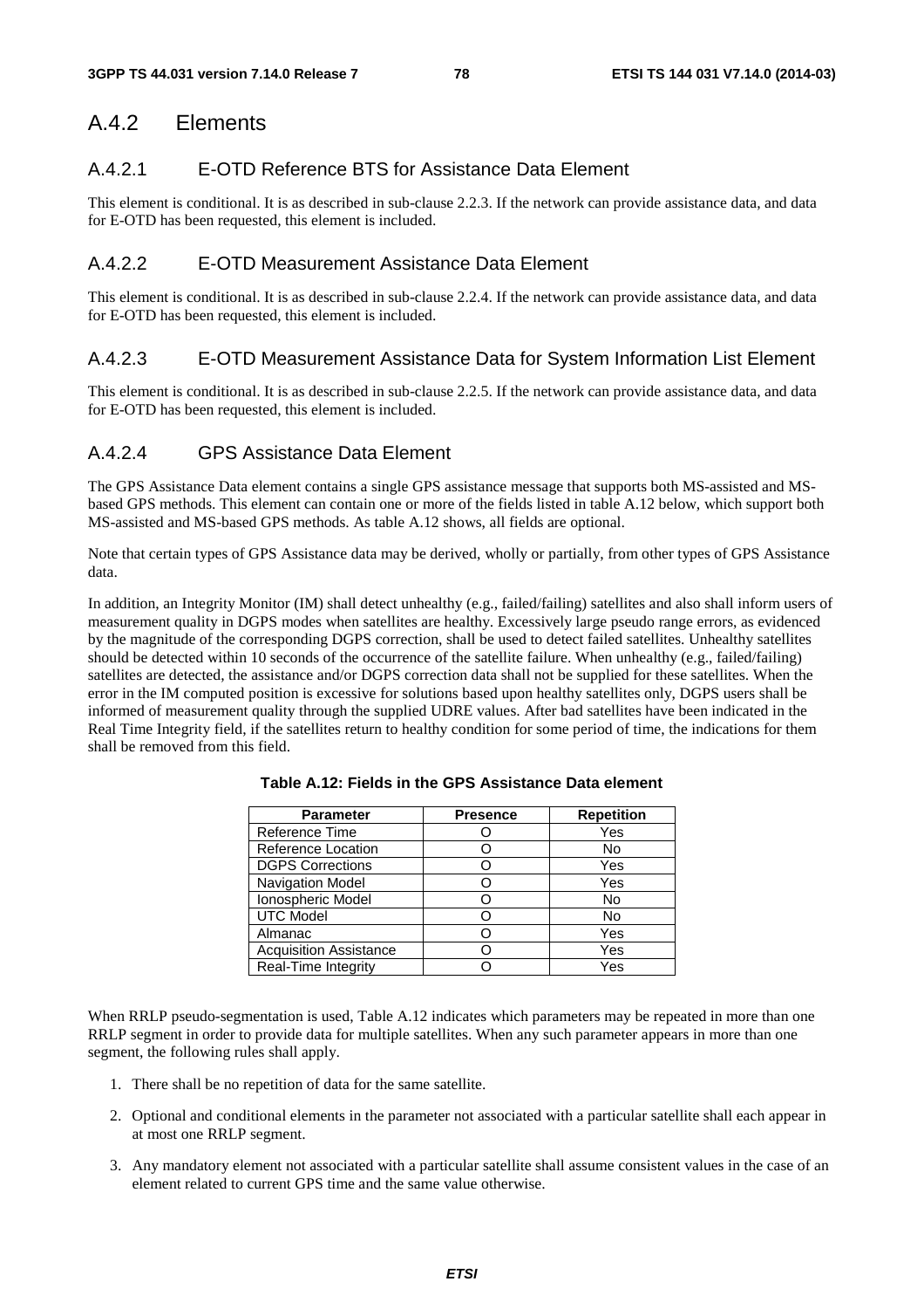## A.4.2 Elements

### A.4.2.1 E-OTD Reference BTS for Assistance Data Element

This element is conditional. It is as described in sub-clause 2.2.3. If the network can provide assistance data, and data for E-OTD has been requested, this element is included.

### A.4.2.2 E-OTD Measurement Assistance Data Element

This element is conditional. It is as described in sub-clause 2.2.4. If the network can provide assistance data, and data for E-OTD has been requested, this element is included.

### A.4.2.3 E-OTD Measurement Assistance Data for System Information List Element

This element is conditional. It is as described in sub-clause 2.2.5. If the network can provide assistance data, and data for E-OTD has been requested, this element is included.

### A.4.2.4 GPS Assistance Data Element

The GPS Assistance Data element contains a single GPS assistance message that supports both MS-assisted and MS-based GPS methods. This element can contain one or more of the fields listed in table A.12 below, which support both MS-assisted and MS-based GPS methods. As table A.12 shows, all fields are optional.

Note that certain types of GPS Assistance data may be derived, wholly or partially, from other types of GPS Assistance data.

In addition, an Integrity Monitor (IM) shall detect unhealthy (e.g., failed/failing) satellites and also shall inform users of measurement quality in DGPS modes when satellites are healthy. Excessively large pseudo range errors, as evidenced by the magnitude of the corresponding DGPS correction, shall be used to detect failed satellites. Unhealthy satellites should be detected within 10 seconds of the occurrence of the satellite failure. When unhealthy (e.g., failed/failing) satellites are detected, the assistance and/or DGPS correction data shall not be supplied for these satellites. When the error in the IM computed position is excessive for solutions based upon healthy satellites only, DGPS users shall be informed of measurement quality through the supplied UDRE values. After bad satellites have been indicated in the Real Time Integrity field, if the satellites return to healthy condition for some period of time, the indications for them shall be removed from this field.

**Table A.12: Fields in the GPS Assistance Data element**

| Parameter | Presence | Repetition |
|---|---|---|
| Reference Time | O | Yes |
| Reference Location | O | No |
| DGPS Corrections | O | Yes |
| Navigation Model | O | Yes |
| Ionospheric Model | O | No |
| UTC Model | O | No |
| Almanac | O | Yes |
| Acquisition Assistance | O | Yes |
| Real-Time Integrity | O | Yes |

When RRLP pseudo-segmentation is used, Table A.12 indicates which parameters may be repeated in more than one RRLP segment in order to provide data for multiple satellites. When any such parameter appears in more than one segment, the following rules shall apply.

1. There shall be no repetition of data for the same satellite.
2. Optional and conditional elements in the parameter not associated with a particular satellite shall each appear in at most one RRLP segment.
3. Any mandatory element not associated with a particular satellite shall assume consistent values in the case of an element related to current GPS time and the same value otherwise.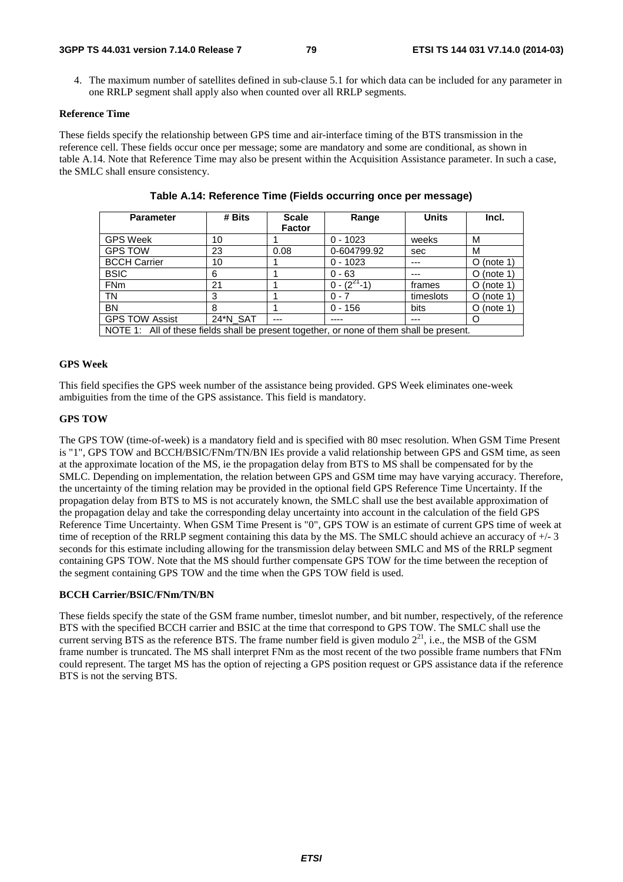4. The maximum number of satellites defined in sub-clause 5.1 for which data can be included for any parameter in one RRLP segment shall apply also when counted over all RRLP segments.

**Reference Time**

These fields specify the relationship between GPS time and air-interface timing of the BTS transmission in the reference cell. These fields occur once per message; some are mandatory and some are conditional, as shown in table A.14. Note that Reference Time may also be present within the Acquisition Assistance parameter. In such a case, the SMLC shall ensure consistency.

**Table A.14: Reference Time (Fields occurring once per message)**

| Parameter | # Bits | Scale Factor | Range | Units | Incl. |
|---|---|---|---|---|---|
| GPS Week | 10 | 1 | 0 - 1023 | weeks | M |
| GPS TOW | 23 | 0.08 | 0-604799.92 | sec | M |
| BCCH Carrier | 10 | 1 | 0 - 1023 | --- | O (note 1) |
| BSIC | 6 | 1 | 0 - 63 | --- | O (note 1) |
| FNm | 21 | 1 | 0 - $(2^{21}-1)$ | frames | O (note 1) |
| TN | 3 | 1 | 0 - 7 | timeslots | O (note 1) |
| BN | 8 | 1 | 0 - 156 | bits | O (note 1) |
| GPS TOW Assist | 24*N_SAT | --- | ---- | --- | O |
| NOTE 1: All of these fields shall be present together, or none of them shall be present. | | | | | |

**GPS Week**

This field specifies the GPS week number of the assistance being provided. GPS Week eliminates one-week ambiguities from the time of the GPS assistance. This field is mandatory.

**GPS TOW**

The GPS TOW (time-of-week) is a mandatory field and is specified with 80 msec resolution. When GSM Time Present is "1", GPS TOW and BCCH/BSIC/FNm/TN/BN IEs provide a valid relationship between GPS and GSM time, as seen at the approximate location of the MS, ie the propagation delay from BTS to MS shall be compensated for by the SMLC. Depending on implementation, the relation between GPS and GSM time may have varying accuracy. Therefore, the uncertainty of the timing relation may be provided in the optional field GPS Reference Time Uncertainty. If the propagation delay from BTS to MS is not accurately known, the SMLC shall use the best available approximation of the propagation delay and take the corresponding delay uncertainty into account in the calculation of the field GPS Reference Time Uncertainty. When GSM Time Present is "0", GPS TOW is an estimate of current GPS time of week at time of reception of the RRLP segment containing this data by the MS. The SMLC should achieve an accuracy of +/- 3 seconds for this estimate including allowing for the transmission delay between SMLC and MS of the RRLP segment containing GPS TOW. Note that the MS should further compensate GPS TOW for the time between the reception of the segment containing GPS TOW and the time when the GPS TOW field is used.

**BCCH Carrier/BSIC/FNm/TN/BN**

These fields specify the state of the GSM frame number, timeslot number, and bit number, respectively, of the reference BTS with the specified BCCH carrier and BSIC at the time that correspond to GPS TOW. The SMLC shall use the current serving BTS as the reference BTS. The frame number field is given modulo $2^{21}$, i.e., the MSB of the GSM frame number is truncated. The MS shall interpret FNm as the most recent of the two possible frame numbers that FNm could represent. The target MS has the option of rejecting a GPS position request or GPS assistance data if the reference BTS is not the serving BTS.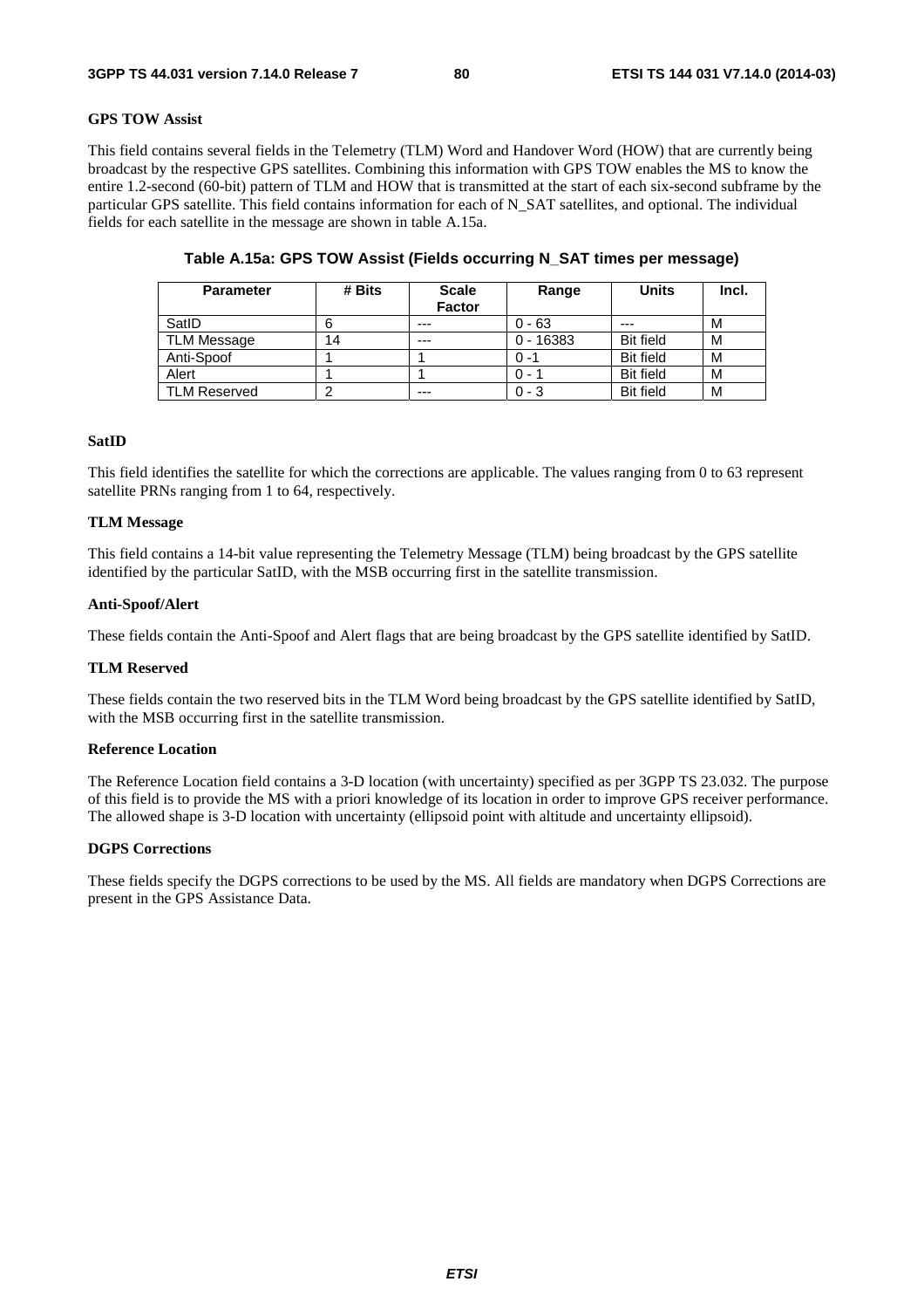**GPS TOW Assist**

This field contains several fields in the Telemetry (TLM) Word and Handover Word (HOW) that are currently being broadcast by the respective GPS satellites. Combining this information with GPS TOW enables the MS to know the entire 1.2-second (60-bit) pattern of TLM and HOW that is transmitted at the start of each six-second subframe by the particular GPS satellite. This field contains information for each of N_SAT satellites, and optional. The individual fields for each satellite in the message are shown in table A.15a.

**Table A.15a: GPS TOW Assist (Fields occurring N_SAT times per message)**

| Parameter | # Bits | Scale Factor | Range | Units | Incl. |
|---|---|---|---|---|---|
| SatID | 6 | --- | 0 - 63 | --- | M |
| TLM Message | 14 | --- | 0 - 16383 | Bit field | M |
| Anti-Spoof | 1 | 1 | 0 -1 | Bit field | M |
| Alert | 1 | 1 | 0 - 1 | Bit field | M |
| TLM Reserved | 2 | --- | 0 - 3 | Bit field | M |

**SatID**

This field identifies the satellite for which the corrections are applicable. The values ranging from 0 to 63 represent satellite PRNs ranging from 1 to 64, respectively.

**TLM Message**

This field contains a 14-bit value representing the Telemetry Message (TLM) being broadcast by the GPS satellite identified by the particular SatID, with the MSB occurring first in the satellite transmission.

**Anti-Spoof/Alert**

These fields contain the Anti-Spoof and Alert flags that are being broadcast by the GPS satellite identified by SatID.

**TLM Reserved**

These fields contain the two reserved bits in the TLM Word being broadcast by the GPS satellite identified by SatID, with the MSB occurring first in the satellite transmission.

**Reference Location**

The Reference Location field contains a 3-D location (with uncertainty) specified as per 3GPP TS 23.032. The purpose of this field is to provide the MS with a priori knowledge of its location in order to improve GPS receiver performance. The allowed shape is 3-D location with uncertainty (ellipsoid point with altitude and uncertainty ellipsoid).

**DGPS Corrections**

These fields specify the DGPS corrections to be used by the MS. All fields are mandatory when DGPS Corrections are present in the GPS Assistance Data.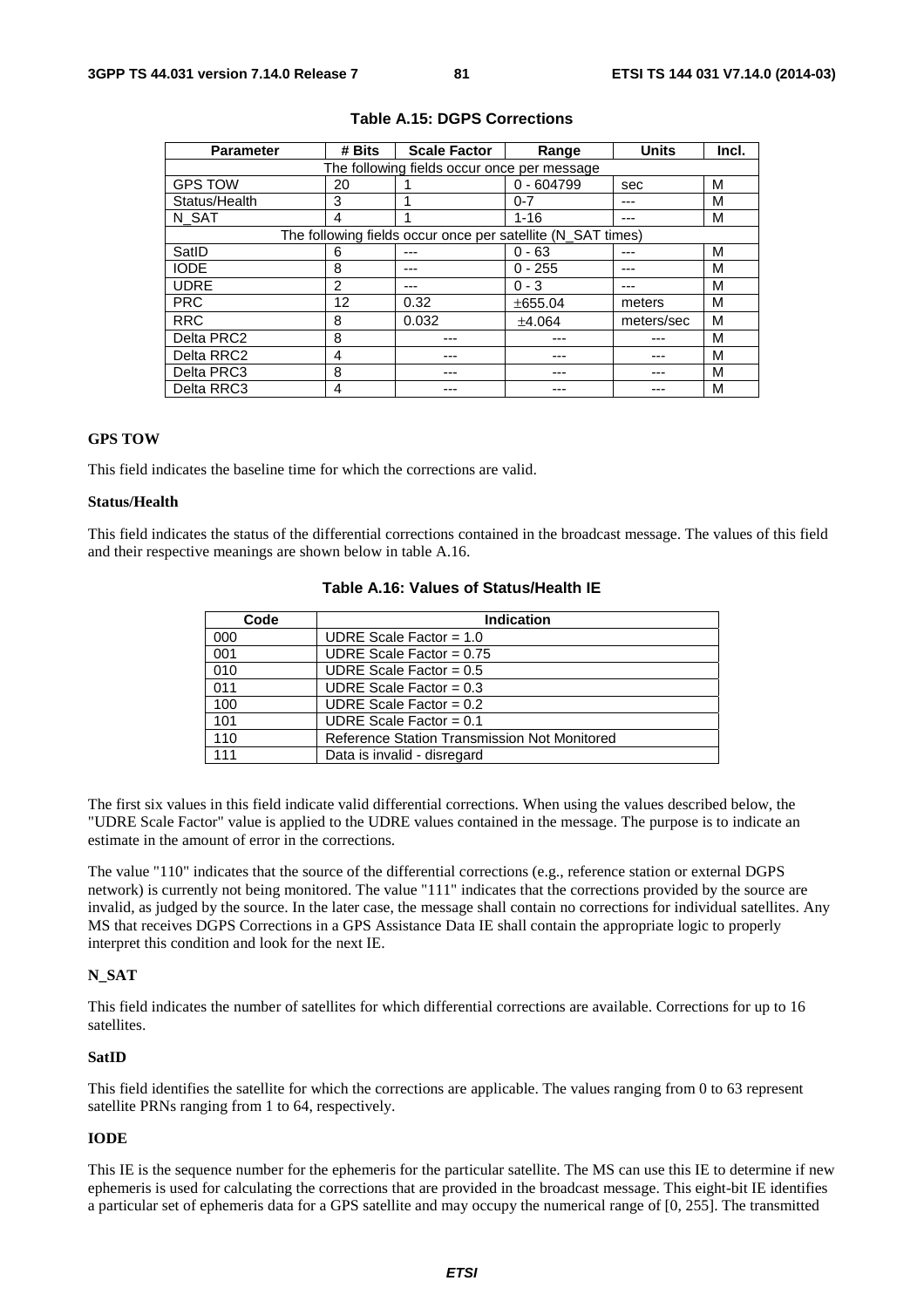**Table A.15: DGPS Corrections**

| Parameter | # Bits | Scale Factor | Range | Units | Incl. |
|---|---|---|---|---|---|
| The following fields occur once per message | | | | | |
| GPS TOW | 20 | 1 | 0 - 604799 | sec | M |
| Status/Health | 3 | 1 | 0-7 | --- | M |
| N_SAT | 4 | 1 | 1-16 | --- | M |
| The following fields occur once per satellite (N_SAT times) | | | | | |
| SatID | 6 | --- | 0 - 63 | --- | M |
| IODE | 8 | --- | 0 - 255 | --- | M |
| UDRE | 2 | --- | 0 - 3 | --- | M |
| PRC | 12 | 0.32 | ±655.04 | meters | M |
| RRC | 8 | 0.032 | ±4.064 | meters/sec | M |
| Delta PRC2 | 8 | --- | --- | --- | M |
| Delta RRC2 | 4 | --- | --- | --- | M |
| Delta PRC3 | 8 | --- | --- | --- | M |
| Delta RRC3 | 4 | --- | --- | --- | M |

**GPS TOW**

This field indicates the baseline time for which the corrections are valid.

**Status/Health**

This field indicates the status of the differential corrections contained in the broadcast message. The values of this field and their respective meanings are shown below in table A.16.

**Table A.16: Values of Status/Health IE**

| Code | Indication |
|---|---|
| 000 | UDRE Scale Factor = 1.0 |
| 001 | UDRE Scale Factor = 0.75 |
| 010 | UDRE Scale Factor = 0.5 |
| 011 | UDRE Scale Factor = 0.3 |
| 100 | UDRE Scale Factor = 0.2 |
| 101 | UDRE Scale Factor = 0.1 |
| 110 | Reference Station Transmission Not Monitored |
| 111 | Data is invalid - disregard |

The first six values in this field indicate valid differential corrections. When using the values described below, the "UDRE Scale Factor" value is applied to the UDRE values contained in the message. The purpose is to indicate an estimate in the amount of error in the corrections.

The value "110" indicates that the source of the differential corrections (e.g., reference station or external DGPS network) is currently not being monitored. The value "111" indicates that the corrections provided by the source are invalid, as judged by the source. In the later case, the message shall contain no corrections for individual satellites. Any MS that receives DGPS Corrections in a GPS Assistance Data IE shall contain the appropriate logic to properly interpret this condition and look for the next IE.

**N_SAT**

This field indicates the number of satellites for which differential corrections are available. Corrections for up to 16 satellites.

**SatID**

This field identifies the satellite for which the corrections are applicable. The values ranging from 0 to 63 represent satellite PRNs ranging from 1 to 64, respectively.

**IODE**

This IE is the sequence number for the ephemeris for the particular satellite. The MS can use this IE to determine if new ephemeris is used for calculating the corrections that are provided in the broadcast message. This eight-bit IE identifies a particular set of ephemeris data for a GPS satellite and may occupy the numerical range of [0, 255]. The transmitted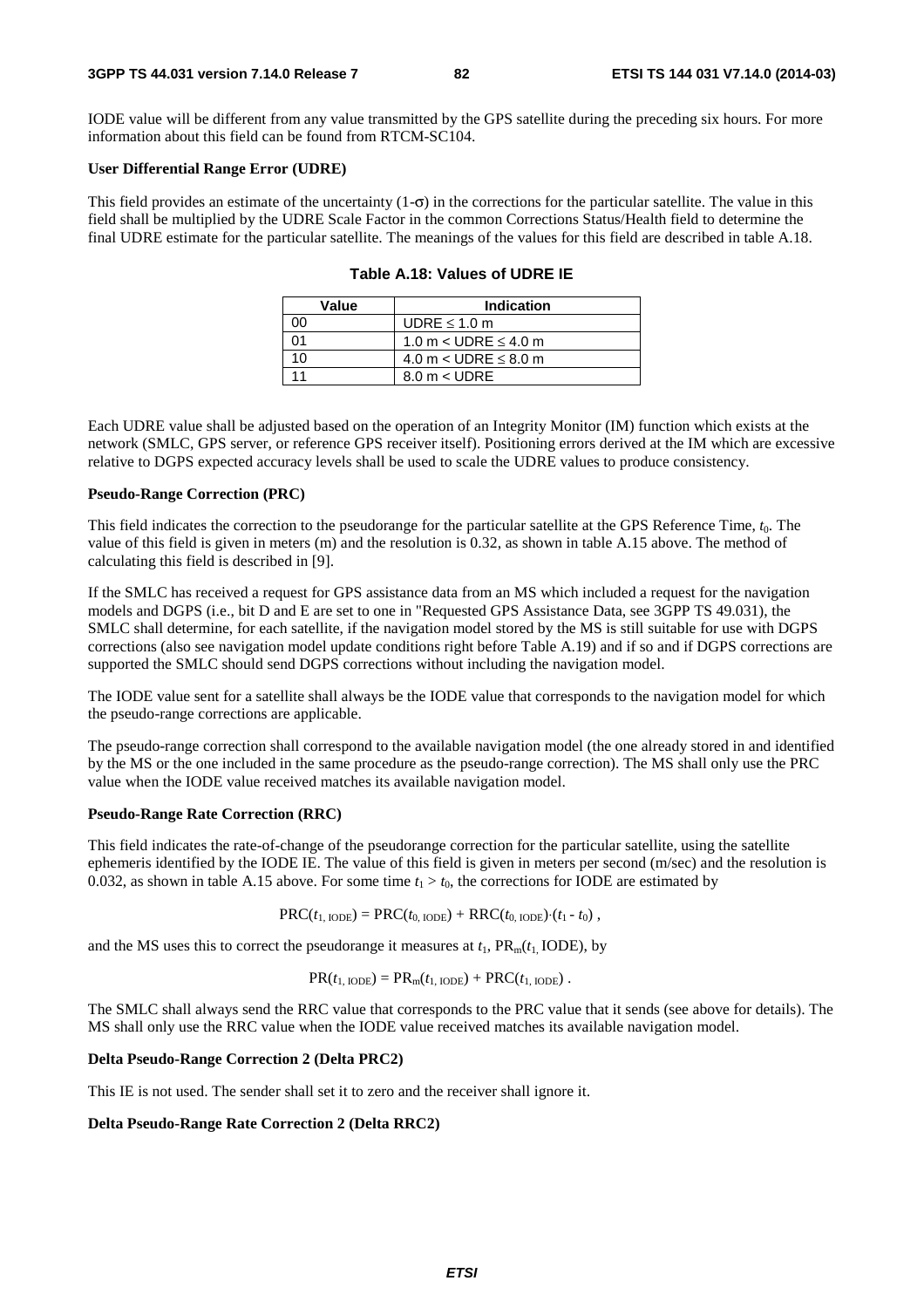IODE value will be different from any value transmitted by the GPS satellite during the preceding six hours. For more information about this field can be found from RTCM-SC104.

**User Differential Range Error (UDRE)**

This field provides an estimate of the uncertainty (1-σ) in the corrections for the particular satellite. The value in this field shall be multiplied by the UDRE Scale Factor in the common Corrections Status/Health field to determine the final UDRE estimate for the particular satellite. The meanings of the values for this field are described in table A.18.

**Table A.18: Values of UDRE IE**

| Value | Indication |
|---|---|
| 00 | UDRE ≤ 1.0 m |
| 01 | 1.0 m < UDRE ≤ 4.0 m |
| 10 | 4.0 m < UDRE ≤ 8.0 m |
| 11 | 8.0 m < UDRE |

Each UDRE value shall be adjusted based on the operation of an Integrity Monitor (IM) function which exists at the network (SMLC, GPS server, or reference GPS receiver itself). Positioning errors derived at the IM which are excessive relative to DGPS expected accuracy levels shall be used to scale the UDRE values to produce consistency.

**Pseudo-Range Correction (PRC)**

This field indicates the correction to the pseudorange for the particular satellite at the GPS Reference Time, $t_0$. The value of this field is given in meters (m) and the resolution is 0.32, as shown in table A.15 above. The method of calculating this field is described in [9].

If the SMLC has received a request for GPS assistance data from an MS which included a request for the navigation models and DGPS (i.e., bit D and E are set to one in "Requested GPS Assistance Data, see 3GPP TS 49.031), the SMLC shall determine, for each satellite, if the navigation model stored by the MS is still suitable for use with DGPS corrections (also see navigation model update conditions right before Table A.19) and if so and if DGPS corrections are supported the SMLC should send DGPS corrections without including the navigation model.

The IODE value sent for a satellite shall always be the IODE value that corresponds to the navigation model for which the pseudo-range corrections are applicable.

The pseudo-range correction shall correspond to the available navigation model (the one already stored in and identified by the MS or the one included in the same procedure as the pseudo-range correction). The MS shall only use the PRC value when the IODE value received matches its available navigation model.

**Pseudo-Range Rate Correction (RRC)**

This field indicates the rate-of-change of the pseudorange correction for the particular satellite, using the satellite ephemeris identified by the IODE IE. The value of this field is given in meters per second (m/sec) and the resolution is 0.032, as shown in table A.15 above. For some time $t_1 > t_0$, the corrections for IODE are estimated by

$$PRC(t_{1,\,IODE}) = PRC(t_{0,\,IODE}) + RRC(t_{0,\,IODE}) \cdot (t_1 - t_0)\ ,$$

and the MS uses this to correct the pseudorange it measures at $t_1$, $PR_m(t_{1,}\ IODE)$, by

$$PR(t_{1,\,IODE}) = PR_m(t_{1,\,IODE}) + PRC(t_{1,\,IODE})\ .$$

The SMLC shall always send the RRC value that corresponds to the PRC value that it sends (see above for details). The MS shall only use the RRC value when the IODE value received matches its available navigation model.

**Delta Pseudo-Range Correction 2 (Delta PRC2)**

This IE is not used. The sender shall set it to zero and the receiver shall ignore it.

**Delta Pseudo-Range Rate Correction 2 (Delta RRC2)**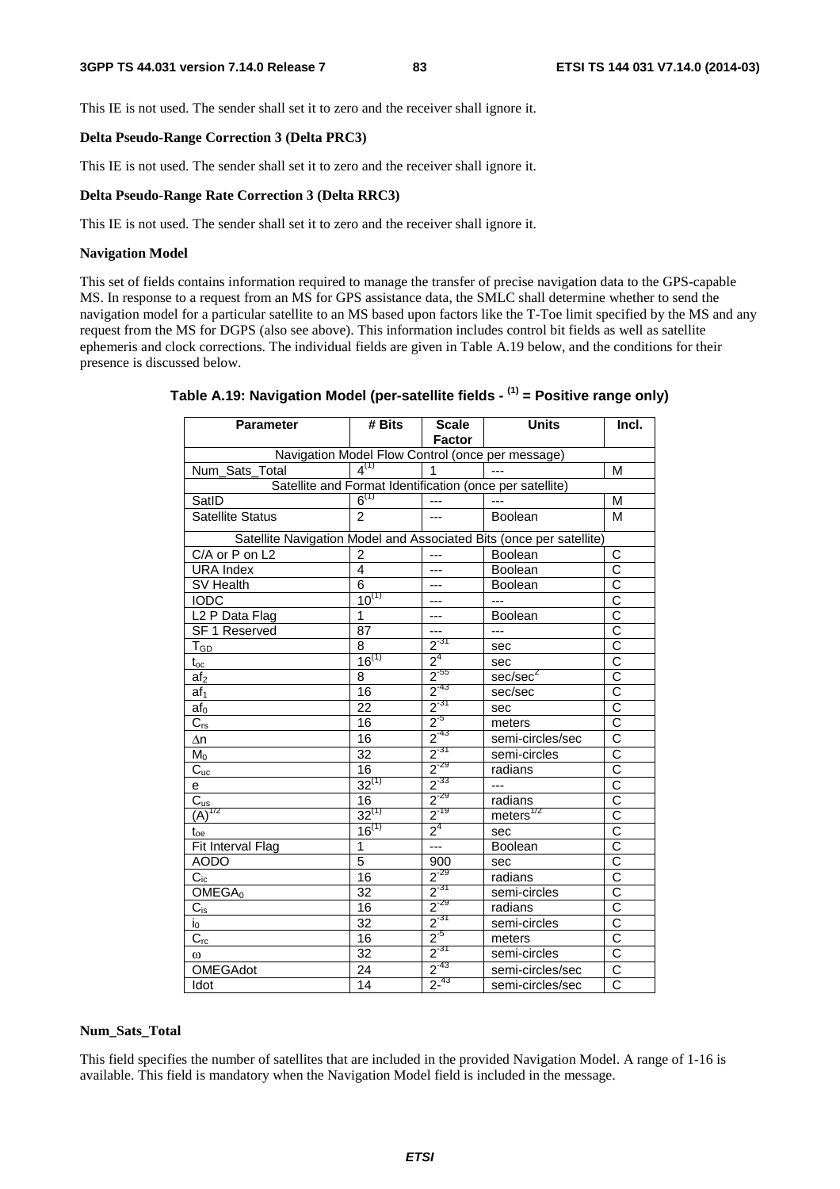This IE is not used. The sender shall set it to zero and the receiver shall ignore it.

**Delta Pseudo-Range Correction 3 (Delta PRC3)**

This IE is not used. The sender shall set it to zero and the receiver shall ignore it.

**Delta Pseudo-Range Rate Correction 3 (Delta RRC3)**

This IE is not used. The sender shall set it to zero and the receiver shall ignore it.

**Navigation Model**

This set of fields contains information required to manage the transfer of precise navigation data to the GPS-capable MS. In response to a request from an MS for GPS assistance data, the SMLC shall determine whether to send the navigation model for a particular satellite to an MS based upon factors like the T-Toe limit specified by the MS and any request from the MS for DGPS (also see above). This information includes control bit fields as well as satellite ephemeris and clock corrections. The individual fields are given in Table A.19 below, and the conditions for their presence is discussed below.

**Table A.19: Navigation Model (per-satellite fields - (1) = Positive range only)**

| Parameter | # Bits | Scale Factor | Units | Incl. |
|---|---|---|---|---|
| Navigation Model Flow Control (once per message) | | | | |
| Num_Sats_Total | 4(1) | 1 | --- | M |
| Satellite and Format Identification (once per satellite) | | | | |
| SatID | 6(1) | --- | --- | M |
| Satellite Status | 2 | --- | Boolean | M |
| Satellite Navigation Model and Associated Bits (once per satellite) | | | | |
| C/A or P on L2 | 2 | --- | Boolean | C |
| URA Index | 4 | --- | Boolean | C |
| SV Health | 6 | --- | Boolean | C |
| IODC | 10(1) | --- | --- | C |
| L2 P Data Flag | 1 | --- | Boolean | C |
| SF 1 Reserved | 87 | --- | --- | C |
| $T_{GD}$ | 8 | $2^{-31}$ | sec | C |
| $t_{oc}$ | 16(1) | $2^{4}$ | sec | C |
| $af_2$ | 8 | $2^{-55}$ | sec/sec$^2$ | C |
| $af_1$ | 16 | $2^{-43}$ | sec/sec | C |
| $af_0$ | 22 | $2^{-31}$ | sec | C |
| $C_{rs}$ | 16 | $2^{-5}$ | meters | C |
| $\Delta n$ | 16 | $2^{-43}$ | semi-circles/sec | C |
| $M_0$ | 32 | $2^{-31}$ | semi-circles | C |
| $C_{uc}$ | 16 | $2^{-29}$ | radians | C |
| e | 32(1) | $2^{-33}$ | --- | C |
| $C_{us}$ | 16 | $2^{-29}$ | radians | C |
| $(A)^{1/2}$ | 32(1) | $2^{-19}$ | meters$^{1/2}$ | C |
| $t_{oe}$ | 16(1) | $2^{4}$ | sec | C |
| Fit Interval Flag | 1 | --- | Boolean | C |
| AODO | 5 | 900 | sec | C |
| $C_{ic}$ | 16 | $2^{-29}$ | radians | C |
| $OMEGA_0$ | 32 | $2^{-31}$ | semi-circles | C |
| $C_{is}$ | 16 | $2^{-29}$ | radians | C |
| $i_0$ | 32 | $2^{-31}$ | semi-circles | C |
| $C_{rc}$ | 16 | $2^{-5}$ | meters | C |
| $\omega$ | 32 | $2^{-31}$ | semi-circles | C |
| OMEGAdot | 24 | $2^{-43}$ | semi-circles/sec | C |
| Idot | 14 | $2^{-43}$ | semi-circles/sec | C |

**Num_Sats_Total**

This field specifies the number of satellites that are included in the provided Navigation Model. A range of 1-16 is available. This field is mandatory when the Navigation Model field is included in the message.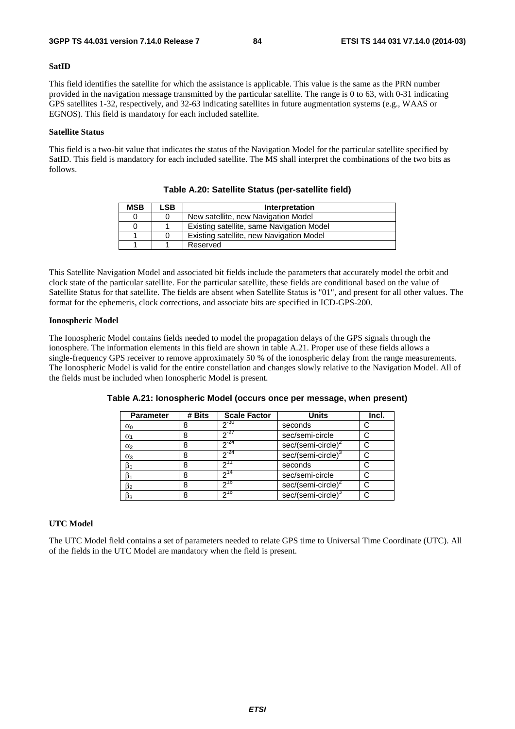**SatID**

This field identifies the satellite for which the assistance is applicable. This value is the same as the PRN number provided in the navigation message transmitted by the particular satellite. The range is 0 to 63, with 0-31 indicating GPS satellites 1-32, respectively, and 32-63 indicating satellites in future augmentation systems (e.g., WAAS or EGNOS). This field is mandatory for each included satellite.

**Satellite Status**

This field is a two-bit value that indicates the status of the Navigation Model for the particular satellite specified by SatID. This field is mandatory for each included satellite. The MS shall interpret the combinations of the two bits as follows.

**Table A.20: Satellite Status (per-satellite field)**

| MSB | LSB | Interpretation |
|---|---|---|
| 0 | 0 | New satellite, new Navigation Model |
| 0 | 1 | Existing satellite, same Navigation Model |
| 1 | 0 | Existing satellite, new Navigation Model |
| 1 | 1 | Reserved |

This Satellite Navigation Model and associated bit fields include the parameters that accurately model the orbit and clock state of the particular satellite. For the particular satellite, these fields are conditional based on the value of Satellite Status for that satellite. The fields are absent when Satellite Status is "01", and present for all other values. The format for the ephemeris, clock corrections, and associate bits are specified in ICD-GPS-200.

**Ionospheric Model**

The Ionospheric Model contains fields needed to model the propagation delays of the GPS signals through the ionosphere. The information elements in this field are shown in table A.21. Proper use of these fields allows a single-frequency GPS receiver to remove approximately 50 % of the ionospheric delay from the range measurements. The Ionospheric Model is valid for the entire constellation and changes slowly relative to the Navigation Model. All of the fields must be included when Ionospheric Model is present.

**Table A.21: Ionospheric Model (occurs once per message, when present)**

| Parameter | # Bits | Scale Factor | Units | Incl. |
|---|---|---|---|---|
| $\alpha_0$ | 8 | $2^{-30}$ | seconds | C |
| $\alpha_1$ | 8 | $2^{-27}$ | sec/semi-circle | C |
| $\alpha_2$ | 8 | $2^{-24}$ | sec/(semi-circle)$^2$ | C |
| $\alpha_3$ | 8 | $2^{-24}$ | sec/(semi-circle)$^3$ | C |
| $\beta_0$ | 8 | $2^{11}$ | seconds | C |
| $\beta_1$ | 8 | $2^{14}$ | sec/semi-circle | C |
| $\beta_2$ | 8 | $2^{16}$ | sec/(semi-circle)$^2$ | C |
| $\beta_3$ | 8 | $2^{16}$ | sec/(semi-circle)$^3$ | C |

**UTC Model**

The UTC Model field contains a set of parameters needed to relate GPS time to Universal Time Coordinate (UTC). All of the fields in the UTC Model are mandatory when the field is present.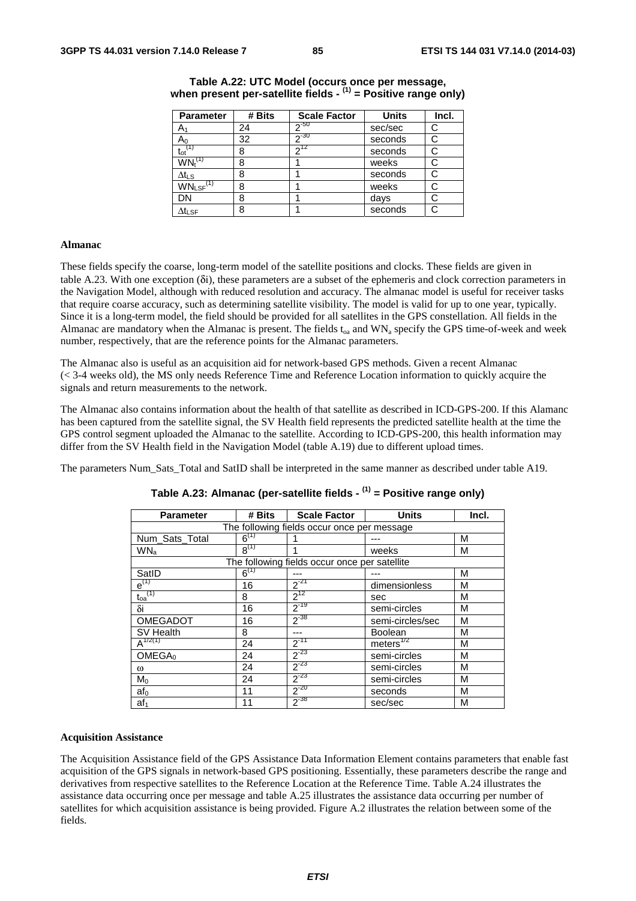**Table A.22: UTC Model (occurs once per message, when present per-satellite fields - (1) = Positive range only)**

| Parameter | # Bits | Scale Factor | Units | Incl. |
|---|---|---|---|---|
| $A_1$ | 24 | $2^{-50}$ | sec/sec | C |
| $A_0$ | 32 | $2^{-30}$ | seconds | C |
| $t_{ot}^{(1)}$ | 8 | $2^{12}$ | seconds | C |
| $WN_t^{(1)}$ | 8 | 1 | weeks | C |
| $\Delta t_{LS}$ | 8 | 1 | seconds | C |
| $WN_{LSF}^{(1)}$ | 8 | 1 | weeks | C |
| DN | 8 | 1 | days | C |
| $\Delta t_{LSF}$ | 8 | 1 | seconds | C |

**Almanac**

These fields specify the coarse, long-term model of the satellite positions and clocks. These fields are given in table A.23. With one exception (δi), these parameters are a subset of the ephemeris and clock correction parameters in the Navigation Model, although with reduced resolution and accuracy. The almanac model is useful for receiver tasks that require coarse accuracy, such as determining satellite visibility. The model is valid for up to one year, typically. Since it is a long-term model, the field should be provided for all satellites in the GPS constellation. All fields in the Almanac are mandatory when the Almanac is present. The fields $t_{oa}$ and $WN_a$ specify the GPS time-of-week and week number, respectively, that are the reference points for the Almanac parameters.

The Almanac also is useful as an acquisition aid for network-based GPS methods. Given a recent Almanac (< 3-4 weeks old), the MS only needs Reference Time and Reference Location information to quickly acquire the signals and return measurements to the network.

The Almanac also contains information about the health of that satellite as described in ICD-GPS-200. If this Alamanc has been captured from the satellite signal, the SV Health field represents the predicted satellite health at the time the GPS control segment uploaded the Almanac to the satellite. According to ICD-GPS-200, this health information may differ from the SV Health field in the Navigation Model (table A.19) due to different upload times.

The parameters Num_Sats_Total and SatID shall be interpreted in the same manner as described under table A19.

**Table A.23: Almanac (per-satellite fields - (1) = Positive range only)**

| Parameter | # Bits | Scale Factor | Units | Incl. |
|---|---|---|---|---|
| The following fields occur once per message | | | | |
| Num_Sats_Total | $6^{(1)}$ | 1 | --- | M |
| $WN_a$ | $8^{(1)}$ | 1 | weeks | M |
| The following fields occur once per satellite | | | | |
| SatID | $6^{(1)}$ | --- | --- | M |
| $e^{(1)}$ | 16 | $2^{-21}$ | dimensionless | M |
| $t_{oa}^{(1)}$ | 8 | $2^{12}$ | sec | M |
| δi | 16 | $2^{-19}$ | semi-circles | M |
| OMEGADOT | 16 | $2^{-38}$ | semi-circles/sec | M |
| SV Health | 8 | --- | Boolean | M |
| $A^{1/2(1)}$ | 24 | $2^{-11}$ | $meters^{1/2}$ | M |
| $OMEGA_0$ | 24 | $2^{-23}$ | semi-circles | M |
| ω | 24 | $2^{-23}$ | semi-circles | M |
| $M_0$ | 24 | $2^{-23}$ | semi-circles | M |
| $af_0$ | 11 | $2^{-20}$ | seconds | M |
| $af_1$ | 11 | $2^{-38}$ | sec/sec | M |

**Acquisition Assistance**

The Acquisition Assistance field of the GPS Assistance Data Information Element contains parameters that enable fast acquisition of the GPS signals in network-based GPS positioning. Essentially, these parameters describe the range and derivatives from respective satellites to the Reference Location at the Reference Time. Table A.24 illustrates the assistance data occurring once per message and table A.25 illustrates the assistance data occurring per number of satellites for which acquisition assistance is being provided. Figure A.2 illustrates the relation between some of the fields.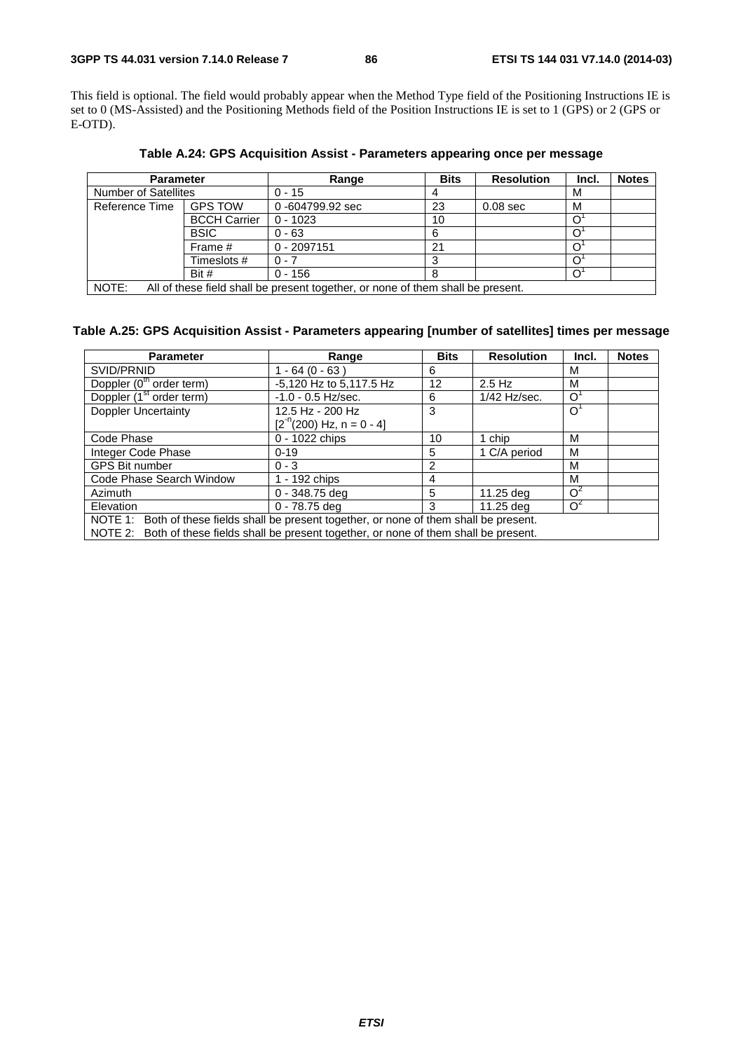This field is optional. The field would probably appear when the Method Type field of the Positioning Instructions IE is set to 0 (MS-Assisted) and the Positioning Methods field of the Position Instructions IE is set to 1 (GPS) or 2 (GPS or E-OTD).

**Table A.24: GPS Acquisition Assist - Parameters appearing once per message**

| Parameter | | Range | Bits | Resolution | Incl. | Notes |
|---|---|---|---|---|---|---|
| Number of Satellites | | 0 - 15 | 4 | | M | |
| Reference Time | GPS TOW | 0 -604799.92 sec | 23 | 0.08 sec | M | |
| | BCCH Carrier | 0 - 1023 | 10 | | O[1] | |
| | BSIC | 0 - 63 | 6 | | O[1] | |
| | Frame # | 0 - 2097151 | 21 | | O[1] | |
| | Timeslots # | 0 - 7 | 3 | | O[1] | |
| | Bit # | 0 - 156 | 8 | | O[1] | |
| NOTE: All of these field shall be present together, or none of them shall be present. | | | | | | |

**Table A.25: GPS Acquisition Assist - Parameters appearing [number of satellites] times per message**

| Parameter | Range | Bits | Resolution | Incl. | Notes |
|---|---|---|---|---|---|
| SVID/PRNID | 1 - 64 (0 - 63 ) | 6 | | M | |
| Doppler ($0^{th}$ order term) | -5,120 Hz to 5,117.5 Hz | 12 | 2.5 Hz | M | |
| Doppler ($1^{st}$ order term) | -1.0 - 0.5 Hz/sec. | 6 | 1/42 Hz/sec. | O[1] | |
| Doppler Uncertainty | 12.5 Hz - 200 Hz [$2^{-n}$(200) Hz, n = 0 - 4] | 3 | | O[1] | |
| Code Phase | 0 - 1022 chips | 10 | 1 chip | M | |
| Integer Code Phase | 0-19 | 5 | 1 C/A period | M | |
| GPS Bit number | 0 - 3 | 2 | | M | |
| Code Phase Search Window | 1 - 192 chips | 4 | | M | |
| Azimuth | 0 - 348.75 deg | 5 | 11.25 deg | O[2] | |
| Elevation | 0 - 78.75 deg | 3 | 11.25 deg | O[2] | |
| NOTE 1: Both of these fields shall be present together, or none of them shall be present. | | | | | |
| NOTE 2: Both of these fields shall be present together, or none of them shall be present. | | | | | |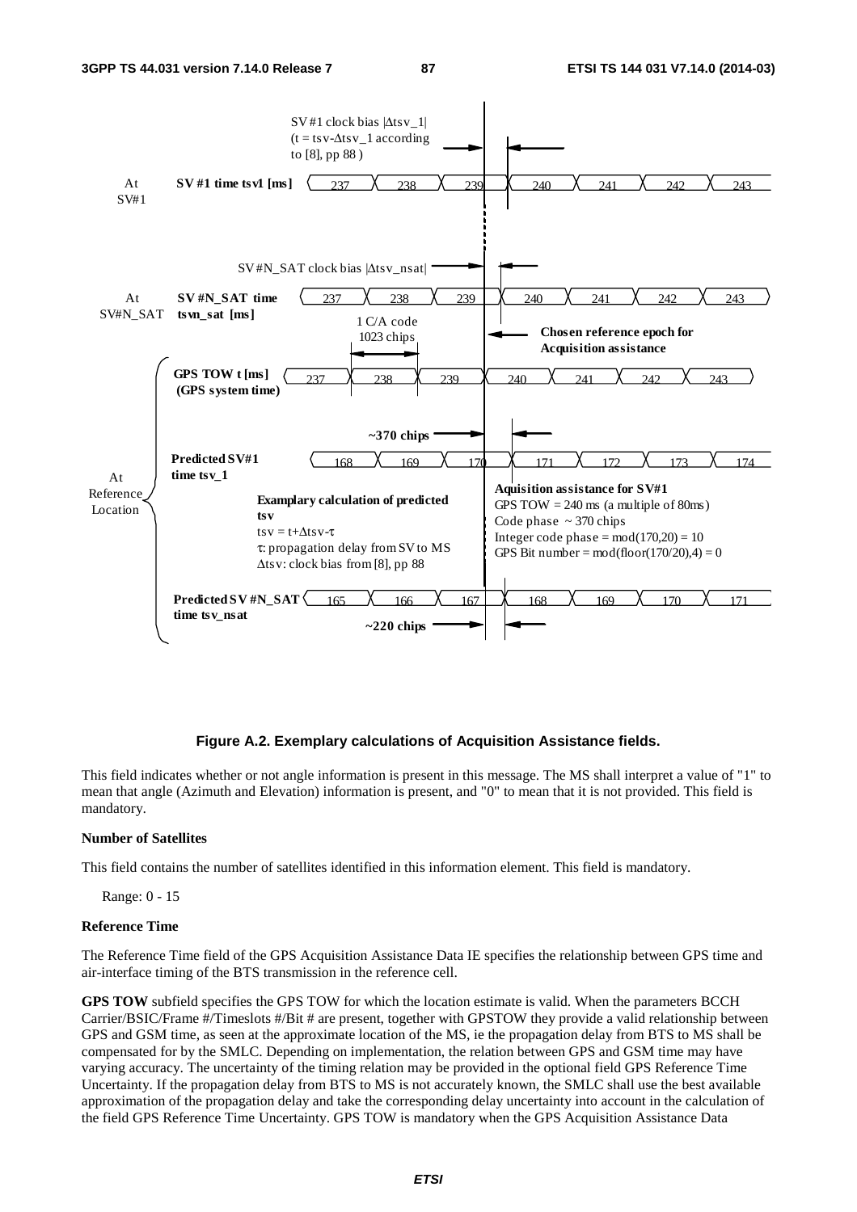**Figure A.2. Exemplary calculations of Acquisition Assistance fields.**

This field indicates whether or not angle information is present in this message. The MS shall interpret a value of "1" to mean that angle (Azimuth and Elevation) information is present, and "0" to mean that it is not provided. This field is mandatory.

**Number of Satellites**

This field contains the number of satellites identified in this information element. This field is mandatory.

Range: 0 - 15

**Reference Time**

The Reference Time field of the GPS Acquisition Assistance Data IE specifies the relationship between GPS time and air-interface timing of the BTS transmission in the reference cell.

**GPS TOW** subfield specifies the GPS TOW for which the location estimate is valid. When the parameters BCCH Carrier/BSIC/Frame #/Timeslots #/Bit # are present, together with GPSTOW they provide a valid relationship between GPS and GSM time, as seen at the approximate location of the MS, ie the propagation delay from BTS to MS shall be compensated for by the SMLC. Depending on implementation, the relation between GPS and GSM time may have varying accuracy. The uncertainty of the timing relation may be provided in the optional field GPS Reference Time Uncertainty. If the propagation delay from BTS to MS is not accurately known, the SMLC shall use the best available approximation of the propagation delay and take the corresponding delay uncertainty into account in the calculation of the field GPS Reference Time Uncertainty. GPS TOW is mandatory when the GPS Acquisition Assistance Data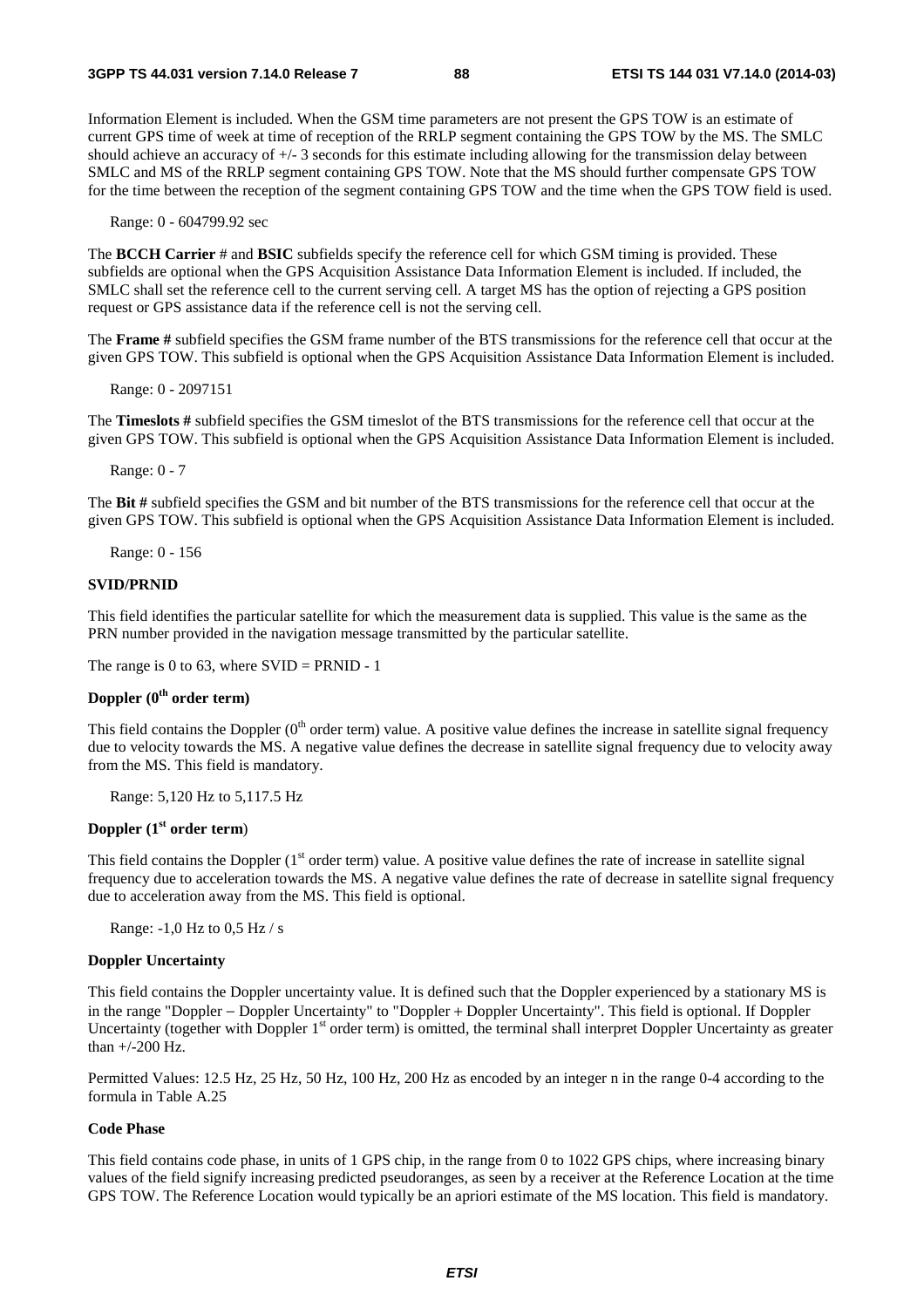Information Element is included. When the GSM time parameters are not present the GPS TOW is an estimate of current GPS time of week at time of reception of the RRLP segment containing the GPS TOW by the MS. The SMLC should achieve an accuracy of +/- 3 seconds for this estimate including allowing for the transmission delay between SMLC and MS of the RRLP segment containing GPS TOW. Note that the MS should further compensate GPS TOW for the time between the reception of the segment containing GPS TOW and the time when the GPS TOW field is used.

Range: 0 - 604799.92 sec

The **BCCH Carrier** # and **BSIC** subfields specify the reference cell for which GSM timing is provided. These subfields are optional when the GPS Acquisition Assistance Data Information Element is included. If included, the SMLC shall set the reference cell to the current serving cell. A target MS has the option of rejecting a GPS position request or GPS assistance data if the reference cell is not the serving cell.

The **Frame #** subfield specifies the GSM frame number of the BTS transmissions for the reference cell that occur at the given GPS TOW. This subfield is optional when the GPS Acquisition Assistance Data Information Element is included.

Range: 0 - 2097151

The **Timeslots #** subfield specifies the GSM timeslot of the BTS transmissions for the reference cell that occur at the given GPS TOW. This subfield is optional when the GPS Acquisition Assistance Data Information Element is included.

Range: 0 - 7

The **Bit #** subfield specifies the GSM and bit number of the BTS transmissions for the reference cell that occur at the given GPS TOW. This subfield is optional when the GPS Acquisition Assistance Data Information Element is included.

Range: 0 - 156

#### SVID/PRNID

This field identifies the particular satellite for which the measurement data is supplied. This value is the same as the PRN number provided in the navigation message transmitted by the particular satellite.

The range is 0 to 63, where SVID = PRNID - 1

#### Doppler (0th order term)

This field contains the Doppler (0th order term) value. A positive value defines the increase in satellite signal frequency due to velocity towards the MS. A negative value defines the decrease in satellite signal frequency due to velocity away from the MS. This field is mandatory.

Range: 5,120 Hz to 5,117.5 Hz

#### Doppler (1st order term)

This field contains the Doppler (1st order term) value. A positive value defines the rate of increase in satellite signal frequency due to acceleration towards the MS. A negative value defines the rate of decrease in satellite signal frequency due to acceleration away from the MS. This field is optional.

Range: -1,0 Hz to 0,5 Hz / s

#### Doppler Uncertainty

This field contains the Doppler uncertainty value. It is defined such that the Doppler experienced by a stationary MS is in the range "Doppler − Doppler Uncertainty" to "Doppler + Doppler Uncertainty". This field is optional. If Doppler Uncertainty (together with Doppler 1st order term) is omitted, the terminal shall interpret Doppler Uncertainty as greater than +/-200 Hz.

Permitted Values: 12.5 Hz, 25 Hz, 50 Hz, 100 Hz, 200 Hz as encoded by an integer n in the range 0-4 according to the formula in Table A.25

#### Code Phase

This field contains code phase, in units of 1 GPS chip, in the range from 0 to 1022 GPS chips, where increasing binary values of the field signify increasing predicted pseudoranges, as seen by a receiver at the Reference Location at the time GPS TOW. The Reference Location would typically be an apriori estimate of the MS location. This field is mandatory.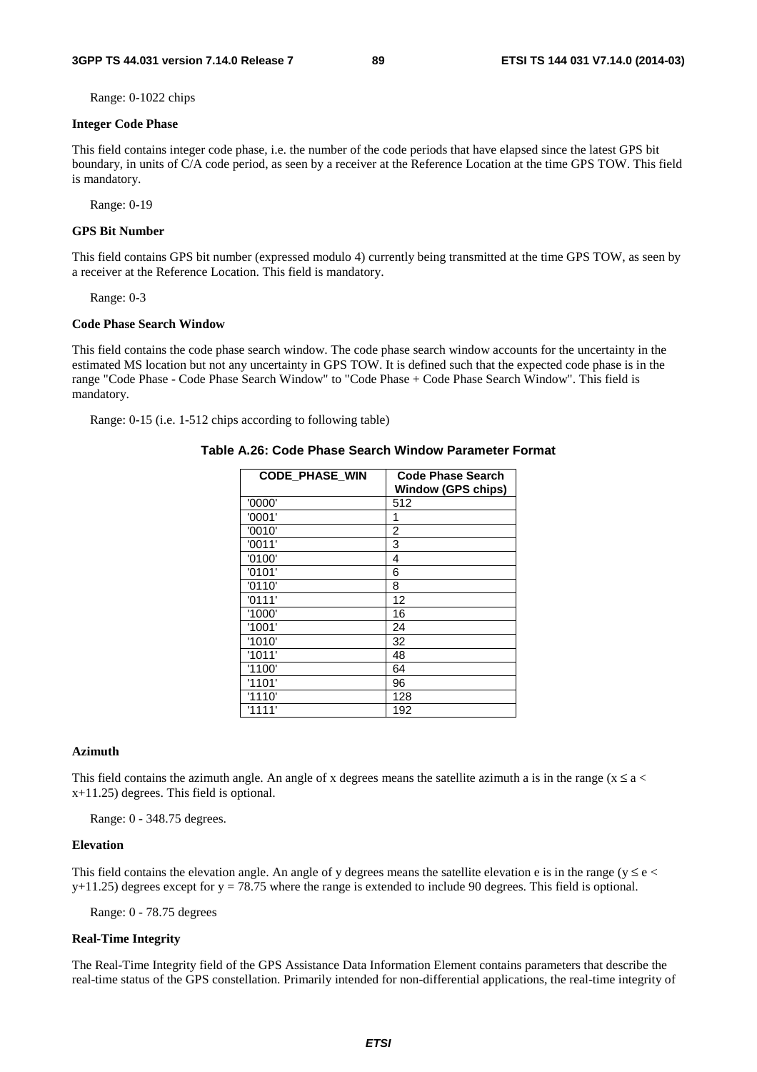Range: 0-1022 chips

**Integer Code Phase**

This field contains integer code phase, i.e. the number of the code periods that have elapsed since the latest GPS bit boundary, in units of C/A code period, as seen by a receiver at the Reference Location at the time GPS TOW. This field is mandatory.

Range: 0-19

**GPS Bit Number**

This field contains GPS bit number (expressed modulo 4) currently being transmitted at the time GPS TOW, as seen by a receiver at the Reference Location. This field is mandatory.

Range: 0-3

**Code Phase Search Window**

This field contains the code phase search window. The code phase search window accounts for the uncertainty in the estimated MS location but not any uncertainty in GPS TOW. It is defined such that the expected code phase is in the range "Code Phase - Code Phase Search Window" to "Code Phase + Code Phase Search Window". This field is mandatory.

Range: 0-15 (i.e. 1-512 chips according to following table)

**Table A.26: Code Phase Search Window Parameter Format**

| CODE_PHASE_WIN | Code Phase Search Window (GPS chips) |
|---|---|
| '0000' | 512 |
| '0001' | 1 |
| '0010' | 2 |
| '0011' | 3 |
| '0100' | 4 |
| '0101' | 6 |
| '0110' | 8 |
| '0111' | 12 |
| '1000' | 16 |
| '1001' | 24 |
| '1010' | 32 |
| '1011' | 48 |
| '1100' | 64 |
| '1101' | 96 |
| '1110' | 128 |
| '1111' | 192 |

**Azimuth**

This field contains the azimuth angle. An angle of x degrees means the satellite azimuth a is in the range ($x \leq a < x+11.25$) degrees. This field is optional.

Range: 0 - 348.75 degrees.

**Elevation**

This field contains the elevation angle. An angle of y degrees means the satellite elevation e is in the range ($y \leq e < y+11.25$) degrees except for $y = 78.75$ where the range is extended to include 90 degrees. This field is optional.

Range: 0 - 78.75 degrees

**Real-Time Integrity**

The Real-Time Integrity field of the GPS Assistance Data Information Element contains parameters that describe the real-time status of the GPS constellation. Primarily intended for non-differential applications, the real-time integrity of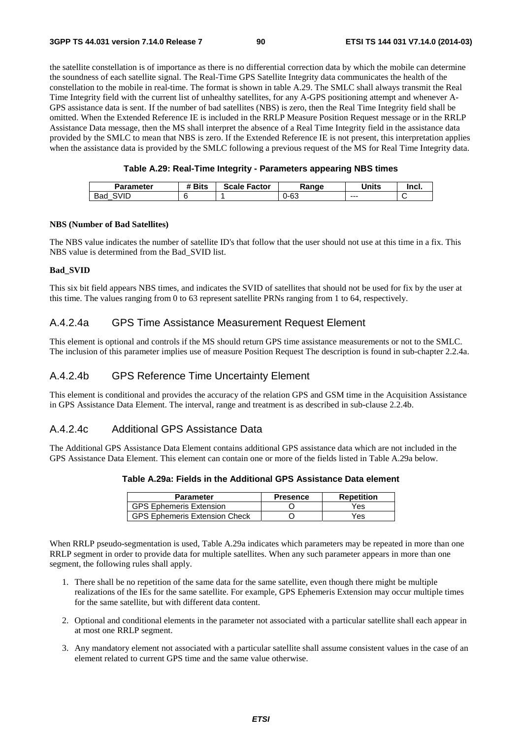the satellite constellation is of importance as there is no differential correction data by which the mobile can determine the soundness of each satellite signal. The Real-Time GPS Satellite Integrity data communicates the health of the constellation to the mobile in real-time. The format is shown in table A.29. The SMLC shall always transmit the Real Time Integrity field with the current list of unhealthy satellites, for any A-GPS positioning attempt and whenever A-GPS assistance data is sent. If the number of bad satellites (NBS) is zero, then the Real Time Integrity field shall be omitted. When the Extended Reference IE is included in the RRLP Measure Position Request message or in the RRLP Assistance Data message, then the MS shall interpret the absence of a Real Time Integrity field in the assistance data provided by the SMLC to mean that NBS is zero. If the Extended Reference IE is not present, this interpretation applies when the assistance data is provided by the SMLC following a previous request of the MS for Real Time Integrity data.

**Table A.29: Real-Time Integrity - Parameters appearing NBS times**

| Parameter | # Bits | Scale Factor | Range | Units | Incl. |
|---|---|---|---|---|---|
| Bad_SVID | 6 | 1 | 0-63 | --- | C |

**NBS (Number of Bad Satellites)**

The NBS value indicates the number of satellite ID's that follow that the user should not use at this time in a fix. This NBS value is determined from the Bad_SVID list.

**Bad_SVID**

This six bit field appears NBS times, and indicates the SVID of satellites that should not be used for fix by the user at this time. The values ranging from 0 to 63 represent satellite PRNs ranging from 1 to 64, respectively.

### A.4.2.4a GPS Time Assistance Measurement Request Element

This element is optional and controls if the MS should return GPS time assistance measurements or not to the SMLC. The inclusion of this parameter implies use of measure Position Request The description is found in sub-chapter 2.2.4a.

### A.4.2.4b GPS Reference Time Uncertainty Element

This element is conditional and provides the accuracy of the relation GPS and GSM time in the Acquisition Assistance in GPS Assistance Data Element. The interval, range and treatment is as described in sub-clause 2.2.4b.

### A.4.2.4c Additional GPS Assistance Data

The Additional GPS Assistance Data Element contains additional GPS assistance data which are not included in the GPS Assistance Data Element. This element can contain one or more of the fields listed in Table A.29a below.

**Table A.29a: Fields in the Additional GPS Assistance Data element**

| Parameter | Presence | Repetition |
|---|---|---|
| GPS Ephemeris Extension | O | Yes |
| GPS Ephemeris Extension Check | O | Yes |

When RRLP pseudo-segmentation is used, Table A.29a indicates which parameters may be repeated in more than one RRLP segment in order to provide data for multiple satellites. When any such parameter appears in more than one segment, the following rules shall apply.

1. There shall be no repetition of the same data for the same satellite, even though there might be multiple realizations of the IEs for the same satellite. For example, GPS Ephemeris Extension may occur multiple times for the same satellite, but with different data content.

2. Optional and conditional elements in the parameter not associated with a particular satellite shall each appear in at most one RRLP segment.

3. Any mandatory element not associated with a particular satellite shall assume consistent values in the case of an element related to current GPS time and the same value otherwise.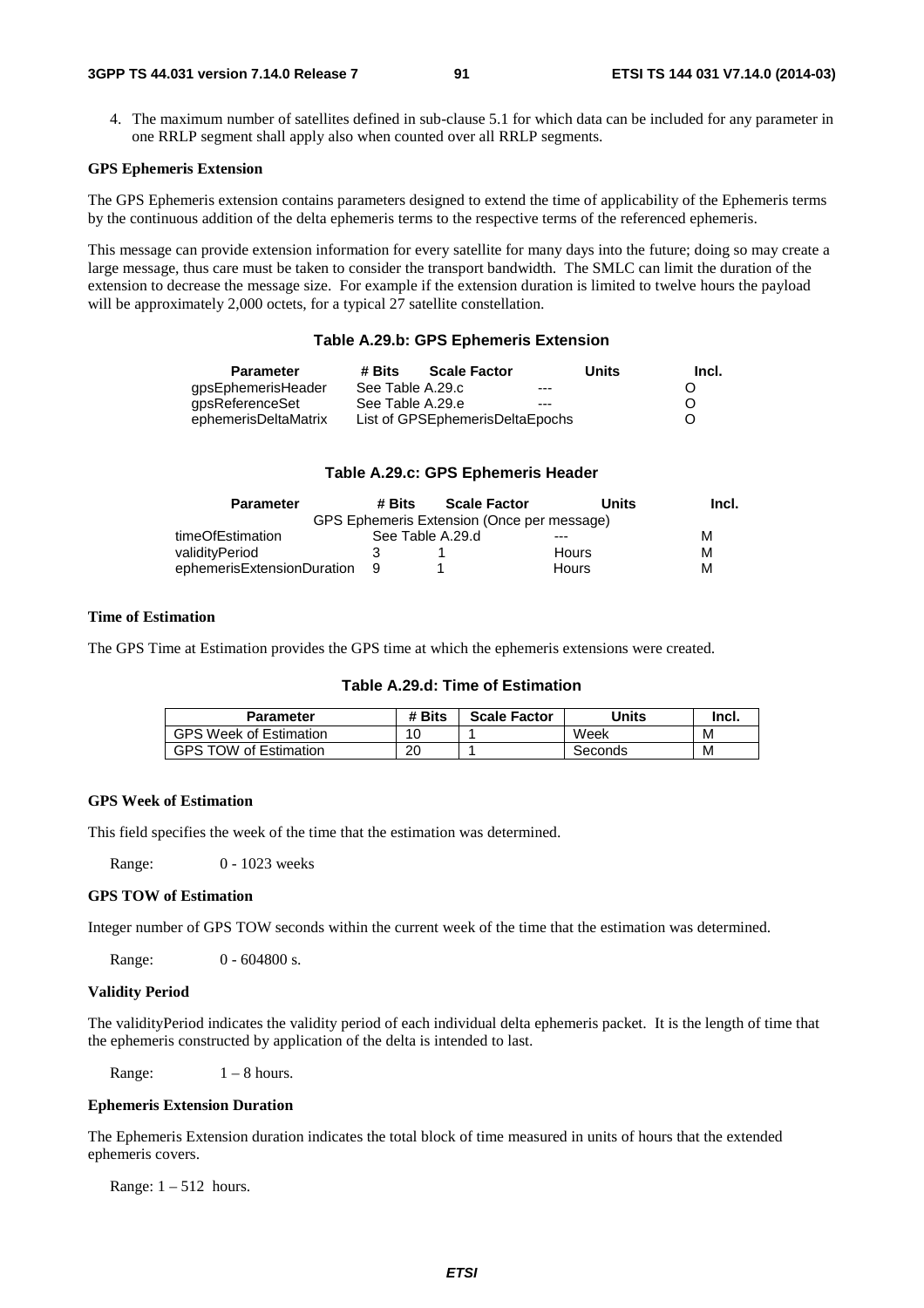4. The maximum number of satellites defined in sub-clause 5.1 for which data can be included for any parameter in one RRLP segment shall apply also when counted over all RRLP segments.

**GPS Ephemeris Extension**

The GPS Ephemeris extension contains parameters designed to extend the time of applicability of the Ephemeris terms by the continuous addition of the delta ephemeris terms to the respective terms of the referenced ephemeris.

This message can provide extension information for every satellite for many days into the future; doing so may create a large message, thus care must be taken to consider the transport bandwidth. The SMLC can limit the duration of the extension to decrease the message size. For example if the extension duration is limited to twelve hours the payload will be approximately 2,000 octets, for a typical 27 satellite constellation.

**Table A.29.b: GPS Ephemeris Extension**

| Parameter | # Bits | Scale Factor | Units | Incl. |
|---|---|---|---|---|
| gpsEphemerisHeader | See Table A.29.c | | --- | O |
| gpsReferenceSet | See Table A.29.e | | --- | O |
| ephemerisDeltaMatrix | List of GPSEphemerisDeltaEpochs | | | O |

**Table A.29.c: GPS Ephemeris Header**

| Parameter | # Bits | Scale Factor | Units | Incl. |
|---|---|---|---|---|
| GPS Ephemeris Extension (Once per message) | | | | |
| timeOfEstimation | See Table A.29.d | | --- | M |
| validityPeriod | 3 | 1 | Hours | M |
| ephemerisExtensionDuration | 9 | 1 | Hours | M |

**Time of Estimation**

The GPS Time at Estimation provides the GPS time at which the ephemeris extensions were created.

**Table A.29.d: Time of Estimation**

| Parameter | # Bits | Scale Factor | Units | Incl. |
|---|---|---|---|---|
| GPS Week of Estimation | 10 | 1 | Week | M |
| GPS TOW of Estimation | 20 | 1 | Seconds | M |

**GPS Week of Estimation**

This field specifies the week of the time that the estimation was determined.

Range: 0 - 1023 weeks

**GPS TOW of Estimation**

Integer number of GPS TOW seconds within the current week of the time that the estimation was determined.

Range: 0 - 604800 s.

**Validity Period**

The validityPeriod indicates the validity period of each individual delta ephemeris packet. It is the length of time that the ephemeris constructed by application of the delta is intended to last.

Range: 1 – 8 hours.

**Ephemeris Extension Duration**

The Ephemeris Extension duration indicates the total block of time measured in units of hours that the extended ephemeris covers.

Range: 1 – 512 hours.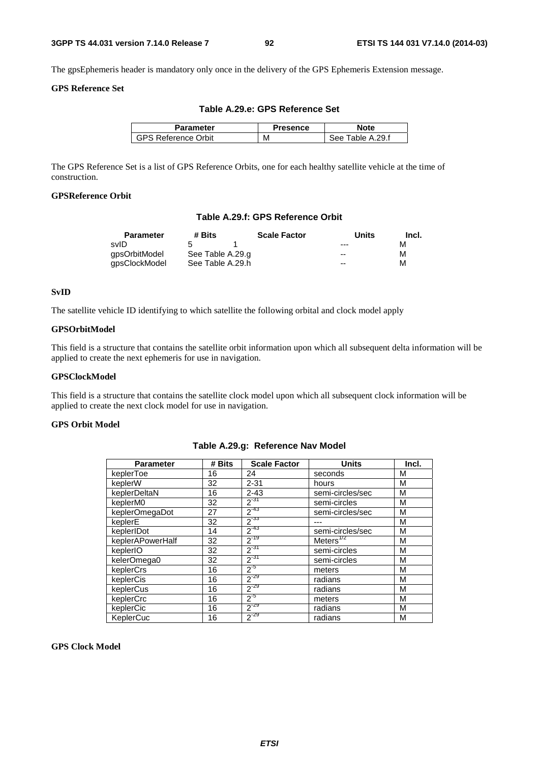The gpsEphemeris header is mandatory only once in the delivery of the GPS Ephemeris Extension message.

**GPS Reference Set**

**Table A.29.e: GPS Reference Set**

| Parameter | Presence | Note |
|---|---|---|
| GPS Reference Orbit | M | See Table A.29.f |

The GPS Reference Set is a list of GPS Reference Orbits, one for each healthy satellite vehicle at the time of construction.

**GPSReference Orbit**

**Table A.29.f: GPS Reference Orbit**

| Parameter | # Bits | Scale Factor | Units | Incl. |
|---|---|---|---|---|
| svID | 5 | 1 | --- | M |
| gpsOrbitModel | See Table A.29.g | | -- | M |
| gpsClockModel | See Table A.29.h | | -- | M |

**SvID**

The satellite vehicle ID identifying to which satellite the following orbital and clock model apply

**GPSOrbitModel**

This field is a structure that contains the satellite orbit information upon which all subsequent delta information will be applied to create the next ephemeris for use in navigation.

**GPSClockModel**

This field is a structure that contains the satellite clock model upon which all subsequent clock information will be applied to create the next clock model for use in navigation.

**GPS Orbit Model**

**Table A.29.g: Reference Nav Model**

| Parameter | # Bits | Scale Factor | Units | Incl. |
|---|---|---|---|---|
| keplerToe | 16 | 24 | seconds | M |
| keplerW | 32 | 2-31 | hours | M |
| keplerDeltaN | 16 | 2-43 | semi-circles/sec | M |
| keplerM0 | 32 | $2^{-31}$ | semi-circles | M |
| keplerOmegaDot | 27 | $2^{-43}$ | semi-circles/sec | M |
| keplerE | 32 | $2^{-33}$ | --- | M |
| keplerIDot | 14 | $2^{-43}$ | semi-circles/sec | M |
| keplerAPowerHalf | 32 | $2^{-19}$ | Meters$^{1/2}$ | M |
| keplerIO | 32 | $2^{-31}$ | semi-circles | M |
| kelerOmega0 | 32 | $2^{-31}$ | semi-circles | M |
| keplerCrs | 16 | $2^{-5}$ | meters | M |
| keplerCis | 16 | $2^{-29}$ | radians | M |
| keplerCus | 16 | $2^{-29}$ | radians | M |
| keplerCrc | 16 | $2^{-5}$ | meters | M |
| keplerCic | 16 | $2^{-29}$ | radians | M |
| KeplerCuc | 16 | $2^{-29}$ | radians | M |

**GPS Clock Model**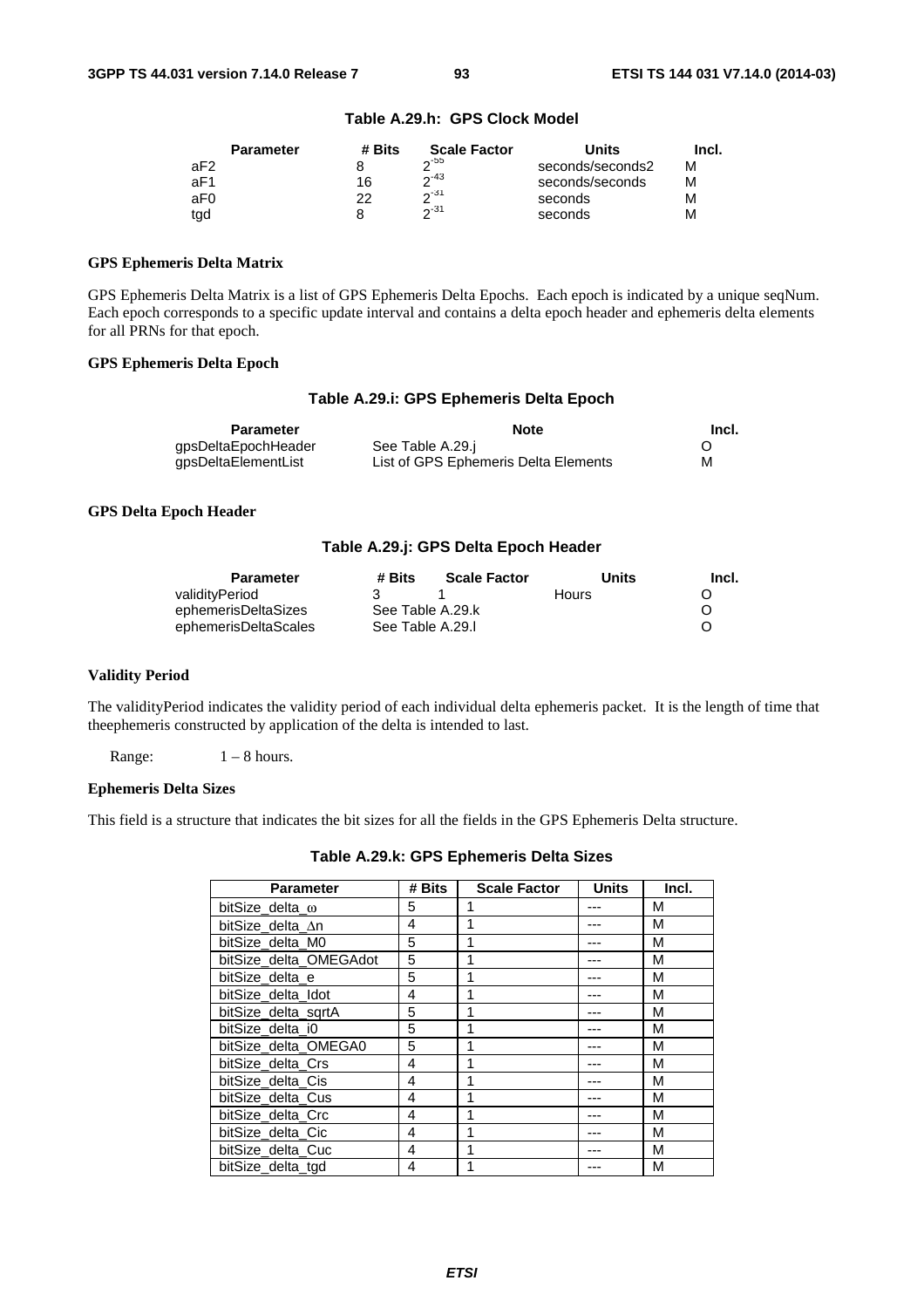**Table A.29.h: GPS Clock Model**

| Parameter | # Bits | Scale Factor | Units | Incl. |
|---|---|---|---|---|
| aF2 | 8 | $2^{-55}$ | seconds/seconds2 | M |
| aF1 | 16 | $2^{-43}$ | seconds/seconds | M |
| aF0 | 22 | $2^{-31}$ | seconds | M |
| tgd | 8 | $2^{-31}$ | seconds | M |

**GPS Ephemeris Delta Matrix**

GPS Ephemeris Delta Matrix is a list of GPS Ephemeris Delta Epochs. Each epoch is indicated by a unique seqNum. Each epoch corresponds to a specific update interval and contains a delta epoch header and ephemeris delta elements for all PRNs for that epoch.

**GPS Ephemeris Delta Epoch**

**Table A.29.i: GPS Ephemeris Delta Epoch**

| Parameter | Note | Incl. |
|---|---|---|
| gpsDeltaEpochHeader | See Table A.29.j | O |
| gpsDeltaElementList | List of GPS Ephemeris Delta Elements | M |

**GPS Delta Epoch Header**

**Table A.29.j: GPS Delta Epoch Header**

| Parameter | # Bits | Scale Factor | Units | Incl. |
|---|---|---|---|---|
| validityPeriod | 3 | 1 | Hours | O |
| ephemerisDeltaSizes | See Table A.29.k | | | O |
| ephemerisDeltaScales | See Table A.29.l | | | O |

**Validity Period**

The validityPeriod indicates the validity period of each individual delta ephemeris packet. It is the length of time that theephemeris constructed by application of the delta is intended to last.

Range: 1 – 8 hours.

**Ephemeris Delta Sizes**

This field is a structure that indicates the bit sizes for all the fields in the GPS Ephemeris Delta structure.

**Table A.29.k: GPS Ephemeris Delta Sizes**

| Parameter | # Bits | Scale Factor | Units | Incl. |
|---|---|---|---|---|
| bitSize_delta_ω | 5 | 1 | --- | M |
| bitSize_delta_Δn | 4 | 1 | --- | M |
| bitSize_delta_M0 | 5 | 1 | --- | M |
| bitSize_delta_OMEGAdot | 5 | 1 | --- | M |
| bitSize_delta_e | 5 | 1 | --- | M |
| bitSize_delta_Idot | 4 | 1 | --- | M |
| bitSize_delta_sqrtA | 5 | 1 | --- | M |
| bitSize_delta_i0 | 5 | 1 | --- | M |
| bitSize_delta_OMEGA0 | 5 | 1 | --- | M |
| bitSize_delta_Crs | 4 | 1 | --- | M |
| bitSize_delta_Cis | 4 | 1 | --- | M |
| bitSize_delta_Cus | 4 | 1 | --- | M |
| bitSize_delta_Crc | 4 | 1 | --- | M |
| bitSize_delta_Cic | 4 | 1 | --- | M |
| bitSize_delta_Cuc | 4 | 1 | --- | M |
| bitSize_delta_tgd | 4 | 1 | --- | M |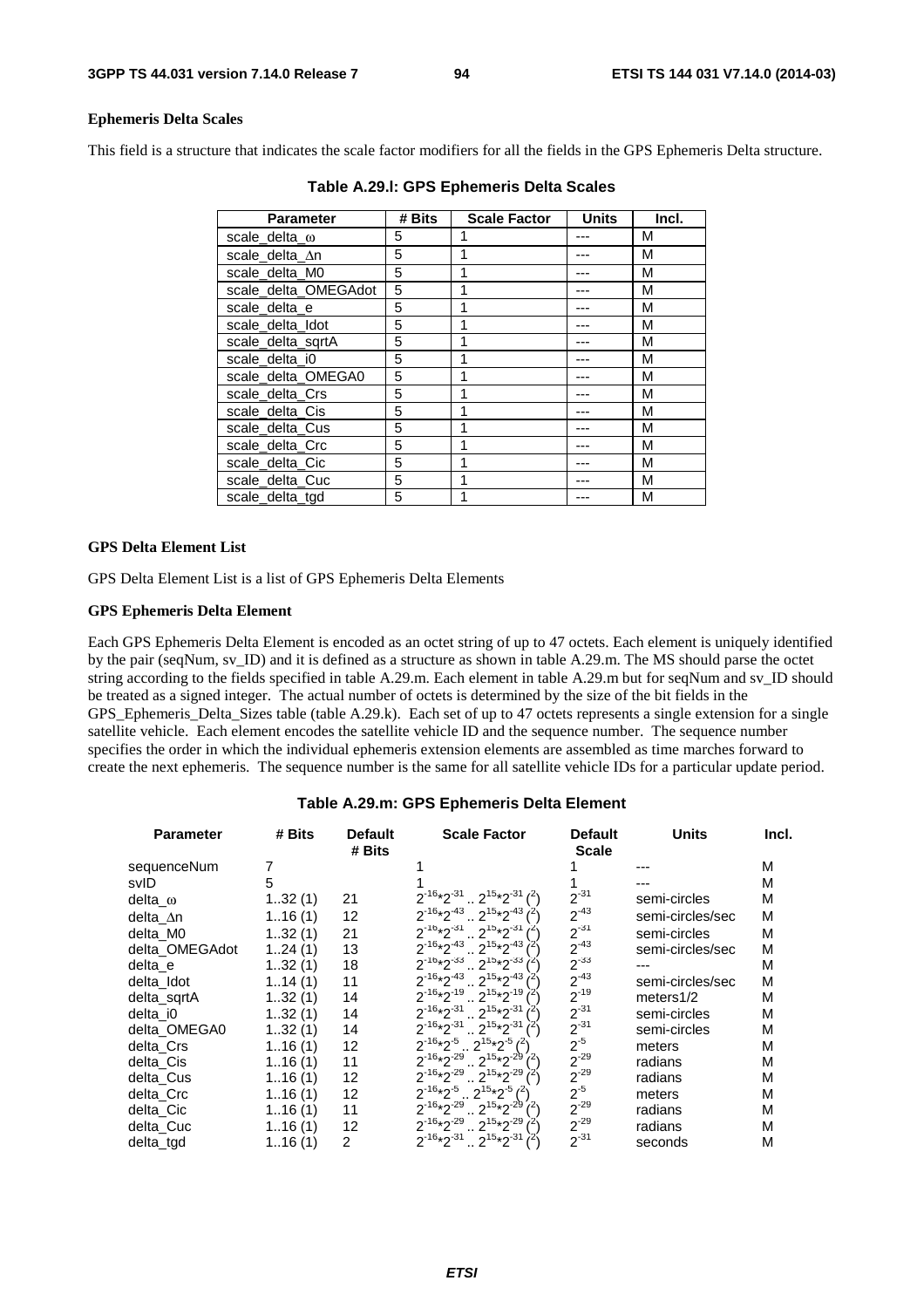**Ephemeris Delta Scales**

This field is a structure that indicates the scale factor modifiers for all the fields in the GPS Ephemeris Delta structure.

**Table A.29.l: GPS Ephemeris Delta Scales**

| Parameter | # Bits | Scale Factor | Units | Incl. |
|---|---|---|---|---|
| scale_delta_ω | 5 | 1 | --- | M |
| scale_delta_Δn | 5 | 1 | --- | M |
| scale_delta_M0 | 5 | 1 | --- | M |
| scale_delta_OMEGAdot | 5 | 1 | --- | M |
| scale_delta_e | 5 | 1 | --- | M |
| scale_delta_Idot | 5 | 1 | --- | M |
| scale_delta_sqrtA | 5 | 1 | --- | M |
| scale_delta_i0 | 5 | 1 | --- | M |
| scale_delta_OMEGA0 | 5 | 1 | --- | M |
| scale_delta_Crs | 5 | 1 | --- | M |
| scale_delta_Cis | 5 | 1 | --- | M |
| scale_delta_Cus | 5 | 1 | --- | M |
| scale_delta_Crc | 5 | 1 | --- | M |
| scale_delta_Cic | 5 | 1 | --- | M |
| scale_delta_Cuc | 5 | 1 | --- | M |
| scale_delta_tgd | 5 | 1 | --- | M |

**GPS Delta Element List**

GPS Delta Element List is a list of GPS Ephemeris Delta Elements

**GPS Ephemeris Delta Element**

Each GPS Ephemeris Delta Element is encoded as an octet string of up to 47 octets. Each element is uniquely identified by the pair (seqNum, sv_ID) and it is defined as a structure as shown in table A.29.m. The MS should parse the octet string according to the fields specified in table A.29.m. Each element in table A.29.m but for seqNum and sv_ID should be treated as a signed integer. The actual number of octets is determined by the size of the bit fields in the GPS_Ephemeris_Delta_Sizes table (table A.29.k). Each set of up to 47 octets represents a single extension for a single satellite vehicle. Each element encodes the satellite vehicle ID and the sequence number. The sequence number specifies the order in which the individual ephemeris extension elements are assembled as time marches forward to create the next ephemeris. The sequence number is the same for all satellite vehicle IDs for a particular update period.

**Table A.29.m: GPS Ephemeris Delta Element**

| Parameter | # Bits | Default # Bits | Scale Factor | Default Scale | Units | Incl. |
|---|---|---|---|---|---|---|
| sequenceNum | 7 | | 1 | 1 | --- | M |
| svID | 5 | | 1 | 1 | --- | M |
| delta_ω | 1..32 (1) | 21 | $2^{-16}*2^{-31}$ .. $2^{15}*2^{-31}$ (2) | $2^{-31}$ | semi-circles | M |
| delta_Δn | 1..16 (1) | 12 | $2^{-16}*2^{-43}$ .. $2^{15}*2^{-43}$ (2) | $2^{-43}$ | semi-circles/sec | M |
| delta_M0 | 1..32 (1) | 21 | $2^{-16}*2^{-31}$ .. $2^{15}*2^{-31}$ (2) | $2^{-31}$ | semi-circles | M |
| delta_OMEGAdot | 1..24 (1) | 13 | $2^{-16}*2^{-43}$ .. $2^{15}*2^{-43}$ (2) | $2^{-43}$ | semi-circles/sec | M |
| delta_e | 1..32 (1) | 18 | $2^{-16}*2^{-33}$ .. $2^{15}*2^{-33}$ (2) | $2^{-33}$ | --- | M |
| delta_Idot | 1..14 (1) | 11 | $2^{-16}*2^{-43}$ .. $2^{15}*2^{-43}$ (2) | $2^{-43}$ | semi-circles/sec | M |
| delta_sqrtA | 1..32 (1) | 14 | $2^{-16}*2^{-19}$ .. $2^{15}*2^{-19}$ (2) | $2^{-19}$ | meters1/2 | M |
| delta_i0 | 1..32 (1) | 14 | $2^{-16}*2^{-31}$ .. $2^{15}*2^{-31}$ (2) | $2^{-31}$ | semi-circles | M |
| delta_OMEGA0 | 1..32 (1) | 14 | $2^{-16}*2^{-31}$ .. $2^{15}*2^{-31}$ (2) | $2^{-31}$ | semi-circles | M |
| delta_Crs | 1..16 (1) | 12 | $2^{-16}*2^{-5}$ .. $2^{15}*2^{-5}$ (2) | $2^{-5}$ | meters | M |
| delta_Cis | 1..16 (1) | 11 | $2^{-16}*2^{-29}$ .. $2^{15}*2^{-29}$ (2) | $2^{-29}$ | radians | M |
| delta_Cus | 1..16 (1) | 12 | $2^{-16}*2^{-29}$ .. $2^{15}*2^{-29}$ (2) | $2^{-29}$ | radians | M |
| delta_Crc | 1..16 (1) | 12 | $2^{-16}*2^{-5}$ .. $2^{15}*2^{-5}$ (2) | $2^{-5}$ | meters | M |
| delta_Cic | 1..16 (1) | 11 | $2^{-16}*2^{-29}$ .. $2^{15}*2^{-29}$ (2) | $2^{-29}$ | radians | M |
| delta_Cuc | 1..16 (1) | 12 | $2^{-16}*2^{-29}$ .. $2^{15}*2^{-29}$ (2) | $2^{-29}$ | radians | M |
| delta_tgd | 1..16 (1) | 2 | $2^{-16}*2^{-31}$ .. $2^{15}*2^{-31}$ (2) | $2^{-31}$ | seconds | M |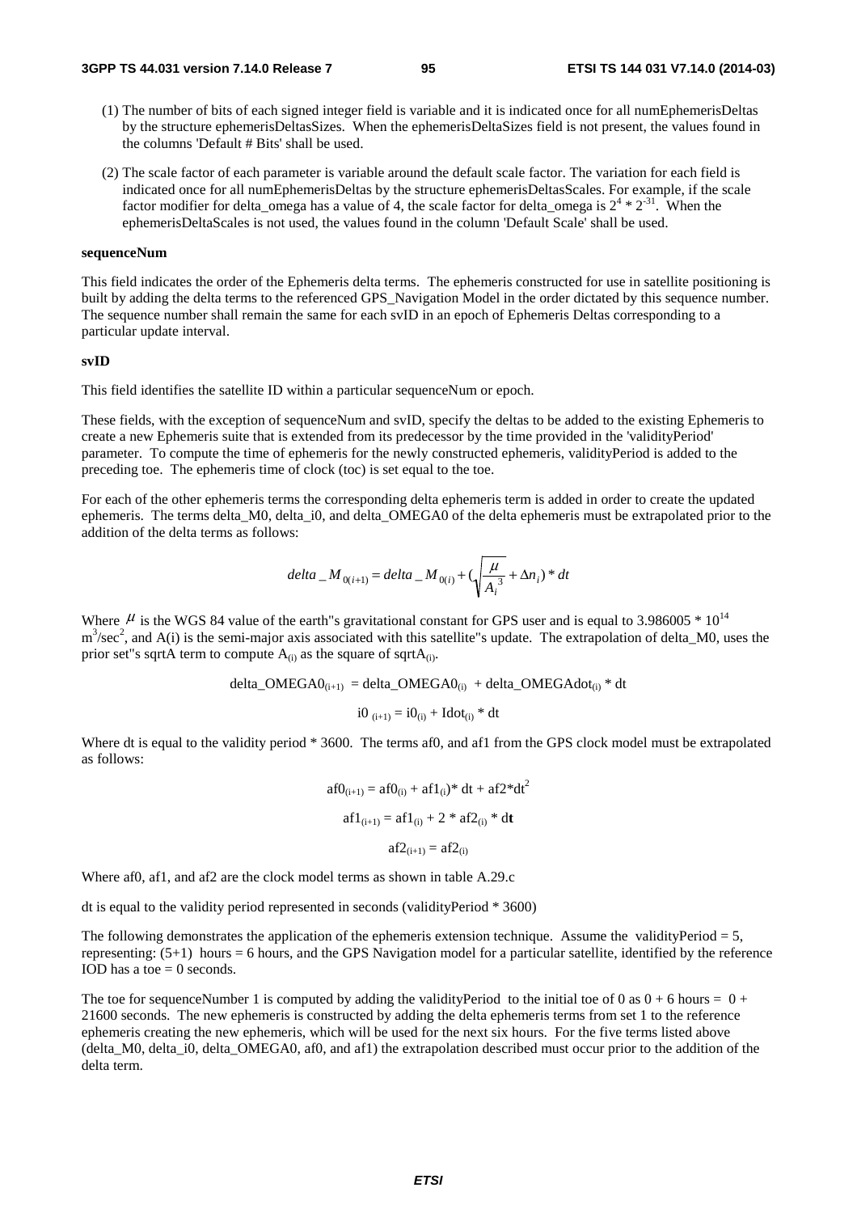(1) The number of bits of each signed integer field is variable and it is indicated once for all numEphemerisDeltas by the structure ephemerisDeltasSizes. When the ephemerisDeltaSizes field is not present, the values found in the columns 'Default # Bits' shall be used.

(2) The scale factor of each parameter is variable around the default scale factor. The variation for each field is indicated once for all numEphemerisDeltas by the structure ephemerisDeltasScales. For example, if the scale factor modifier for delta_omega has a value of 4, the scale factor for delta_omega is $2^4 * 2^{-31}$. When the ephemerisDeltaScales is not used, the values found in the column 'Default Scale' shall be used.

**sequenceNum**

This field indicates the order of the Ephemeris delta terms. The ephemeris constructed for use in satellite positioning is built by adding the delta terms to the referenced GPS_Navigation Model in the order dictated by this sequence number. The sequence number shall remain the same for each svID in an epoch of Ephemeris Deltas corresponding to a particular update interval.

**svID**

This field identifies the satellite ID within a particular sequenceNum or epoch.

These fields, with the exception of sequenceNum and svID, specify the deltas to be added to the existing Ephemeris to create a new Ephemeris suite that is extended from its predecessor by the time provided in the 'validityPeriod' parameter. To compute the time of ephemeris for the newly constructed ephemeris, validityPeriod is added to the preceding toe. The ephemeris time of clock (toc) is set equal to the toe.

For each of the other ephemeris terms the corresponding delta ephemeris term is added in order to create the updated ephemeris. The terms delta_M0, delta_i0, and delta_OMEGA0 of the delta ephemeris must be extrapolated prior to the addition of the delta terms as follows:

$$delta\_M_{0(i+1)} = delta\_M_{0(i)} + \left(\sqrt{\frac{\mu}{A_i^3}} + \Delta n_i\right) * dt$$

Where $\mu$ is the WGS 84 value of the earth"s gravitational constant for GPS user and is equal to 3.986005 * $10^{14}$ $m^3/sec^2$, and A(i) is the semi-major axis associated with this satellite"s update. The extrapolation of delta_M0, uses the prior set"s sqrtA term to compute $A_{(i)}$ as the square of $sqrtA_{(i)}$.

$$delta\_OMEGA0_{(i+1)} = delta\_OMEGA0_{(i)} + delta\_OMEGAdot_{(i)} * dt$$

$$i0_{(i+1)} = i0_{(i)} + Idot_{(i)} * dt$$

Where dt is equal to the validity period * 3600. The terms af0, and af1 from the GPS clock model must be extrapolated as follows:

$$af0_{(i+1)} = af0_{(i)} + af1_{(i)} * dt + af2 * dt^2$$

$$af1_{(i+1)} = af1_{(i)} + 2 * af2_{(i)} * d\mathbf{t}$$

$$af2_{(i+1)} = af2_{(i)}$$

Where af0, af1, and af2 are the clock model terms as shown in table A.29.c

dt is equal to the validity period represented in seconds (validityPeriod * 3600)

The following demonstrates the application of the ephemeris extension technique. Assume the validityPeriod = 5, representing: (5+1) hours = 6 hours, and the GPS Navigation model for a particular satellite, identified by the reference IOD has a toe = 0 seconds.

The toe for sequenceNumber 1 is computed by adding the validityPeriod to the initial toe of 0 as 0 + 6 hours = 0 + 21600 seconds. The new ephemeris is constructed by adding the delta ephemeris terms from set 1 to the reference ephemeris creating the new ephemeris, which will be used for the next six hours. For the five terms listed above (delta_M0, delta_i0, delta_OMEGA0, af0, and af1) the extrapolation described must occur prior to the addition of the delta term.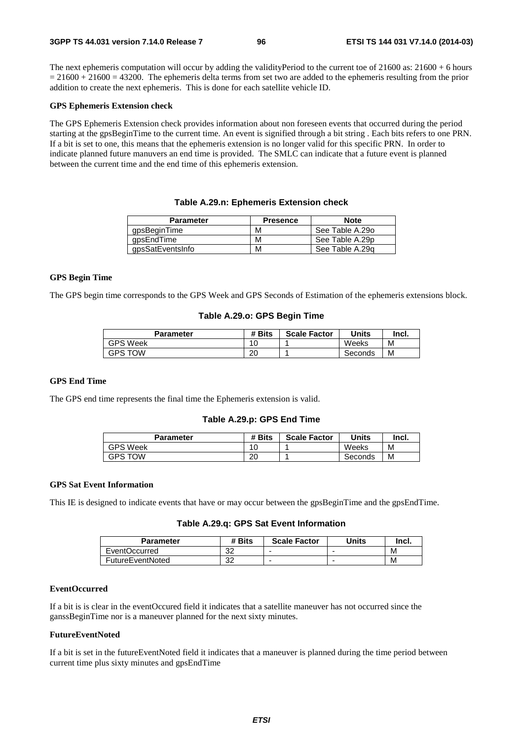The next ephemeris computation will occur by adding the validityPeriod to the current toe of 21600 as: 21600 + 6 hours = 21600 + 21600 = 43200. The ephemeris delta terms from set two are added to the ephemeris resulting from the prior addition to create the next ephemeris. This is done for each satellite vehicle ID.

**GPS Ephemeris Extension check**

The GPS Ephemeris Extension check provides information about non foreseen events that occurred during the period starting at the gpsBeginTime to the current time. An event is signified through a bit string . Each bits refers to one PRN. If a bit is set to one, this means that the ephemeris extension is no longer valid for this specific PRN. In order to indicate planned future manuvers an end time is provided. The SMLC can indicate that a future event is planned between the current time and the end time of this ephemeris extension.

**Table A.29.n: Ephemeris Extension check**

| Parameter | Presence | Note |
|---|---|---|
| gpsBeginTime | M | See Table A.29o |
| gpsEndTime | M | See Table A.29p |
| gpsSatEventsInfo | M | See Table A.29q |

**GPS Begin Time**

The GPS begin time corresponds to the GPS Week and GPS Seconds of Estimation of the ephemeris extensions block.

**Table A.29.o: GPS Begin Time**

| Parameter | # Bits | Scale Factor | Units | Incl. |
|---|---|---|---|---|
| GPS Week | 10 | 1 | Weeks | M |
| GPS TOW | 20 | 1 | Seconds | M |

**GPS End Time**

The GPS end time represents the final time the Ephemeris extension is valid.

**Table A.29.p: GPS End Time**

| Parameter | # Bits | Scale Factor | Units | Incl. |
|---|---|---|---|---|
| GPS Week | 10 | 1 | Weeks | M |
| GPS TOW | 20 | 1 | Seconds | M |

**GPS Sat Event Information**

This IE is designed to indicate events that have or may occur between the gpsBeginTime and the gpsEndTime.

**Table A.29.q: GPS Sat Event Information**

| Parameter | # Bits | Scale Factor | Units | Incl. |
|---|---|---|---|---|
| EventOccurred | 32 | - | - | M |
| FutureEventNoted | 32 | - | - | M |

**EventOccurred**

If a bit is is clear in the eventOccured field it indicates that a satellite maneuver has not occurred since the ganssBeginTime nor is a maneuver planned for the next sixty minutes.

**FutureEventNoted**

If a bit is set in the futureEventNoted field it indicates that a maneuver is planned during the time period between current time plus sixty minutes and gpsEndTime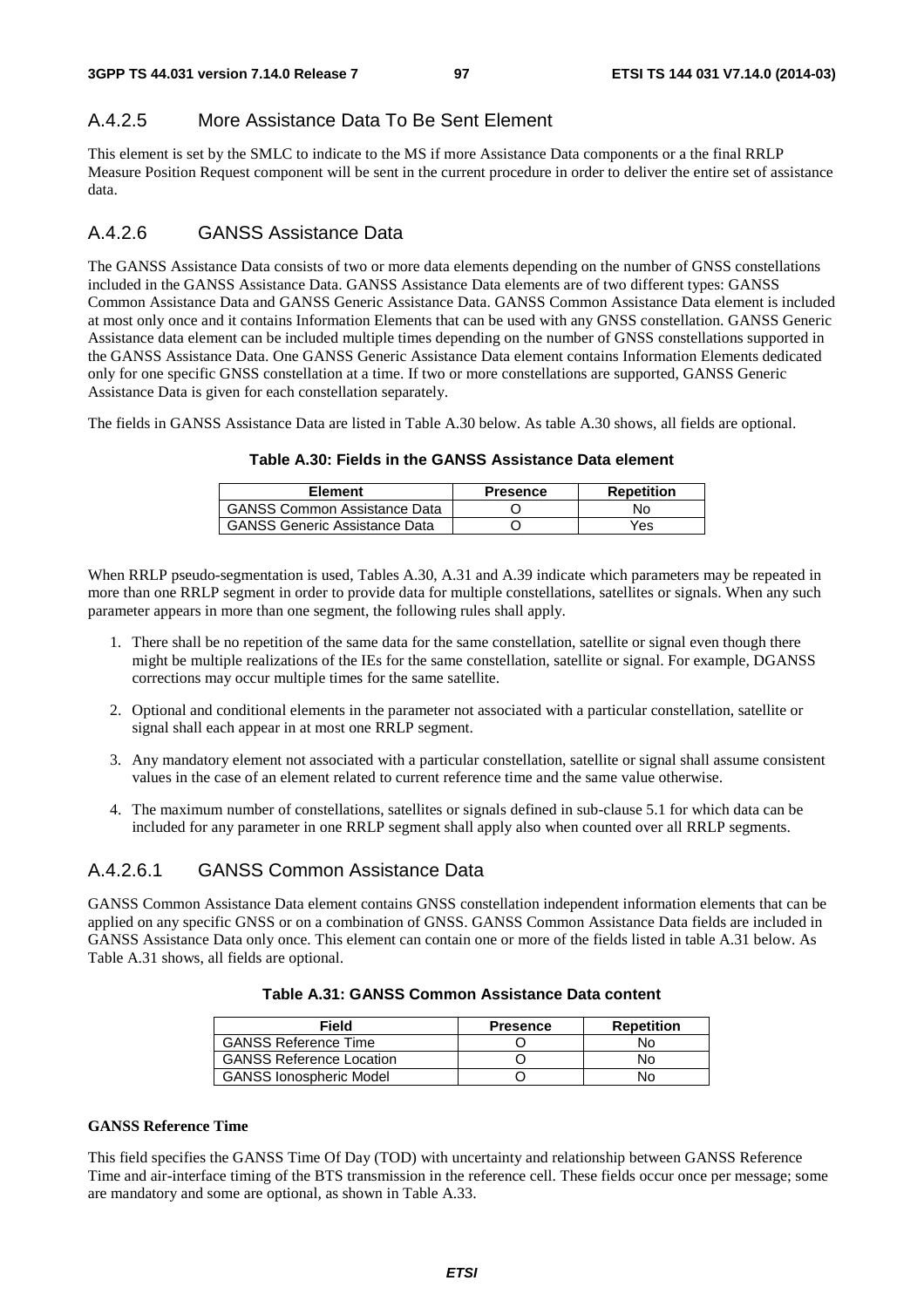### A.4.2.5 More Assistance Data To Be Sent Element

This element is set by the SMLC to indicate to the MS if more Assistance Data components or a the final RRLP Measure Position Request component will be sent in the current procedure in order to deliver the entire set of assistance data.

### A.4.2.6 GANSS Assistance Data

The GANSS Assistance Data consists of two or more data elements depending on the number of GNSS constellations included in the GANSS Assistance Data. GANSS Assistance Data elements are of two different types: GANSS Common Assistance Data and GANSS Generic Assistance Data. GANSS Common Assistance Data element is included at most only once and it contains Information Elements that can be used with any GNSS constellation. GANSS Generic Assistance data element can be included multiple times depending on the number of GNSS constellations supported in the GANSS Assistance Data. One GANSS Generic Assistance Data element contains Information Elements dedicated only for one specific GNSS constellation at a time. If two or more constellations are supported, GANSS Generic Assistance Data is given for each constellation separately.

The fields in GANSS Assistance Data are listed in Table A.30 below. As table A.30 shows, all fields are optional.

**Table A.30: Fields in the GANSS Assistance Data element**

| Element | Presence | Repetition |
|---|---|---|
| GANSS Common Assistance Data | O | No |
| GANSS Generic Assistance Data | O | Yes |

When RRLP pseudo-segmentation is used, Tables A.30, A.31 and A.39 indicate which parameters may be repeated in more than one RRLP segment in order to provide data for multiple constellations, satellites or signals. When any such parameter appears in more than one segment, the following rules shall apply.

1. There shall be no repetition of the same data for the same constellation, satellite or signal even though there might be multiple realizations of the IEs for the same constellation, satellite or signal. For example, DGANSS corrections may occur multiple times for the same satellite.

2. Optional and conditional elements in the parameter not associated with a particular constellation, satellite or signal shall each appear in at most one RRLP segment.

3. Any mandatory element not associated with a particular constellation, satellite or signal shall assume consistent values in the case of an element related to current reference time and the same value otherwise.

4. The maximum number of constellations, satellites or signals defined in sub-clause 5.1 for which data can be included for any parameter in one RRLP segment shall apply also when counted over all RRLP segments.

#### A.4.2.6.1 GANSS Common Assistance Data

GANSS Common Assistance Data element contains GNSS constellation independent information elements that can be applied on any specific GNSS or on a combination of GNSS. GANSS Common Assistance Data fields are included in GANSS Assistance Data only once. This element can contain one or more of the fields listed in table A.31 below. As Table A.31 shows, all fields are optional.

**Table A.31: GANSS Common Assistance Data content**

| Field | Presence | Repetition |
|---|---|---|
| GANSS Reference Time | O | No |
| GANSS Reference Location | O | No |
| GANSS Ionospheric Model | O | No |

**GANSS Reference Time**

This field specifies the GANSS Time Of Day (TOD) with uncertainty and relationship between GANSS Reference Time and air-interface timing of the BTS transmission in the reference cell. These fields occur once per message; some are mandatory and some are optional, as shown in Table A.33.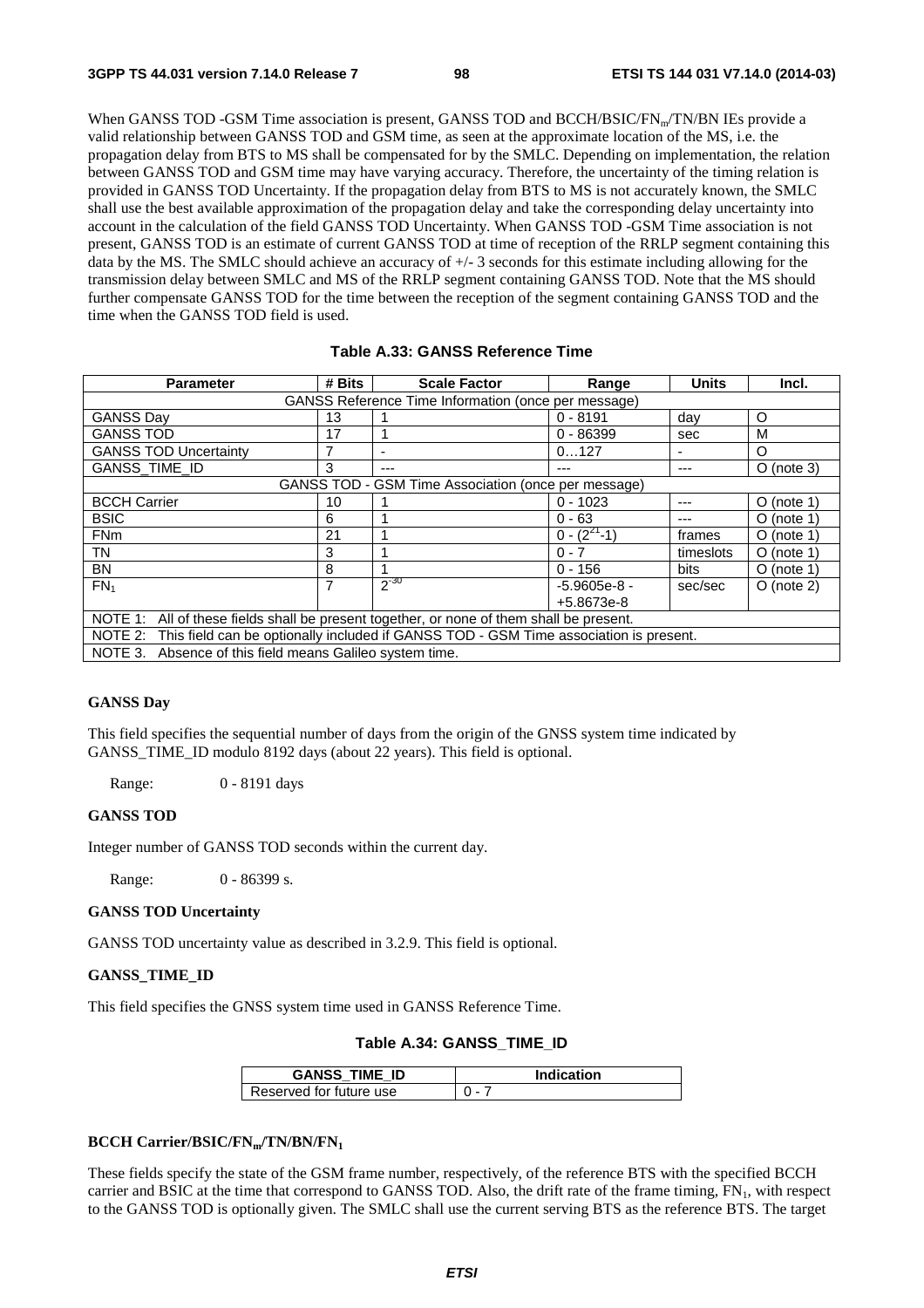When GANSS TOD -GSM Time association is present, GANSS TOD and BCCH/BSIC/$FN_m$/TN/BN IEs provide a valid relationship between GANSS TOD and GSM time, as seen at the approximate location of the MS, i.e. the propagation delay from BTS to MS shall be compensated for by the SMLC. Depending on implementation, the relation between GANSS TOD and GSM time may have varying accuracy. Therefore, the uncertainty of the timing relation is provided in GANSS TOD Uncertainty. If the propagation delay from BTS to MS is not accurately known, the SMLC shall use the best available approximation of the propagation delay and take the corresponding delay uncertainty into account in the calculation of the field GANSS TOD Uncertainty. When GANSS TOD -GSM Time association is not present, GANSS TOD is an estimate of current GANSS TOD at time of reception of the RRLP segment containing this data by the MS. The SMLC should achieve an accuracy of +/- 3 seconds for this estimate including allowing for the transmission delay between SMLC and MS of the RRLP segment containing GANSS TOD. Note that the MS should further compensate GANSS TOD for the time between the reception of the segment containing GANSS TOD and the time when the GANSS TOD field is used.

**Table A.33: GANSS Reference Time**

| Parameter | # Bits | Scale Factor | Range | Units | Incl. |
|---|---|---|---|---|---|
| GANSS Reference Time Information (once per message) | | | | | |
| GANSS Day | 13 | 1 | 0 - 8191 | day | O |
| GANSS TOD | 17 | 1 | 0 - 86399 | sec | M |
| GANSS TOD Uncertainty | 7 | - | 0…127 | - | O |
| GANSS_TIME_ID | 3 | --- | --- | --- | O (note 3) |
| GANSS TOD - GSM Time Association (once per message) | | | | | |
| BCCH Carrier | 10 | 1 | 0 - 1023 | --- | O (note 1) |
| BSIC | 6 | 1 | 0 - 63 | --- | O (note 1) |
| FNm | 21 | 1 | 0 - $(2^{21}-1)$ | frames | O (note 1) |
| TN | 3 | 1 | 0 - 7 | timeslots | O (note 1) |
| BN | 8 | 1 | 0 - 156 | bits | O (note 1) |
| $FN_1$ | 7 | $2^{-30}$ | -5.9605e-8 - +5.8673e-8 | sec/sec | O (note 2) |
| NOTE 1: All of these fields shall be present together, or none of them shall be present. | | | | | |
| NOTE 2: This field can be optionally included if GANSS TOD - GSM Time association is present. | | | | | |
| NOTE 3. Absence of this field means Galileo system time. | | | | | |

**GANSS Day**

This field specifies the sequential number of days from the origin of the GNSS system time indicated by GANSS_TIME_ID modulo 8192 days (about 22 years). This field is optional.

Range: 0 - 8191 days

**GANSS TOD**

Integer number of GANSS TOD seconds within the current day.

Range: 0 - 86399 s.

**GANSS TOD Uncertainty**

GANSS TOD uncertainty value as described in 3.2.9. This field is optional.

**GANSS_TIME_ID**

This field specifies the GNSS system time used in GANSS Reference Time.

**Table A.34: GANSS_TIME_ID**

| GANSS_TIME_ID | Indication |
|---|---|
| Reserved for future use | 0 - 7 |

**BCCH Carrier/BSIC/$FN_m$/TN/BN/$FN_1$**

These fields specify the state of the GSM frame number, respectively, of the reference BTS with the specified BCCH carrier and BSIC at the time that correspond to GANSS TOD. Also, the drift rate of the frame timing, $FN_1$, with respect to the GANSS TOD is optionally given. The SMLC shall use the current serving BTS as the reference BTS. The target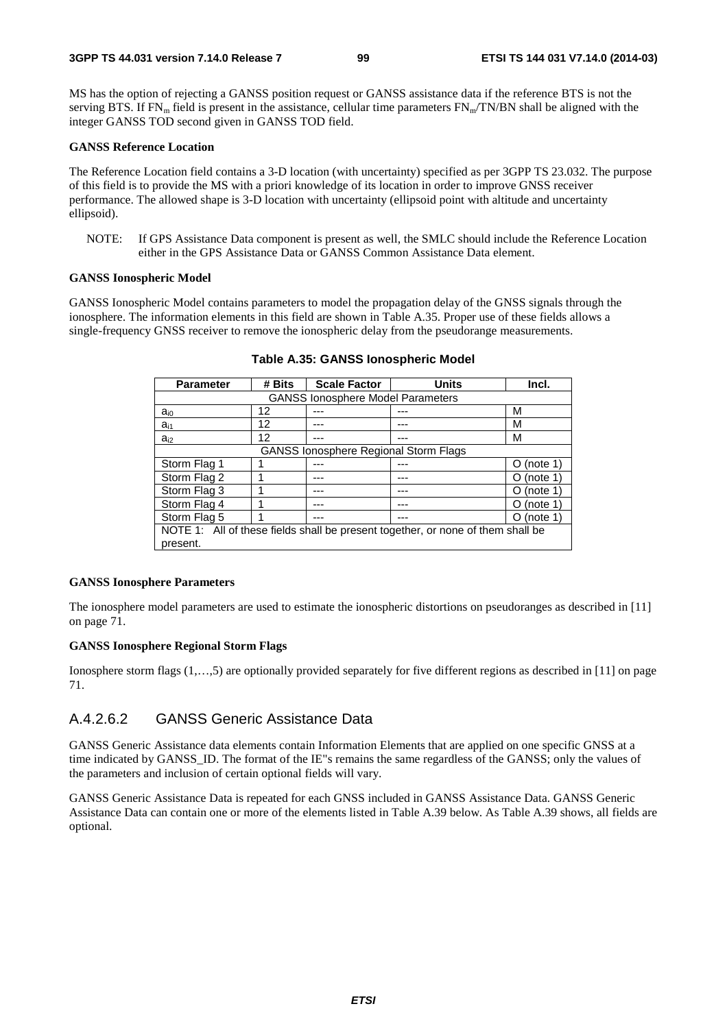MS has the option of rejecting a GANSS position request or GANSS assistance data if the reference BTS is not the serving BTS. If $FN_m$ field is present in the assistance, cellular time parameters $FN_m$/TN/BN shall be aligned with the integer GANSS TOD second given in GANSS TOD field.

**GANSS Reference Location**

The Reference Location field contains a 3-D location (with uncertainty) specified as per 3GPP TS 23.032. The purpose of this field is to provide the MS with a priori knowledge of its location in order to improve GNSS receiver performance. The allowed shape is 3-D location with uncertainty (ellipsoid point with altitude and uncertainty ellipsoid).

NOTE: If GPS Assistance Data component is present as well, the SMLC should include the Reference Location either in the GPS Assistance Data or GANSS Common Assistance Data element.

**GANSS Ionospheric Model**

GANSS Ionospheric Model contains parameters to model the propagation delay of the GNSS signals through the ionosphere. The information elements in this field are shown in Table A.35. Proper use of these fields allows a single-frequency GNSS receiver to remove the ionospheric delay from the pseudorange measurements.

**Table A.35: GANSS Ionospheric Model**

| Parameter | # Bits | Scale Factor | Units | Incl. |
|---|---|---|---|---|
| GANSS Ionosphere Model Parameters | | | | |
| $a_{i0}$ | 12 | --- | --- | M |
| $a_{i1}$ | 12 | --- | --- | M |
| $a_{i2}$ | 12 | --- | --- | M |
| GANSS Ionosphere Regional Storm Flags | | | | |
| Storm Flag 1 | 1 | --- | --- | O (note 1) |
| Storm Flag 2 | 1 | --- | --- | O (note 1) |
| Storm Flag 3 | 1 | --- | --- | O (note 1) |
| Storm Flag 4 | 1 | --- | --- | O (note 1) |
| Storm Flag 5 | 1 | --- | --- | O (note 1) |
| NOTE 1: All of these fields shall be present together, or none of them shall be present. | | | | |

**GANSS Ionosphere Parameters**

The ionosphere model parameters are used to estimate the ionospheric distortions on pseudoranges as described in [11] on page 71.

**GANSS Ionosphere Regional Storm Flags**

Ionosphere storm flags (1,…,5) are optionally provided separately for five different regions as described in [11] on page 71.

## A.4.2.6.2 GANSS Generic Assistance Data

GANSS Generic Assistance data elements contain Information Elements that are applied on one specific GNSS at a time indicated by GANSS_ID. The format of the IE"s remains the same regardless of the GANSS; only the values of the parameters and inclusion of certain optional fields will vary.

GANSS Generic Assistance Data is repeated for each GNSS included in GANSS Assistance Data. GANSS Generic Assistance Data can contain one or more of the elements listed in Table A.39 below. As Table A.39 shows, all fields are optional.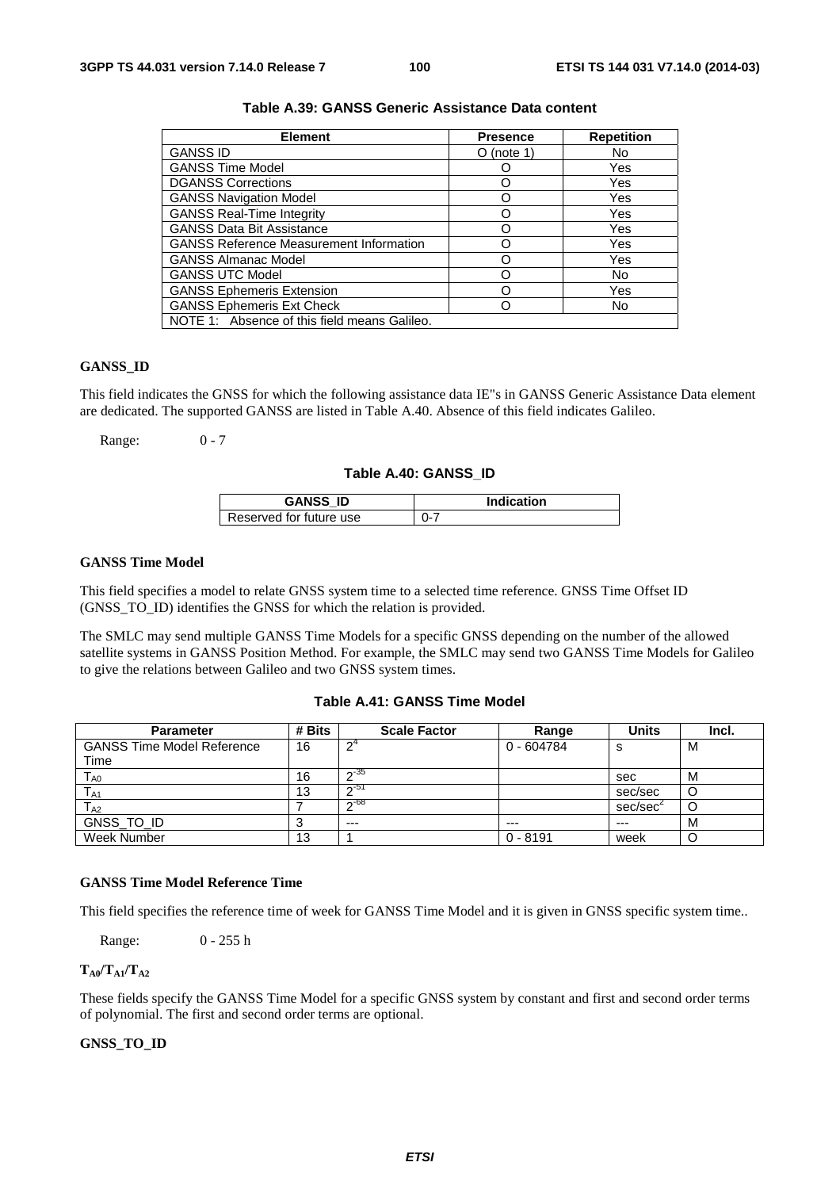**Table A.39: GANSS Generic Assistance Data content**

| Element | Presence | Repetition |
|---|---|---|
| GANSS ID | O (note 1) | No |
| GANSS Time Model | O | Yes |
| DGANSS Corrections | O | Yes |
| GANSS Navigation Model | O | Yes |
| GANSS Real-Time Integrity | O | Yes |
| GANSS Data Bit Assistance | O | Yes |
| GANSS Reference Measurement Information | O | Yes |
| GANSS Almanac Model | O | Yes |
| GANSS UTC Model | O | No |
| GANSS Ephemeris Extension | O | Yes |
| GANSS Ephemeris Ext Check | O | No |
| NOTE 1: Absence of this field means Galileo. | | |

**GANSS_ID**

This field indicates the GNSS for which the following assistance data IE"s in GANSS Generic Assistance Data element are dedicated. The supported GANSS are listed in Table A.40. Absence of this field indicates Galileo.

Range: 0 - 7

**Table A.40: GANSS_ID**

| GANSS_ID | Indication |
|---|---|
| Reserved for future use | 0-7 |

**GANSS Time Model**

This field specifies a model to relate GNSS system time to a selected time reference. GNSS Time Offset ID (GNSS_TO_ID) identifies the GNSS for which the relation is provided.

The SMLC may send multiple GANSS Time Models for a specific GNSS depending on the number of the allowed satellite systems in GANSS Position Method. For example, the SMLC may send two GANSS Time Models for Galileo to give the relations between Galileo and two GNSS system times.

**Table A.41: GANSS Time Model**

| Parameter | # Bits | Scale Factor | Range | Units | Incl. |
|---|---|---|---|---|---|
| GANSS Time Model Reference Time | 16 | $2^{4}$ | 0 - 604784 | s | M |
| $T_{A0}$ | 16 | $2^{-35}$ | | sec | M |
| $T_{A1}$ | 13 | $2^{-51}$ | | sec/sec | O |
| $T_{A2}$ | 7 | $2^{-68}$ | | sec/sec$^{2}$ | O |
| GNSS_TO_ID | 3 | --- | --- | --- | M |
| Week Number | 13 | 1 | 0 - 8191 | week | O |

**GANSS Time Model Reference Time**

This field specifies the reference time of week for GANSS Time Model and it is given in GNSS specific system time..

Range: 0 - 255 h

**$T_{A0}$/$T_{A1}$/$T_{A2}$**

These fields specify the GANSS Time Model for a specific GNSS system by constant and first and second order terms of polynomial. The first and second order terms are optional.

**GNSS_TO_ID**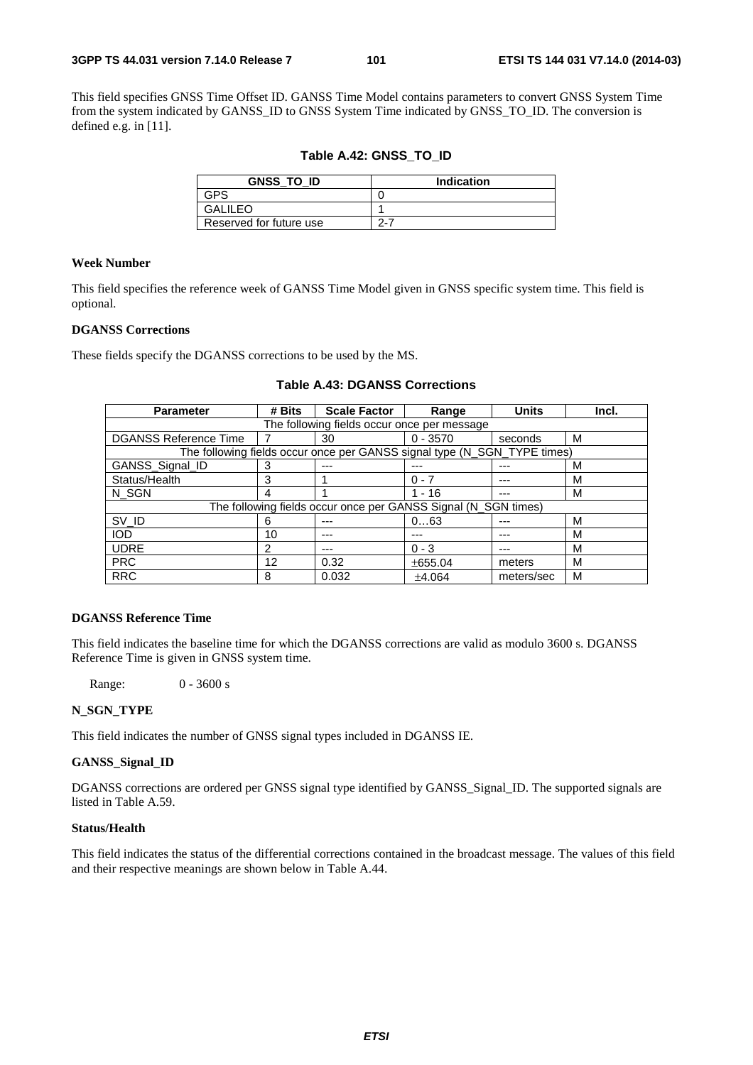This field specifies GNSS Time Offset ID. GANSS Time Model contains parameters to convert GNSS System Time from the system indicated by GANSS_ID to GNSS System Time indicated by GNSS_TO_ID. The conversion is defined e.g. in [11].

**Table A.42: GNSS_TO_ID**

| GNSS_TO_ID | Indication |
|---|---|
| GPS | 0 |
| GALILEO | 1 |
| Reserved for future use | 2-7 |

**Week Number**

This field specifies the reference week of GANSS Time Model given in GNSS specific system time. This field is optional.

**DGANSS Corrections**

These fields specify the DGANSS corrections to be used by the MS.

**Table A.43: DGANSS Corrections**

| Parameter | # Bits | Scale Factor | Range | Units | Incl. |
|---|---|---|---|---|---|
| The following fields occur once per message | | | | | |
| DGANSS Reference Time | 7 | 30 | 0 - 3570 | seconds | M |
| The following fields occur once per GANSS signal type (N_SGN_TYPE times) | | | | | |
| GANSS_Signal_ID | 3 | --- | --- | --- | M |
| Status/Health | 3 | 1 | 0 - 7 | --- | M |
| N_SGN | 4 | 1 | 1 - 16 | --- | M |
| The following fields occur once per GANSS Signal (N_SGN times) | | | | | |
| SV_ID | 6 | --- | 0…63 | --- | M |
| IOD | 10 | --- | --- | --- | M |
| UDRE | 2 | --- | 0 - 3 | --- | M |
| PRC | 12 | 0.32 | ±655.04 | meters | M |
| RRC | 8 | 0.032 | ±4.064 | meters/sec | M |

**DGANSS Reference Time**

This field indicates the baseline time for which the DGANSS corrections are valid as modulo 3600 s. DGANSS Reference Time is given in GNSS system time.

Range: 0 - 3600 s

**N_SGN_TYPE**

This field indicates the number of GNSS signal types included in DGANSS IE.

**GANSS_Signal_ID**

DGANSS corrections are ordered per GNSS signal type identified by GANSS_Signal_ID. The supported signals are listed in Table A.59.

**Status/Health**

This field indicates the status of the differential corrections contained in the broadcast message. The values of this field and their respective meanings are shown below in Table A.44.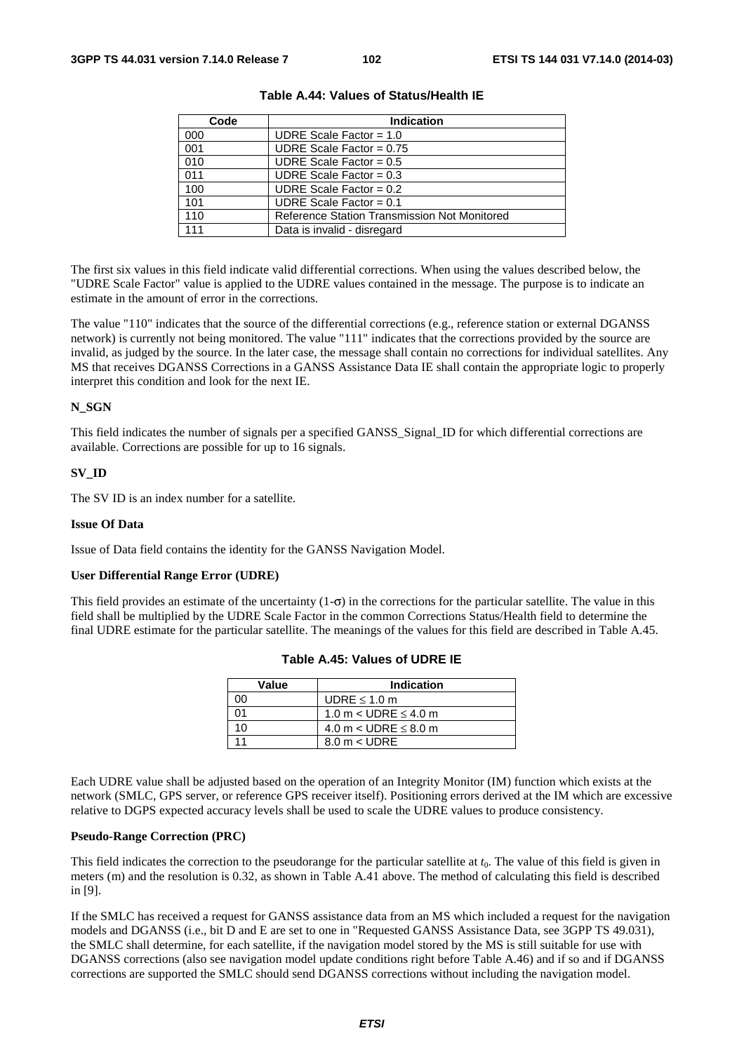**Table A.44: Values of Status/Health IE**

| Code | Indication |
|---|---|
| 000 | UDRE Scale Factor = 1.0 |
| 001 | UDRE Scale Factor = 0.75 |
| 010 | UDRE Scale Factor = 0.5 |
| 011 | UDRE Scale Factor = 0.3 |
| 100 | UDRE Scale Factor = 0.2 |
| 101 | UDRE Scale Factor = 0.1 |
| 110 | Reference Station Transmission Not Monitored |
| 111 | Data is invalid - disregard |

The first six values in this field indicate valid differential corrections. When using the values described below, the "UDRE Scale Factor" value is applied to the UDRE values contained in the message. The purpose is to indicate an estimate in the amount of error in the corrections.

The value "110" indicates that the source of the differential corrections (e.g., reference station or external DGANSS network) is currently not being monitored. The value "111" indicates that the corrections provided by the source are invalid, as judged by the source. In the later case, the message shall contain no corrections for individual satellites. Any MS that receives DGANSS Corrections in a GANSS Assistance Data IE shall contain the appropriate logic to properly interpret this condition and look for the next IE.

**N_SGN**

This field indicates the number of signals per a specified GANSS_Signal_ID for which differential corrections are available. Corrections are possible for up to 16 signals.

**SV_ID**

The SV ID is an index number for a satellite.

**Issue Of Data**

Issue of Data field contains the identity for the GANSS Navigation Model.

**User Differential Range Error (UDRE)**

This field provides an estimate of the uncertainty (1-$\sigma$) in the corrections for the particular satellite. The value in this field shall be multiplied by the UDRE Scale Factor in the common Corrections Status/Health field to determine the final UDRE estimate for the particular satellite. The meanings of the values for this field are described in Table A.45.

**Table A.45: Values of UDRE IE**

| Value | Indication |
|---|---|
| 00 | UDRE $\leq$ 1.0 m |
| 01 | 1.0 m < UDRE $\leq$ 4.0 m |
| 10 | 4.0 m < UDRE $\leq$ 8.0 m |
| 11 | 8.0 m < UDRE |

Each UDRE value shall be adjusted based on the operation of an Integrity Monitor (IM) function which exists at the network (SMLC, GPS server, or reference GPS receiver itself). Positioning errors derived at the IM which are excessive relative to DGPS expected accuracy levels shall be used to scale the UDRE values to produce consistency.

**Pseudo-Range Correction (PRC)**

This field indicates the correction to the pseudorange for the particular satellite at $t_0$. The value of this field is given in meters (m) and the resolution is 0.32, as shown in Table A.41 above. The method of calculating this field is described in [9].

If the SMLC has received a request for GANSS assistance data from an MS which included a request for the navigation models and DGANSS (i.e., bit D and E are set to one in "Requested GANSS Assistance Data, see 3GPP TS 49.031), the SMLC shall determine, for each satellite, if the navigation model stored by the MS is still suitable for use with DGANSS corrections (also see navigation model update conditions right before Table A.46) and if so and if DGANSS corrections are supported the SMLC should send DGANSS corrections without including the navigation model.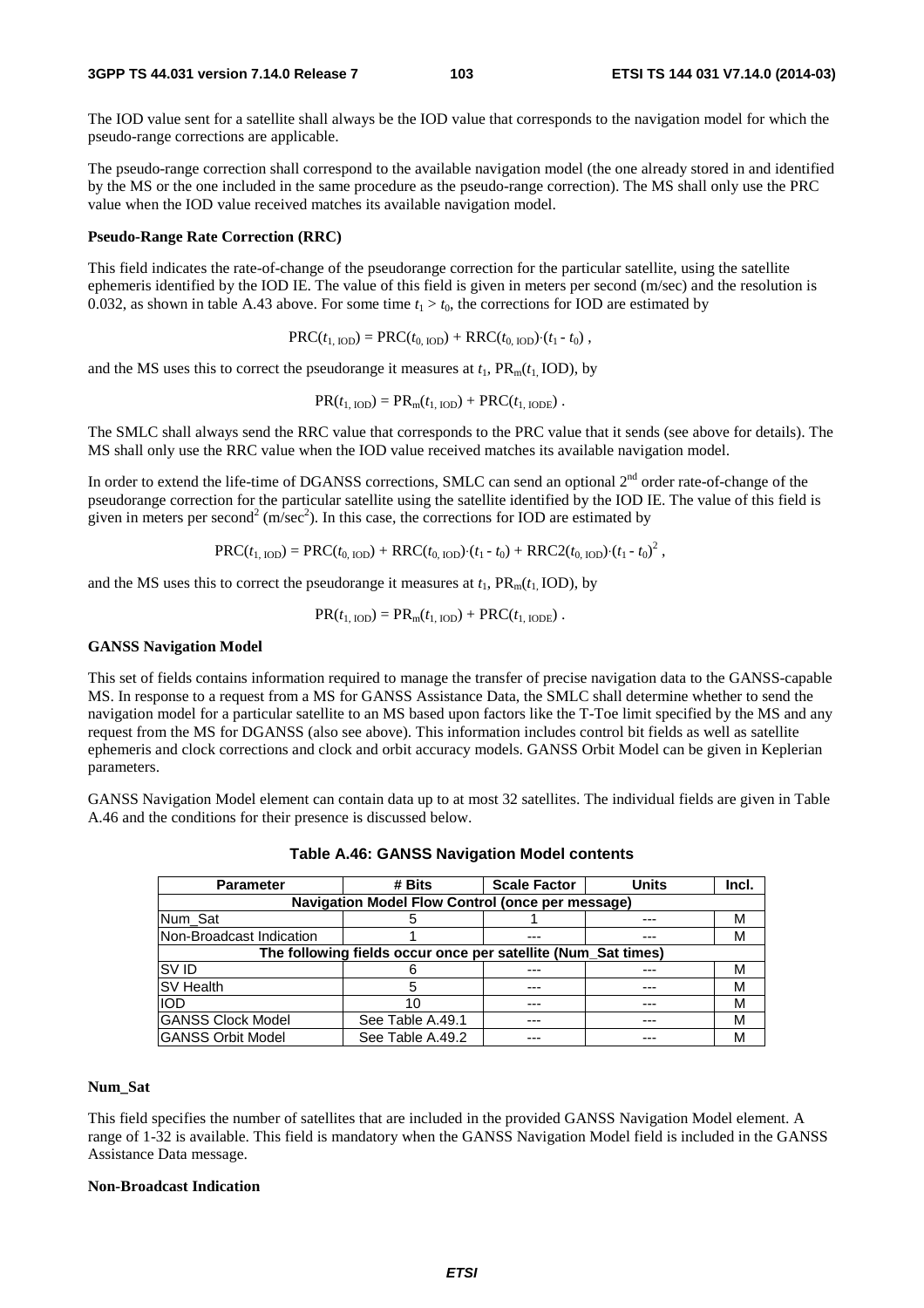The IOD value sent for a satellite shall always be the IOD value that corresponds to the navigation model for which the pseudo-range corrections are applicable.

The pseudo-range correction shall correspond to the available navigation model (the one already stored in and identified by the MS or the one included in the same procedure as the pseudo-range correction). The MS shall only use the PRC value when the IOD value received matches its available navigation model.

**Pseudo-Range Rate Correction (RRC)**

This field indicates the rate-of-change of the pseudorange correction for the particular satellite, using the satellite ephemeris identified by the IOD IE. The value of this field is given in meters per second (m/sec) and the resolution is 0.032, as shown in table A.43 above. For some time $t_1 > t_0$, the corrections for IOD are estimated by

$$\mathrm{PRC}(t_{1,\,\mathrm{IOD}}) = \mathrm{PRC}(t_{0,\,\mathrm{IOD}}) + \mathrm{RRC}(t_{0,\,\mathrm{IOD}})\cdot(t_1 - t_0)\ ,$$

and the MS uses this to correct the pseudorange it measures at $t_1$, $\mathrm{PR_m}(t_{1,}\mathrm{IOD})$, by

$$\mathrm{PR}(t_{1,\,\mathrm{IOD}}) = \mathrm{PR_m}(t_{1,\,\mathrm{IOD}}) + \mathrm{PRC}(t_{1,\,\mathrm{IODE}})\ .$$

The SMLC shall always send the RRC value that corresponds to the PRC value that it sends (see above for details). The MS shall only use the RRC value when the IOD value received matches its available navigation model.

In order to extend the life-time of DGANSS corrections, SMLC can send an optional 2nd order rate-of-change of the pseudorange correction for the particular satellite using the satellite identified by the IOD IE. The value of this field is given in meters per second$^2$ (m/sec$^2$). In this case, the corrections for IOD are estimated by

$$\mathrm{PRC}(t_{1,\,\mathrm{IOD}}) = \mathrm{PRC}(t_{0,\,\mathrm{IOD}}) + \mathrm{RRC}(t_{0,\,\mathrm{IOD}})\cdot(t_1 - t_0) + \mathrm{RRC2}(t_{0,\,\mathrm{IOD}})\cdot(t_1 - t_0)^2\ ,$$

and the MS uses this to correct the pseudorange it measures at $t_1$, $\mathrm{PR_m}(t_{1,}\mathrm{IOD})$, by

$$\mathrm{PR}(t_{1,\,\mathrm{IOD}}) = \mathrm{PR_m}(t_{1,\,\mathrm{IOD}}) + \mathrm{PRC}(t_{1,\,\mathrm{IODE}})\ .$$

**GANSS Navigation Model**

This set of fields contains information required to manage the transfer of precise navigation data to the GANSS-capable MS. In response to a request from a MS for GANSS Assistance Data, the SMLC shall determine whether to send the navigation model for a particular satellite to an MS based upon factors like the T-Toe limit specified by the MS and any request from the MS for DGANSS (also see above). This information includes control bit fields as well as satellite ephemeris and clock corrections and clock and orbit accuracy models. GANSS Orbit Model can be given in Keplerian parameters.

GANSS Navigation Model element can contain data up to at most 32 satellites. The individual fields are given in Table A.46 and the conditions for their presence is discussed below.

**Table A.46: GANSS Navigation Model contents**

| Parameter | # Bits | Scale Factor | Units | Incl. |
|---|---|---|---|---|
| **Navigation Model Flow Control (once per message)** | | | | |
| Num_Sat | 5 | 1 | --- | M |
| Non-Broadcast Indication | 1 | --- | --- | M |
| **The following fields occur once per satellite (Num_Sat times)** | | | | |
| SV ID | 6 | --- | --- | M |
| SV Health | 5 | --- | --- | M |
| IOD | 10 | --- | --- | M |
| GANSS Clock Model | See Table A.49.1 | --- | --- | M |
| GANSS Orbit Model | See Table A.49.2 | --- | --- | M |

**Num_Sat**

This field specifies the number of satellites that are included in the provided GANSS Navigation Model element. A range of 1-32 is available. This field is mandatory when the GANSS Navigation Model field is included in the GANSS Assistance Data message.

**Non-Broadcast Indication**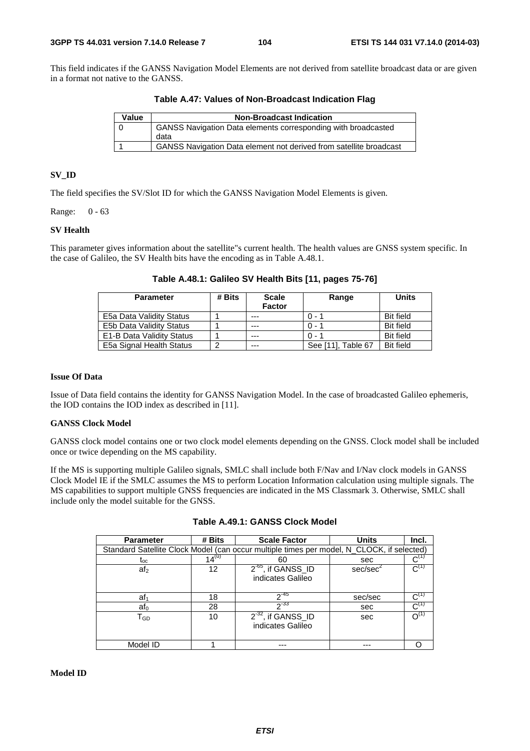This field indicates if the GANSS Navigation Model Elements are not derived from satellite broadcast data or are given in a format not native to the GANSS.

**Table A.47: Values of Non-Broadcast Indication Flag**

| Value | Non-Broadcast Indication |
|---|---|
| 0 | GANSS Navigation Data elements corresponding with broadcasted data |
| 1 | GANSS Navigation Data element not derived from satellite broadcast |

#### SV_ID

The field specifies the SV/Slot ID for which the GANSS Navigation Model Elements is given.

Range: 0 - 63

#### SV Health

This parameter gives information about the satellite"s current health. The health values are GNSS system specific. In the case of Galileo, the SV Health bits have the encoding as in Table A.48.1.

**Table A.48.1: Galileo SV Health Bits [11, pages 75-76]**

| Parameter | # Bits | Scale Factor | Range | Units |
|---|---|---|---|---|
| E5a Data Validity Status | 1 | --- | 0 - 1 | Bit field |
| E5b Data Validity Status | 1 | --- | 0 - 1 | Bit field |
| E1-B Data Validity Status | 1 | --- | 0 - 1 | Bit field |
| E5a Signal Health Status | 2 | --- | See [11], Table 67 | Bit field |

#### Issue Of Data

Issue of Data field contains the identity for GANSS Navigation Model. In the case of broadcasted Galileo ephemeris, the IOD contains the IOD index as described in [11].

#### GANSS Clock Model

GANSS clock model contains one or two clock model elements depending on the GNSS. Clock model shall be included once or twice depending on the MS capability.

If the MS is supporting multiple Galileo signals, SMLC shall include both F/Nav and I/Nav clock models in GANSS Clock Model IE if the SMLC assumes the MS to perform Location Information calculation using multiple signals. The MS capabilities to support multiple GNSS frequencies are indicated in the MS Classmark 3. Otherwise, SMLC shall include only the model suitable for the GNSS.

**Table A.49.1: GANSS Clock Model**

| Parameter | # Bits | Scale Factor | Units | Incl. |
|---|---|---|---|---|
| Standard Satellite Clock Model (can occur multiple times per model, N_CLOCK, if selected) | | | | |
| $t_{oc}$ | $14^{(u)}$ | 60 | sec | $C^{(1)}$ |
| $af_2$ | 12 | $2^{-65}$, if GANSS_ID indicates Galileo | sec/sec$^2$ | $C^{(1)}$ |
| $af_1$ | 18 | $2^{-45}$ | sec/sec | $C^{(1)}$ |
| $af_0$ | 28 | $2^{-33}$ | sec | $C^{(1)}$ |
| $T_{GD}$ | 10 | $2^{-32}$, if GANSS_ID indicates Galileo | sec | $O^{(1)}$ |
| Model ID | 1 | --- | --- | O |

#### Model ID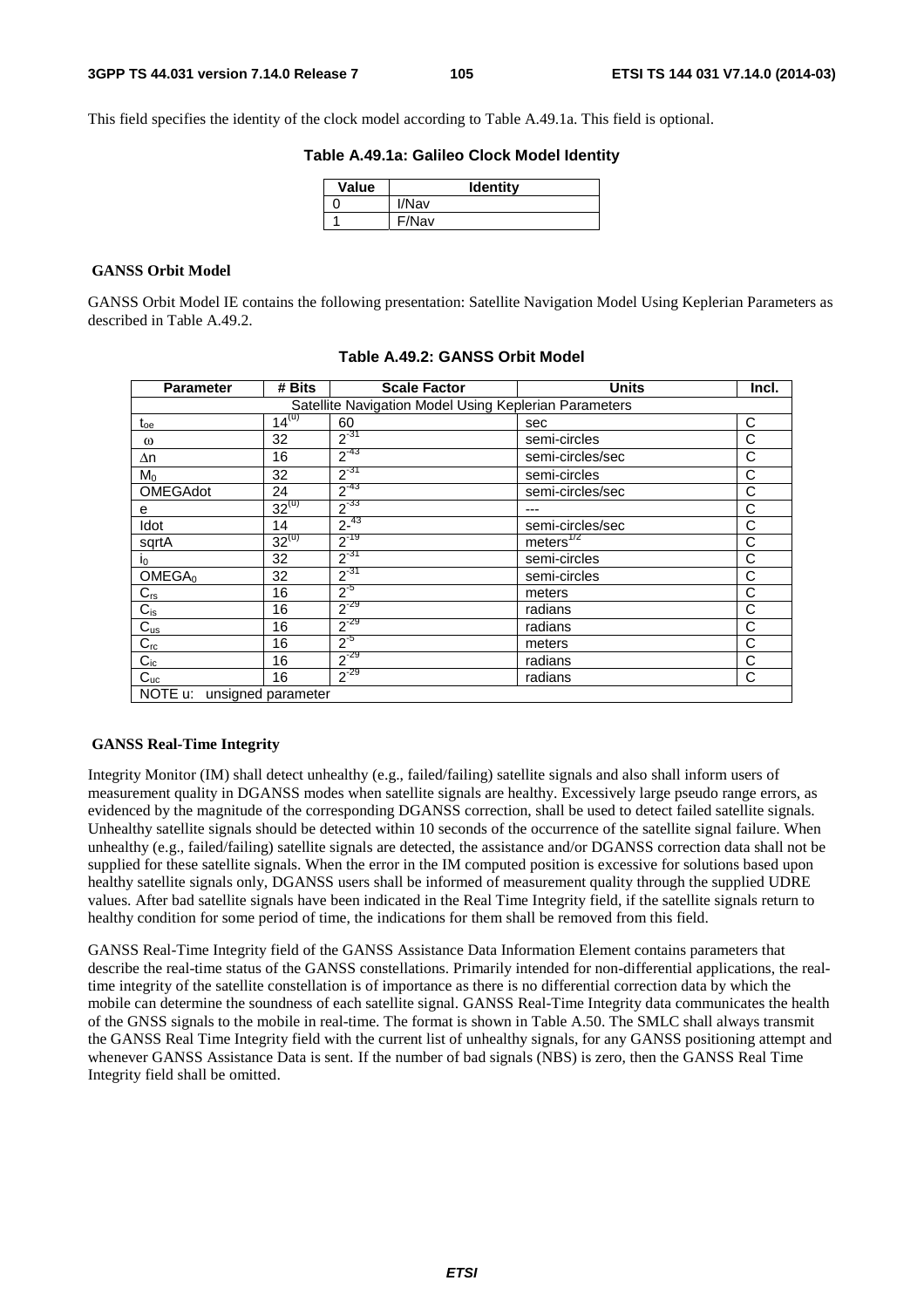This field specifies the identity of the clock model according to Table A.49.1a. This field is optional.

**Table A.49.1a: Galileo Clock Model Identity**

| Value | Identity |
|---|---|
| 0 | I/Nav |
| 1 | F/Nav |

**GANSS Orbit Model**

GANSS Orbit Model IE contains the following presentation: Satellite Navigation Model Using Keplerian Parameters as described in Table A.49.2.

**Table A.49.2: GANSS Orbit Model**

| Parameter | # Bits | Scale Factor | Units | Incl. |
|---|---|---|---|---|
| Satellite Navigation Model Using Keplerian Parameters | | | | |
| $t_{oe}$ | $14^{(u)}$ | 60 | sec | C |
| $\omega$ | 32 | $2^{-31}$ | semi-circles | C |
| $\Delta n$ | 16 | $2^{-43}$ | semi-circles/sec | C |
| $M_0$ | 32 | $2^{-31}$ | semi-circles | C |
| OMEGAdot | 24 | $2^{-43}$ | semi-circles/sec | C |
| e | $32^{(u)}$ | $2^{-33}$ | --- | C |
| Idot | 14 | $2^{-43}$ | semi-circles/sec | C |
| sqrtA | $32^{(u)}$ | $2^{-19}$ | meters$^{1/2}$ | C |
| $i_0$ | 32 | $2^{-31}$ | semi-circles | C |
| $OMEGA_0$ | 32 | $2^{-31}$ | semi-circles | C |
| $C_{rs}$ | 16 | $2^{-5}$ | meters | C |
| $C_{is}$ | 16 | $2^{-29}$ | radians | C |
| $C_{us}$ | 16 | $2^{-29}$ | radians | C |
| $C_{rc}$ | 16 | $2^{-5}$ | meters | C |
| $C_{ic}$ | 16 | $2^{-29}$ | radians | C |
| $C_{uc}$ | 16 | $2^{-29}$ | radians | C |
| NOTE u: unsigned parameter | | | | |

**GANSS Real-Time Integrity**

Integrity Monitor (IM) shall detect unhealthy (e.g., failed/failing) satellite signals and also shall inform users of measurement quality in DGANSS modes when satellite signals are healthy. Excessively large pseudo range errors, as evidenced by the magnitude of the corresponding DGANSS correction, shall be used to detect failed satellite signals. Unhealthy satellite signals should be detected within 10 seconds of the occurrence of the satellite signal failure. When unhealthy (e.g., failed/failing) satellite signals are detected, the assistance and/or DGANSS correction data shall not be supplied for these satellite signals. When the error in the IM computed position is excessive for solutions based upon healthy satellite signals only, DGANSS users shall be informed of measurement quality through the supplied UDRE values. After bad satellite signals have been indicated in the Real Time Integrity field, if the satellite signals return to healthy condition for some period of time, the indications for them shall be removed from this field.

GANSS Real-Time Integrity field of the GANSS Assistance Data Information Element contains parameters that describe the real-time status of the GANSS constellations. Primarily intended for non-differential applications, the real-time integrity of the satellite constellation is of importance as there is no differential correction data by which the mobile can determine the soundness of each satellite signal. GANSS Real-Time Integrity data communicates the health of the GNSS signals to the mobile in real-time. The format is shown in Table A.50. The SMLC shall always transmit the GANSS Real Time Integrity field with the current list of unhealthy signals, for any GANSS positioning attempt and whenever GANSS Assistance Data is sent. If the number of bad signals (NBS) is zero, then the GANSS Real Time Integrity field shall be omitted.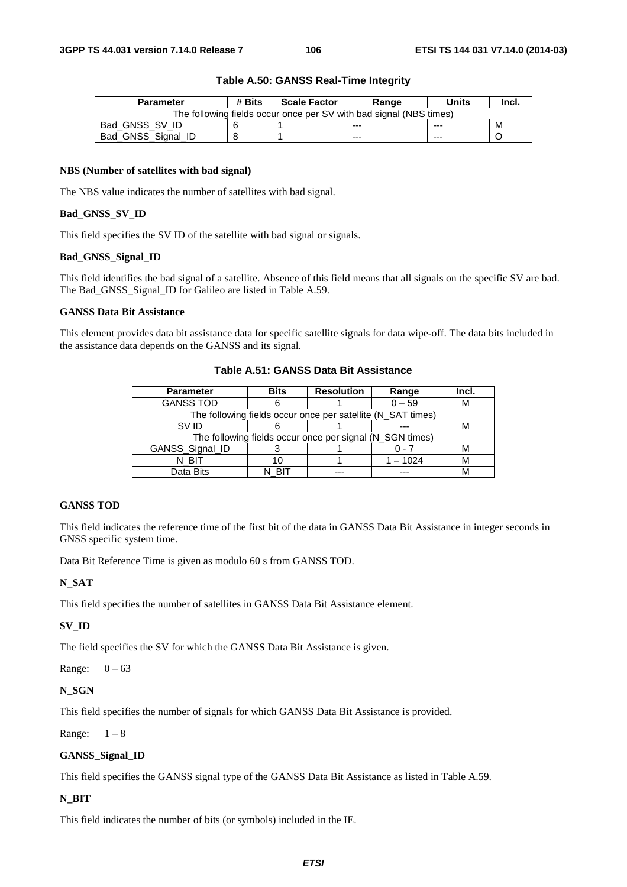**Table A.50: GANSS Real-Time Integrity**

| Parameter | # Bits | Scale Factor | Range | Units | Incl. |
|---|---|---|---|---|---|
| The following fields occur once per SV with bad signal (NBS times) | | | | | |
| Bad_GNSS_SV_ID | 6 | 1 | --- | --- | M |
| Bad_GNSS_Signal_ID | 8 | 1 | --- | --- | O |

**NBS (Number of satellites with bad signal)**

The NBS value indicates the number of satellites with bad signal.

**Bad_GNSS_SV_ID**

This field specifies the SV ID of the satellite with bad signal or signals.

**Bad_GNSS_Signal_ID**

This field identifies the bad signal of a satellite. Absence of this field means that all signals on the specific SV are bad. The Bad_GNSS_Signal_ID for Galileo are listed in Table A.59.

**GANSS Data Bit Assistance**

This element provides data bit assistance data for specific satellite signals for data wipe-off. The data bits included in the assistance data depends on the GANSS and its signal.

**Table A.51: GANSS Data Bit Assistance**

| Parameter | Bits | Resolution | Range | Incl. |
|---|---|---|---|---|
| GANSS TOD | 6 | 1 | 0 – 59 | M |
| The following fields occur once per satellite (N_SAT times) | | | | |
| SV ID | 6 | 1 | --- | M |
| The following fields occur once per signal (N_SGN times) | | | | |
| GANSS_Signal_ID | 3 | 1 | 0 - 7 | M |
| N_BIT | 10 | 1 | 1 – 1024 | M |
| Data Bits | N_BIT | --- | --- | M |

**GANSS TOD**

This field indicates the reference time of the first bit of the data in GANSS Data Bit Assistance in integer seconds in GNSS specific system time.

Data Bit Reference Time is given as modulo 60 s from GANSS TOD.

**N_SAT**

This field specifies the number of satellites in GANSS Data Bit Assistance element.

**SV_ID**

The field specifies the SV for which the GANSS Data Bit Assistance is given.

Range: 0 – 63

**N_SGN**

This field specifies the number of signals for which GANSS Data Bit Assistance is provided.

Range: 1 – 8

**GANSS_Signal_ID**

This field specifies the GANSS signal type of the GANSS Data Bit Assistance as listed in Table A.59.

**N_BIT**

This field indicates the number of bits (or symbols) included in the IE.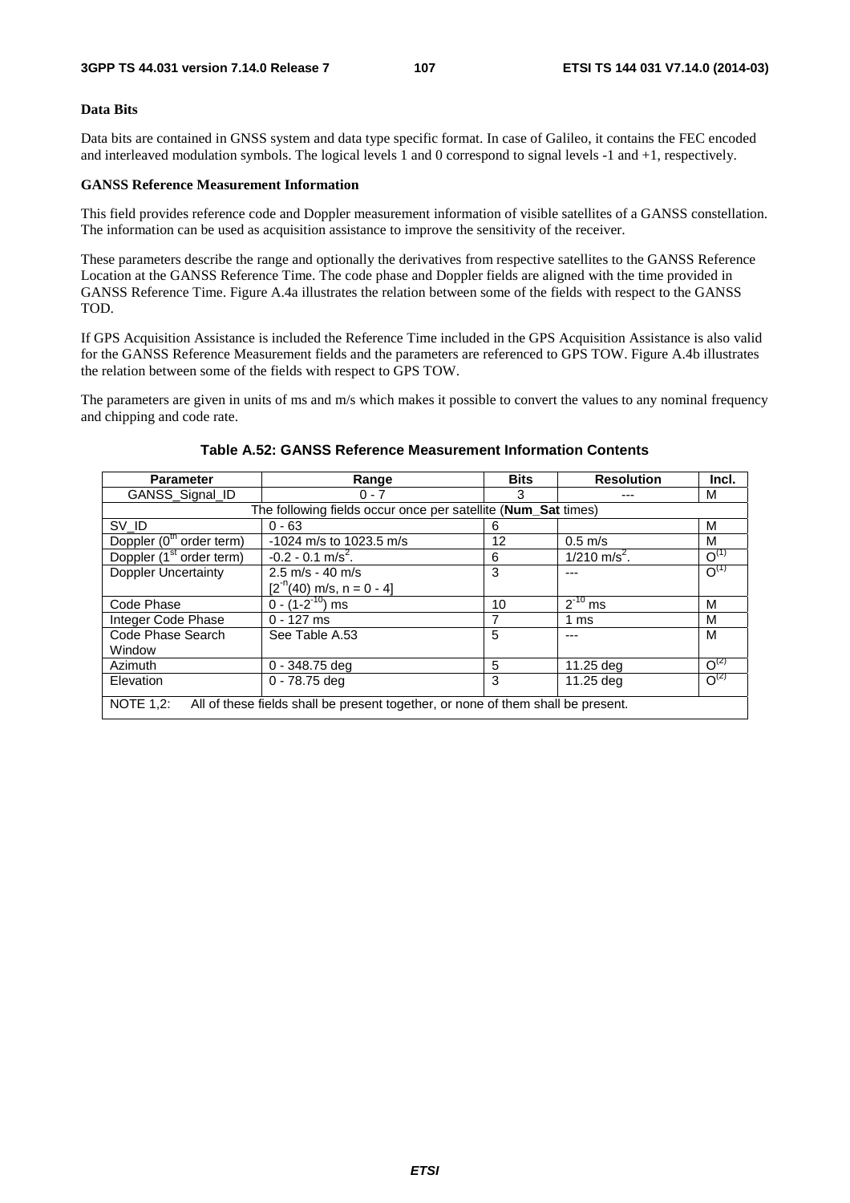**Data Bits**

Data bits are contained in GNSS system and data type specific format. In case of Galileo, it contains the FEC encoded and interleaved modulation symbols. The logical levels 1 and 0 correspond to signal levels -1 and +1, respectively.

**GANSS Reference Measurement Information**

This field provides reference code and Doppler measurement information of visible satellites of a GANSS constellation. The information can be used as acquisition assistance to improve the sensitivity of the receiver.

These parameters describe the range and optionally the derivatives from respective satellites to the GANSS Reference Location at the GANSS Reference Time. The code phase and Doppler fields are aligned with the time provided in GANSS Reference Time. Figure A.4a illustrates the relation between some of the fields with respect to the GANSS TOD.

If GPS Acquisition Assistance is included the Reference Time included in the GPS Acquisition Assistance is also valid for the GANSS Reference Measurement fields and the parameters are referenced to GPS TOW. Figure A.4b illustrates the relation between some of the fields with respect to GPS TOW.

The parameters are given in units of ms and m/s which makes it possible to convert the values to any nominal frequency and chipping and code rate.

**Table A.52: GANSS Reference Measurement Information Contents**

| Parameter | Range | Bits | Resolution | Incl. |
|---|---|---|---|---|
| GANSS_Signal_ID | 0 - 7 | 3 | --- | M |
| The following fields occur once per satellite (**Num_Sat** times) | | | | |
| SV_ID | 0 - 63 | 6 | | M |
| Doppler ($0^{th}$ order term) | -1024 m/s to 1023.5 m/s | 12 | 0.5 m/s | M |
| Doppler ($1^{st}$ order term) | -0.2 - 0.1 $m/s^2$. | 6 | 1/210 $m/s^2$. | O(1) |
| Doppler Uncertainty | 2.5 m/s - 40 m/s [$2^{-n}$(40) m/s, n = 0 - 4] | 3 | --- | O(1) |
| Code Phase | 0 - ($1-2^{-10}$) ms | 10 | $2^{-10}$ ms | M |
| Integer Code Phase | 0 - 127 ms | 7 | 1 ms | M |
| Code Phase Search Window | See Table A.53 | 5 | --- | M |
| Azimuth | 0 - 348.75 deg | 5 | 11.25 deg | O(2) |
| Elevation | 0 - 78.75 deg | 3 | 11.25 deg | O(2) |
| NOTE 1,2: All of these fields shall be present together, or none of them shall be present. | | | | |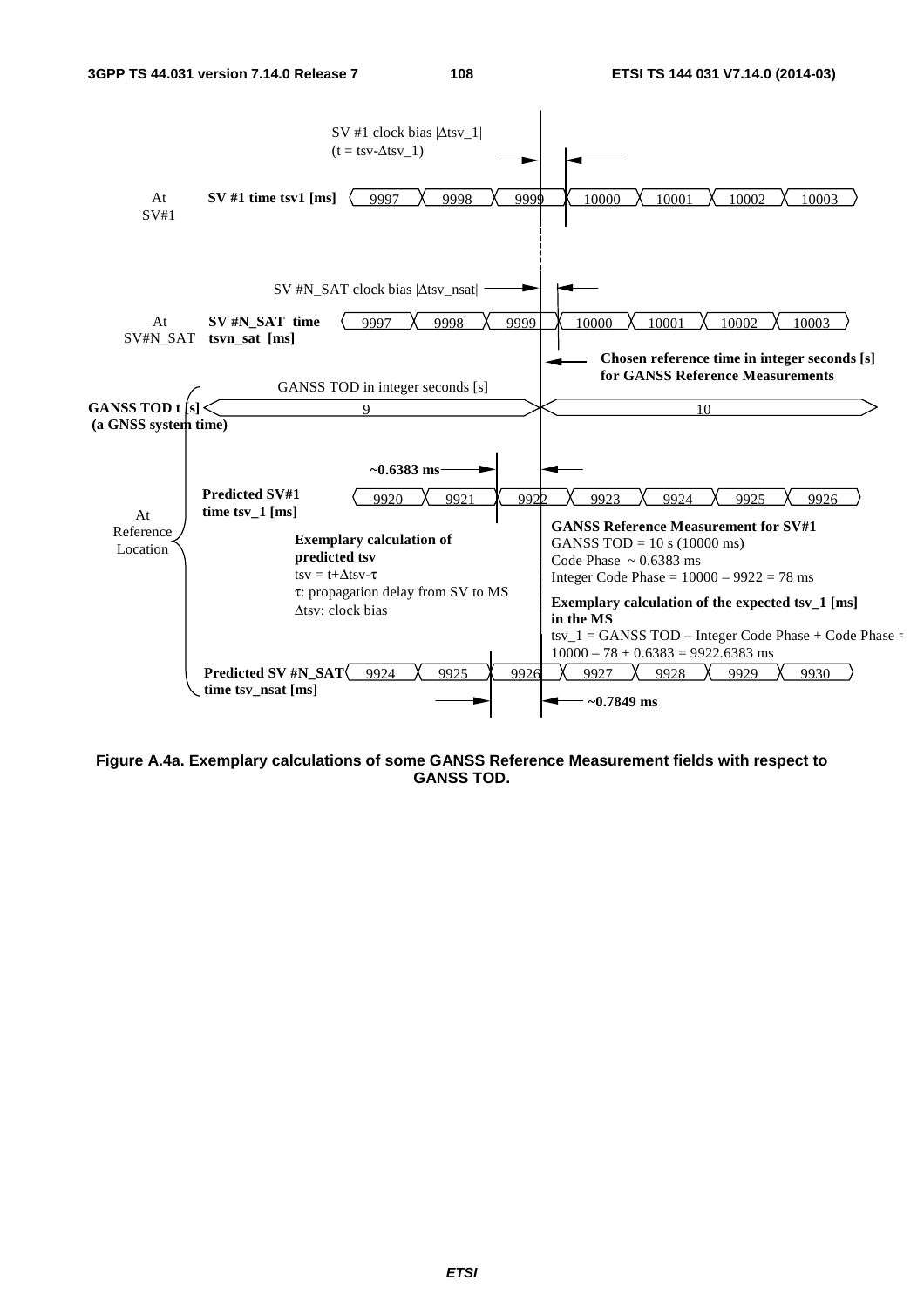SV #1 clock bias |Δtsv_1|
(t = tsv-Δtsv_1)

At SV#1 — **SV #1 time tsv1 [ms]**: 9997, 9998, 9999, 10000, 10001, 10002, 10003

SV #N_SAT clock bias |Δtsv_nsat|

At SV#N_SAT — **SV #N_SAT time tsvn_sat [ms]**: 9997, 9998, 9999, 10000, 10001, 10002, 10003

**Chosen reference time in integer seconds [s] for GANSS Reference Measurements**

GANSS TOD in integer seconds [s]

**GANSS TOD t [s] (a GNSS system time)**: 9, 10

At Reference Location

**~0.6383 ms**

**Predicted SV#1 time tsv_1 [ms]**: 9920, 9921, 9922, 9923, 9924, 9925, 9926

**Exemplary calculation of predicted tsv**

$tsv = t + \Delta tsv - \tau$

$\tau$: propagation delay from SV to MS

$\Delta tsv$: clock bias

**GANSS Reference Measurement for SV#1**

GANSS TOD = 10 s (10000 ms)

Code Phase ~ 0.6383 ms

Integer Code Phase = 10000 – 9922 = 78 ms

**Exemplary calculation of the expected tsv_1 [ms] in the MS**

tsv_1 = GANSS TOD – Integer Code Phase + Code Phase = 10000 – 78 + 0.6383 = 9922.6383 ms

**Predicted SV #N_SAT time tsv_nsat [ms]**: 9924, 9925, 9926, 9927, 9928, 9929, 9930

**~0.7849 ms**

**Figure A.4a. Exemplary calculations of some GANSS Reference Measurement fields with respect to GANSS TOD.**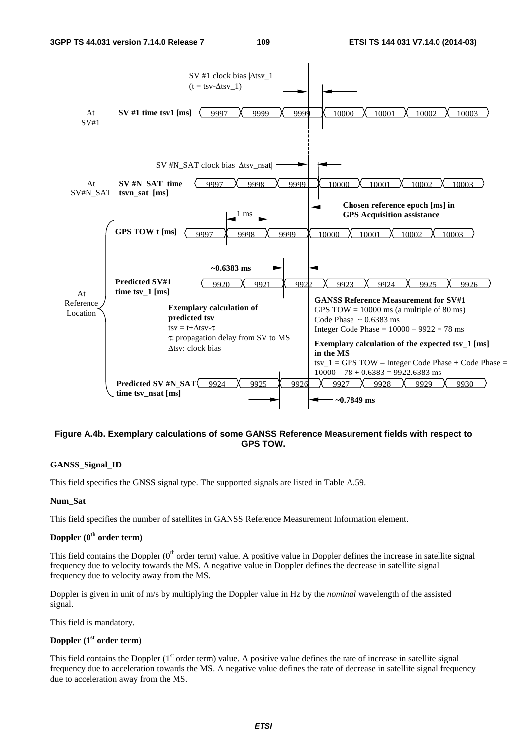Figure A.4b. Exemplary calculations of some GANSS Reference Measurement fields with respect to GPS TOW.

**GANSS_Signal_ID**

This field specifies the GNSS signal type. The supported signals are listed in Table A.59.

**Num_Sat**

This field specifies the number of satellites in GANSS Reference Measurement Information element.

**Doppler (0th order term)**

This field contains the Doppler (0th order term) value. A positive value in Doppler defines the increase in satellite signal frequency due to velocity towards the MS. A negative value in Doppler defines the decrease in satellite signal frequency due to velocity away from the MS.

Doppler is given in unit of m/s by multiplying the Doppler value in Hz by the *nominal* wavelength of the assisted signal.

This field is mandatory.

**Doppler (1st order term)**

This field contains the Doppler (1st order term) value. A positive value defines the rate of increase in satellite signal frequency due to acceleration towards the MS. A negative value defines the rate of decrease in satellite signal frequency due to acceleration away from the MS.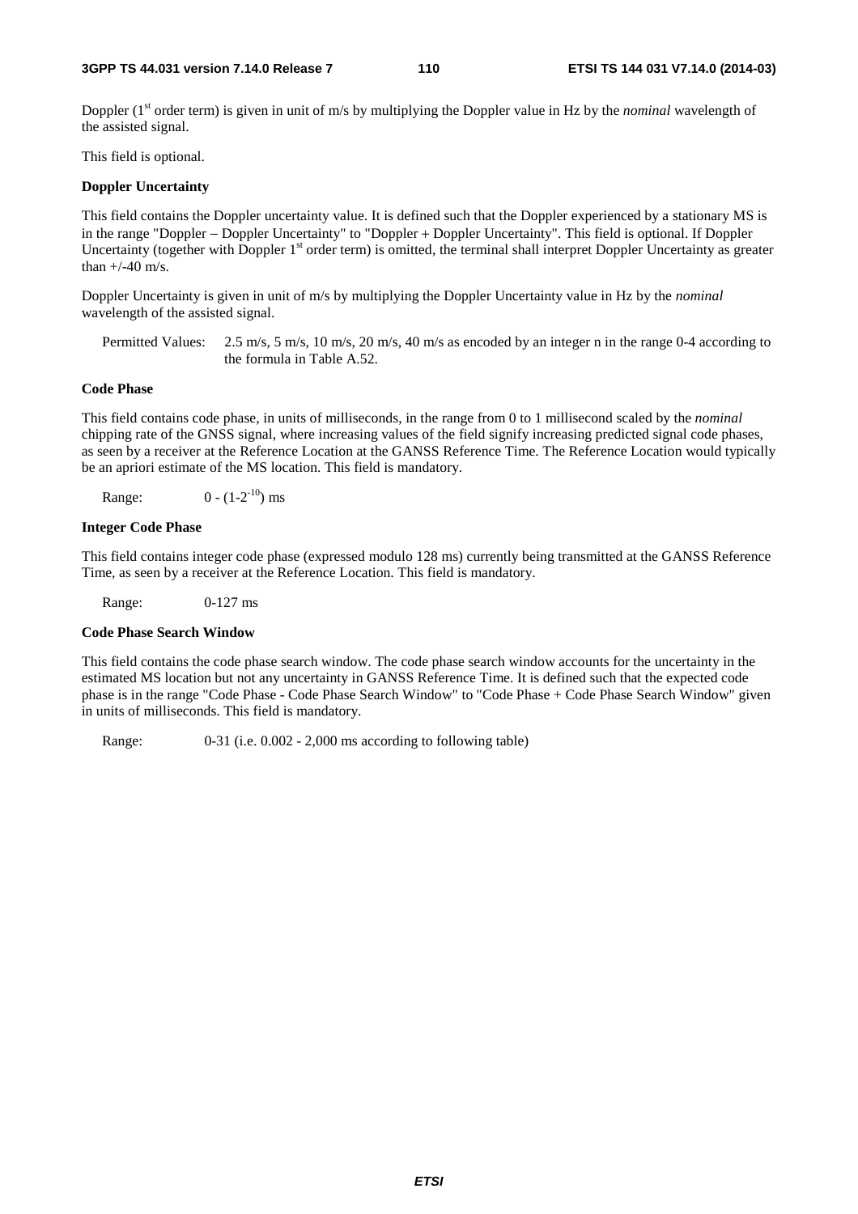Doppler (1[st] order term) is given in unit of m/s by multiplying the Doppler value in Hz by the *nominal* wavelength of the assisted signal.

This field is optional.

**Doppler Uncertainty**

This field contains the Doppler uncertainty value. It is defined such that the Doppler experienced by a stationary MS is in the range "Doppler − Doppler Uncertainty" to "Doppler + Doppler Uncertainty". This field is optional. If Doppler Uncertainty (together with Doppler 1[st] order term) is omitted, the terminal shall interpret Doppler Uncertainty as greater than +/-40 m/s.

Doppler Uncertainty is given in unit of m/s by multiplying the Doppler Uncertainty value in Hz by the *nominal* wavelength of the assisted signal.

Permitted Values: 2.5 m/s, 5 m/s, 10 m/s, 20 m/s, 40 m/s as encoded by an integer n in the range 0-4 according to the formula in Table A.52.

**Code Phase**

This field contains code phase, in units of milliseconds, in the range from 0 to 1 millisecond scaled by the *nominal* chipping rate of the GNSS signal, where increasing values of the field signify increasing predicted signal code phases, as seen by a receiver at the Reference Location at the GANSS Reference Time. The Reference Location would typically be an apriori estimate of the MS location. This field is mandatory.

Range: $0 - (1-2^{-10})$ ms

**Integer Code Phase**

This field contains integer code phase (expressed modulo 128 ms) currently being transmitted at the GANSS Reference Time, as seen by a receiver at the Reference Location. This field is mandatory.

Range: 0-127 ms

**Code Phase Search Window**

This field contains the code phase search window. The code phase search window accounts for the uncertainty in the estimated MS location but not any uncertainty in GANSS Reference Time. It is defined such that the expected code phase is in the range "Code Phase - Code Phase Search Window" to "Code Phase + Code Phase Search Window" given in units of milliseconds. This field is mandatory.

Range: 0-31 (i.e. 0.002 - 2,000 ms according to following table)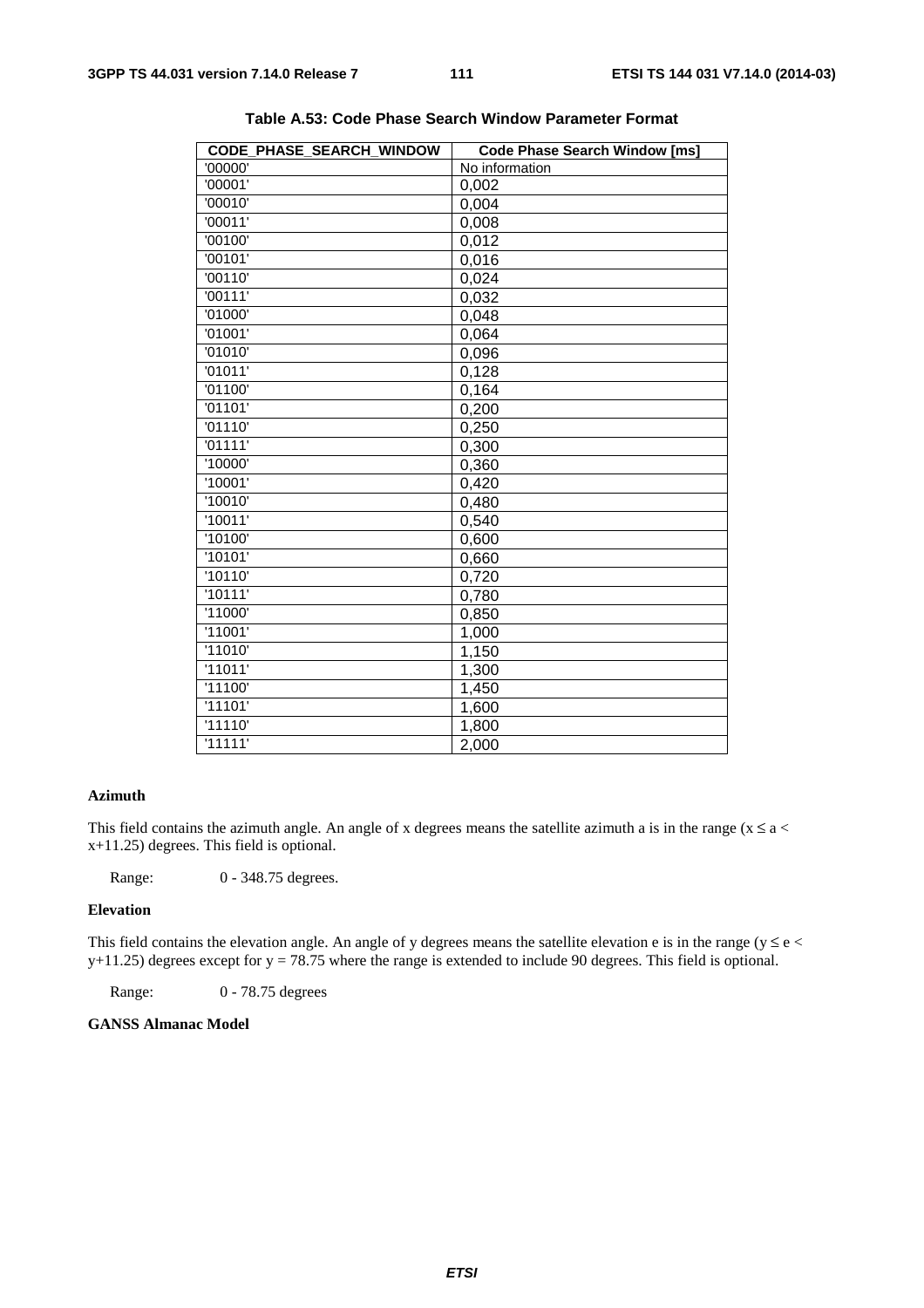**Table A.53: Code Phase Search Window Parameter Format**

| CODE_PHASE_SEARCH_WINDOW | Code Phase Search Window [ms] |
|---|---|
| '00000' | No information |
| '00001' | 0,002 |
| '00010' | 0,004 |
| '00011' | 0,008 |
| '00100' | 0,012 |
| '00101' | 0,016 |
| '00110' | 0,024 |
| '00111' | 0,032 |
| '01000' | 0,048 |
| '01001' | 0,064 |
| '01010' | 0,096 |
| '01011' | 0,128 |
| '01100' | 0,164 |
| '01101' | 0,200 |
| '01110' | 0,250 |
| '01111' | 0,300 |
| '10000' | 0,360 |
| '10001' | 0,420 |
| '10010' | 0,480 |
| '10011' | 0,540 |
| '10100' | 0,600 |
| '10101' | 0,660 |
| '10110' | 0,720 |
| '10111' | 0,780 |
| '11000' | 0,850 |
| '11001' | 1,000 |
| '11010' | 1,150 |
| '11011' | 1,300 |
| '11100' | 1,450 |
| '11101' | 1,600 |
| '11110' | 1,800 |
| '11111' | 2,000 |

**Azimuth**

This field contains the azimuth angle. An angle of x degrees means the satellite azimuth a is in the range ($x \leq a < x+11.25$) degrees. This field is optional.

Range: 0 - 348.75 degrees.

**Elevation**

This field contains the elevation angle. An angle of y degrees means the satellite elevation e is in the range ($y \leq e < y+11.25$) degrees except for $y = 78.75$ where the range is extended to include 90 degrees. This field is optional.

Range: 0 - 78.75 degrees

**GANSS Almanac Model**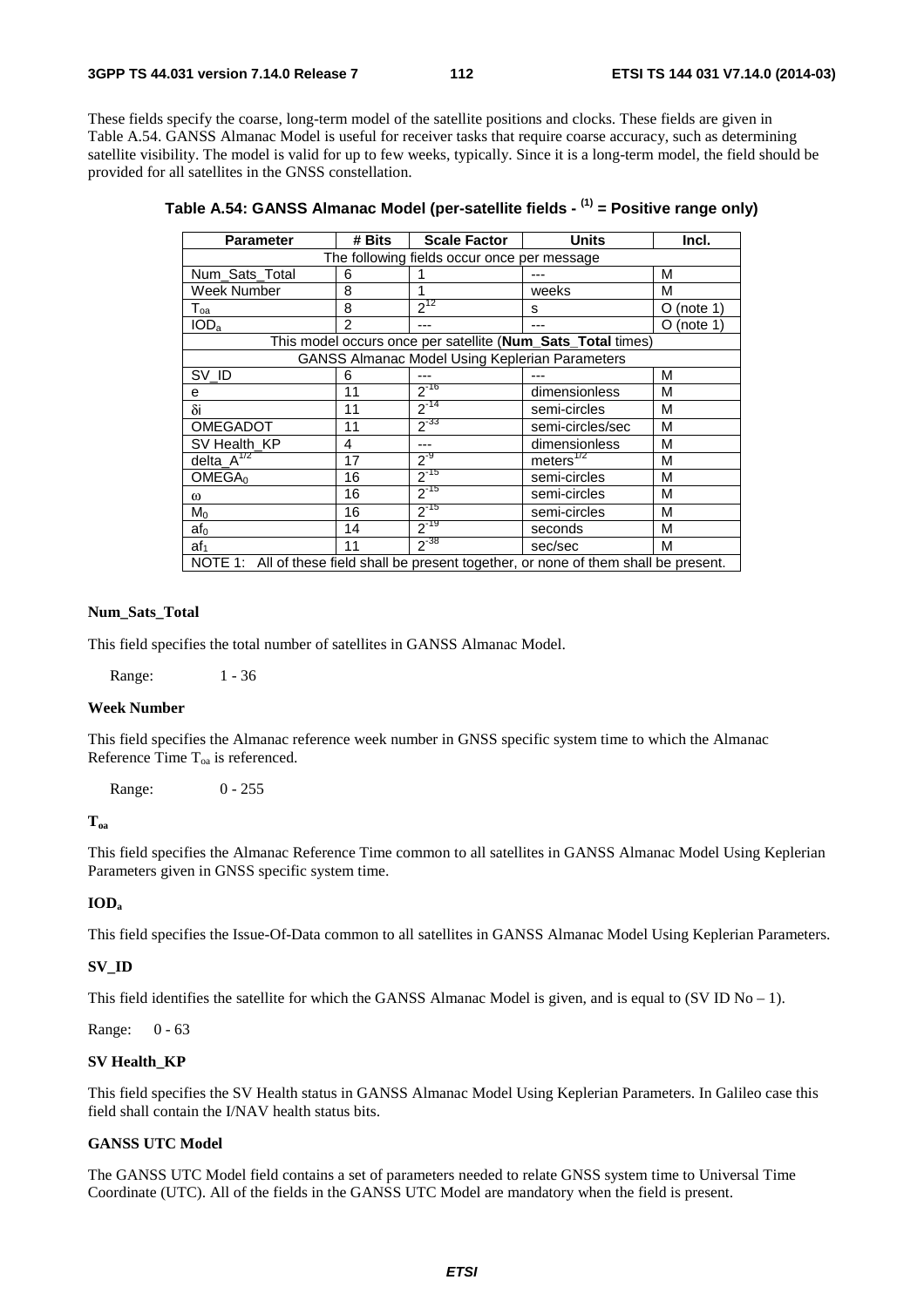These fields specify the coarse, long-term model of the satellite positions and clocks. These fields are given in Table A.54. GANSS Almanac Model is useful for receiver tasks that require coarse accuracy, such as determining satellite visibility. The model is valid for up to few weeks, typically. Since it is a long-term model, the field should be provided for all satellites in the GNSS constellation.

**Table A.54: GANSS Almanac Model (per-satellite fields - (1) = Positive range only)**

| Parameter | # Bits | Scale Factor | Units | Incl. |
|---|---|---|---|---|
| The following fields occur once per message | | | | |
| Num_Sats_Total | 6 | 1 | --- | M |
| Week Number | 8 | 1 | weeks | M |
| $T_{oa}$ | 8 | $2^{12}$ | s | O (note 1) |
| $IOD_a$ | 2 | --- | --- | O (note 1) |
| This model occurs once per satellite (**Num_Sats_Total** times) | | | | |
| GANSS Almanac Model Using Keplerian Parameters | | | | |
| SV_ID | 6 | --- | --- | M |
| e | 11 | $2^{-16}$ | dimensionless | M |
| $\delta i$ | 11 | $2^{-14}$ | semi-circles | M |
| OMEGADOT | 11 | $2^{-33}$ | semi-circles/sec | M |
| SV Health_KP | 4 | --- | dimensionless | M |
| delta_$A^{1/2}$ | 17 | $2^{-9}$ | meters$^{1/2}$ | M |
| $OMEGA_0$ | 16 | $2^{-15}$ | semi-circles | M |
| $\omega$ | 16 | $2^{-15}$ | semi-circles | M |
| $M_0$ | 16 | $2^{-15}$ | semi-circles | M |
| $af_0$ | 14 | $2^{-19}$ | seconds | M |
| $af_1$ | 11 | $2^{-38}$ | sec/sec | M |
| NOTE 1: All of these field shall be present together, or none of them shall be present. | | | | |

**Num_Sats_Total**

This field specifies the total number of satellites in GANSS Almanac Model.

Range: 1 - 36

**Week Number**

This field specifies the Almanac reference week number in GNSS specific system time to which the Almanac Reference Time $T_{oa}$ is referenced.

Range: 0 - 255

**$T_{oa}$**

This field specifies the Almanac Reference Time common to all satellites in GANSS Almanac Model Using Keplerian Parameters given in GNSS specific system time.

**$IOD_a$**

This field specifies the Issue-Of-Data common to all satellites in GANSS Almanac Model Using Keplerian Parameters.

**SV_ID**

This field identifies the satellite for which the GANSS Almanac Model is given, and is equal to (SV ID No – 1).

Range: 0 - 63

**SV Health_KP**

This field specifies the SV Health status in GANSS Almanac Model Using Keplerian Parameters. In Galileo case this field shall contain the I/NAV health status bits.

**GANSS UTC Model**

The GANSS UTC Model field contains a set of parameters needed to relate GNSS system time to Universal Time Coordinate (UTC). All of the fields in the GANSS UTC Model are mandatory when the field is present.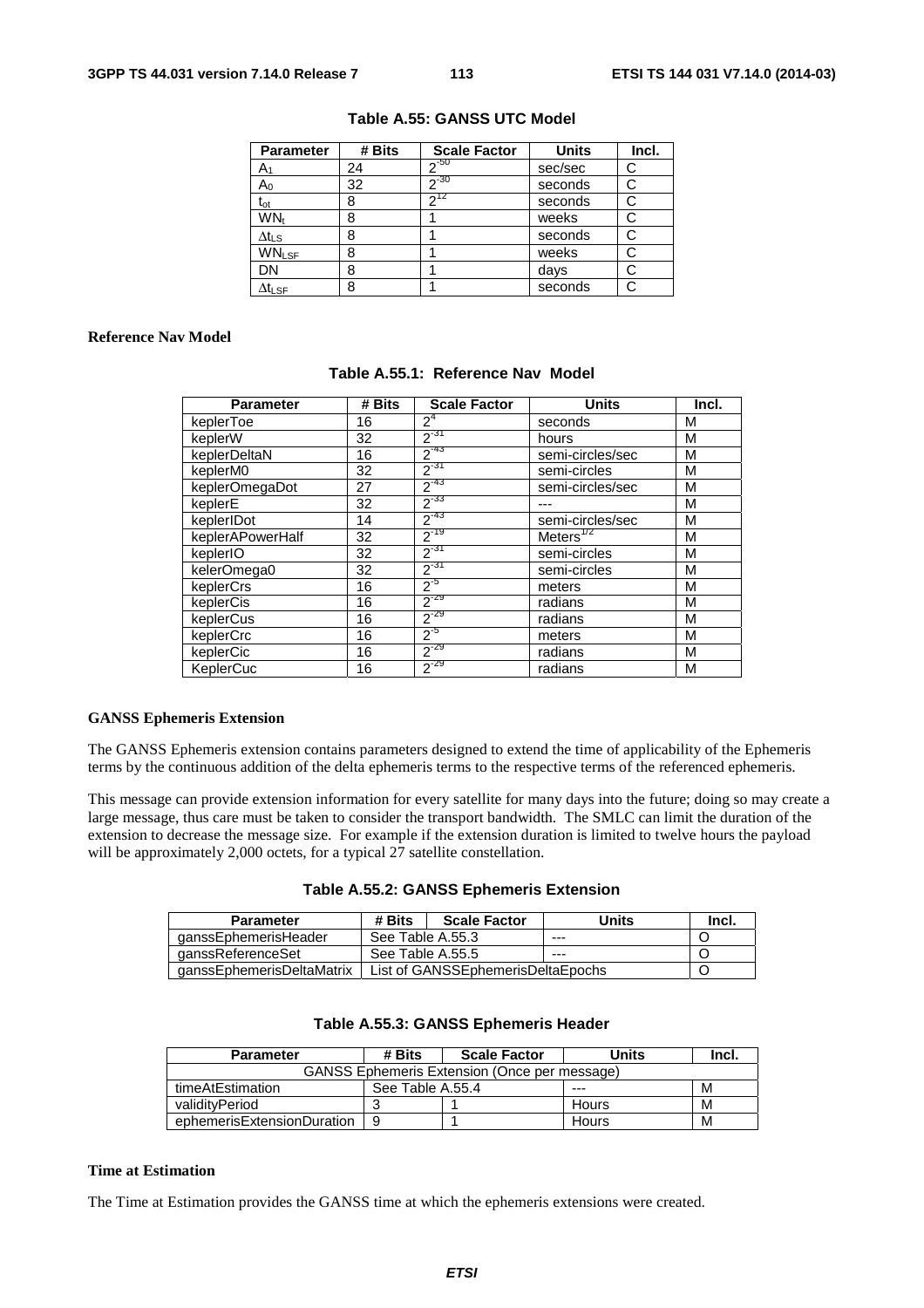**Table A.55: GANSS UTC Model**

| Parameter | # Bits | Scale Factor | Units | Incl. |
|---|---|---|---|---|
| $A_1$ | 24 | $2^{-50}$ | sec/sec | C |
| $A_0$ | 32 | $2^{-30}$ | seconds | C |
| $t_{ot}$ | 8 | $2^{12}$ | seconds | C |
| $WN_t$ | 8 | 1 | weeks | C |
| $\Delta t_{LS}$ | 8 | 1 | seconds | C |
| $WN_{LSF}$ | 8 | 1 | weeks | C |
| DN | 8 | 1 | days | C |
| $\Delta t_{LSF}$ | 8 | 1 | seconds | C |

**Reference Nav Model**

**Table A.55.1: Reference Nav Model**

| Parameter | # Bits | Scale Factor | Units | Incl. |
|---|---|---|---|---|
| keplerToe | 16 | $2^{4}$ | seconds | M |
| keplerW | 32 | $2^{-31}$ | hours | M |
| keplerDeltaN | 16 | $2^{-43}$ | semi-circles/sec | M |
| keplerM0 | 32 | $2^{-31}$ | semi-circles | M |
| keplerOmegaDot | 27 | $2^{-43}$ | semi-circles/sec | M |
| keplerE | 32 | $2^{-33}$ | --- | M |
| keplerIDot | 14 | $2^{-43}$ | semi-circles/sec | M |
| keplerAPowerHalf | 32 | $2^{-19}$ | Meters$^{1/2}$ | M |
| keplerI0 | 32 | $2^{-31}$ | semi-circles | M |
| kelerOmega0 | 32 | $2^{-31}$ | semi-circles | M |
| keplerCrs | 16 | $2^{-5}$ | meters | M |
| keplerCis | 16 | $2^{-29}$ | radians | M |
| keplerCus | 16 | $2^{-29}$ | radians | M |
| keplerCrc | 16 | $2^{-5}$ | meters | M |
| keplerCic | 16 | $2^{-29}$ | radians | M |
| KeplerCuc | 16 | $2^{-29}$ | radians | M |

**GANSS Ephemeris Extension**

The GANSS Ephemeris extension contains parameters designed to extend the time of applicability of the Ephemeris terms by the continuous addition of the delta ephemeris terms to the respective terms of the referenced ephemeris.

This message can provide extension information for every satellite for many days into the future; doing so may create a large message, thus care must be taken to consider the transport bandwidth. The SMLC can limit the duration of the extension to decrease the message size. For example if the extension duration is limited to twelve hours the payload will be approximately 2,000 octets, for a typical 27 satellite constellation.

**Table A.55.2: GANSS Ephemeris Extension**

| Parameter | # Bits | Scale Factor | Units | Incl. |
|---|---|---|---|---|
| ganssEphemerisHeader | See Table A.55.3 | | --- | O |
| ganssReferenceSet | See Table A.55.5 | | --- | O |
| ganssEphemerisDeltaMatrix | List of GANSSEphemerisDeltaEpochs | | | O |

**Table A.55.3: GANSS Ephemeris Header**

| Parameter | # Bits | Scale Factor | Units | Incl. |
|---|---|---|---|---|
| GANSS Ephemeris Extension (Once per message) | | | | |
| timeAtEstimation | See Table A.55.4 | | --- | M |
| validityPeriod | 3 | 1 | Hours | M |
| ephemerisExtensionDuration | 9 | 1 | Hours | M |

**Time at Estimation**

The Time at Estimation provides the GANSS time at which the ephemeris extensions were created.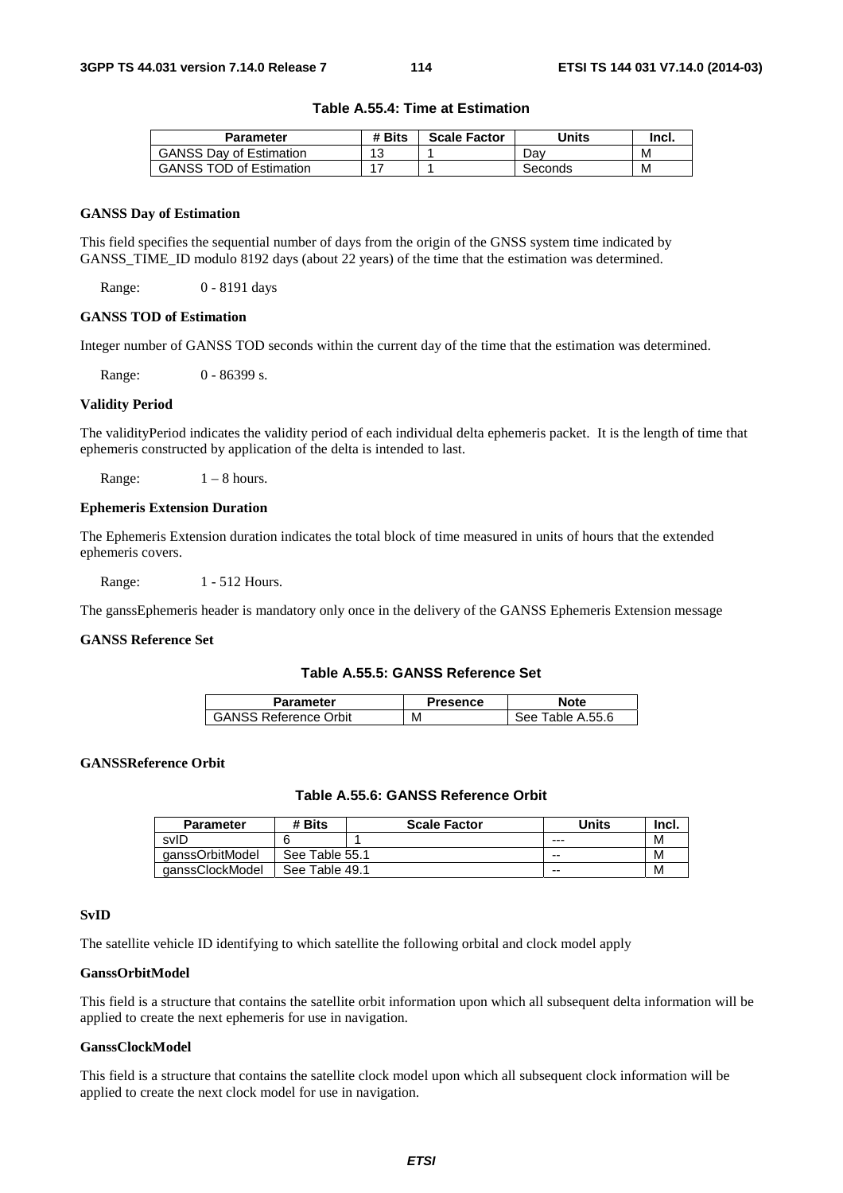**Table A.55.4: Time at Estimation**

| Parameter | # Bits | Scale Factor | Units | Incl. |
|---|---|---|---|---|
| GANSS Day of Estimation | 13 | 1 | Day | M |
| GANSS TOD of Estimation | 17 | 1 | Seconds | M |

**GANSS Day of Estimation**

This field specifies the sequential number of days from the origin of the GNSS system time indicated by GANSS_TIME_ID modulo 8192 days (about 22 years) of the time that the estimation was determined.

Range: 0 - 8191 days

**GANSS TOD of Estimation**

Integer number of GANSS TOD seconds within the current day of the time that the estimation was determined.

Range: 0 - 86399 s.

**Validity Period**

The validityPeriod indicates the validity period of each individual delta ephemeris packet. It is the length of time that ephemeris constructed by application of the delta is intended to last.

Range: 1 – 8 hours.

**Ephemeris Extension Duration**

The Ephemeris Extension duration indicates the total block of time measured in units of hours that the extended ephemeris covers.

Range: 1 - 512 Hours.

The ganssEphemeris header is mandatory only once in the delivery of the GANSS Ephemeris Extension message

**GANSS Reference Set**

**Table A.55.5: GANSS Reference Set**

| Parameter | Presence | Note |
|---|---|---|
| GANSS Reference Orbit | M | See Table A.55.6 |

**GANSSReference Orbit**

**Table A.55.6: GANSS Reference Orbit**

| Parameter | # Bits | Scale Factor | Units | Incl. |
|---|---|---|---|---|
| svID | 6 | 1 | --- | M |
| ganssOrbitModel | See Table 55.1 | | -- | M |
| ganssClockModel | See Table 49.1 | | -- | M |

**SvID**

The satellite vehicle ID identifying to which satellite the following orbital and clock model apply

**GanssOrbitModel**

This field is a structure that contains the satellite orbit information upon which all subsequent delta information will be applied to create the next ephemeris for use in navigation.

**GanssClockModel**

This field is a structure that contains the satellite clock model upon which all subsequent clock information will be applied to create the next clock model for use in navigation.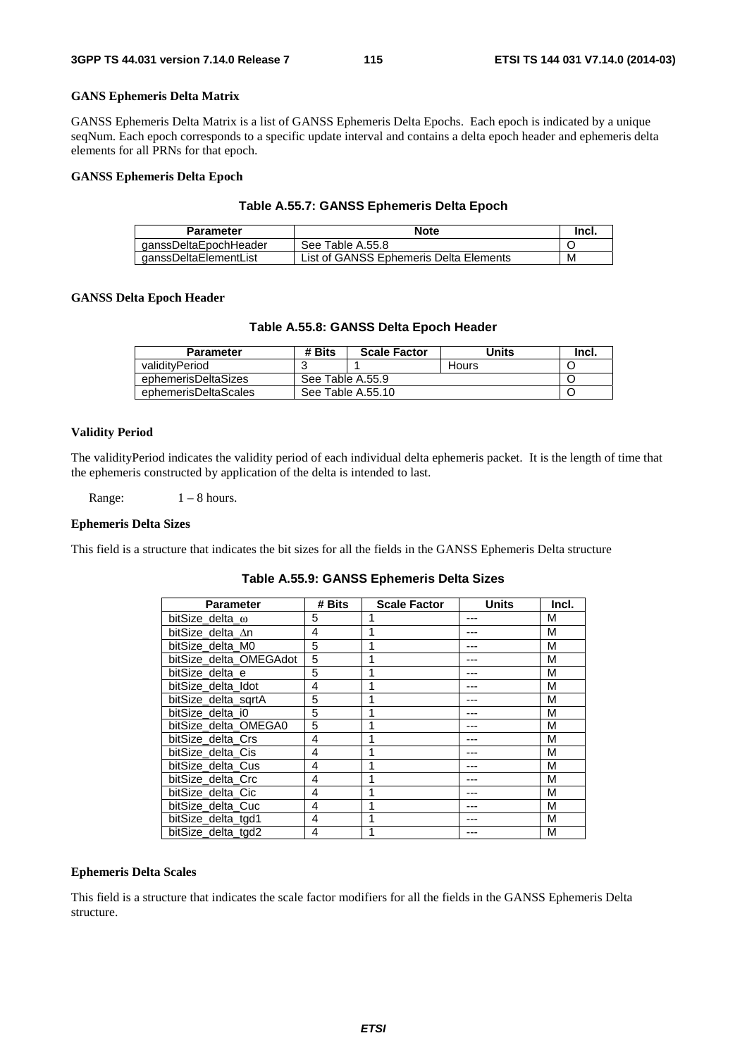**GANS Ephemeris Delta Matrix**

GANSS Ephemeris Delta Matrix is a list of GANSS Ephemeris Delta Epochs. Each epoch is indicated by a unique seqNum. Each epoch corresponds to a specific update interval and contains a delta epoch header and ephemeris delta elements for all PRNs for that epoch.

**GANSS Ephemeris Delta Epoch**

**Table A.55.7: GANSS Ephemeris Delta Epoch**

| Parameter | Note | Incl. |
|---|---|---|
| ganssDeltaEpochHeader | See Table A.55.8 | O |
| ganssDeltaElementList | List of GANSS Ephemeris Delta Elements | M |

**GANSS Delta Epoch Header**

**Table A.55.8: GANSS Delta Epoch Header**

| Parameter | # Bits | Scale Factor | Units | Incl. |
|---|---|---|---|---|
| validityPeriod | 3 | 1 | Hours | O |
| ephemerisDeltaSizes | See Table A.55.9 | | | O |
| ephemerisDeltaScales | See Table A.55.10 | | | O |

**Validity Period**

The validityPeriod indicates the validity period of each individual delta ephemeris packet. It is the length of time that the ephemeris constructed by application of the delta is intended to last.

Range: 1 – 8 hours.

**Ephemeris Delta Sizes**

This field is a structure that indicates the bit sizes for all the fields in the GANSS Ephemeris Delta structure

**Table A.55.9: GANSS Ephemeris Delta Sizes**

| Parameter | # Bits | Scale Factor | Units | Incl. |
|---|---|---|---|---|
| bitSize_delta_ω | 5 | 1 | --- | M |
| bitSize_delta_Δn | 4 | 1 | --- | M |
| bitSize_delta_M0 | 5 | 1 | --- | M |
| bitSize_delta_OMEGAdot | 5 | 1 | --- | M |
| bitSize_delta_e | 5 | 1 | --- | M |
| bitSize_delta_Idot | 4 | 1 | --- | M |
| bitSize_delta_sqrtA | 5 | 1 | --- | M |
| bitSize_delta_i0 | 5 | 1 | --- | M |
| bitSize_delta_OMEGA0 | 5 | 1 | --- | M |
| bitSize_delta_Crs | 4 | 1 | --- | M |
| bitSize_delta_Cis | 4 | 1 | --- | M |
| bitSize_delta_Cus | 4 | 1 | --- | M |
| bitSize_delta_Crc | 4 | 1 | --- | M |
| bitSize_delta_Cic | 4 | 1 | --- | M |
| bitSize_delta_Cuc | 4 | 1 | --- | M |
| bitSize_delta_tgd1 | 4 | 1 | --- | M |
| bitSize_delta_tgd2 | 4 | 1 | --- | M |

**Ephemeris Delta Scales**

This field is a structure that indicates the scale factor modifiers for all the fields in the GANSS Ephemeris Delta structure.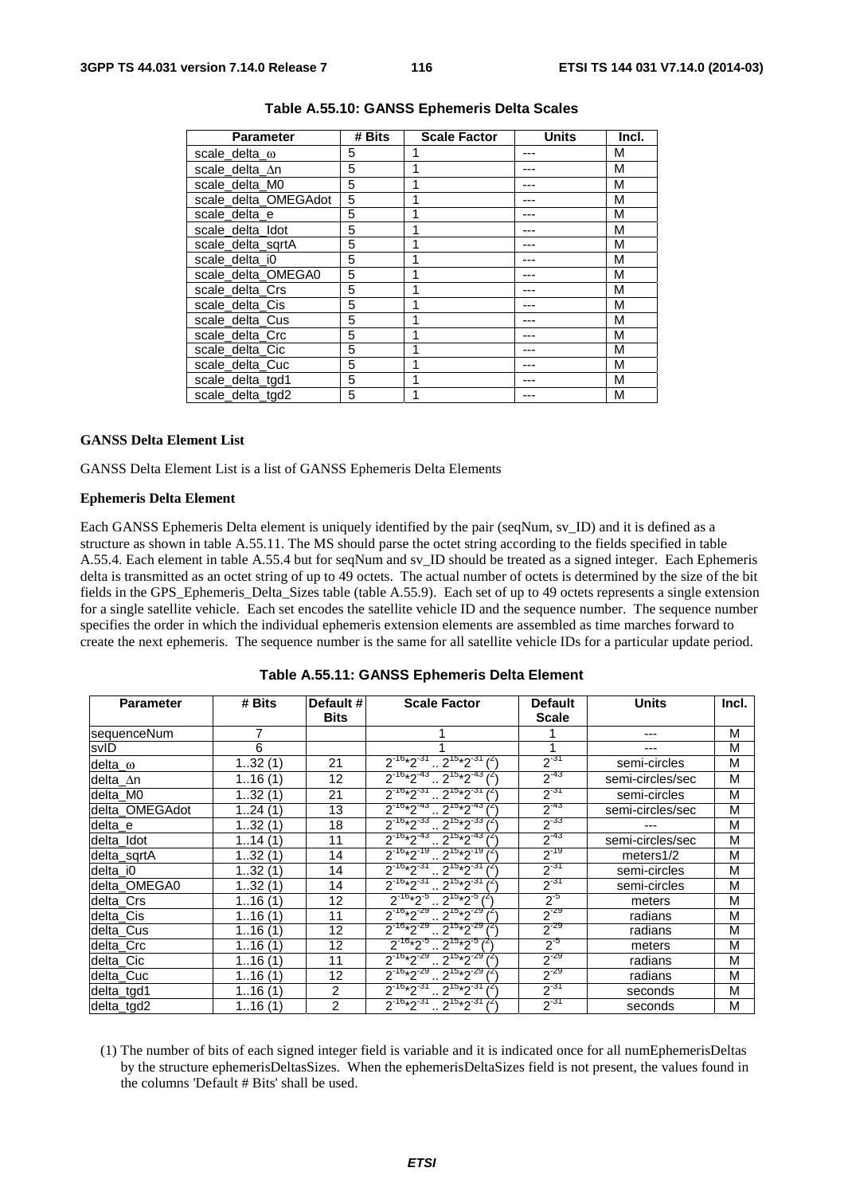**Table A.55.10: GANSS Ephemeris Delta Scales**

| Parameter | # Bits | Scale Factor | Units | Incl. |
|---|---|---|---|---|
| scale_delta_ω | 5 | 1 | --- | M |
| scale_delta_Δn | 5 | 1 | --- | M |
| scale_delta_M0 | 5 | 1 | --- | M |
| scale_delta_OMEGAdot | 5 | 1 | --- | M |
| scale_delta_e | 5 | 1 | --- | M |
| scale_delta_Idot | 5 | 1 | --- | M |
| scale_delta_sqrtA | 5 | 1 | --- | M |
| scale_delta_i0 | 5 | 1 | --- | M |
| scale_delta_OMEGA0 | 5 | 1 | --- | M |
| scale_delta_Crs | 5 | 1 | --- | M |
| scale_delta_Cis | 5 | 1 | --- | M |
| scale_delta_Cus | 5 | 1 | --- | M |
| scale_delta_Crc | 5 | 1 | --- | M |
| scale_delta_Cic | 5 | 1 | --- | M |
| scale_delta_Cuc | 5 | 1 | --- | M |
| scale_delta_tgd1 | 5 | 1 | --- | M |
| scale_delta_tgd2 | 5 | 1 | --- | M |

**GANSS Delta Element List**

GANSS Delta Element List is a list of GANSS Ephemeris Delta Elements

**Ephemeris Delta Element**

Each GANSS Ephemeris Delta element is uniquely identified by the pair (seqNum, sv_ID) and it is defined as a structure as shown in table A.55.11. The MS should parse the octet string according to the fields specified in table A.55.4. Each element in table A.55.4 but for seqNum and sv_ID should be treated as a signed integer. Each Ephemeris delta is transmitted as an octet string of up to 49 octets. The actual number of octets is determined by the size of the bit fields in the GPS_Ephemeris_Delta_Sizes table (table A.55.9). Each set of up to 49 octets represents a single extension for a single satellite vehicle. Each set encodes the satellite vehicle ID and the sequence number. The sequence number specifies the order in which the individual ephemeris extension elements are assembled as time marches forward to create the next ephemeris. The sequence number is the same for all satellite vehicle IDs for a particular update period.

**Table A.55.11: GANSS Ephemeris Delta Element**

| Parameter | # Bits | Default # Bits | Scale Factor | Default Scale | Units | Incl. |
|---|---|---|---|---|---|---|
| sequenceNum | 7 | | 1 | 1 | --- | M |
| svID | 6 | | 1 | 1 | --- | M |
| delta_ω | 1..32 (1) | 21 | $2^{-16}*2^{-31}$ .. $2^{15}*2^{-31}$ (2) | $2^{-31}$ | semi-circles | M |
| delta_Δn | 1..16 (1) | 12 | $2^{-16}*2^{-43}$ .. $2^{15}*2^{-43}$ (2) | $2^{-43}$ | semi-circles/sec | M |
| delta_M0 | 1..32 (1) | 21 | $2^{-16}*2^{-31}$ .. $2^{15}*2^{-31}$ (2) | $2^{-31}$ | semi-circles | M |
| delta_OMEGAdot | 1..24 (1) | 13 | $2^{-16}*2^{-43}$ .. $2^{15}*2^{-43}$ (2) | $2^{-43}$ | semi-circles/sec | M |
| delta_e | 1..32 (1) | 18 | $2^{-16}*2^{-33}$ .. $2^{15}*2^{-33}$ (2) | $2^{-33}$ | --- | M |
| delta_Idot | 1..14 (1) | 11 | $2^{-16}*2^{-43}$ .. $2^{15}*2^{-43}$ (2) | $2^{-43}$ | semi-circles/sec | M |
| delta_sqrtA | 1..32 (1) | 14 | $2^{-16}*2^{-19}$ .. $2^{15}*2^{-19}$ (2) | $2^{-19}$ | meters1/2 | M |
| delta_i0 | 1..32 (1) | 14 | $2^{-16}*2^{-31}$ .. $2^{15}*2^{-31}$ (2) | $2^{-31}$ | semi-circles | M |
| delta_OMEGA0 | 1..32 (1) | 14 | $2^{-16}*2^{-31}$ .. $2^{15}*2^{-31}$ (2) | $2^{-31}$ | semi-circles | M |
| delta_Crs | 1..16 (1) | 12 | $2^{-16}*2^{-5}$ .. $2^{15}*2^{-5}$ (2) | $2^{-5}$ | meters | M |
| delta_Cis | 1..16 (1) | 11 | $2^{-16}*2^{-29}$ .. $2^{15}*2^{-29}$ (2) | $2^{-29}$ | radians | M |
| delta_Cus | 1..16 (1) | 12 | $2^{-16}*2^{-29}$ .. $2^{15}*2^{-29}$ (2) | $2^{-29}$ | radians | M |
| delta_Crc | 1..16 (1) | 12 | $2^{-16}*2^{-5}$ .. $2^{15}*2^{-5}$ (2) | $2^{-5}$ | meters | M |
| delta_Cic | 1..16 (1) | 11 | $2^{-16}*2^{-29}$ .. $2^{15}*2^{-29}$ (2) | $2^{-29}$ | radians | M |
| delta_Cuc | 1..16 (1) | 12 | $2^{-16}*2^{-29}$ .. $2^{15}*2^{-29}$ (2) | $2^{-29}$ | radians | M |
| delta_tgd1 | 1..16 (1) | 2 | $2^{-16}*2^{-31}$ .. $2^{15}*2^{-31}$ (2) | $2^{-31}$ | seconds | M |
| delta_tgd2 | 1..16 (1) | 2 | $2^{-16}*2^{-31}$ .. $2^{15}*2^{-31}$ (2) | $2^{-31}$ | seconds | M |

(1) The number of bits of each signed integer field is variable and it is indicated once for all numEphemerisDeltas by the structure ephemerisDeltasSizes. When the ephemerisDeltaSizes field is not present, the values found in the columns 'Default # Bits' shall be used.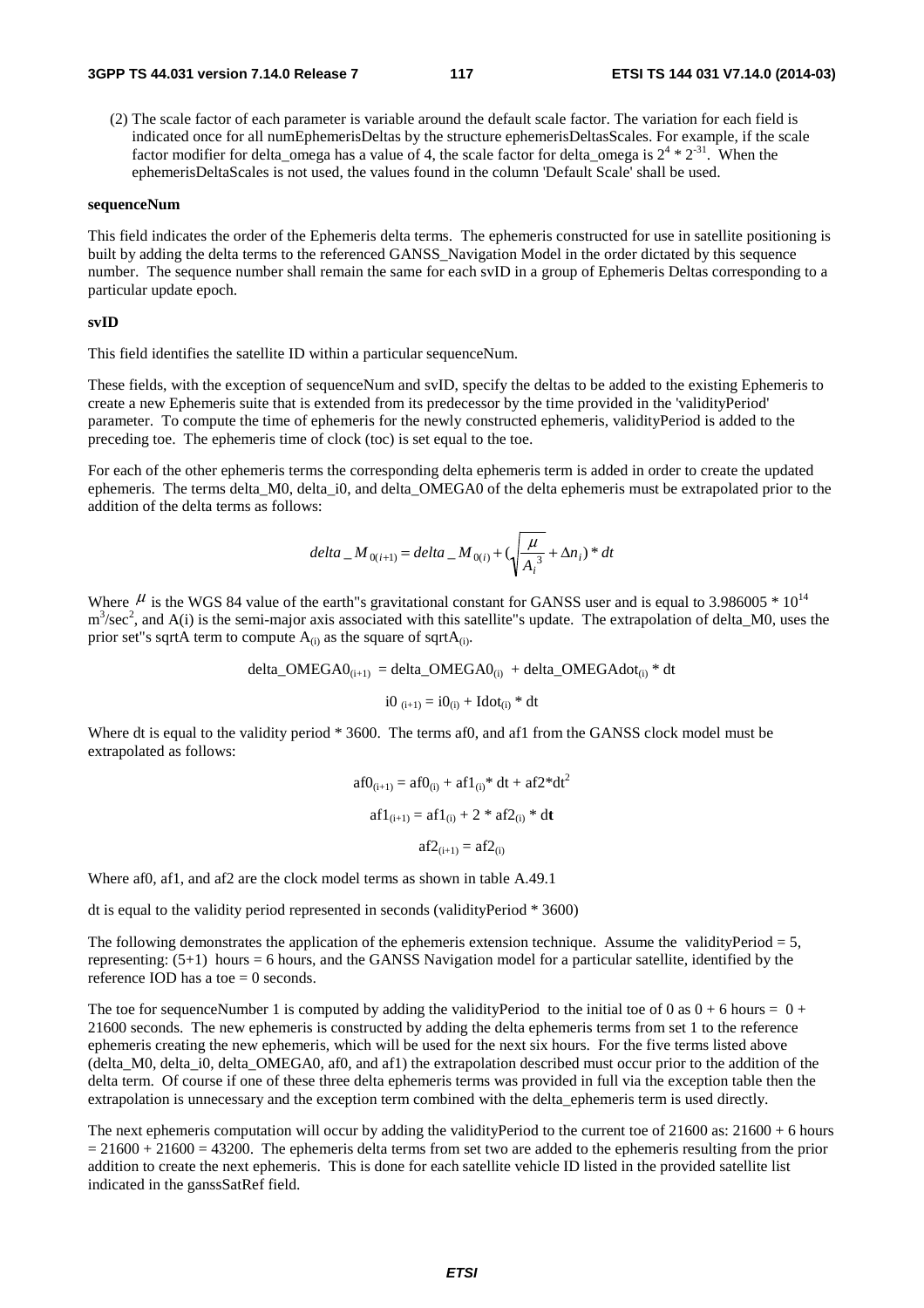(2) The scale factor of each parameter is variable around the default scale factor. The variation for each field is indicated once for all numEphemerisDeltas by the structure ephemerisDeltasScales. For example, if the scale factor modifier for delta_omega has a value of 4, the scale factor for delta_omega is $2^4 * 2^{-31}$. When the ephemerisDeltaScales is not used, the values found in the column 'Default Scale' shall be used.

**sequenceNum**

This field indicates the order of the Ephemeris delta terms. The ephemeris constructed for use in satellite positioning is built by adding the delta terms to the referenced GANSS_Navigation Model in the order dictated by this sequence number. The sequence number shall remain the same for each svID in a group of Ephemeris Deltas corresponding to a particular update epoch.

**svID**

This field identifies the satellite ID within a particular sequenceNum.

These fields, with the exception of sequenceNum and svID, specify the deltas to be added to the existing Ephemeris to create a new Ephemeris suite that is extended from its predecessor by the time provided in the 'validityPeriod' parameter. To compute the time of ephemeris for the newly constructed ephemeris, validityPeriod is added to the preceding toe. The ephemeris time of clock (toc) is set equal to the toe.

For each of the other ephemeris terms the corresponding delta ephemeris term is added in order to create the updated ephemeris. The terms delta_M0, delta_i0, and delta_OMEGA0 of the delta ephemeris must be extrapolated prior to the addition of the delta terms as follows:

$$delta\_M_{0(i+1)} = delta\_M_{0(i)} + (\sqrt{\frac{\mu}{A_i^3}} + \Delta n_i) * dt$$

Where $\mu$ is the WGS 84 value of the earth"s gravitational constant for GANSS user and is equal to $3.986005 * 10^{14}$ $m^3/sec^2$, and A(i) is the semi-major axis associated with this satellite"s update. The extrapolation of delta_M0, uses the prior set"s sqrtA term to compute $A_{(i)}$ as the square of $sqrtA_{(i)}$.

$$delta\_OMEGA0_{(i+1)} = delta\_OMEGA0_{(i)} + delta\_OMEGAdot_{(i)} * dt$$

$$i0_{(i+1)} = i0_{(i)} + Idot_{(i)} * dt$$

Where dt is equal to the validity period * 3600. The terms af0, and af1 from the GANSS clock model must be extrapolated as follows:

$$af0_{(i+1)} = af0_{(i)} + af1_{(i)} * dt + af2 * dt^2$$

$$af1_{(i+1)} = af1_{(i)} + 2 * af2_{(i)} * d\mathbf{t}$$

$$af2_{(i+1)} = af2_{(i)}$$

Where af0, af1, and af2 are the clock model terms as shown in table A.49.1

dt is equal to the validity period represented in seconds (validityPeriod * 3600)

The following demonstrates the application of the ephemeris extension technique. Assume the validityPeriod = 5, representing: (5+1) hours = 6 hours, and the GANSS Navigation model for a particular satellite, identified by the reference IOD has a toe = 0 seconds.

The toe for sequenceNumber 1 is computed by adding the validityPeriod to the initial toe of 0 as 0 + 6 hours = 0 + 21600 seconds. The new ephemeris is constructed by adding the delta ephemeris terms from set 1 to the reference ephemeris creating the new ephemeris, which will be used for the next six hours. For the five terms listed above (delta_M0, delta_i0, delta_OMEGA0, af0, and af1) the extrapolation described must occur prior to the addition of the delta term. Of course if one of these three delta ephemeris terms was provided in full via the exception table then the extrapolation is unnecessary and the exception term combined with the delta_ephemeris term is used directly.

The next ephemeris computation will occur by adding the validityPeriod to the current toe of 21600 as: 21600 + 6 hours = 21600 + 21600 = 43200. The ephemeris delta terms from set two are added to the ephemeris resulting from the prior addition to create the next ephemeris. This is done for each satellite vehicle ID listed in the provided satellite list indicated in the ganssSatRef field.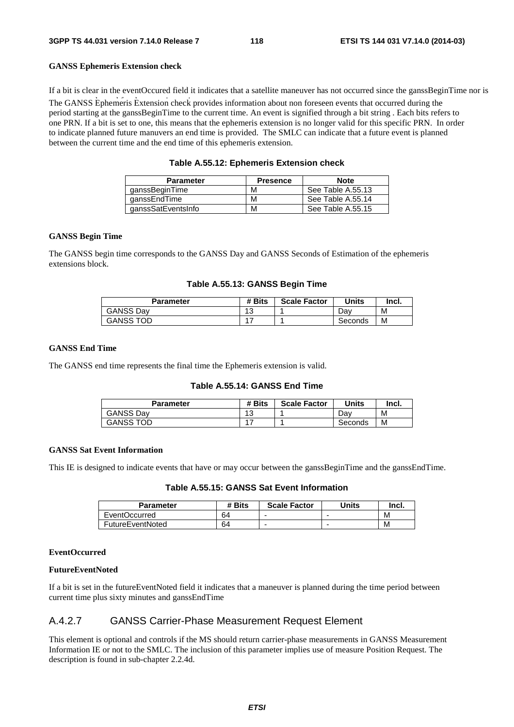**GANSS Ephemeris Extension check**

If a bit is clear in the eventOccured field it indicates that a satellite maneuver has not occurred since the ganssBeginTime nor is

The GANSS Ephemeris Extension check provides information about non foreseen events that occurred during the period starting at the ganssBeginTime to the current time. An event is signified through a bit string . Each bits refers to one PRN. If a bit is set to one, this means that the ephemeris extension is no longer valid for this specific PRN. In order to indicate planned future manuvers an end time is provided. The SMLC can indicate that a future event is planned between the current time and the end time of this ephemeris extension.

**Table A.55.12: Ephemeris Extension check**

| Parameter | Presence | Note |
|---|---|---|
| ganssBeginTime | M | See Table A.55.13 |
| ganssEndTime | M | See Table A.55.14 |
| ganssSatEventsInfo | M | See Table A.55.15 |

**GANSS Begin Time**

The GANSS begin time corresponds to the GANSS Day and GANSS Seconds of Estimation of the ephemeris extensions block.

**Table A.55.13: GANSS Begin Time**

| Parameter | # Bits | Scale Factor | Units | Incl. |
|---|---|---|---|---|
| GANSS Day | 13 | 1 | Day | M |
| GANSS TOD | 17 | 1 | Seconds | M |

**GANSS End Time**

The GANSS end time represents the final time the Ephemeris extension is valid.

**Table A.55.14: GANSS End Time**

| Parameter | # Bits | Scale Factor | Units | Incl. |
|---|---|---|---|---|
| GANSS Day | 13 | 1 | Day | M |
| GANSS TOD | 17 | 1 | Seconds | M |

**GANSS Sat Event Information**

This IE is designed to indicate events that have or may occur between the ganssBeginTime and the ganssEndTime.

**Table A.55.15: GANSS Sat Event Information**

| Parameter | # Bits | Scale Factor | Units | Incl. |
|---|---|---|---|---|
| EventOccurred | 64 | - | - | M |
| FutureEventNoted | 64 | - | - | M |

**EventOccurred**

**FutureEventNoted**

If a bit is set in the futureEventNoted field it indicates that a maneuver is planned during the time period between current time plus sixty minutes and ganssEndTime

## A.4.2.7 GANSS Carrier-Phase Measurement Request Element

This element is optional and controls if the MS should return carrier-phase measurements in GANSS Measurement Information IE or not to the SMLC. The inclusion of this parameter implies use of measure Position Request. The description is found in sub-chapter 2.2.4d.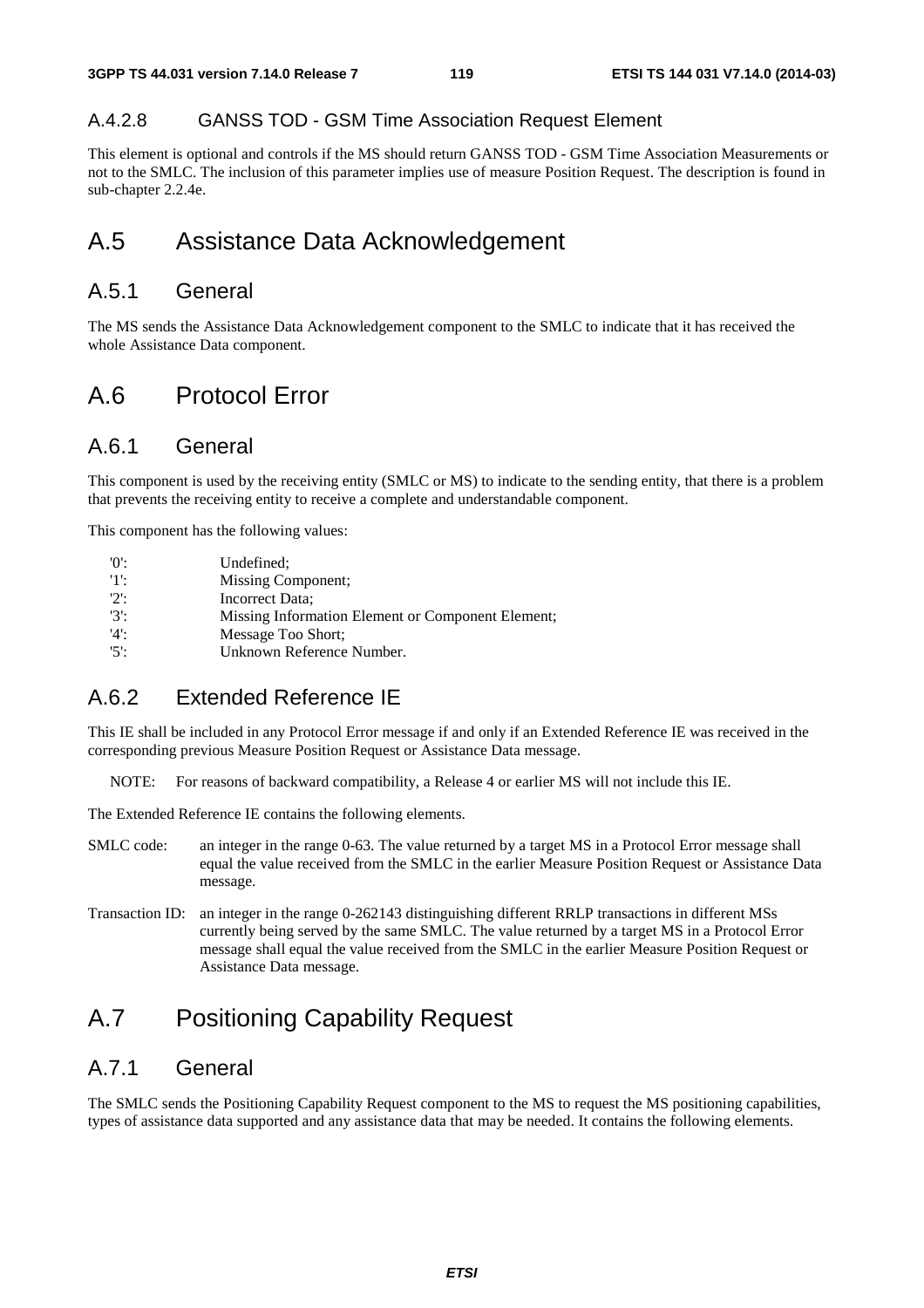#### A.4.2.8 GANSS TOD - GSM Time Association Request Element

This element is optional and controls if the MS should return GANSS TOD - GSM Time Association Measurements or not to the SMLC. The inclusion of this parameter implies use of measure Position Request. The description is found in sub-chapter 2.2.4e.

# A.5 Assistance Data Acknowledgement

## A.5.1 General

The MS sends the Assistance Data Acknowledgement component to the SMLC to indicate that it has received the whole Assistance Data component.

# A.6 Protocol Error

## A.6.1 General

This component is used by the receiving entity (SMLC or MS) to indicate to the sending entity, that there is a problem that prevents the receiving entity to receive a complete and understandable component.

This component has the following values:

- '0': Undefined;
- '1': Missing Component;
- '2': Incorrect Data;
- '3': Missing Information Element or Component Element;
- '4': Message Too Short;
- '5': Unknown Reference Number.

## A.6.2 Extended Reference IE

This IE shall be included in any Protocol Error message if and only if an Extended Reference IE was received in the corresponding previous Measure Position Request or Assistance Data message.

NOTE: For reasons of backward compatibility, a Release 4 or earlier MS will not include this IE.

The Extended Reference IE contains the following elements.

SMLC code: an integer in the range 0-63. The value returned by a target MS in a Protocol Error message shall equal the value received from the SMLC in the earlier Measure Position Request or Assistance Data message.

Transaction ID: an integer in the range 0-262143 distinguishing different RRLP transactions in different MSs currently being served by the same SMLC. The value returned by a target MS in a Protocol Error message shall equal the value received from the SMLC in the earlier Measure Position Request or Assistance Data message.

# A.7 Positioning Capability Request

## A.7.1 General

The SMLC sends the Positioning Capability Request component to the MS to request the MS positioning capabilities, types of assistance data supported and any assistance data that may be needed. It contains the following elements.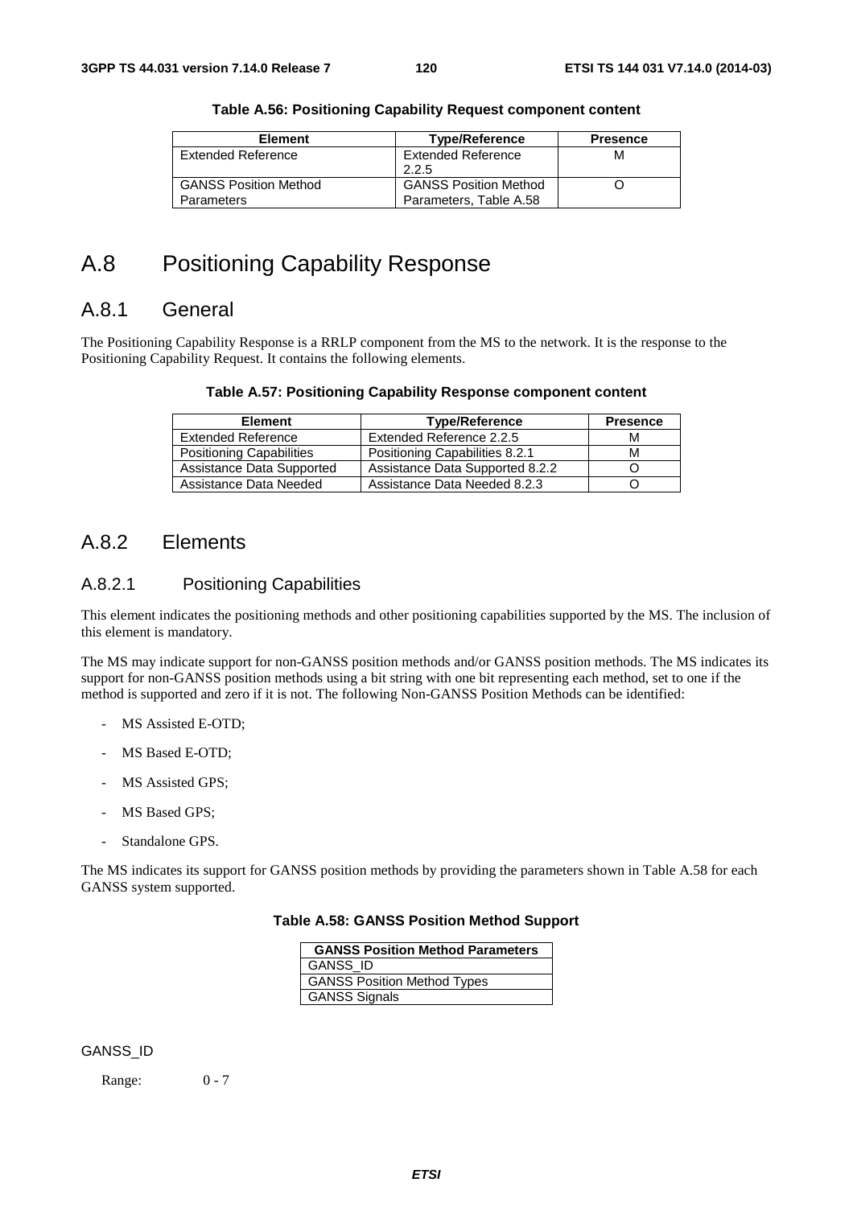**Table A.56: Positioning Capability Request component content**

| Element | Type/Reference | Presence |
|---|---|---|
| Extended Reference | Extended Reference 2.2.5 | M |
| GANSS Position Method Parameters | GANSS Position Method Parameters, Table A.58 | O |

# A.8 Positioning Capability Response

## A.8.1 General

The Positioning Capability Response is a RRLP component from the MS to the network. It is the response to the Positioning Capability Request. It contains the following elements.

**Table A.57: Positioning Capability Response component content**

| Element | Type/Reference | Presence |
|---|---|---|
| Extended Reference | Extended Reference 2.2.5 | M |
| Positioning Capabilities | Positioning Capabilities 8.2.1 | M |
| Assistance Data Supported | Assistance Data Supported 8.2.2 | O |
| Assistance Data Needed | Assistance Data Needed 8.2.3 | O |

## A.8.2 Elements

### A.8.2.1 Positioning Capabilities

This element indicates the positioning methods and other positioning capabilities supported by the MS. The inclusion of this element is mandatory.

The MS may indicate support for non-GANSS position methods and/or GANSS position methods. The MS indicates its support for non-GANSS position methods using a bit string with one bit representing each method, set to one if the method is supported and zero if it is not. The following Non-GANSS Position Methods can be identified:

- MS Assisted E-OTD;
- MS Based E-OTD;
- MS Assisted GPS;
- MS Based GPS;
- Standalone GPS.

The MS indicates its support for GANSS position methods by providing the parameters shown in Table A.58 for each GANSS system supported.

**Table A.58: GANSS Position Method Support**

| GANSS Position Method Parameters |
|---|
| GANSS_ID |
| GANSS Position Method Types |
| GANSS Signals |

GANSS_ID

Range: 0 - 7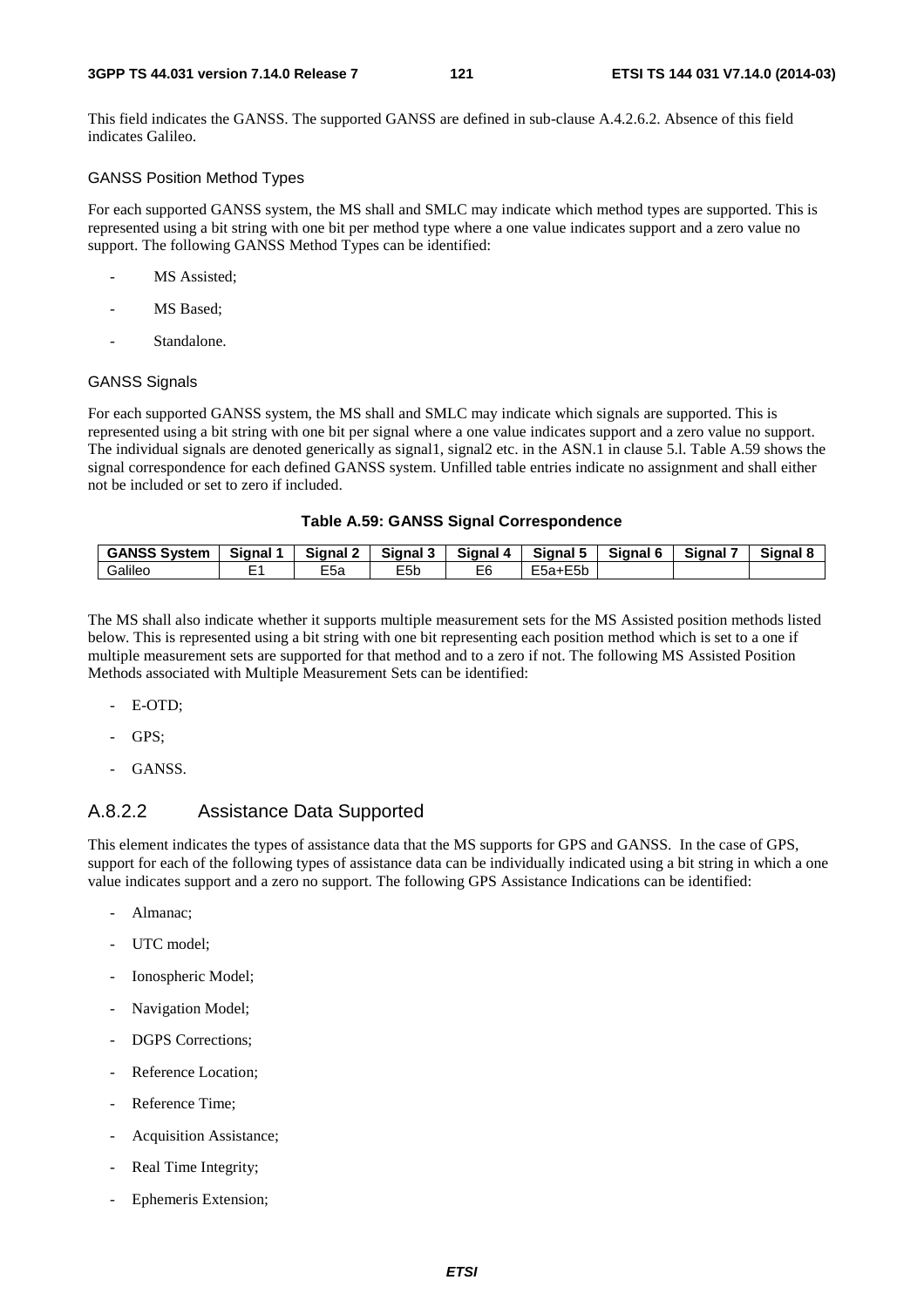This field indicates the GANSS. The supported GANSS are defined in sub-clause A.4.2.6.2. Absence of this field indicates Galileo.

GANSS Position Method Types

For each supported GANSS system, the MS shall and SMLC may indicate which method types are supported. This is represented using a bit string with one bit per method type where a one value indicates support and a zero value no support. The following GANSS Method Types can be identified:

- MS Assisted;
- MS Based;
- Standalone.

GANSS Signals

For each supported GANSS system, the MS shall and SMLC may indicate which signals are supported. This is represented using a bit string with one bit per signal where a one value indicates support and a zero value no support. The individual signals are denoted generically as signal1, signal2 etc. in the ASN.1 in clause 5.l. Table A.59 shows the signal correspondence for each defined GANSS system. Unfilled table entries indicate no assignment and shall either not be included or set to zero if included.

**Table A.59: GANSS Signal Correspondence**

| GANSS System | Signal 1 | Signal 2 | Signal 3 | Signal 4 | Signal 5 | Signal 6 | Signal 7 | Signal 8 |
|---|---|---|---|---|---|---|---|---|
| Galileo | E1 | E5a | E5b | E6 | E5a+E5b | | | |

The MS shall also indicate whether it supports multiple measurement sets for the MS Assisted position methods listed below. This is represented using a bit string with one bit representing each position method which is set to a one if multiple measurement sets are supported for that method and to a zero if not. The following MS Assisted Position Methods associated with Multiple Measurement Sets can be identified:

- E-OTD;
- GPS;
- GANSS.

### A.8.2.2 Assistance Data Supported

This element indicates the types of assistance data that the MS supports for GPS and GANSS. In the case of GPS, support for each of the following types of assistance data can be individually indicated using a bit string in which a one value indicates support and a zero no support. The following GPS Assistance Indications can be identified:

- Almanac;
- UTC model;
- Ionospheric Model;
- Navigation Model;
- DGPS Corrections;
- Reference Location;
- Reference Time;
- Acquisition Assistance;
- Real Time Integrity;
- Ephemeris Extension;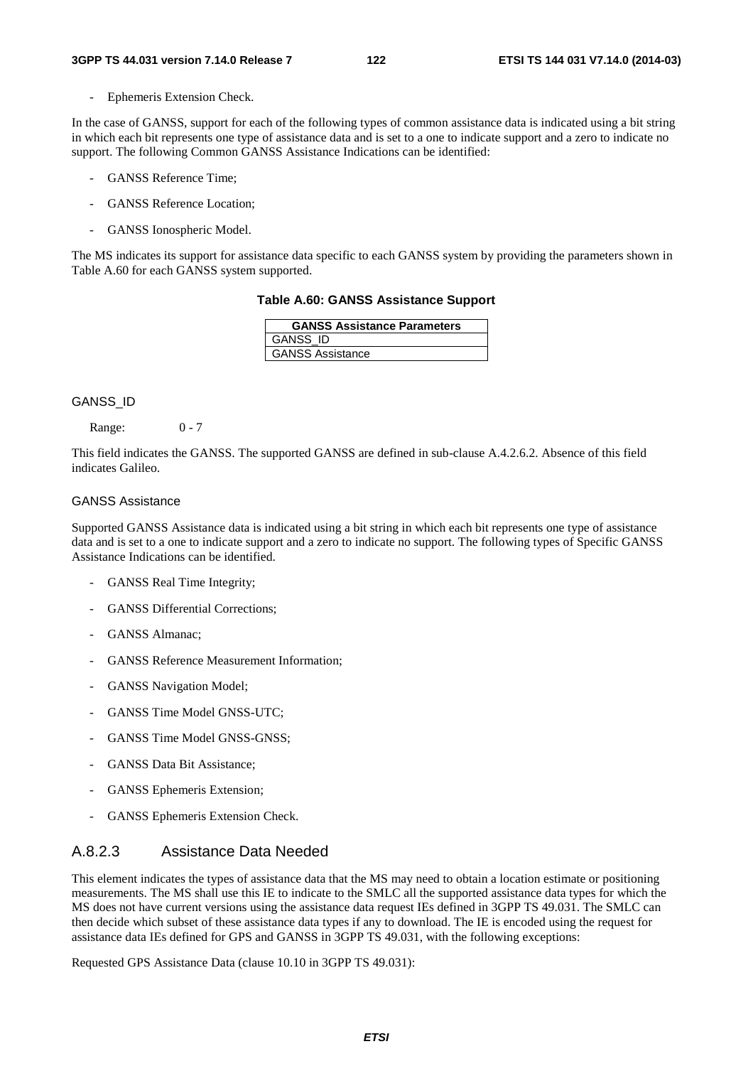- Ephemeris Extension Check.

In the case of GANSS, support for each of the following types of common assistance data is indicated using a bit string in which each bit represents one type of assistance data and is set to a one to indicate support and a zero to indicate no support. The following Common GANSS Assistance Indications can be identified:

- GANSS Reference Time;
- GANSS Reference Location;
- GANSS Ionospheric Model.

The MS indicates its support for assistance data specific to each GANSS system by providing the parameters shown in Table A.60 for each GANSS system supported.

**Table A.60: GANSS Assistance Support**

| GANSS Assistance Parameters |
|---|
| GANSS_ID |
| GANSS Assistance |

#### GANSS_ID

Range: 0 - 7

This field indicates the GANSS. The supported GANSS are defined in sub-clause A.4.2.6.2. Absence of this field indicates Galileo.

#### GANSS Assistance

Supported GANSS Assistance data is indicated using a bit string in which each bit represents one type of assistance data and is set to a one to indicate support and a zero to indicate no support. The following types of Specific GANSS Assistance Indications can be identified.

- GANSS Real Time Integrity;
- GANSS Differential Corrections;
- GANSS Almanac;
- GANSS Reference Measurement Information;
- GANSS Navigation Model;
- GANSS Time Model GNSS-UTC;
- GANSS Time Model GNSS-GNSS;
- GANSS Data Bit Assistance;
- GANSS Ephemeris Extension;
- GANSS Ephemeris Extension Check.

### A.8.2.3 Assistance Data Needed

This element indicates the types of assistance data that the MS may need to obtain a location estimate or positioning measurements. The MS shall use this IE to indicate to the SMLC all the supported assistance data types for which the MS does not have current versions using the assistance data request IEs defined in 3GPP TS 49.031. The SMLC can then decide which subset of these assistance data types if any to download. The IE is encoded using the request for assistance data IEs defined for GPS and GANSS in 3GPP TS 49.031, with the following exceptions:

Requested GPS Assistance Data (clause 10.10 in 3GPP TS 49.031):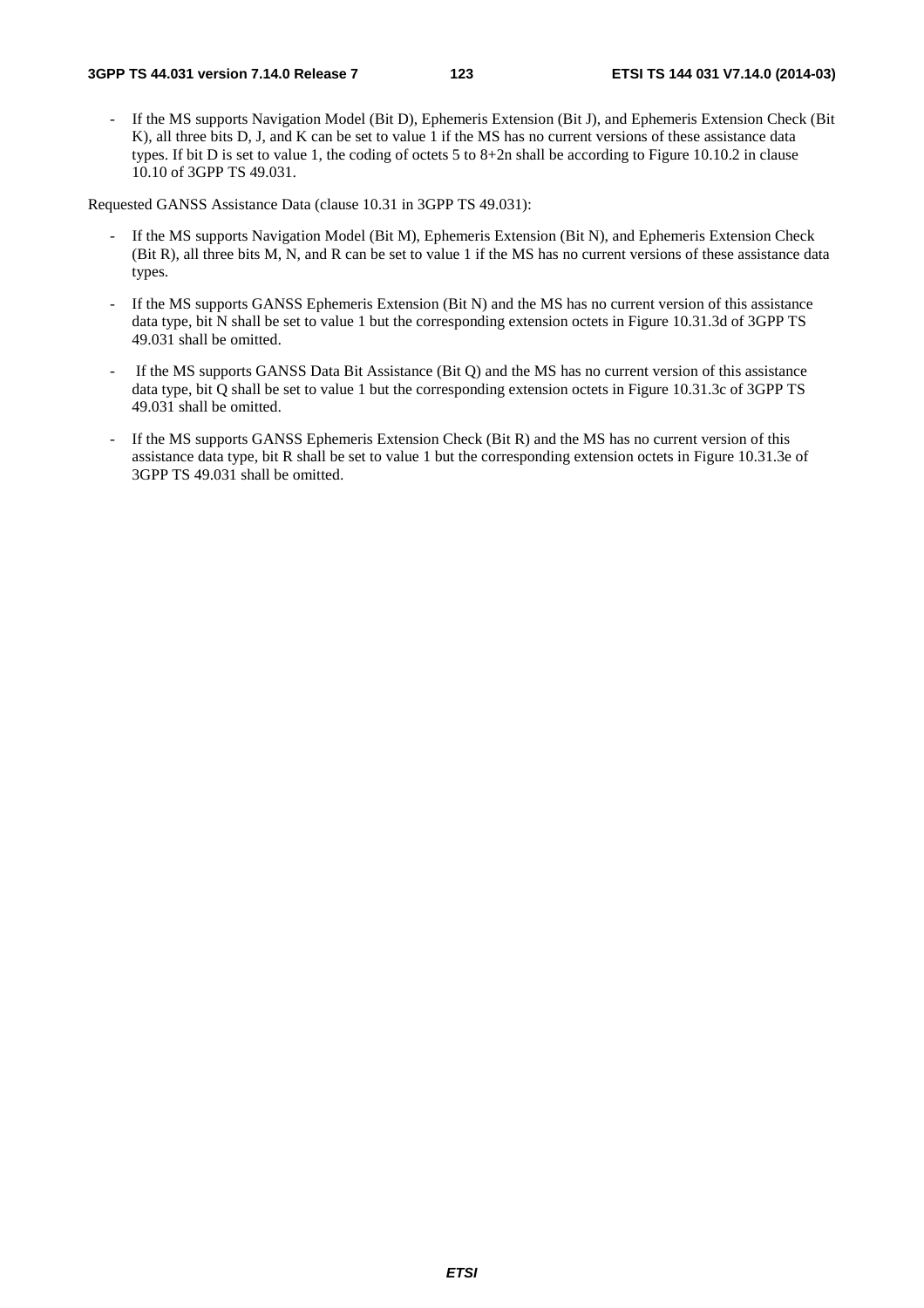- If the MS supports Navigation Model (Bit D), Ephemeris Extension (Bit J), and Ephemeris Extension Check (Bit K), all three bits D, J, and K can be set to value 1 if the MS has no current versions of these assistance data types. If bit D is set to value 1, the coding of octets 5 to 8+2n shall be according to Figure 10.10.2 in clause 10.10 of 3GPP TS 49.031.

Requested GANSS Assistance Data (clause 10.31 in 3GPP TS 49.031):

- If the MS supports Navigation Model (Bit M), Ephemeris Extension (Bit N), and Ephemeris Extension Check (Bit R), all three bits M, N, and R can be set to value 1 if the MS has no current versions of these assistance data types.
- If the MS supports GANSS Ephemeris Extension (Bit N) and the MS has no current version of this assistance data type, bit N shall be set to value 1 but the corresponding extension octets in Figure 10.31.3d of 3GPP TS 49.031 shall be omitted.
- If the MS supports GANSS Data Bit Assistance (Bit Q) and the MS has no current version of this assistance data type, bit Q shall be set to value 1 but the corresponding extension octets in Figure 10.31.3c of 3GPP TS 49.031 shall be omitted.
- If the MS supports GANSS Ephemeris Extension Check (Bit R) and the MS has no current version of this assistance data type, bit R shall be set to value 1 but the corresponding extension octets in Figure 10.31.3e of 3GPP TS 49.031 shall be omitted.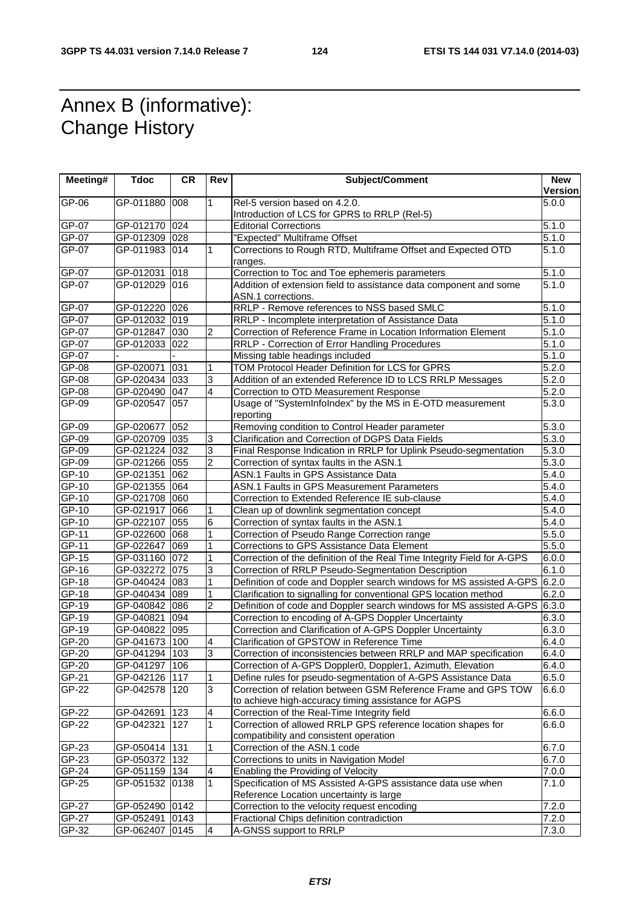# Annex B (informative): Change History

| Meeting# | Tdoc | CR | Rev | Subject/Comment | New Version |
|---|---|---|---|---|---|
| GP-06 | GP-011880 | 008 | 1 | Rel-5 version based on 4.2.0. Introduction of LCS for GPRS to RRLP (Rel-5) | 5.0.0 |
| GP-07 | GP-012170 | 024 | | Editorial Corrections | 5.1.0 |
| GP-07 | GP-012309 | 028 | | "Expected" Multiframe Offset | 5.1.0 |
| GP-07 | GP-011983 | 014 | 1 | Corrections to Rough RTD, Multiframe Offset and Expected OTD ranges. | 5.1.0 |
| GP-07 | GP-012031 | 018 | | Correction to Toc and Toe ephemeris parameters | 5.1.0 |
| GP-07 | GP-012029 | 016 | | Addition of extension field to assistance data component and some ASN.1 corrections. | 5.1.0 |
| GP-07 | GP-012220 | 026 | | RRLP - Remove references to NSS based SMLC | 5.1.0 |
| GP-07 | GP-012032 | 019 | | RRLP - Incomplete interpretation of Assistance Data | 5.1.0 |
| GP-07 | GP-012847 | 030 | 2 | Correction of Reference Frame in Location Information Element | 5.1.0 |
| GP-07 | GP-012033 | 022 | | RRLP - Correction of Error Handling Procedures | 5.1.0 |
| GP-07 | - | - | | Missing table headings included | 5.1.0 |
| GP-08 | GP-020071 | 031 | 1 | TOM Protocol Header Definition for LCS for GPRS | 5.2.0 |
| GP-08 | GP-020434 | 033 | 3 | Addition of an extended Reference ID to LCS RRLP Messages | 5.2.0 |
| GP-08 | GP-020490 | 047 | 4 | Correction to OTD Measurement Response | 5.2.0 |
| GP-09 | GP-020547 | 057 | | Usage of "SystemInfoIndex" by the MS in E-OTD measurement reporting | 5.3.0 |
| GP-09 | GP-020677 | 052 | | Removing condition to Control Header parameter | 5.3.0 |
| GP-09 | GP-020709 | 035 | 3 | Clarification and Correction of DGPS Data Fields | 5.3.0 |
| GP-09 | GP-021224 | 032 | 3 | Final Response Indication in RRLP for Uplink Pseudo-segmentation | 5.3.0 |
| GP-09 | GP-021266 | 055 | 2 | Correction of syntax faults in the ASN.1 | 5.3.0 |
| GP-10 | GP-021351 | 062 | | ASN.1 Faults in GPS Assistance Data | 5.4.0 |
| GP-10 | GP-021355 | 064 | | ASN.1 Faults in GPS Measurement Parameters | 5.4.0 |
| GP-10 | GP-021708 | 060 | | Correction to Extended Reference IE sub-clause | 5.4.0 |
| GP-10 | GP-021917 | 066 | 1 | Clean up of downlink segmentation concept | 5.4.0 |
| GP-10 | GP-022107 | 055 | 6 | Correction of syntax faults in the ASN.1 | 5.4.0 |
| GP-11 | GP-022600 | 068 | 1 | Correction of Pseudo Range Correction range | 5.5.0 |
| GP-11 | GP-022647 | 069 | 1 | Corrections to GPS Assistance Data Element | 5.5.0 |
| GP-15 | GP-031160 | 072 | 1 | Correction of the definition of the Real Time Integrity Field for A-GPS | 6.0.0 |
| GP-16 | GP-032272 | 075 | 3 | Correction of RRLP Pseudo-Segmentation Description | 6.1.0 |
| GP-18 | GP-040424 | 083 | 1 | Definition of code and Doppler search windows for MS assisted A-GPS | 6.2.0 |
| GP-18 | GP-040434 | 089 | 1 | Clarification to signalling for conventional GPS location method | 6.2.0 |
| GP-19 | GP-040842 | 086 | 2 | Definition of code and Doppler search windows for MS assisted A-GPS | 6.3.0 |
| GP-19 | GP-040821 | 094 | | Correction to encoding of A-GPS Doppler Uncertainty | 6.3.0 |
| GP-19 | GP-040822 | 095 | | Correction and Clarification of A-GPS Doppler Uncertainty | 6.3.0 |
| GP-20 | GP-041673 | 100 | 4 | Clarification of GPSTOW in Reference Time | 6.4.0 |
| GP-20 | GP-041294 | 103 | 3 | Correction of inconsistencies between RRLP and MAP specification | 6.4.0 |
| GP-20 | GP-041297 | 106 | | Correction of A-GPS Doppler0, Doppler1, Azimuth, Elevation | 6.4.0 |
| GP-21 | GP-042126 | 117 | 1 | Define rules for pseudo-segmentation of A-GPS Assistance Data | 6.5.0 |
| GP-22 | GP-042578 | 120 | 3 | Correction of relation between GSM Reference Frame and GPS TOW to achieve high-accuracy timing assistance for AGPS | 6.6.0 |
| GP-22 | GP-042691 | 123 | 4 | Correction of the Real-Time Integrity field | 6.6.0 |
| GP-22 | GP-042321 | 127 | 1 | Correction of allowed RRLP GPS reference location shapes for compatibility and consistent operation | 6.6.0 |
| GP-23 | GP-050414 | 131 | 1 | Correction of the ASN.1 code | 6.7.0 |
| GP-23 | GP-050372 | 132 | | Corrections to units in Navigation Model | 6.7.0 |
| GP-24 | GP-051159 | 134 | 4 | Enabling the Providing of Velocity | 7.0.0 |
| GP-25 | GP-051532 | 0138 | 1 | Specification of MS Assisted A-GPS assistance data use when Reference Location uncertainty is large | 7.1.0 |
| GP-27 | GP-052490 | 0142 | | Correction to the velocity request encoding | 7.2.0 |
| GP-27 | GP-052491 | 0143 | | Fractional Chips definition contradiction | 7.2.0 |
| GP-32 | GP-062407 | 0145 | 4 | A-GNSS support to RRLP | 7.3.0 |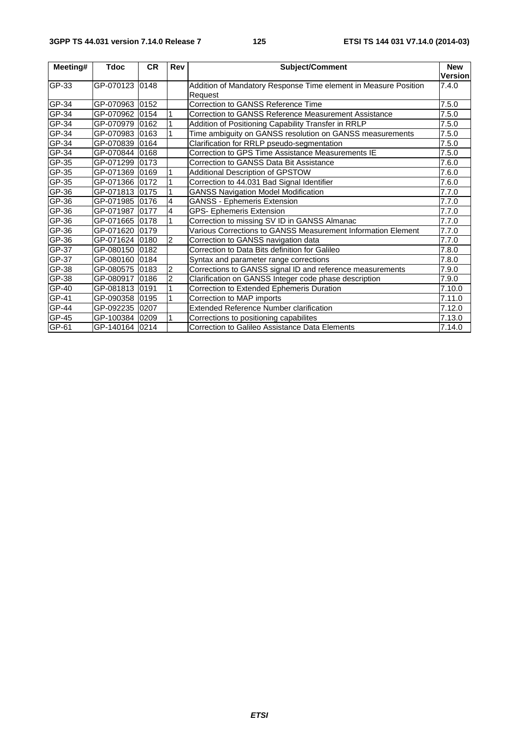| Meeting# | Tdoc | CR | Rev | Subject/Comment | New Version |
|---|---|---|---|---|---|
| GP-33 | GP-070123 | 0148 | | Addition of Mandatory Response Time element in Measure Position Request | 7.4.0 |
| GP-34 | GP-070963 | 0152 | | Correction to GANSS Reference Time | 7.5.0 |
| GP-34 | GP-070962 | 0154 | 1 | Correction to GANSS Reference Measurement Assistance | 7.5.0 |
| GP-34 | GP-070979 | 0162 | 1 | Addition of Positioning Capability Transfer in RRLP | 7.5.0 |
| GP-34 | GP-070983 | 0163 | 1 | Time ambiguity on GANSS resolution on GANSS measurements | 7.5.0 |
| GP-34 | GP-070839 | 0164 | | Clarification for RRLP pseudo-segmentation | 7.5.0 |
| GP-34 | GP-070844 | 0168 | | Correction to GPS Time Assistance Measurements IE | 7.5.0 |
| GP-35 | GP-071299 | 0173 | | Correction to GANSS Data Bit Assistance | 7.6.0 |
| GP-35 | GP-071369 | 0169 | 1 | Additional Description of GPSTOW | 7.6.0 |
| GP-35 | GP-071366 | 0172 | 1 | Correction to 44.031 Bad Signal Identifier | 7.6.0 |
| GP-36 | GP-071813 | 0175 | 1 | GANSS Navigation Model Modification | 7.7.0 |
| GP-36 | GP-071985 | 0176 | 4 | GANSS - Ephemeris Extension | 7.7.0 |
| GP-36 | GP-071987 | 0177 | 4 | GPS- Ephemeris Extension | 7.7.0 |
| GP-36 | GP-071665 | 0178 | 1 | Correction to missing SV ID in GANSS Almanac | 7.7.0 |
| GP-36 | GP-071620 | 0179 | | Various Corrections to GANSS Measurement Information Element | 7.7.0 |
| GP-36 | GP-071624 | 0180 | 2 | Correction to GANSS navigation data | 7.7.0 |
| GP-37 | GP-080150 | 0182 | | Correction to Data Bits definition for Galileo | 7.8.0 |
| GP-37 | GP-080160 | 0184 | | Syntax and parameter range corrections | 7.8.0 |
| GP-38 | GP-080575 | 0183 | 2 | Corrections to GANSS signal ID and reference measurements | 7.9.0 |
| GP-38 | GP-080917 | 0186 | 2 | Clarification on GANSS Integer code phase description | 7.9.0 |
| GP-40 | GP-081813 | 0191 | 1 | Correction to Extended Ephemeris Duration | 7.10.0 |
| GP-41 | GP-090358 | 0195 | 1 | Correction to MAP imports | 7.11.0 |
| GP-44 | GP-092235 | 0207 | | Extended Reference Number clarification | 7.12.0 |
| GP-45 | GP-100384 | 0209 | 1 | Corrections to positioning capabilites | 7.13.0 |
| GP-61 | GP-140164 | 0214 | | Correction to Galileo Assistance Data Elements | 7.14.0 |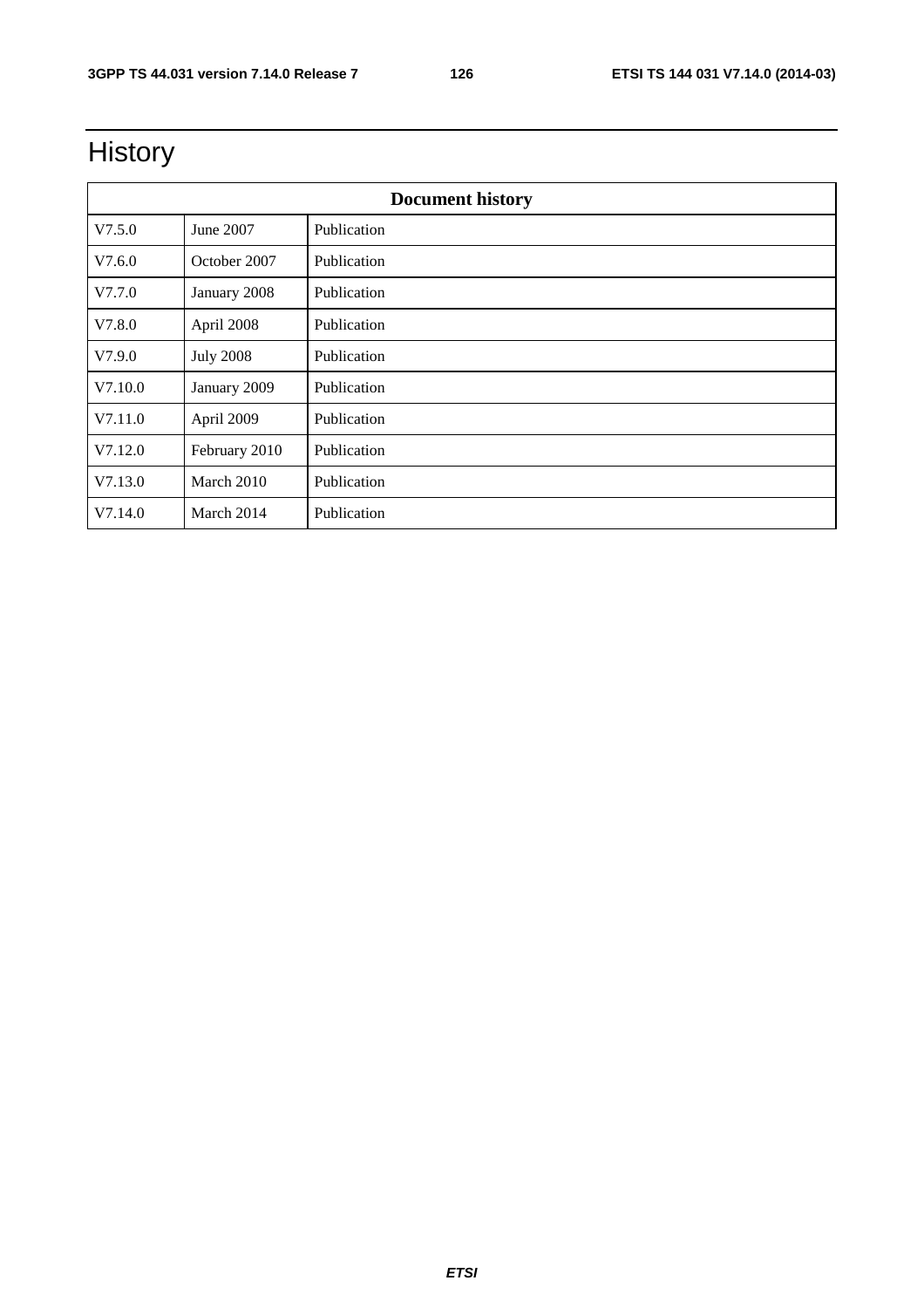# History

| Document history | | |
|---|---|---|
| V7.5.0 | June 2007 | Publication |
| V7.6.0 | October 2007 | Publication |
| V7.7.0 | January 2008 | Publication |
| V7.8.0 | April 2008 | Publication |
| V7.9.0 | July 2008 | Publication |
| V7.10.0 | January 2009 | Publication |
| V7.11.0 | April 2009 | Publication |
| V7.12.0 | February 2010 | Publication |
| V7.13.0 | March 2010 | Publication |
| V7.14.0 | March 2014 | Publication |